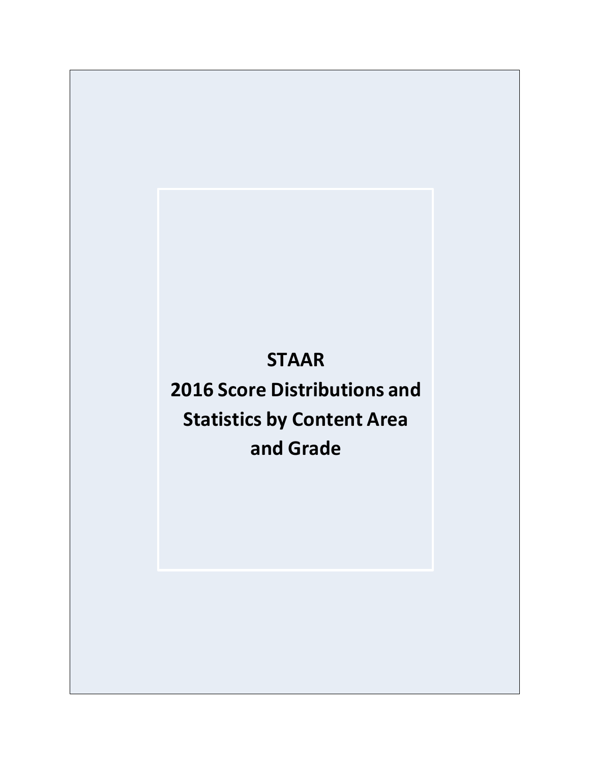# STAAR

# 2016 Score Distributions and Statistics by Content Area and Grade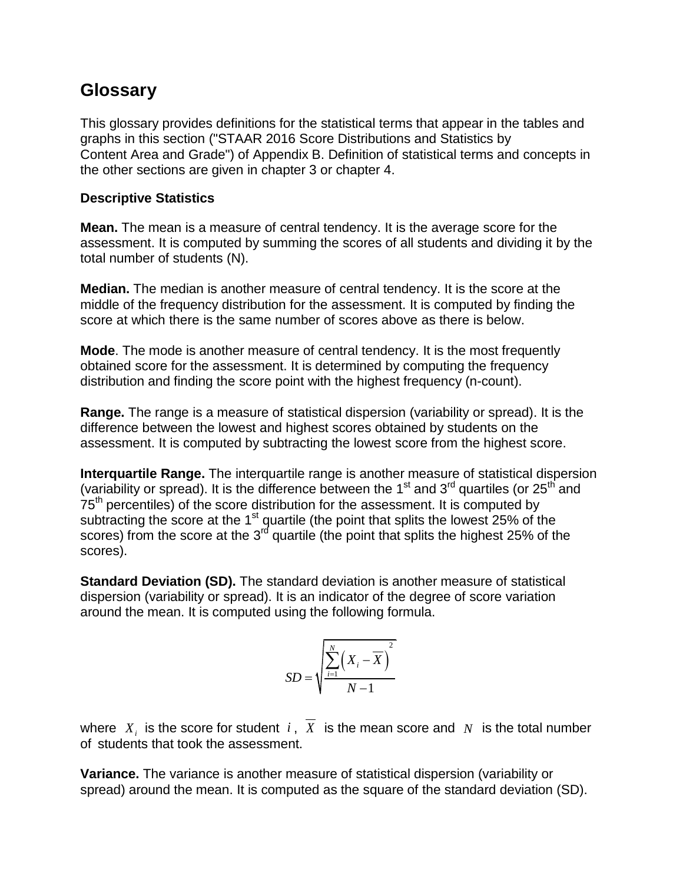# Glossary

This glossary provides definitions for the statistical terms that appear in the tables and graphs in this section ("STAAR 2016 Score Distributions and Statistics by Content Area and Grade") of Appendix B. Definition of statistical terms and concepts in the other sections are given in chapter 3 or chapter 4.

**Descriptive Statistics**

**Mean.** The mean is a measure of central tendency. It is the average score for the assessment. It is computed by summing the scores of all students and dividing it by the total number of students (N).

**Median.** The median is another measure of central tendency. It is the score at the middle of the frequency distribution for the assessment. It is computed by finding the score at which there is the same number of scores above as there is below.

**Mode**. The mode is another measure of central tendency. It is the most frequently obtained score for the assessment. It is determined by computing the frequency distribution and finding the score point with the highest frequency (n-count).

**Range.** The range is a measure of statistical dispersion (variability or spread). It is the difference between the lowest and highest scores obtained by students on the assessment. It is computed by subtracting the lowest score from the highest score.

**Interquartile Range.** The interquartile range is another measure of statistical dispersion (variability or spread). It is the difference between the 1st and 3rd quartiles (or 25th and 75th percentiles) of the score distribution for the assessment. It is computed by subtracting the score at the 1st quartile (the point that splits the lowest 25% of the scores) from the score at the 3rd quartile (the point that splits the highest 25% of the scores).

**Standard Deviation (SD).** The standard deviation is another measure of statistical dispersion (variability or spread). It is an indicator of the degree of score variation around the mean. It is computed using the following formula.

$$SD = \sqrt{\frac{\sum_{i=1}^{N}\left(X_i - \overline{X}\right)^2}{N-1}}$$

where $X_i$ is the score for student $i$, $\overline{X}$ is the mean score and $N$ is the total number of students that took the assessment.

**Variance.** The variance is another measure of statistical dispersion (variability or spread) around the mean. It is computed as the square of the standard deviation (SD).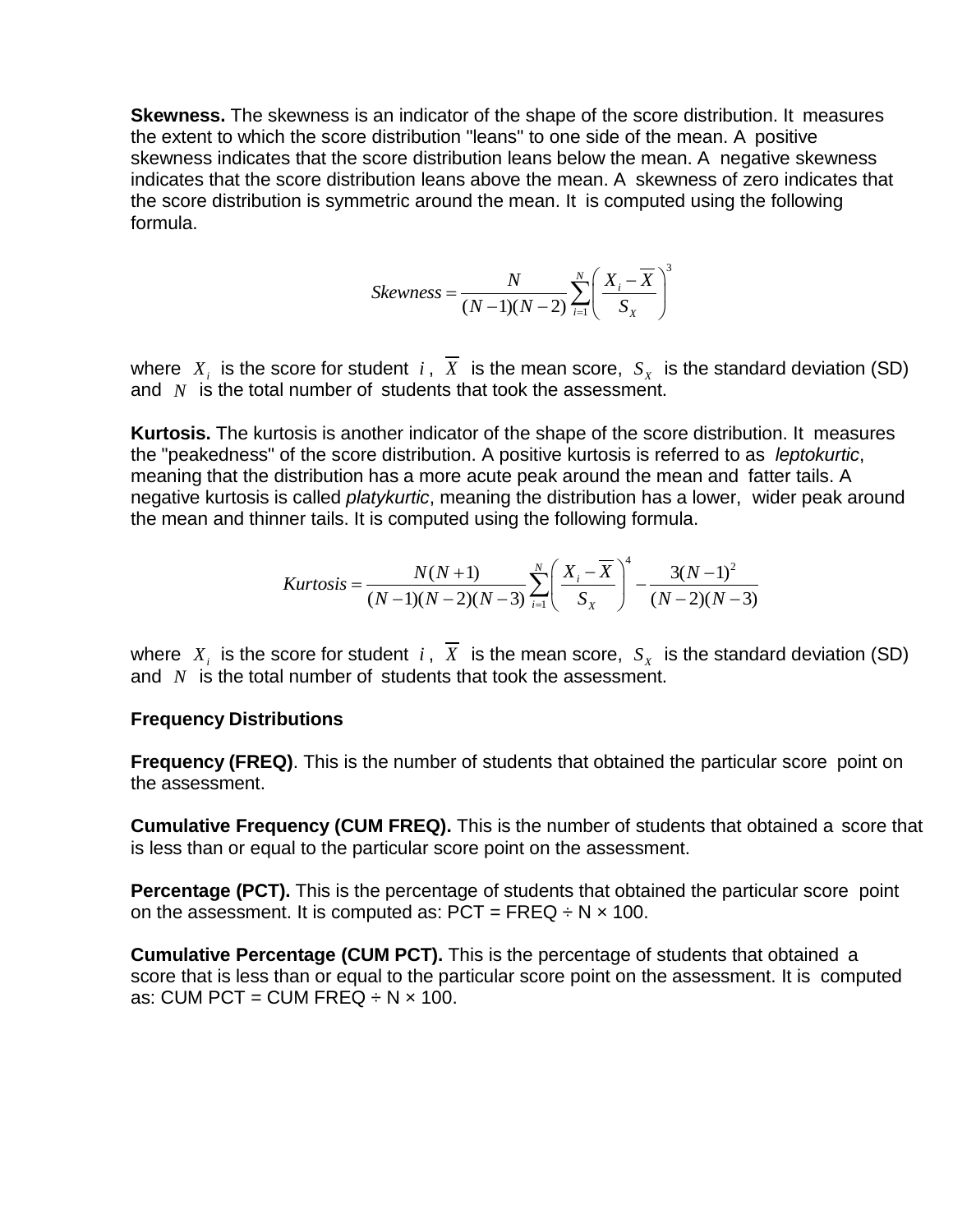**Skewness.** The skewness is an indicator of the shape of the score distribution. It measures the extent to which the score distribution "leans" to one side of the mean. A positive skewness indicates that the score distribution leans below the mean. A negative skewness indicates that the score distribution leans above the mean. A skewness of zero indicates that the score distribution is symmetric around the mean. It is computed using the following formula.

$$Skewness = \frac{N}{(N-1)(N-2)} \sum_{i=1}^{N} \left( \frac{X_i - \overline{X}}{S_X} \right)^3$$

where $X_i$ is the score for student $i$, $\overline{X}$ is the mean score, $S_X$ is the standard deviation (SD) and $N$ is the total number of students that took the assessment.

**Kurtosis.** The kurtosis is another indicator of the shape of the score distribution. It measures the "peakedness" of the score distribution. A positive kurtosis is referred to as *leptokurtic*, meaning that the distribution has a more acute peak around the mean and fatter tails. A negative kurtosis is called *platykurtic*, meaning the distribution has a lower, wider peak around the mean and thinner tails. It is computed using the following formula.

$$Kurtosis = \frac{N(N+1)}{(N-1)(N-2)(N-3)} \sum_{i=1}^{N} \left( \frac{X_i - \overline{X}}{S_X} \right)^4 - \frac{3(N-1)^2}{(N-2)(N-3)}$$

where $X_i$ is the score for student $i$, $\overline{X}$ is the mean score, $S_X$ is the standard deviation (SD) and $N$ is the total number of students that took the assessment.

**Frequency Distributions**

**Frequency (FREQ)**. This is the number of students that obtained the particular score point on the assessment.

**Cumulative Frequency (CUM FREQ).** This is the number of students that obtained a score that is less than or equal to the particular score point on the assessment.

**Percentage (PCT).** This is the percentage of students that obtained the particular score point on the assessment. It is computed as: PCT = FREQ ÷ N × 100.

**Cumulative Percentage (CUM PCT).** This is the percentage of students that obtained a score that is less than or equal to the particular score point on the assessment. It is computed as: CUM PCT = CUM FREQ ÷ N × 100.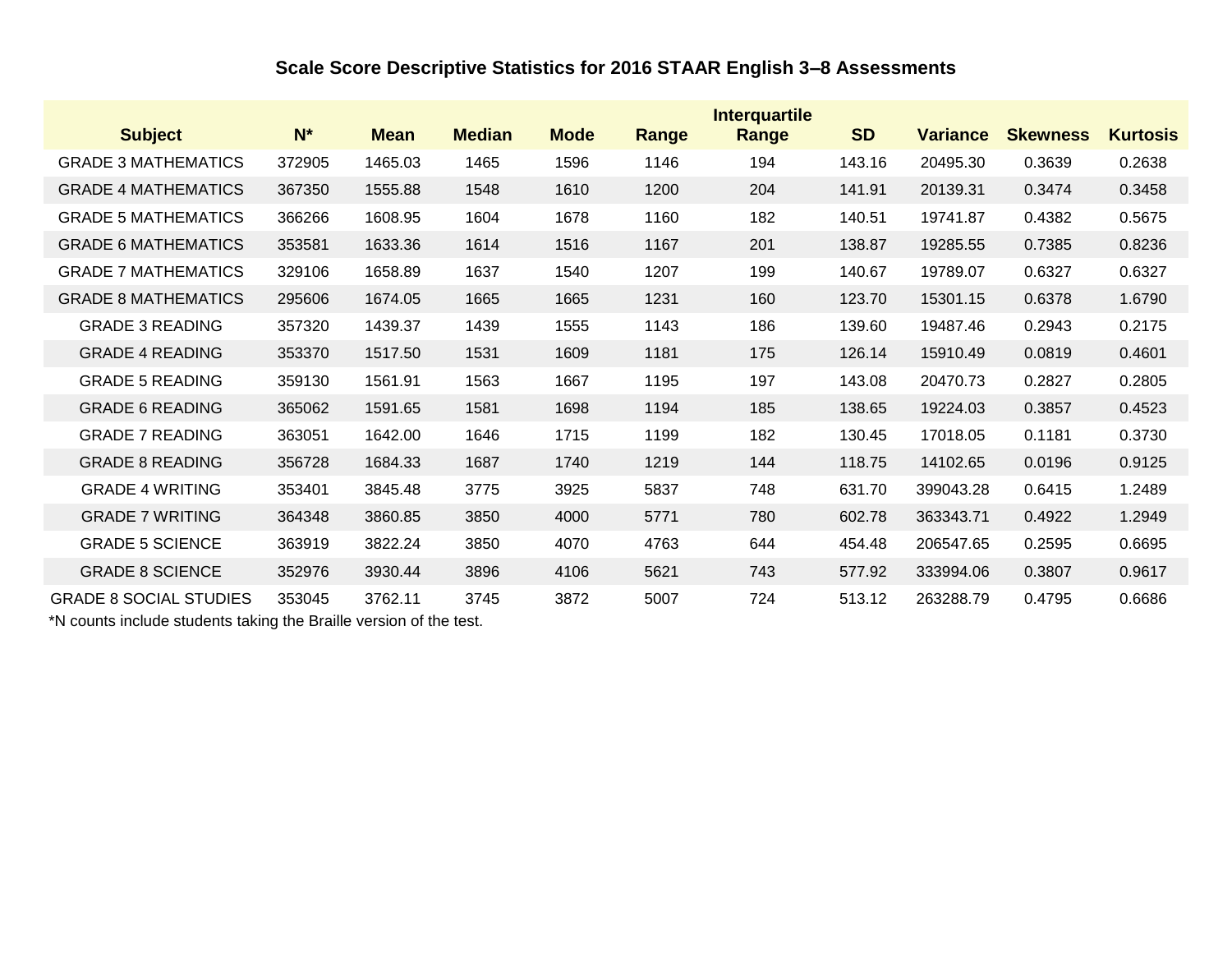## Scale Score Descriptive Statistics for 2016 STAAR English 3–8 Assessments

| Subject | N* | Mean | Median | Mode | Range | Interquartile Range | SD | Variance | Skewness | Kurtosis |
|---|---|---|---|---|---|---|---|---|---|---|
| GRADE 3 MATHEMATICS | 372905 | 1465.03 | 1465 | 1596 | 1146 | 194 | 143.16 | 20495.30 | 0.3639 | 0.2638 |
| GRADE 4 MATHEMATICS | 367350 | 1555.88 | 1548 | 1610 | 1200 | 204 | 141.91 | 20139.31 | 0.3474 | 0.3458 |
| GRADE 5 MATHEMATICS | 366266 | 1608.95 | 1604 | 1678 | 1160 | 182 | 140.51 | 19741.87 | 0.4382 | 0.5675 |
| GRADE 6 MATHEMATICS | 353581 | 1633.36 | 1614 | 1516 | 1167 | 201 | 138.87 | 19285.55 | 0.7385 | 0.8236 |
| GRADE 7 MATHEMATICS | 329106 | 1658.89 | 1637 | 1540 | 1207 | 199 | 140.67 | 19789.07 | 0.6327 | 0.6327 |
| GRADE 8 MATHEMATICS | 295606 | 1674.05 | 1665 | 1665 | 1231 | 160 | 123.70 | 15301.15 | 0.6378 | 1.6790 |
| GRADE 3 READING | 357320 | 1439.37 | 1439 | 1555 | 1143 | 186 | 139.60 | 19487.46 | 0.2943 | 0.2175 |
| GRADE 4 READING | 353370 | 1517.50 | 1531 | 1609 | 1181 | 175 | 126.14 | 15910.49 | 0.0819 | 0.4601 |
| GRADE 5 READING | 359130 | 1561.91 | 1563 | 1667 | 1195 | 197 | 143.08 | 20470.73 | 0.2827 | 0.2805 |
| GRADE 6 READING | 365062 | 1591.65 | 1581 | 1698 | 1194 | 185 | 138.65 | 19224.03 | 0.3857 | 0.4523 |
| GRADE 7 READING | 363051 | 1642.00 | 1646 | 1715 | 1199 | 182 | 130.45 | 17018.05 | 0.1181 | 0.3730 |
| GRADE 8 READING | 356728 | 1684.33 | 1687 | 1740 | 1219 | 144 | 118.75 | 14102.65 | 0.0196 | 0.9125 |
| GRADE 4 WRITING | 353401 | 3845.48 | 3775 | 3925 | 5837 | 748 | 631.70 | 399043.28 | 0.6415 | 1.2489 |
| GRADE 7 WRITING | 364348 | 3860.85 | 3850 | 4000 | 5771 | 780 | 602.78 | 363343.71 | 0.4922 | 1.2949 |
| GRADE 5 SCIENCE | 363919 | 3822.24 | 3850 | 4070 | 4763 | 644 | 454.48 | 206547.65 | 0.2595 | 0.6695 |
| GRADE 8 SCIENCE | 352976 | 3930.44 | 3896 | 4106 | 5621 | 743 | 577.92 | 333994.06 | 0.3807 | 0.9617 |
| GRADE 8 SOCIAL STUDIES | 353045 | 3762.11 | 3745 | 3872 | 5007 | 724 | 513.12 | 263288.79 | 0.4795 | 0.6686 |

*N counts include students taking the Braille version of the test.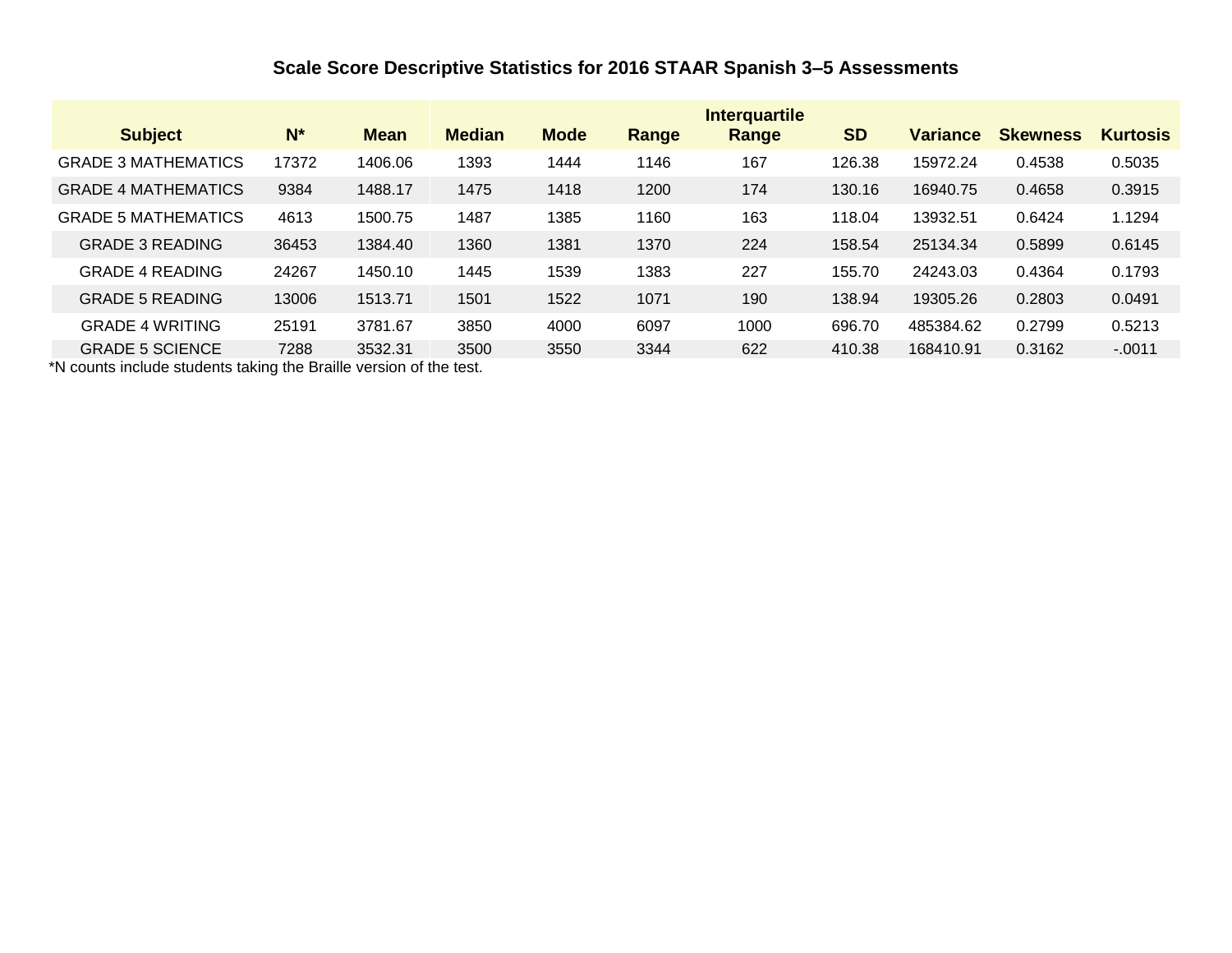# Scale Score Descriptive Statistics for 2016 STAAR Spanish 3–5 Assessments

| Subject | N* | Mean | Median | Mode | Range | Interquartile Range | SD | Variance | Skewness | Kurtosis |
|---|---|---|---|---|---|---|---|---|---|---|
| GRADE 3 MATHEMATICS | 17372 | 1406.06 | 1393 | 1444 | 1146 | 167 | 126.38 | 15972.24 | 0.4538 | 0.5035 |
| GRADE 4 MATHEMATICS | 9384 | 1488.17 | 1475 | 1418 | 1200 | 174 | 130.16 | 16940.75 | 0.4658 | 0.3915 |
| GRADE 5 MATHEMATICS | 4613 | 1500.75 | 1487 | 1385 | 1160 | 163 | 118.04 | 13932.51 | 0.6424 | 1.1294 |
| GRADE 3 READING | 36453 | 1384.40 | 1360 | 1381 | 1370 | 224 | 158.54 | 25134.34 | 0.5899 | 0.6145 |
| GRADE 4 READING | 24267 | 1450.10 | 1445 | 1539 | 1383 | 227 | 155.70 | 24243.03 | 0.4364 | 0.1793 |
| GRADE 5 READING | 13006 | 1513.71 | 1501 | 1522 | 1071 | 190 | 138.94 | 19305.26 | 0.2803 | 0.0491 |
| GRADE 4 WRITING | 25191 | 3781.67 | 3850 | 4000 | 6097 | 1000 | 696.70 | 485384.62 | 0.2799 | 0.5213 |
| GRADE 5 SCIENCE | 7288 | 3532.31 | 3500 | 3550 | 3344 | 622 | 410.38 | 168410.91 | 0.3162 | -.0011 |

*N counts include students taking the Braille version of the test.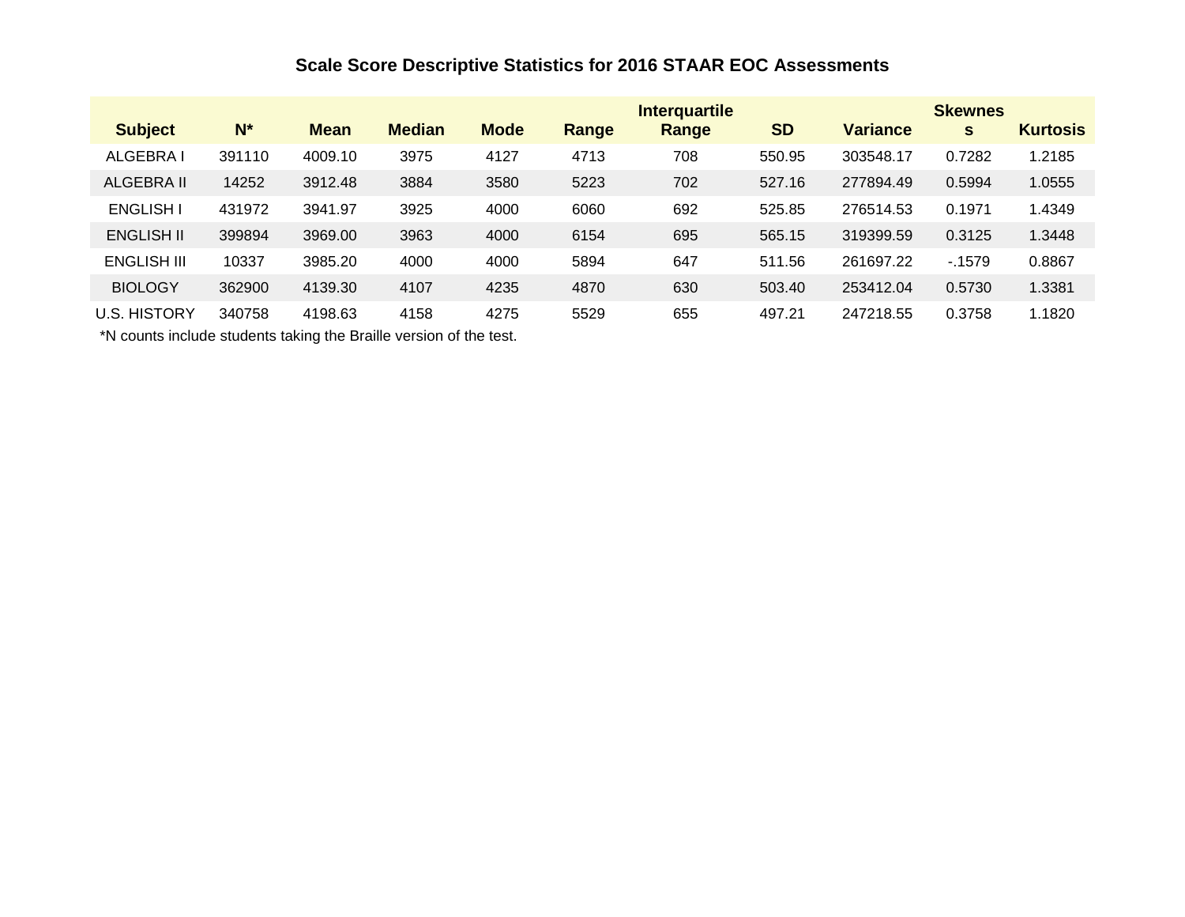# Scale Score Descriptive Statistics for 2016 STAAR EOC Assessments

| Subject | N* | Mean | Median | Mode | Range | Interquartile Range | SD | Variance | Skewness | Kurtosis |
|---|---|---|---|---|---|---|---|---|---|---|
| ALGEBRA I | 391110 | 4009.10 | 3975 | 4127 | 4713 | 708 | 550.95 | 303548.17 | 0.7282 | 1.2185 |
| ALGEBRA II | 14252 | 3912.48 | 3884 | 3580 | 5223 | 702 | 527.16 | 277894.49 | 0.5994 | 1.0555 |
| ENGLISH I | 431972 | 3941.97 | 3925 | 4000 | 6060 | 692 | 525.85 | 276514.53 | 0.1971 | 1.4349 |
| ENGLISH II | 399894 | 3969.00 | 3963 | 4000 | 6154 | 695 | 565.15 | 319399.59 | 0.3125 | 1.3448 |
| ENGLISH III | 10337 | 3985.20 | 4000 | 4000 | 5894 | 647 | 511.56 | 261697.22 | -.1579 | 0.8867 |
| BIOLOGY | 362900 | 4139.30 | 4107 | 4235 | 4870 | 630 | 503.40 | 253412.04 | 0.5730 | 1.3381 |
| U.S. HISTORY | 340758 | 4198.63 | 4158 | 4275 | 5529 | 655 | 497.21 | 247218.55 | 0.3758 | 1.1820 |

*N counts include students taking the Braille version of the test.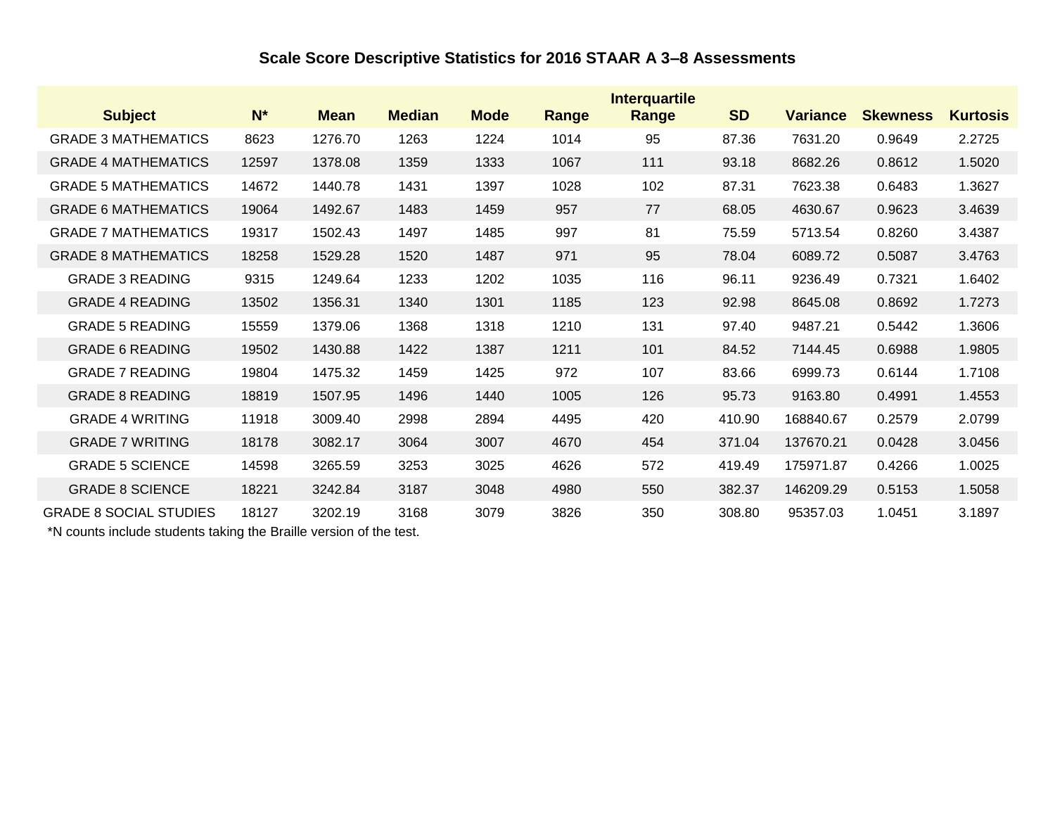## Scale Score Descriptive Statistics for 2016 STAAR A 3–8 Assessments

| Subject | N* | Mean | Median | Mode | Range | Interquartile Range | SD | Variance | Skewness | Kurtosis |
|---|---|---|---|---|---|---|---|---|---|---|
| GRADE 3 MATHEMATICS | 8623 | 1276.70 | 1263 | 1224 | 1014 | 95 | 87.36 | 7631.20 | 0.9649 | 2.2725 |
| GRADE 4 MATHEMATICS | 12597 | 1378.08 | 1359 | 1333 | 1067 | 111 | 93.18 | 8682.26 | 0.8612 | 1.5020 |
| GRADE 5 MATHEMATICS | 14672 | 1440.78 | 1431 | 1397 | 1028 | 102 | 87.31 | 7623.38 | 0.6483 | 1.3627 |
| GRADE 6 MATHEMATICS | 19064 | 1492.67 | 1483 | 1459 | 957 | 77 | 68.05 | 4630.67 | 0.9623 | 3.4639 |
| GRADE 7 MATHEMATICS | 19317 | 1502.43 | 1497 | 1485 | 997 | 81 | 75.59 | 5713.54 | 0.8260 | 3.4387 |
| GRADE 8 MATHEMATICS | 18258 | 1529.28 | 1520 | 1487 | 971 | 95 | 78.04 | 6089.72 | 0.5087 | 3.4763 |
| GRADE 3 READING | 9315 | 1249.64 | 1233 | 1202 | 1035 | 116 | 96.11 | 9236.49 | 0.7321 | 1.6402 |
| GRADE 4 READING | 13502 | 1356.31 | 1340 | 1301 | 1185 | 123 | 92.98 | 8645.08 | 0.8692 | 1.7273 |
| GRADE 5 READING | 15559 | 1379.06 | 1368 | 1318 | 1210 | 131 | 97.40 | 9487.21 | 0.5442 | 1.3606 |
| GRADE 6 READING | 19502 | 1430.88 | 1422 | 1387 | 1211 | 101 | 84.52 | 7144.45 | 0.6988 | 1.9805 |
| GRADE 7 READING | 19804 | 1475.32 | 1459 | 1425 | 972 | 107 | 83.66 | 6999.73 | 0.6144 | 1.7108 |
| GRADE 8 READING | 18819 | 1507.95 | 1496 | 1440 | 1005 | 126 | 95.73 | 9163.80 | 0.4991 | 1.4553 |
| GRADE 4 WRITING | 11918 | 3009.40 | 2998 | 2894 | 4495 | 420 | 410.90 | 168840.67 | 0.2579 | 2.0799 |
| GRADE 7 WRITING | 18178 | 3082.17 | 3064 | 3007 | 4670 | 454 | 371.04 | 137670.21 | 0.0428 | 3.0456 |
| GRADE 5 SCIENCE | 14598 | 3265.59 | 3253 | 3025 | 4626 | 572 | 419.49 | 175971.87 | 0.4266 | 1.0025 |
| GRADE 8 SCIENCE | 18221 | 3242.84 | 3187 | 3048 | 4980 | 550 | 382.37 | 146209.29 | 0.5153 | 1.5058 |
| GRADE 8 SOCIAL STUDIES | 18127 | 3202.19 | 3168 | 3079 | 3826 | 350 | 308.80 | 95357.03 | 1.0451 | 3.1897 |

*N counts include students taking the Braille version of the test.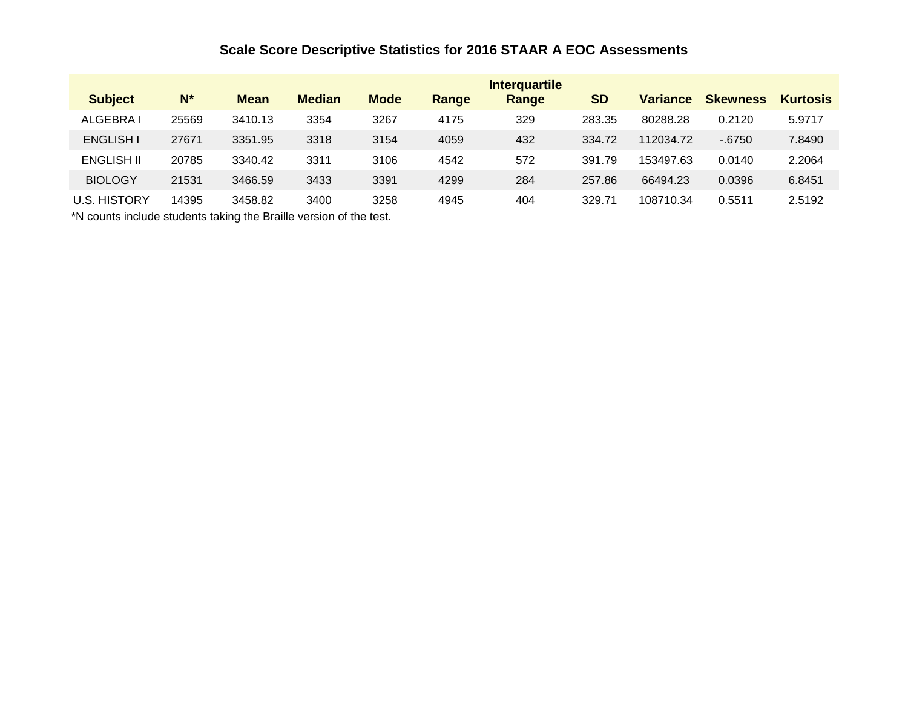## Scale Score Descriptive Statistics for 2016 STAAR A EOC Assessments

| Subject | N* | Mean | Median | Mode | Range | Interquartile Range | SD | Variance | Skewness | Kurtosis |
|---|---|---|---|---|---|---|---|---|---|---|
| ALGEBRA I | 25569 | 3410.13 | 3354 | 3267 | 4175 | 329 | 283.35 | 80288.28 | 0.2120 | 5.9717 |
| ENGLISH I | 27671 | 3351.95 | 3318 | 3154 | 4059 | 432 | 334.72 | 112034.72 | -.6750 | 7.8490 |
| ENGLISH II | 20785 | 3340.42 | 3311 | 3106 | 4542 | 572 | 391.79 | 153497.63 | 0.0140 | 2.2064 |
| BIOLOGY | 21531 | 3466.59 | 3433 | 3391 | 4299 | 284 | 257.86 | 66494.23 | 0.0396 | 6.8451 |
| U.S. HISTORY | 14395 | 3458.82 | 3400 | 3258 | 4945 | 404 | 329.71 | 108710.34 | 0.5511 | 2.5192 |

*N counts include students taking the Braille version of the test.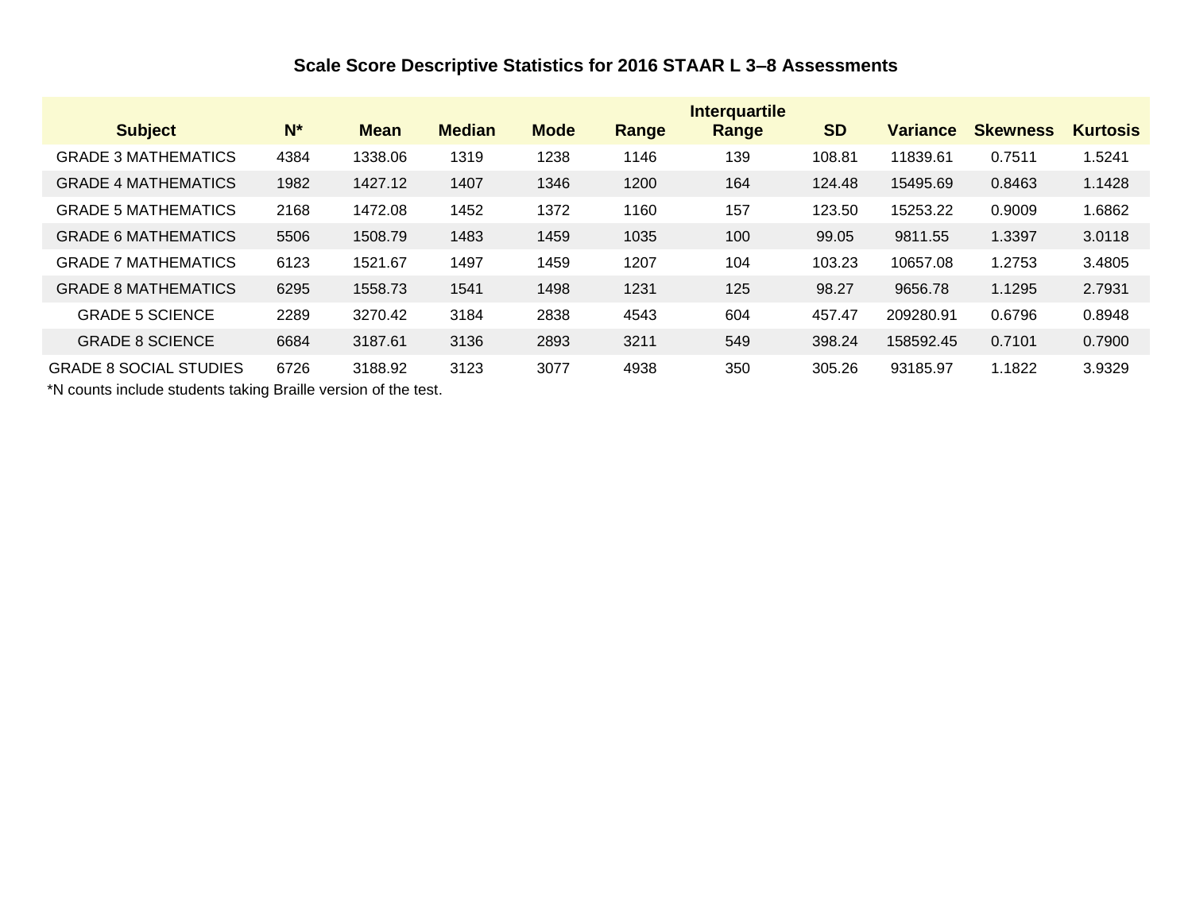## Scale Score Descriptive Statistics for 2016 STAAR L 3–8 Assessments

| Subject | N* | Mean | Median | Mode | Range | Interquartile Range | SD | Variance | Skewness | Kurtosis |
|---|---|---|---|---|---|---|---|---|---|---|
| GRADE 3 MATHEMATICS | 4384 | 1338.06 | 1319 | 1238 | 1146 | 139 | 108.81 | 11839.61 | 0.7511 | 1.5241 |
| GRADE 4 MATHEMATICS | 1982 | 1427.12 | 1407 | 1346 | 1200 | 164 | 124.48 | 15495.69 | 0.8463 | 1.1428 |
| GRADE 5 MATHEMATICS | 2168 | 1472.08 | 1452 | 1372 | 1160 | 157 | 123.50 | 15253.22 | 0.9009 | 1.6862 |
| GRADE 6 MATHEMATICS | 5506 | 1508.79 | 1483 | 1459 | 1035 | 100 | 99.05 | 9811.55 | 1.3397 | 3.0118 |
| GRADE 7 MATHEMATICS | 6123 | 1521.67 | 1497 | 1459 | 1207 | 104 | 103.23 | 10657.08 | 1.2753 | 3.4805 |
| GRADE 8 MATHEMATICS | 6295 | 1558.73 | 1541 | 1498 | 1231 | 125 | 98.27 | 9656.78 | 1.1295 | 2.7931 |
| GRADE 5 SCIENCE | 2289 | 3270.42 | 3184 | 2838 | 4543 | 604 | 457.47 | 209280.91 | 0.6796 | 0.8948 |
| GRADE 8 SCIENCE | 6684 | 3187.61 | 3136 | 2893 | 3211 | 549 | 398.24 | 158592.45 | 0.7101 | 0.7900 |
| GRADE 8 SOCIAL STUDIES | 6726 | 3188.92 | 3123 | 3077 | 4938 | 350 | 305.26 | 93185.97 | 1.1822 | 3.9329 |

*N counts include students taking Braille version of the test.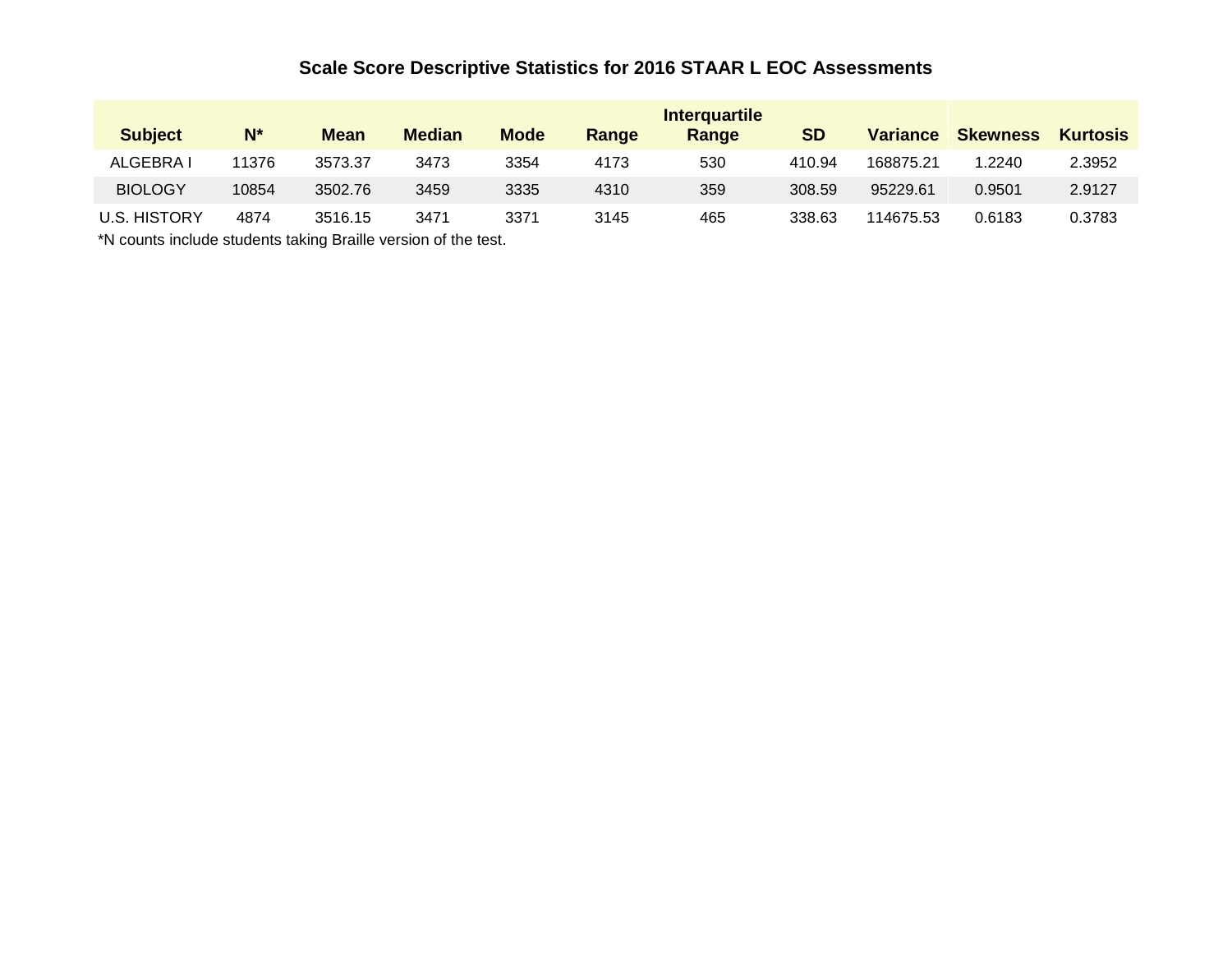## Scale Score Descriptive Statistics for 2016 STAAR L EOC Assessments

| Subject | N* | Mean | Median | Mode | Range | Interquartile Range | SD | Variance | Skewness | Kurtosis |
|---|---|---|---|---|---|---|---|---|---|---|
| ALGEBRA I | 11376 | 3573.37 | 3473 | 3354 | 4173 | 530 | 410.94 | 168875.21 | 1.2240 | 2.3952 |
| BIOLOGY | 10854 | 3502.76 | 3459 | 3335 | 4310 | 359 | 308.59 | 95229.61 | 0.9501 | 2.9127 |
| U.S. HISTORY | 4874 | 3516.15 | 3471 | 3371 | 3145 | 465 | 338.63 | 114675.53 | 0.6183 | 0.3783 |

*N counts include students taking Braille version of the test.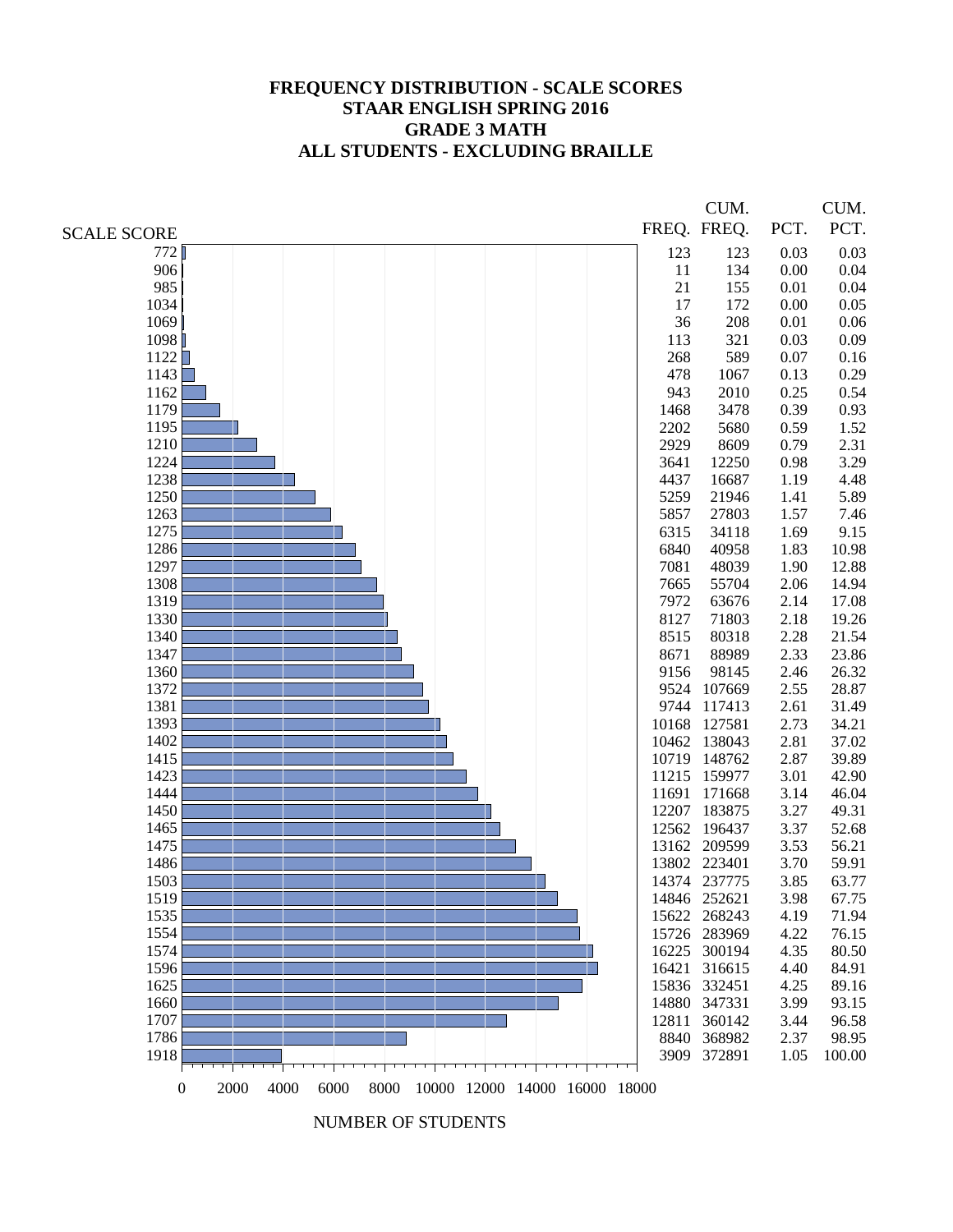# FREQUENCY DISTRIBUTION - SCALE SCORES
## STAAR ENGLISH SPRING 2016
## GRADE 3 MATH
## ALL STUDENTS - EXCLUDING BRAILLE

| SCALE SCORE | FREQ. | CUM. FREQ. | PCT. | CUM. PCT. |
|---|---|---|---|---|
| 772 | 123 | 123 | 0.03 | 0.03 |
| 906 | 11 | 134 | 0.00 | 0.04 |
| 985 | 21 | 155 | 0.01 | 0.04 |
| 1034 | 17 | 172 | 0.00 | 0.05 |
| 1069 | 36 | 208 | 0.01 | 0.06 |
| 1098 | 113 | 321 | 0.03 | 0.09 |
| 1122 | 268 | 589 | 0.07 | 0.16 |
| 1143 | 478 | 1067 | 0.13 | 0.29 |
| 1162 | 943 | 2010 | 0.25 | 0.54 |
| 1179 | 1468 | 3478 | 0.39 | 0.93 |
| 1195 | 2202 | 5680 | 0.59 | 1.52 |
| 1210 | 2929 | 8609 | 0.79 | 2.31 |
| 1224 | 3641 | 12250 | 0.98 | 3.29 |
| 1238 | 4437 | 16687 | 1.19 | 4.48 |
| 1250 | 5259 | 21946 | 1.41 | 5.89 |
| 1263 | 5857 | 27803 | 1.57 | 7.46 |
| 1275 | 6315 | 34118 | 1.69 | 9.15 |
| 1286 | 6840 | 40958 | 1.83 | 10.98 |
| 1297 | 7081 | 48039 | 1.90 | 12.88 |
| 1308 | 7665 | 55704 | 2.06 | 14.94 |
| 1319 | 7972 | 63676 | 2.14 | 17.08 |
| 1330 | 8127 | 71803 | 2.18 | 19.26 |
| 1340 | 8515 | 80318 | 2.28 | 21.54 |
| 1347 | 8671 | 88989 | 2.33 | 23.86 |
| 1360 | 9156 | 98145 | 2.46 | 26.32 |
| 1372 | 9524 | 107669 | 2.55 | 28.87 |
| 1381 | 9744 | 117413 | 2.61 | 31.49 |
| 1393 | 10168 | 127581 | 2.73 | 34.21 |
| 1402 | 10462 | 138043 | 2.81 | 37.02 |
| 1415 | 10719 | 148762 | 2.87 | 39.89 |
| 1423 | 11215 | 159977 | 3.01 | 42.90 |
| 1444 | 11691 | 171668 | 3.14 | 46.04 |
| 1450 | 12207 | 183875 | 3.27 | 49.31 |
| 1465 | 12562 | 196437 | 3.37 | 52.68 |
| 1475 | 13162 | 209599 | 3.53 | 56.21 |
| 1486 | 13802 | 223401 | 3.70 | 59.91 |
| 1503 | 14374 | 237775 | 3.85 | 63.77 |
| 1519 | 14846 | 252621 | 3.98 | 67.75 |
| 1535 | 15622 | 268243 | 4.19 | 71.94 |
| 1554 | 15726 | 283969 | 4.22 | 76.15 |
| 1574 | 16225 | 300194 | 4.35 | 80.50 |
| 1596 | 16421 | 316615 | 4.40 | 84.91 |
| 1625 | 15836 | 332451 | 4.25 | 89.16 |
| 1660 | 14880 | 347331 | 3.99 | 93.15 |
| 1707 | 12811 | 360142 | 3.44 | 96.58 |
| 1786 | 8840 | 368982 | 2.37 | 98.95 |
| 1918 | 3909 | 372891 | 1.05 | 100.00 |

NUMBER OF STUDENTS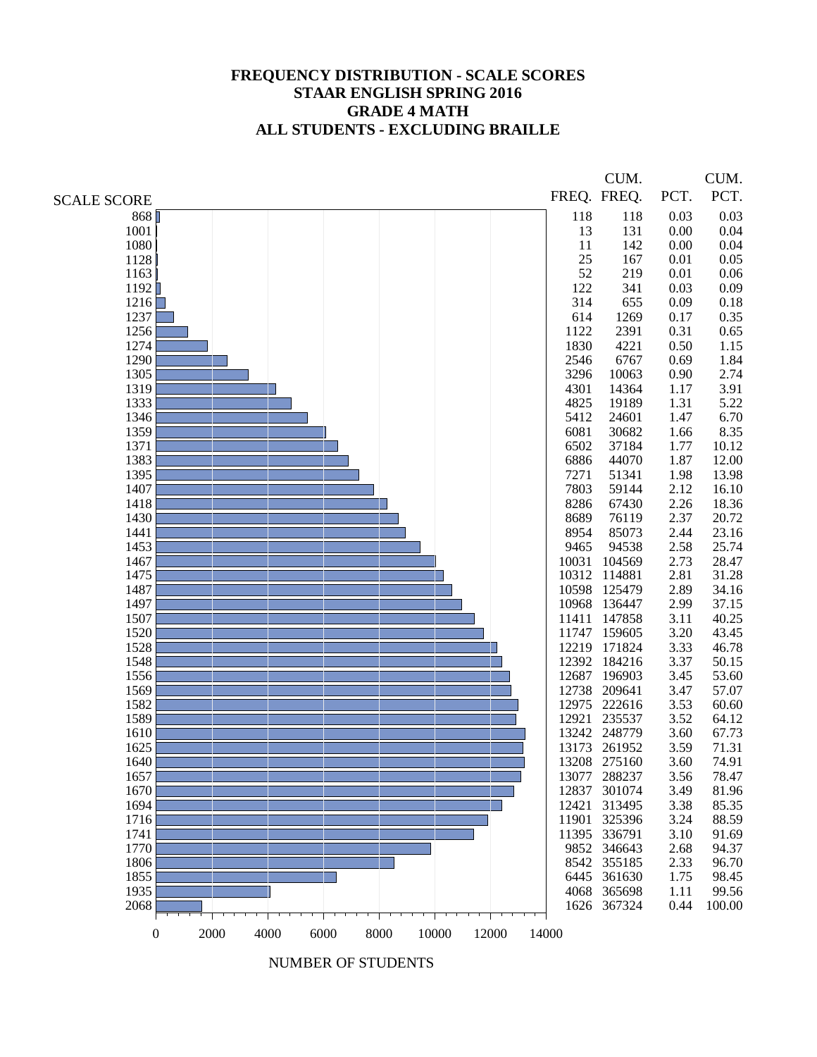# FREQUENCY DISTRIBUTION - SCALE SCORES
# STAAR ENGLISH SPRING 2016
# GRADE 4 MATH
# ALL STUDENTS - EXCLUDING BRAILLE

| SCALE SCORE | FREQ. | CUM. FREQ. | PCT. | CUM. PCT. |
|---|---|---|---|---|
| 868 | 118 | 118 | 0.03 | 0.03 |
| 1001 | 13 | 131 | 0.00 | 0.04 |
| 1080 | 11 | 142 | 0.00 | 0.04 |
| 1128 | 25 | 167 | 0.01 | 0.05 |
| 1163 | 52 | 219 | 0.01 | 0.06 |
| 1192 | 122 | 341 | 0.03 | 0.09 |
| 1216 | 314 | 655 | 0.09 | 0.18 |
| 1237 | 614 | 1269 | 0.17 | 0.35 |
| 1256 | 1122 | 2391 | 0.31 | 0.65 |
| 1274 | 1830 | 4221 | 0.50 | 1.15 |
| 1290 | 2546 | 6767 | 0.69 | 1.84 |
| 1305 | 3296 | 10063 | 0.90 | 2.74 |
| 1319 | 4301 | 14364 | 1.17 | 3.91 |
| 1333 | 4825 | 19189 | 1.31 | 5.22 |
| 1346 | 5412 | 24601 | 1.47 | 6.70 |
| 1359 | 6081 | 30682 | 1.66 | 8.35 |
| 1371 | 6502 | 37184 | 1.77 | 10.12 |
| 1383 | 6886 | 44070 | 1.87 | 12.00 |
| 1395 | 7271 | 51341 | 1.98 | 13.98 |
| 1407 | 7803 | 59144 | 2.12 | 16.10 |
| 1418 | 8286 | 67430 | 2.26 | 18.36 |
| 1430 | 8689 | 76119 | 2.37 | 20.72 |
| 1441 | 8954 | 85073 | 2.44 | 23.16 |
| 1453 | 9465 | 94538 | 2.58 | 25.74 |
| 1467 | 10031 | 104569 | 2.73 | 28.47 |
| 1475 | 10312 | 114881 | 2.81 | 31.28 |
| 1487 | 10598 | 125479 | 2.89 | 34.16 |
| 1497 | 10968 | 136447 | 2.99 | 37.15 |
| 1507 | 11411 | 147858 | 3.11 | 40.25 |
| 1520 | 11747 | 159605 | 3.20 | 43.45 |
| 1528 | 12219 | 171824 | 3.33 | 46.78 |
| 1548 | 12392 | 184216 | 3.37 | 50.15 |
| 1556 | 12687 | 196903 | 3.45 | 53.60 |
| 1569 | 12738 | 209641 | 3.47 | 57.07 |
| 1582 | 12975 | 222616 | 3.53 | 60.60 |
| 1589 | 12921 | 235537 | 3.52 | 64.12 |
| 1610 | 13242 | 248779 | 3.60 | 67.73 |
| 1625 | 13173 | 261952 | 3.59 | 71.31 |
| 1640 | 13208 | 275160 | 3.60 | 74.91 |
| 1657 | 13077 | 288237 | 3.56 | 78.47 |
| 1670 | 12837 | 301074 | 3.49 | 81.96 |
| 1694 | 12421 | 313495 | 3.38 | 85.35 |
| 1716 | 11901 | 325396 | 3.24 | 88.59 |
| 1741 | 11395 | 336791 | 3.10 | 91.69 |
| 1770 | 9852 | 346643 | 2.68 | 94.37 |
| 1806 | 8542 | 355185 | 2.33 | 96.70 |
| 1855 | 6445 | 361630 | 1.75 | 98.45 |
| 1935 | 4068 | 365698 | 1.11 | 99.56 |
| 2068 | 1626 | 367324 | 0.44 | 100.00 |

NUMBER OF STUDENTS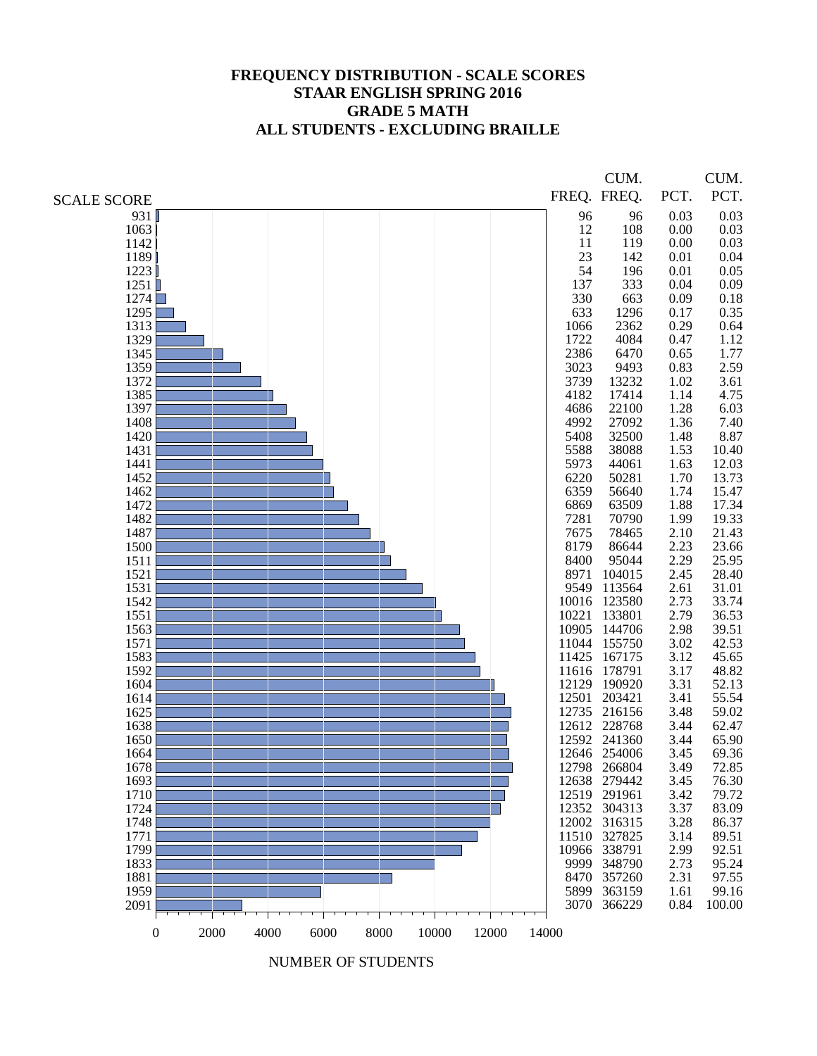# FREQUENCY DISTRIBUTION - SCALE SCORES
## STAAR ENGLISH SPRING 2016
## GRADE 5 MATH
## ALL STUDENTS - EXCLUDING BRAILLE

| SCALE SCORE | FREQ. | CUM. FREQ. | PCT. | CUM. PCT. |
|---|---|---|---|---|
| 931 | 96 | 96 | 0.03 | 0.03 |
| 1063 | 12 | 108 | 0.00 | 0.03 |
| 1142 | 11 | 119 | 0.00 | 0.03 |
| 1189 | 23 | 142 | 0.01 | 0.04 |
| 1223 | 54 | 196 | 0.01 | 0.05 |
| 1251 | 137 | 333 | 0.04 | 0.09 |
| 1274 | 330 | 663 | 0.09 | 0.18 |
| 1295 | 633 | 1296 | 0.17 | 0.35 |
| 1313 | 1066 | 2362 | 0.29 | 0.64 |
| 1329 | 1722 | 4084 | 0.47 | 1.12 |
| 1345 | 2386 | 6470 | 0.65 | 1.77 |
| 1359 | 3023 | 9493 | 0.83 | 2.59 |
| 1372 | 3739 | 13232 | 1.02 | 3.61 |
| 1385 | 4182 | 17414 | 1.14 | 4.75 |
| 1397 | 4686 | 22100 | 1.28 | 6.03 |
| 1408 | 4992 | 27092 | 1.36 | 7.40 |
| 1420 | 5408 | 32500 | 1.48 | 8.87 |
| 1431 | 5588 | 38088 | 1.53 | 10.40 |
| 1441 | 5973 | 44061 | 1.63 | 12.03 |
| 1452 | 6220 | 50281 | 1.70 | 13.73 |
| 1462 | 6359 | 56640 | 1.74 | 15.47 |
| 1472 | 6869 | 63509 | 1.88 | 17.34 |
| 1482 | 7281 | 70790 | 1.99 | 19.33 |
| 1487 | 7675 | 78465 | 2.10 | 21.43 |
| 1500 | 8179 | 86644 | 2.23 | 23.66 |
| 1511 | 8400 | 95044 | 2.29 | 25.95 |
| 1521 | 8971 | 104015 | 2.45 | 28.40 |
| 1531 | 9549 | 113564 | 2.61 | 31.01 |
| 1542 | 10016 | 123580 | 2.73 | 33.74 |
| 1551 | 10221 | 133801 | 2.79 | 36.53 |
| 1563 | 10905 | 144706 | 2.98 | 39.51 |
| 1571 | 11044 | 155750 | 3.02 | 42.53 |
| 1583 | 11425 | 167175 | 3.12 | 45.65 |
| 1592 | 11616 | 178791 | 3.17 | 48.82 |
| 1604 | 12129 | 190920 | 3.31 | 52.13 |
| 1614 | 12501 | 203421 | 3.41 | 55.54 |
| 1625 | 12735 | 216156 | 3.48 | 59.02 |
| 1638 | 12612 | 228768 | 3.44 | 62.47 |
| 1650 | 12592 | 241360 | 3.44 | 65.90 |
| 1664 | 12646 | 254006 | 3.45 | 69.36 |
| 1678 | 12798 | 266804 | 3.49 | 72.85 |
| 1693 | 12638 | 279442 | 3.45 | 76.30 |
| 1710 | 12519 | 291961 | 3.42 | 79.72 |
| 1724 | 12352 | 304313 | 3.37 | 83.09 |
| 1748 | 12002 | 316315 | 3.28 | 86.37 |
| 1771 | 11510 | 327825 | 3.14 | 89.51 |
| 1799 | 10966 | 338791 | 2.99 | 92.51 |
| 1833 | 9999 | 348790 | 2.73 | 95.24 |
| 1881 | 8470 | 357260 | 2.31 | 97.55 |
| 1959 | 5899 | 363159 | 1.61 | 99.16 |
| 2091 | 3070 | 366229 | 0.84 | 100.00 |

NUMBER OF STUDENTS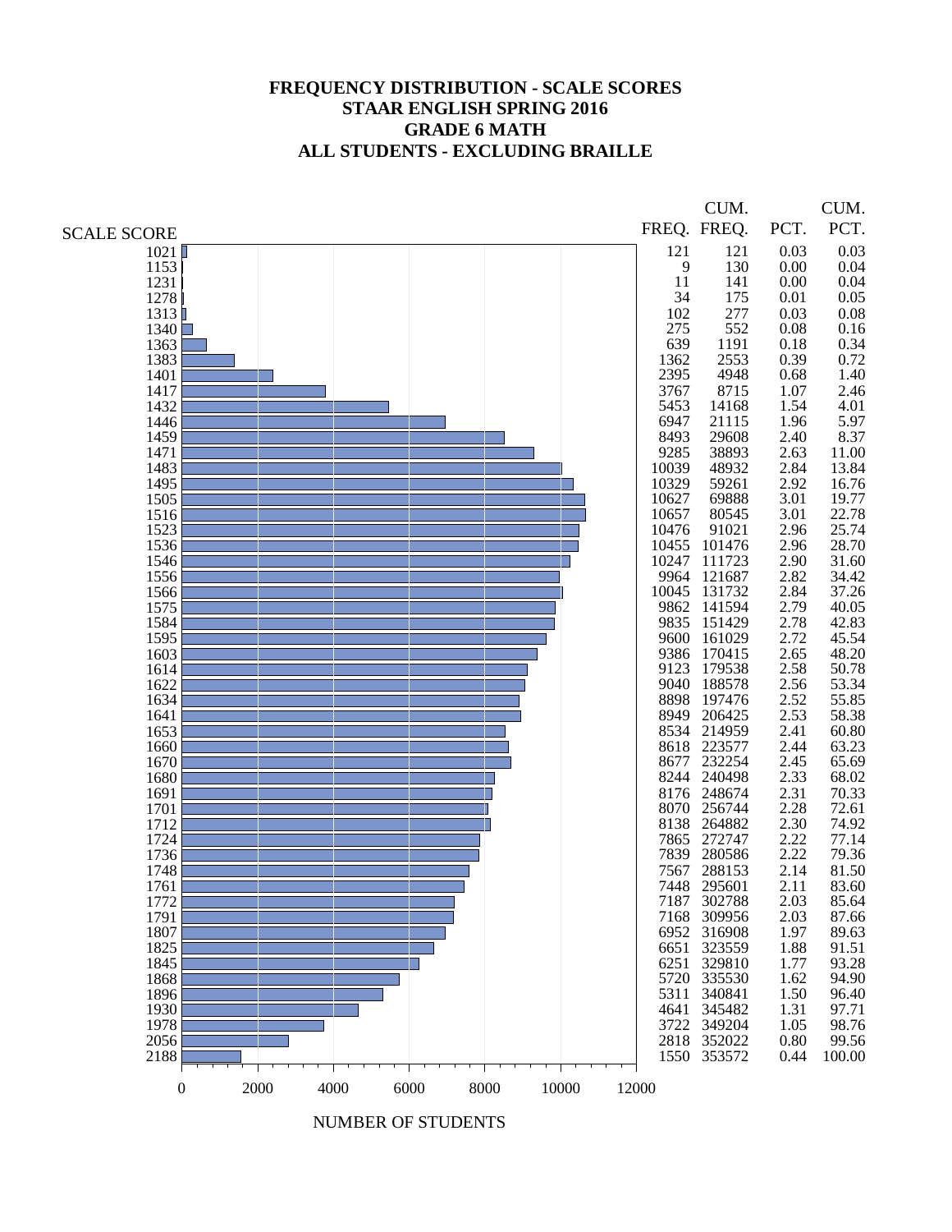# FREQUENCY DISTRIBUTION - SCALE SCORES
## STAAR ENGLISH SPRING 2016
## GRADE 6 MATH
## ALL STUDENTS - EXCLUDING BRAILLE

| SCALE SCORE | FREQ. | CUM. FREQ. | PCT. | CUM. PCT. |
|---|---|---|---|---|
| 1021 | 121 | 121 | 0.03 | 0.03 |
| 1153 | 9 | 130 | 0.00 | 0.04 |
| 1231 | 11 | 141 | 0.00 | 0.04 |
| 1278 | 34 | 175 | 0.01 | 0.05 |
| 1313 | 102 | 277 | 0.03 | 0.08 |
| 1340 | 275 | 552 | 0.08 | 0.16 |
| 1363 | 639 | 1191 | 0.18 | 0.34 |
| 1383 | 1362 | 2553 | 0.39 | 0.72 |
| 1401 | 2395 | 4948 | 0.68 | 1.40 |
| 1417 | 3767 | 8715 | 1.07 | 2.46 |
| 1432 | 5453 | 14168 | 1.54 | 4.01 |
| 1446 | 6947 | 21115 | 1.96 | 5.97 |
| 1459 | 8493 | 29608 | 2.40 | 8.37 |
| 1471 | 9285 | 38893 | 2.63 | 11.00 |
| 1483 | 10039 | 48932 | 2.84 | 13.84 |
| 1495 | 10329 | 59261 | 2.92 | 16.76 |
| 1505 | 10627 | 69888 | 3.01 | 19.77 |
| 1516 | 10657 | 80545 | 3.01 | 22.78 |
| 1523 | 10476 | 91021 | 2.96 | 25.74 |
| 1536 | 10455 | 101476 | 2.96 | 28.70 |
| 1546 | 10247 | 111723 | 2.90 | 31.60 |
| 1556 | 9964 | 121687 | 2.82 | 34.42 |
| 1566 | 10045 | 131732 | 2.84 | 37.26 |
| 1575 | 9862 | 141594 | 2.79 | 40.05 |
| 1584 | 9835 | 151429 | 2.78 | 42.83 |
| 1595 | 9600 | 161029 | 2.72 | 45.54 |
| 1603 | 9386 | 170415 | 2.65 | 48.20 |
| 1614 | 9123 | 179538 | 2.58 | 50.78 |
| 1622 | 9040 | 188578 | 2.56 | 53.34 |
| 1634 | 8898 | 197476 | 2.52 | 55.85 |
| 1641 | 8949 | 206425 | 2.53 | 58.38 |
| 1653 | 8534 | 214959 | 2.41 | 60.80 |
| 1660 | 8618 | 223577 | 2.44 | 63.23 |
| 1670 | 8677 | 232254 | 2.45 | 65.69 |
| 1680 | 8244 | 240498 | 2.33 | 68.02 |
| 1691 | 8176 | 248674 | 2.31 | 70.33 |
| 1701 | 8070 | 256744 | 2.28 | 72.61 |
| 1712 | 8138 | 264882 | 2.30 | 74.92 |
| 1724 | 7865 | 272747 | 2.22 | 77.14 |
| 1736 | 7839 | 280586 | 2.22 | 79.36 |
| 1748 | 7567 | 288153 | 2.14 | 81.50 |
| 1761 | 7448 | 295601 | 2.11 | 83.60 |
| 1772 | 7187 | 302788 | 2.03 | 85.64 |
| 1791 | 7168 | 309956 | 2.03 | 87.66 |
| 1807 | 6952 | 316908 | 1.97 | 89.63 |
| 1825 | 6651 | 323559 | 1.88 | 91.51 |
| 1845 | 6251 | 329810 | 1.77 | 93.28 |
| 1868 | 5720 | 335530 | 1.62 | 94.90 |
| 1896 | 5311 | 340841 | 1.50 | 96.40 |
| 1930 | 4641 | 345482 | 1.31 | 97.71 |
| 1978 | 3722 | 349204 | 1.05 | 98.76 |
| 2056 | 2818 | 352022 | 0.80 | 99.56 |
| 2188 | 1550 | 353572 | 0.44 | 100.00 |

NUMBER OF STUDENTS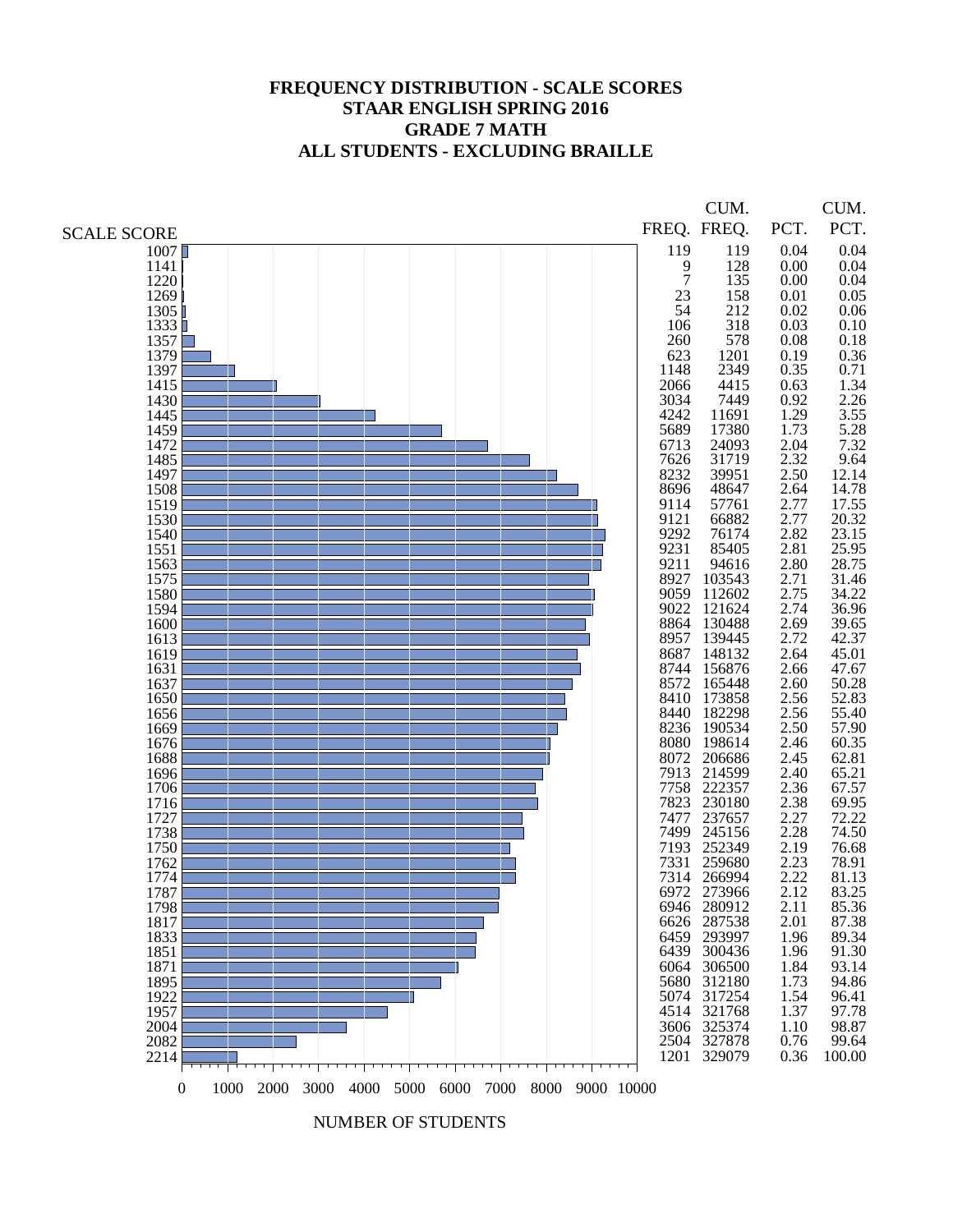# FREQUENCY DISTRIBUTION - SCALE SCORES
## STAAR ENGLISH SPRING 2016
## GRADE 7 MATH
## ALL STUDENTS - EXCLUDING BRAILLE

| SCALE SCORE | FREQ. | CUM. FREQ. | PCT. | CUM. PCT. |
|---|---|---|---|---|
| 1007 | 119 | 119 | 0.04 | 0.04 |
| 1141 | 9 | 128 | 0.00 | 0.04 |
| 1220 | 7 | 135 | 0.00 | 0.04 |
| 1269 | 23 | 158 | 0.01 | 0.05 |
| 1305 | 54 | 212 | 0.02 | 0.06 |
| 1333 | 106 | 318 | 0.03 | 0.10 |
| 1357 | 260 | 578 | 0.08 | 0.18 |
| 1379 | 623 | 1201 | 0.19 | 0.36 |
| 1397 | 1148 | 2349 | 0.35 | 0.71 |
| 1415 | 2066 | 4415 | 0.63 | 1.34 |
| 1430 | 3034 | 7449 | 0.92 | 2.26 |
| 1445 | 4242 | 11691 | 1.29 | 3.55 |
| 1459 | 5689 | 17380 | 1.73 | 5.28 |
| 1472 | 6713 | 24093 | 2.04 | 7.32 |
| 1485 | 7626 | 31719 | 2.32 | 9.64 |
| 1497 | 8232 | 39951 | 2.50 | 12.14 |
| 1508 | 8696 | 48647 | 2.64 | 14.78 |
| 1519 | 9114 | 57761 | 2.77 | 17.55 |
| 1530 | 9121 | 66882 | 2.77 | 20.32 |
| 1540 | 9292 | 76174 | 2.82 | 23.15 |
| 1551 | 9231 | 85405 | 2.81 | 25.95 |
| 1563 | 9211 | 94616 | 2.80 | 28.75 |
| 1575 | 8927 | 103543 | 2.71 | 31.46 |
| 1580 | 9059 | 112602 | 2.75 | 34.22 |
| 1594 | 9022 | 121624 | 2.74 | 36.96 |
| 1600 | 8864 | 130488 | 2.69 | 39.65 |
| 1613 | 8957 | 139445 | 2.72 | 42.37 |
| 1619 | 8687 | 148132 | 2.64 | 45.01 |
| 1631 | 8744 | 156876 | 2.66 | 47.67 |
| 1637 | 8572 | 165448 | 2.60 | 50.28 |
| 1650 | 8410 | 173858 | 2.56 | 52.83 |
| 1656 | 8440 | 182298 | 2.56 | 55.40 |
| 1669 | 8236 | 190534 | 2.50 | 57.90 |
| 1676 | 8080 | 198614 | 2.46 | 60.35 |
| 1688 | 8072 | 206686 | 2.45 | 62.81 |
| 1696 | 7913 | 214599 | 2.40 | 65.21 |
| 1706 | 7758 | 222357 | 2.36 | 67.57 |
| 1716 | 7823 | 230180 | 2.38 | 69.95 |
| 1727 | 7477 | 237657 | 2.27 | 72.22 |
| 1738 | 7499 | 245156 | 2.28 | 74.50 |
| 1750 | 7193 | 252349 | 2.19 | 76.68 |
| 1762 | 7331 | 259680 | 2.23 | 78.91 |
| 1774 | 7314 | 266994 | 2.22 | 81.13 |
| 1787 | 6972 | 273966 | 2.12 | 83.25 |
| 1798 | 6946 | 280912 | 2.11 | 85.36 |
| 1817 | 6626 | 287538 | 2.01 | 87.38 |
| 1833 | 6459 | 293997 | 1.96 | 89.34 |
| 1851 | 6439 | 300436 | 1.96 | 91.30 |
| 1871 | 6064 | 306500 | 1.84 | 93.14 |
| 1895 | 5680 | 312180 | 1.73 | 94.86 |
| 1922 | 5074 | 317254 | 1.54 | 96.41 |
| 1957 | 4514 | 321768 | 1.37 | 97.78 |
| 2004 | 3606 | 325374 | 1.10 | 98.87 |
| 2082 | 2504 | 327878 | 0.76 | 99.64 |
| 2214 | 1201 | 329079 | 0.36 | 100.00 |

NUMBER OF STUDENTS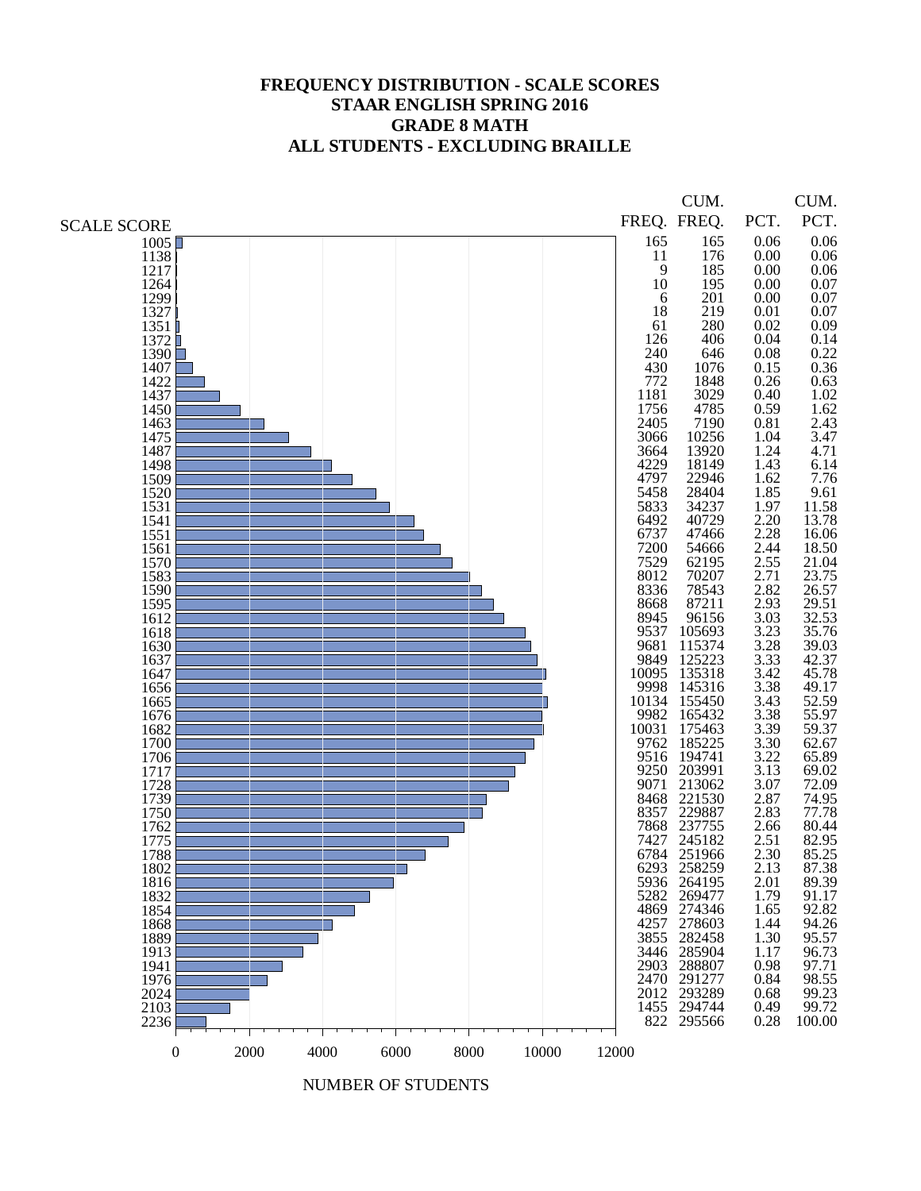# FREQUENCY DISTRIBUTION - SCALE SCORES
## STAAR ENGLISH SPRING 2016
## GRADE 8 MATH
## ALL STUDENTS - EXCLUDING BRAILLE

| SCALE SCORE | FREQ. | CUM. FREQ. | PCT. | CUM. PCT. |
|---|---|---|---|---|
| 1005 | 165 | 165 | 0.06 | 0.06 |
| 1138 | 11 | 176 | 0.00 | 0.06 |
| 1217 | 9 | 185 | 0.00 | 0.06 |
| 1264 | 10 | 195 | 0.00 | 0.07 |
| 1299 | 6 | 201 | 0.00 | 0.07 |
| 1327 | 18 | 219 | 0.01 | 0.07 |
| 1351 | 61 | 280 | 0.02 | 0.09 |
| 1372 | 126 | 406 | 0.04 | 0.14 |
| 1390 | 240 | 646 | 0.08 | 0.22 |
| 1407 | 430 | 1076 | 0.15 | 0.36 |
| 1422 | 772 | 1848 | 0.26 | 0.63 |
| 1437 | 1181 | 3029 | 0.40 | 1.02 |
| 1450 | 1756 | 4785 | 0.59 | 1.62 |
| 1463 | 2405 | 7190 | 0.81 | 2.43 |
| 1475 | 3066 | 10256 | 1.04 | 3.47 |
| 1487 | 3664 | 13920 | 1.24 | 4.71 |
| 1498 | 4229 | 18149 | 1.43 | 6.14 |
| 1509 | 4797 | 22946 | 1.62 | 7.76 |
| 1520 | 5458 | 28404 | 1.85 | 9.61 |
| 1531 | 5833 | 34237 | 1.97 | 11.58 |
| 1541 | 6492 | 40729 | 2.20 | 13.78 |
| 1551 | 6737 | 47466 | 2.28 | 16.06 |
| 1561 | 7200 | 54666 | 2.44 | 18.50 |
| 1570 | 7529 | 62195 | 2.55 | 21.04 |
| 1583 | 8012 | 70207 | 2.71 | 23.75 |
| 1590 | 8336 | 78543 | 2.82 | 26.57 |
| 1595 | 8668 | 87211 | 2.93 | 29.51 |
| 1612 | 8945 | 96156 | 3.03 | 32.53 |
| 1618 | 9537 | 105693 | 3.23 | 35.76 |
| 1630 | 9681 | 115374 | 3.28 | 39.03 |
| 1637 | 9849 | 125223 | 3.33 | 42.37 |
| 1647 | 10095 | 135318 | 3.42 | 45.78 |
| 1656 | 9998 | 145316 | 3.38 | 49.17 |
| 1665 | 10134 | 155450 | 3.43 | 52.59 |
| 1676 | 9982 | 165432 | 3.38 | 55.97 |
| 1682 | 10031 | 175463 | 3.39 | 59.37 |
| 1700 | 9762 | 185225 | 3.30 | 62.67 |
| 1706 | 9516 | 194741 | 3.22 | 65.89 |
| 1717 | 9250 | 203991 | 3.13 | 69.02 |
| 1728 | 9071 | 213062 | 3.07 | 72.09 |
| 1739 | 8468 | 221530 | 2.87 | 74.95 |
| 1750 | 8357 | 229887 | 2.83 | 77.78 |
| 1762 | 7868 | 237755 | 2.66 | 80.44 |
| 1775 | 7427 | 245182 | 2.51 | 82.95 |
| 1788 | 6784 | 251966 | 2.30 | 85.25 |
| 1802 | 6293 | 258259 | 2.13 | 87.38 |
| 1816 | 5936 | 264195 | 2.01 | 89.39 |
| 1832 | 5282 | 269477 | 1.79 | 91.17 |
| 1854 | 4869 | 274346 | 1.65 | 92.82 |
| 1868 | 4257 | 278603 | 1.44 | 94.26 |
| 1889 | 3855 | 282458 | 1.30 | 95.57 |
| 1913 | 3446 | 285904 | 1.17 | 96.73 |
| 1941 | 2903 | 288807 | 0.98 | 97.71 |
| 1976 | 2470 | 291277 | 0.84 | 98.55 |
| 2024 | 2012 | 293289 | 0.68 | 99.23 |
| 2103 | 1455 | 294744 | 0.49 | 99.72 |
| 2236 | 822 | 295566 | 0.28 | 100.00 |

NUMBER OF STUDENTS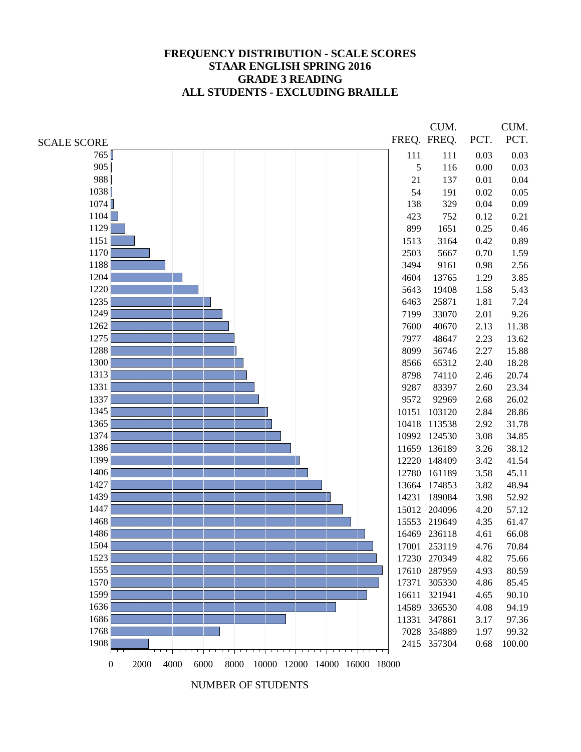# FREQUENCY DISTRIBUTION - SCALE SCORES
## STAAR ENGLISH SPRING 2016
## GRADE 3 READING
## ALL STUDENTS - EXCLUDING BRAILLE

| SCALE SCORE | FREQ. | CUM. FREQ. | PCT. | CUM. PCT. |
|---|---|---|---|---|
| 765 | 111 | 111 | 0.03 | 0.03 |
| 905 | 5 | 116 | 0.00 | 0.03 |
| 988 | 21 | 137 | 0.01 | 0.04 |
| 1038 | 54 | 191 | 0.02 | 0.05 |
| 1074 | 138 | 329 | 0.04 | 0.09 |
| 1104 | 423 | 752 | 0.12 | 0.21 |
| 1129 | 899 | 1651 | 0.25 | 0.46 |
| 1151 | 1513 | 3164 | 0.42 | 0.89 |
| 1170 | 2503 | 5667 | 0.70 | 1.59 |
| 1188 | 3494 | 9161 | 0.98 | 2.56 |
| 1204 | 4604 | 13765 | 1.29 | 3.85 |
| 1220 | 5643 | 19408 | 1.58 | 5.43 |
| 1235 | 6463 | 25871 | 1.81 | 7.24 |
| 1249 | 7199 | 33070 | 2.01 | 9.26 |
| 1262 | 7600 | 40670 | 2.13 | 11.38 |
| 1275 | 7977 | 48647 | 2.23 | 13.62 |
| 1288 | 8099 | 56746 | 2.27 | 15.88 |
| 1300 | 8566 | 65312 | 2.40 | 18.28 |
| 1313 | 8798 | 74110 | 2.46 | 20.74 |
| 1331 | 9287 | 83397 | 2.60 | 23.34 |
| 1337 | 9572 | 92969 | 2.68 | 26.02 |
| 1345 | 10151 | 103120 | 2.84 | 28.86 |
| 1365 | 10418 | 113538 | 2.92 | 31.78 |
| 1374 | 10992 | 124530 | 3.08 | 34.85 |
| 1386 | 11659 | 136189 | 3.26 | 38.12 |
| 1399 | 12220 | 148409 | 3.42 | 41.54 |
| 1406 | 12780 | 161189 | 3.58 | 45.11 |
| 1427 | 13664 | 174853 | 3.82 | 48.94 |
| 1439 | 14231 | 189084 | 3.98 | 52.92 |
| 1447 | 15012 | 204096 | 4.20 | 57.12 |
| 1468 | 15553 | 219649 | 4.35 | 61.47 |
| 1486 | 16469 | 236118 | 4.61 | 66.08 |
| 1504 | 17001 | 253119 | 4.76 | 70.84 |
| 1523 | 17230 | 270349 | 4.82 | 75.66 |
| 1555 | 17610 | 287959 | 4.93 | 80.59 |
| 1570 | 17371 | 305330 | 4.86 | 85.45 |
| 1599 | 16611 | 321941 | 4.65 | 90.10 |
| 1636 | 14589 | 336530 | 4.08 | 94.19 |
| 1686 | 11331 | 347861 | 3.17 | 97.36 |
| 1768 | 7028 | 354889 | 1.97 | 99.32 |
| 1908 | 2415 | 357304 | 0.68 | 100.00 |

NUMBER OF STUDENTS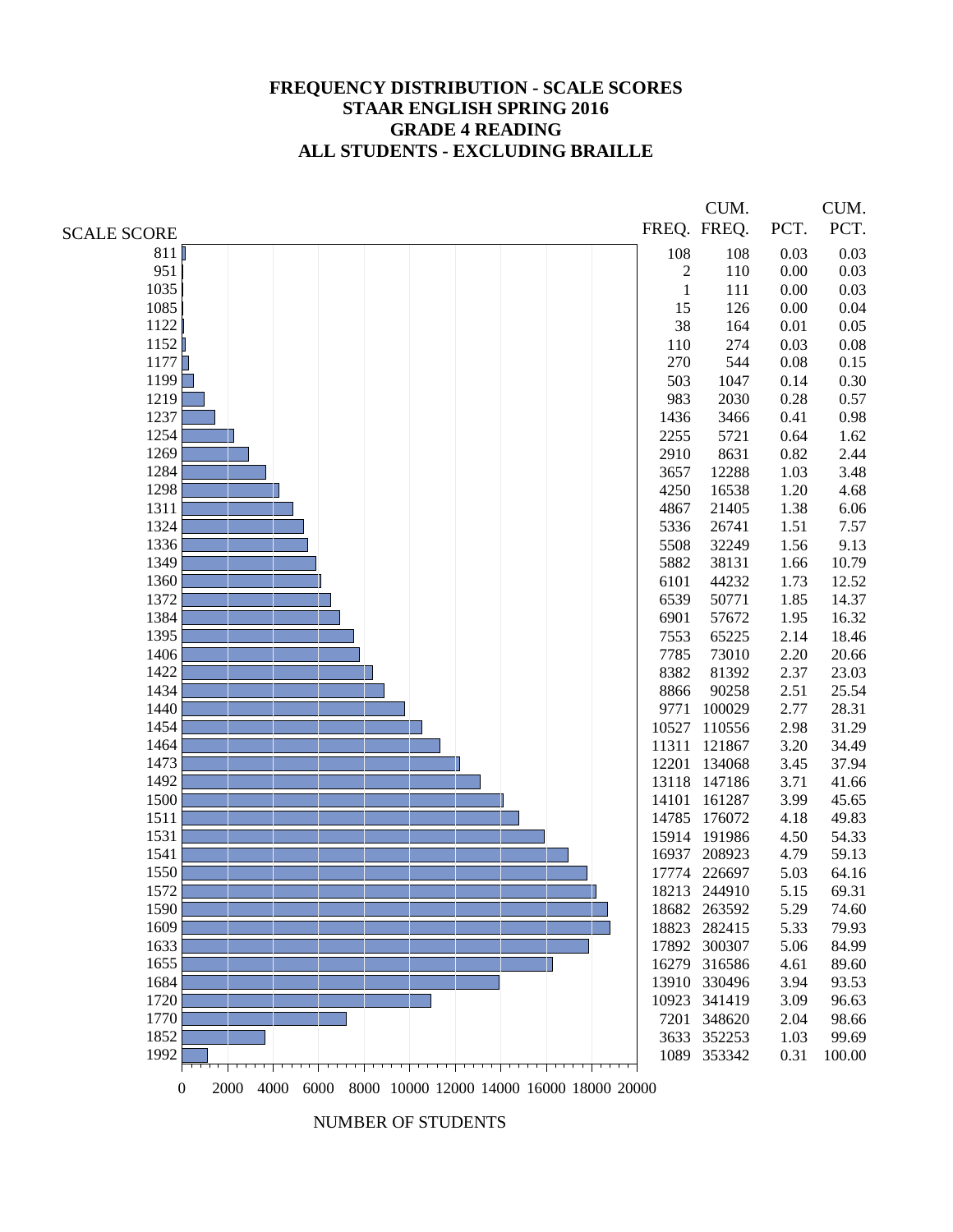# FREQUENCY DISTRIBUTION - SCALE SCORES
## STAAR ENGLISH SPRING 2016
## GRADE 4 READING
## ALL STUDENTS - EXCLUDING BRAILLE

| SCALE SCORE | FREQ. | CUM. FREQ. | PCT. | CUM. PCT. |
|---|---|---|---|---|
| 811 | 108 | 108 | 0.03 | 0.03 |
| 951 | 2 | 110 | 0.00 | 0.03 |
| 1035 | 1 | 111 | 0.00 | 0.03 |
| 1085 | 15 | 126 | 0.00 | 0.04 |
| 1122 | 38 | 164 | 0.01 | 0.05 |
| 1152 | 110 | 274 | 0.03 | 0.08 |
| 1177 | 270 | 544 | 0.08 | 0.15 |
| 1199 | 503 | 1047 | 0.14 | 0.30 |
| 1219 | 983 | 2030 | 0.28 | 0.57 |
| 1237 | 1436 | 3466 | 0.41 | 0.98 |
| 1254 | 2255 | 5721 | 0.64 | 1.62 |
| 1269 | 2910 | 8631 | 0.82 | 2.44 |
| 1284 | 3657 | 12288 | 1.03 | 3.48 |
| 1298 | 4250 | 16538 | 1.20 | 4.68 |
| 1311 | 4867 | 21405 | 1.38 | 6.06 |
| 1324 | 5336 | 26741 | 1.51 | 7.57 |
| 1336 | 5508 | 32249 | 1.56 | 9.13 |
| 1349 | 5882 | 38131 | 1.66 | 10.79 |
| 1360 | 6101 | 44232 | 1.73 | 12.52 |
| 1372 | 6539 | 50771 | 1.85 | 14.37 |
| 1384 | 6901 | 57672 | 1.95 | 16.32 |
| 1395 | 7553 | 65225 | 2.14 | 18.46 |
| 1406 | 7785 | 73010 | 2.20 | 20.66 |
| 1422 | 8382 | 81392 | 2.37 | 23.03 |
| 1434 | 8866 | 90258 | 2.51 | 25.54 |
| 1440 | 9771 | 100029 | 2.77 | 28.31 |
| 1454 | 10527 | 110556 | 2.98 | 31.29 |
| 1464 | 11311 | 121867 | 3.20 | 34.49 |
| 1473 | 12201 | 134068 | 3.45 | 37.94 |
| 1492 | 13118 | 147186 | 3.71 | 41.66 |
| 1500 | 14101 | 161287 | 3.99 | 45.65 |
| 1511 | 14785 | 176072 | 4.18 | 49.83 |
| 1531 | 15914 | 191986 | 4.50 | 54.33 |
| 1541 | 16937 | 208923 | 4.79 | 59.13 |
| 1550 | 17774 | 226697 | 5.03 | 64.16 |
| 1572 | 18213 | 244910 | 5.15 | 69.31 |
| 1590 | 18682 | 263592 | 5.29 | 74.60 |
| 1609 | 18823 | 282415 | 5.33 | 79.93 |
| 1633 | 17892 | 300307 | 5.06 | 84.99 |
| 1655 | 16279 | 316586 | 4.61 | 89.60 |
| 1684 | 13910 | 330496 | 3.94 | 93.53 |
| 1720 | 10923 | 341419 | 3.09 | 96.63 |
| 1770 | 7201 | 348620 | 2.04 | 98.66 |
| 1852 | 3633 | 352253 | 1.03 | 99.69 |
| 1992 | 1089 | 353342 | 0.31 | 100.00 |

NUMBER OF STUDENTS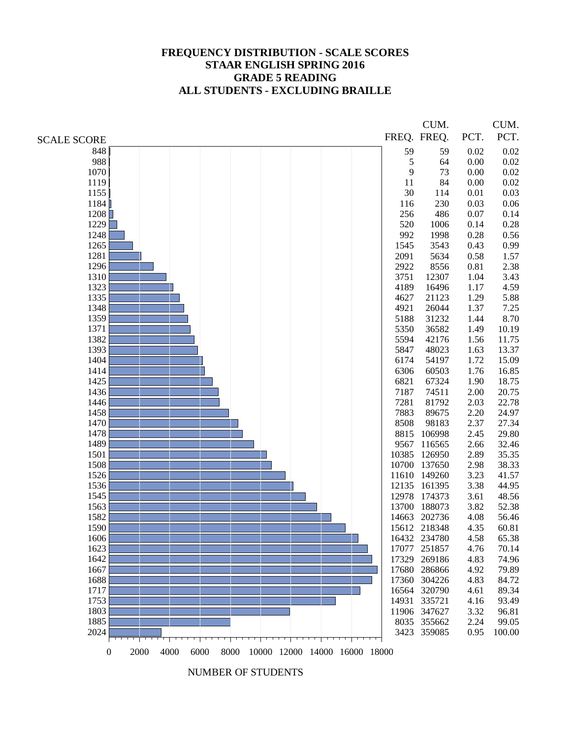# FREQUENCY DISTRIBUTION - SCALE SCORES
## STAAR ENGLISH SPRING 2016
## GRADE 5 READING
## ALL STUDENTS - EXCLUDING BRAILLE

| SCALE SCORE | FREQ. | CUM. FREQ. | PCT. | CUM. PCT. |
|---|---|---|---|---|
| 848 | 59 | 59 | 0.02 | 0.02 |
| 988 | 5 | 64 | 0.00 | 0.02 |
| 1070 | 9 | 73 | 0.00 | 0.02 |
| 1119 | 11 | 84 | 0.00 | 0.02 |
| 1155 | 30 | 114 | 0.01 | 0.03 |
| 1184 | 116 | 230 | 0.03 | 0.06 |
| 1208 | 256 | 486 | 0.07 | 0.14 |
| 1229 | 520 | 1006 | 0.14 | 0.28 |
| 1248 | 992 | 1998 | 0.28 | 0.56 |
| 1265 | 1545 | 3543 | 0.43 | 0.99 |
| 1281 | 2091 | 5634 | 0.58 | 1.57 |
| 1296 | 2922 | 8556 | 0.81 | 2.38 |
| 1310 | 3751 | 12307 | 1.04 | 3.43 |
| 1323 | 4189 | 16496 | 1.17 | 4.59 |
| 1335 | 4627 | 21123 | 1.29 | 5.88 |
| 1348 | 4921 | 26044 | 1.37 | 7.25 |
| 1359 | 5188 | 31232 | 1.44 | 8.70 |
| 1371 | 5350 | 36582 | 1.49 | 10.19 |
| 1382 | 5594 | 42176 | 1.56 | 11.75 |
| 1393 | 5847 | 48023 | 1.63 | 13.37 |
| 1404 | 6174 | 54197 | 1.72 | 15.09 |
| 1414 | 6306 | 60503 | 1.76 | 16.85 |
| 1425 | 6821 | 67324 | 1.90 | 18.75 |
| 1436 | 7187 | 74511 | 2.00 | 20.75 |
| 1446 | 7281 | 81792 | 2.03 | 22.78 |
| 1458 | 7883 | 89675 | 2.20 | 24.97 |
| 1470 | 8508 | 98183 | 2.37 | 27.34 |
| 1478 | 8815 | 106998 | 2.45 | 29.80 |
| 1489 | 9567 | 116565 | 2.66 | 32.46 |
| 1501 | 10385 | 126950 | 2.89 | 35.35 |
| 1508 | 10700 | 137650 | 2.98 | 38.33 |
| 1526 | 11610 | 149260 | 3.23 | 41.57 |
| 1536 | 12135 | 161395 | 3.38 | 44.95 |
| 1545 | 12978 | 174373 | 3.61 | 48.56 |
| 1563 | 13700 | 188073 | 3.82 | 52.38 |
| 1582 | 14663 | 202736 | 4.08 | 56.46 |
| 1590 | 15612 | 218348 | 4.35 | 60.81 |
| 1606 | 16432 | 234780 | 4.58 | 65.38 |
| 1623 | 17077 | 251857 | 4.76 | 70.14 |
| 1642 | 17329 | 269186 | 4.83 | 74.96 |
| 1667 | 17680 | 286866 | 4.92 | 79.89 |
| 1688 | 17360 | 304226 | 4.83 | 84.72 |
| 1717 | 16564 | 320790 | 4.61 | 89.34 |
| 1753 | 14931 | 335721 | 4.16 | 93.49 |
| 1803 | 11906 | 347627 | 3.32 | 96.81 |
| 1885 | 8035 | 355662 | 2.24 | 99.05 |
| 2024 | 3423 | 359085 | 0.95 | 100.00 |

NUMBER OF STUDENTS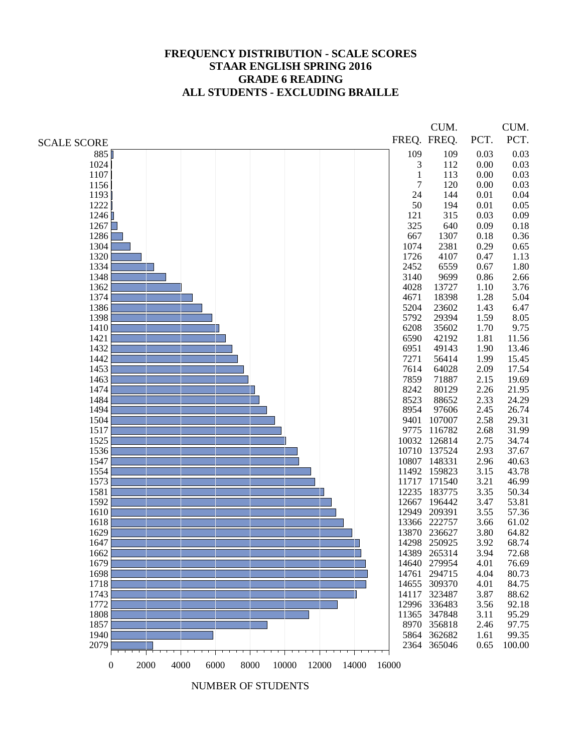# FREQUENCY DISTRIBUTION - SCALE SCORES
## STAAR ENGLISH SPRING 2016
## GRADE 6 READING
## ALL STUDENTS - EXCLUDING BRAILLE

| SCALE SCORE | FREQ. | CUM. FREQ. | PCT. | CUM. PCT. |
|---|---|---|---|---|
| 885 | 109 | 109 | 0.03 | 0.03 |
| 1024 | 3 | 112 | 0.00 | 0.03 |
| 1107 | 1 | 113 | 0.00 | 0.03 |
| 1156 | 7 | 120 | 0.00 | 0.03 |
| 1193 | 24 | 144 | 0.01 | 0.04 |
| 1222 | 50 | 194 | 0.01 | 0.05 |
| 1246 | 121 | 315 | 0.03 | 0.09 |
| 1267 | 325 | 640 | 0.09 | 0.18 |
| 1286 | 667 | 1307 | 0.18 | 0.36 |
| 1304 | 1074 | 2381 | 0.29 | 0.65 |
| 1320 | 1726 | 4107 | 0.47 | 1.13 |
| 1334 | 2452 | 6559 | 0.67 | 1.80 |
| 1348 | 3140 | 9699 | 0.86 | 2.66 |
| 1362 | 4028 | 13727 | 1.10 | 3.76 |
| 1374 | 4671 | 18398 | 1.28 | 5.04 |
| 1386 | 5204 | 23602 | 1.43 | 6.47 |
| 1398 | 5792 | 29394 | 1.59 | 8.05 |
| 1410 | 6208 | 35602 | 1.70 | 9.75 |
| 1421 | 6590 | 42192 | 1.81 | 11.56 |
| 1432 | 6951 | 49143 | 1.90 | 13.46 |
| 1442 | 7271 | 56414 | 1.99 | 15.45 |
| 1453 | 7614 | 64028 | 2.09 | 17.54 |
| 1463 | 7859 | 71887 | 2.15 | 19.69 |
| 1474 | 8242 | 80129 | 2.26 | 21.95 |
| 1484 | 8523 | 88652 | 2.33 | 24.29 |
| 1494 | 8954 | 97606 | 2.45 | 26.74 |
| 1504 | 9401 | 107007 | 2.58 | 29.31 |
| 1517 | 9775 | 116782 | 2.68 | 31.99 |
| 1525 | 10032 | 126814 | 2.75 | 34.74 |
| 1536 | 10710 | 137524 | 2.93 | 37.67 |
| 1547 | 10807 | 148331 | 2.96 | 40.63 |
| 1554 | 11492 | 159823 | 3.15 | 43.78 |
| 1573 | 11717 | 171540 | 3.21 | 46.99 |
| 1581 | 12235 | 183775 | 3.35 | 50.34 |
| 1592 | 12667 | 196442 | 3.47 | 53.81 |
| 1610 | 12949 | 209391 | 3.55 | 57.36 |
| 1618 | 13366 | 222757 | 3.66 | 61.02 |
| 1629 | 13870 | 236627 | 3.80 | 64.82 |
| 1647 | 14298 | 250925 | 3.92 | 68.74 |
| 1662 | 14389 | 265314 | 3.94 | 72.68 |
| 1679 | 14640 | 279954 | 4.01 | 76.69 |
| 1698 | 14761 | 294715 | 4.04 | 80.73 |
| 1718 | 14655 | 309370 | 4.01 | 84.75 |
| 1743 | 14117 | 323487 | 3.87 | 88.62 |
| 1772 | 12996 | 336483 | 3.56 | 92.18 |
| 1808 | 11365 | 347848 | 3.11 | 95.29 |
| 1857 | 8970 | 356818 | 2.46 | 97.75 |
| 1940 | 5864 | 362682 | 1.61 | 99.35 |
| 2079 | 2364 | 365046 | 0.65 | 100.00 |

NUMBER OF STUDENTS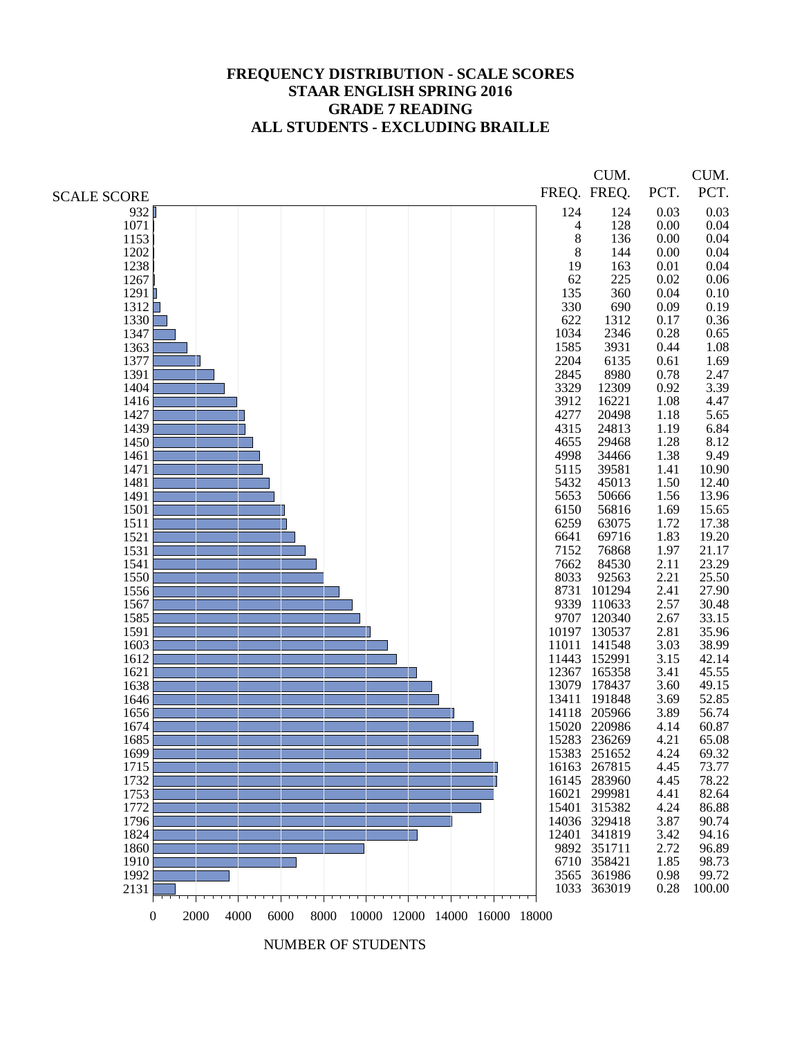# FREQUENCY DISTRIBUTION - SCALE SCORES
## STAAR ENGLISH SPRING 2016
## GRADE 7 READING
## ALL STUDENTS - EXCLUDING BRAILLE

| SCALE SCORE | FREQ. | CUM. FREQ. | PCT. | CUM. PCT. |
|---|---|---|---|---|
| 932 | 124 | 124 | 0.03 | 0.03 |
| 1071 | 4 | 128 | 0.00 | 0.04 |
| 1153 | 8 | 136 | 0.00 | 0.04 |
| 1202 | 8 | 144 | 0.00 | 0.04 |
| 1238 | 19 | 163 | 0.01 | 0.04 |
| 1267 | 62 | 225 | 0.02 | 0.06 |
| 1291 | 135 | 360 | 0.04 | 0.10 |
| 1312 | 330 | 690 | 0.09 | 0.19 |
| 1330 | 622 | 1312 | 0.17 | 0.36 |
| 1347 | 1034 | 2346 | 0.28 | 0.65 |
| 1363 | 1585 | 3931 | 0.44 | 1.08 |
| 1377 | 2204 | 6135 | 0.61 | 1.69 |
| 1391 | 2845 | 8980 | 0.78 | 2.47 |
| 1404 | 3329 | 12309 | 0.92 | 3.39 |
| 1416 | 3912 | 16221 | 1.08 | 4.47 |
| 1427 | 4277 | 20498 | 1.18 | 5.65 |
| 1439 | 4315 | 24813 | 1.19 | 6.84 |
| 1450 | 4655 | 29468 | 1.28 | 8.12 |
| 1461 | 4998 | 34466 | 1.38 | 9.49 |
| 1471 | 5115 | 39581 | 1.41 | 10.90 |
| 1481 | 5432 | 45013 | 1.50 | 12.40 |
| 1491 | 5653 | 50666 | 1.56 | 13.96 |
| 1501 | 6150 | 56816 | 1.69 | 15.65 |
| 1511 | 6259 | 63075 | 1.72 | 17.38 |
| 1521 | 6641 | 69716 | 1.83 | 19.20 |
| 1531 | 7152 | 76868 | 1.97 | 21.17 |
| 1541 | 7662 | 84530 | 2.11 | 23.29 |
| 1550 | 8033 | 92563 | 2.21 | 25.50 |
| 1556 | 8731 | 101294 | 2.41 | 27.90 |
| 1567 | 9339 | 110633 | 2.57 | 30.48 |
| 1585 | 9707 | 120340 | 2.67 | 33.15 |
| 1591 | 10197 | 130537 | 2.81 | 35.96 |
| 1603 | 11011 | 141548 | 3.03 | 38.99 |
| 1612 | 11443 | 152991 | 3.15 | 42.14 |
| 1621 | 12367 | 165358 | 3.41 | 45.55 |
| 1638 | 13079 | 178437 | 3.60 | 49.15 |
| 1646 | 13411 | 191848 | 3.69 | 52.85 |
| 1656 | 14118 | 205966 | 3.89 | 56.74 |
| 1674 | 15020 | 220986 | 4.14 | 60.87 |
| 1685 | 15283 | 236269 | 4.21 | 65.08 |
| 1699 | 15383 | 251652 | 4.24 | 69.32 |
| 1715 | 16163 | 267815 | 4.45 | 73.77 |
| 1732 | 16145 | 283960 | 4.45 | 78.22 |
| 1753 | 16021 | 299981 | 4.41 | 82.64 |
| 1772 | 15401 | 315382 | 4.24 | 86.88 |
| 1796 | 14036 | 329418 | 3.87 | 90.74 |
| 1824 | 12401 | 341819 | 3.42 | 94.16 |
| 1860 | 9892 | 351711 | 2.72 | 96.89 |
| 1910 | 6710 | 358421 | 1.85 | 98.73 |
| 1992 | 3565 | 361986 | 0.98 | 99.72 |
| 2131 | 1033 | 363019 | 0.28 | 100.00 |

NUMBER OF STUDENTS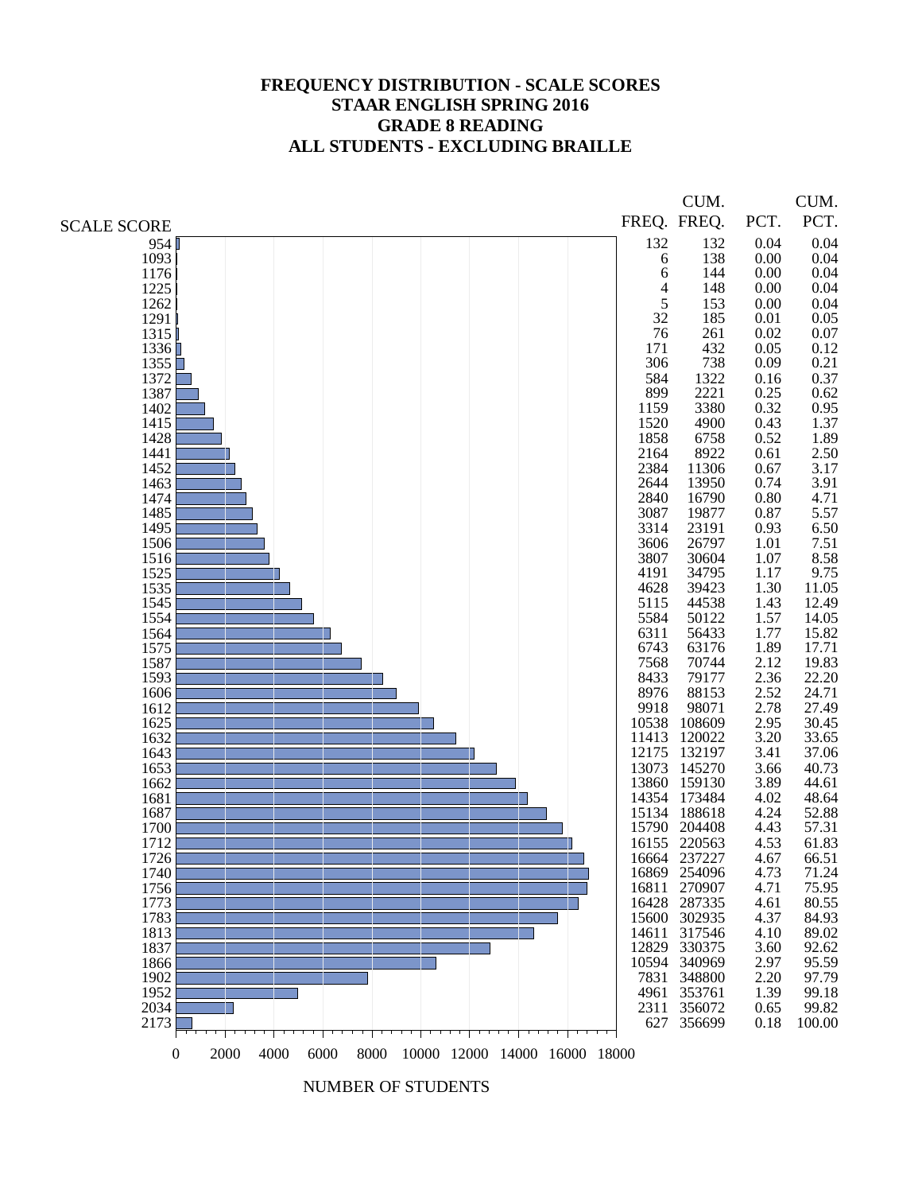# FREQUENCY DISTRIBUTION - SCALE SCORES
## STAAR ENGLISH SPRING 2016
## GRADE 8 READING
## ALL STUDENTS - EXCLUDING BRAILLE

| SCALE SCORE | FREQ. | CUM. FREQ. | PCT. | CUM. PCT. |
|---|---|---|---|---|
| 954 | 132 | 132 | 0.04 | 0.04 |
| 1093 | 6 | 138 | 0.00 | 0.04 |
| 1176 | 6 | 144 | 0.00 | 0.04 |
| 1225 | 4 | 148 | 0.00 | 0.04 |
| 1262 | 5 | 153 | 0.00 | 0.04 |
| 1291 | 32 | 185 | 0.01 | 0.05 |
| 1315 | 76 | 261 | 0.02 | 0.07 |
| 1336 | 171 | 432 | 0.05 | 0.12 |
| 1355 | 306 | 738 | 0.09 | 0.21 |
| 1372 | 584 | 1322 | 0.16 | 0.37 |
| 1387 | 899 | 2221 | 0.25 | 0.62 |
| 1402 | 1159 | 3380 | 0.32 | 0.95 |
| 1415 | 1520 | 4900 | 0.43 | 1.37 |
| 1428 | 1858 | 6758 | 0.52 | 1.89 |
| 1441 | 2164 | 8922 | 0.61 | 2.50 |
| 1452 | 2384 | 11306 | 0.67 | 3.17 |
| 1463 | 2644 | 13950 | 0.74 | 3.91 |
| 1474 | 2840 | 16790 | 0.80 | 4.71 |
| 1485 | 3087 | 19877 | 0.87 | 5.57 |
| 1495 | 3314 | 23191 | 0.93 | 6.50 |
| 1506 | 3606 | 26797 | 1.01 | 7.51 |
| 1516 | 3807 | 30604 | 1.07 | 8.58 |
| 1525 | 4191 | 34795 | 1.17 | 9.75 |
| 1535 | 4628 | 39423 | 1.30 | 11.05 |
| 1545 | 5115 | 44538 | 1.43 | 12.49 |
| 1554 | 5584 | 50122 | 1.57 | 14.05 |
| 1564 | 6311 | 56433 | 1.77 | 15.82 |
| 1575 | 6743 | 63176 | 1.89 | 17.71 |
| 1587 | 7568 | 70744 | 2.12 | 19.83 |
| 1593 | 8433 | 79177 | 2.36 | 22.20 |
| 1606 | 8976 | 88153 | 2.52 | 24.71 |
| 1612 | 9918 | 98071 | 2.78 | 27.49 |
| 1625 | 10538 | 108609 | 2.95 | 30.45 |
| 1632 | 11413 | 120022 | 3.20 | 33.65 |
| 1643 | 12175 | 132197 | 3.41 | 37.06 |
| 1653 | 13073 | 145270 | 3.66 | 40.73 |
| 1662 | 13860 | 159130 | 3.89 | 44.61 |
| 1681 | 14354 | 173484 | 4.02 | 48.64 |
| 1687 | 15134 | 188618 | 4.24 | 52.88 |
| 1700 | 15790 | 204408 | 4.43 | 57.31 |
| 1712 | 16155 | 220563 | 4.53 | 61.83 |
| 1726 | 16664 | 237227 | 4.67 | 66.51 |
| 1740 | 16869 | 254096 | 4.73 | 71.24 |
| 1756 | 16811 | 270907 | 4.71 | 75.95 |
| 1773 | 16428 | 287335 | 4.61 | 80.55 |
| 1783 | 15600 | 302935 | 4.37 | 84.93 |
| 1813 | 14611 | 317546 | 4.10 | 89.02 |
| 1837 | 12829 | 330375 | 3.60 | 92.62 |
| 1866 | 10594 | 340969 | 2.97 | 95.59 |
| 1902 | 7831 | 348800 | 2.20 | 97.79 |
| 1952 | 4961 | 353761 | 1.39 | 99.18 |
| 2034 | 2311 | 356072 | 0.65 | 99.82 |
| 2173 | 627 | 356699 | 0.18 | 100.00 |

NUMBER OF STUDENTS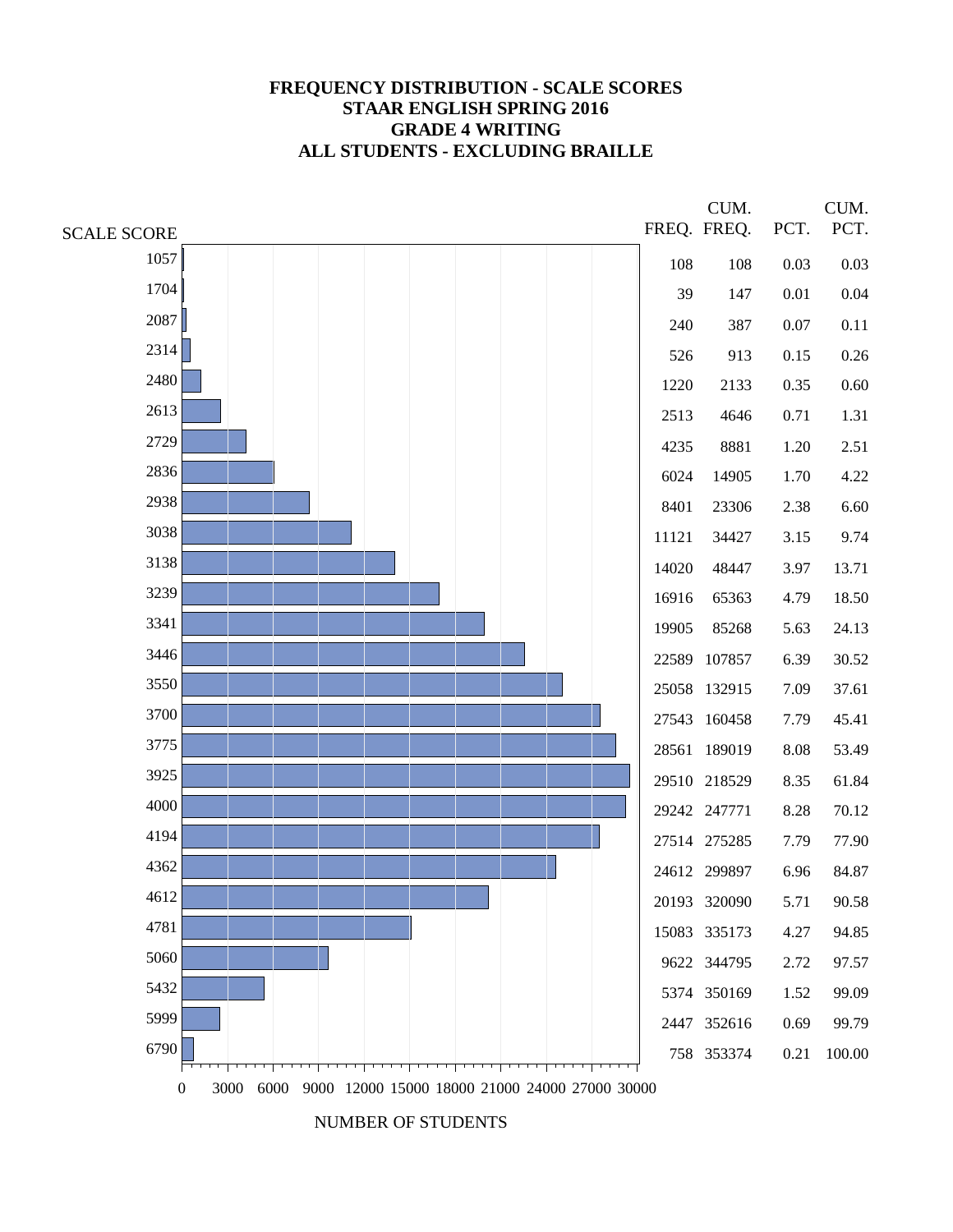# FREQUENCY DISTRIBUTION - SCALE SCORES
## STAAR ENGLISH SPRING 2016
## GRADE 4 WRITING
## ALL STUDENTS - EXCLUDING BRAILLE

| SCALE SCORE | FREQ. | CUM. FREQ. | PCT. | CUM. PCT. |
|---|---|---|---|---|
| 1057 | 108 | 108 | 0.03 | 0.03 |
| 1704 | 39 | 147 | 0.01 | 0.04 |
| 2087 | 240 | 387 | 0.07 | 0.11 |
| 2314 | 526 | 913 | 0.15 | 0.26 |
| 2480 | 1220 | 2133 | 0.35 | 0.60 |
| 2613 | 2513 | 4646 | 0.71 | 1.31 |
| 2729 | 4235 | 8881 | 1.20 | 2.51 |
| 2836 | 6024 | 14905 | 1.70 | 4.22 |
| 2938 | 8401 | 23306 | 2.38 | 6.60 |
| 3038 | 11121 | 34427 | 3.15 | 9.74 |
| 3138 | 14020 | 48447 | 3.97 | 13.71 |
| 3239 | 16916 | 65363 | 4.79 | 18.50 |
| 3341 | 19905 | 85268 | 5.63 | 24.13 |
| 3446 | 22589 | 107857 | 6.39 | 30.52 |
| 3550 | 25058 | 132915 | 7.09 | 37.61 |
| 3700 | 27543 | 160458 | 7.79 | 45.41 |
| 3775 | 28561 | 189019 | 8.08 | 53.49 |
| 3925 | 29510 | 218529 | 8.35 | 61.84 |
| 4000 | 29242 | 247771 | 8.28 | 70.12 |
| 4194 | 27514 | 275285 | 7.79 | 77.90 |
| 4362 | 24612 | 299897 | 6.96 | 84.87 |
| 4612 | 20193 | 320090 | 5.71 | 90.58 |
| 4781 | 15083 | 335173 | 4.27 | 94.85 |
| 5060 | 9622 | 344795 | 2.72 | 97.57 |
| 5432 | 5374 | 350169 | 1.52 | 99.09 |
| 5999 | 2447 | 352616 | 0.69 | 99.79 |
| 6790 | 758 | 353374 | 0.21 | 100.00 |

NUMBER OF STUDENTS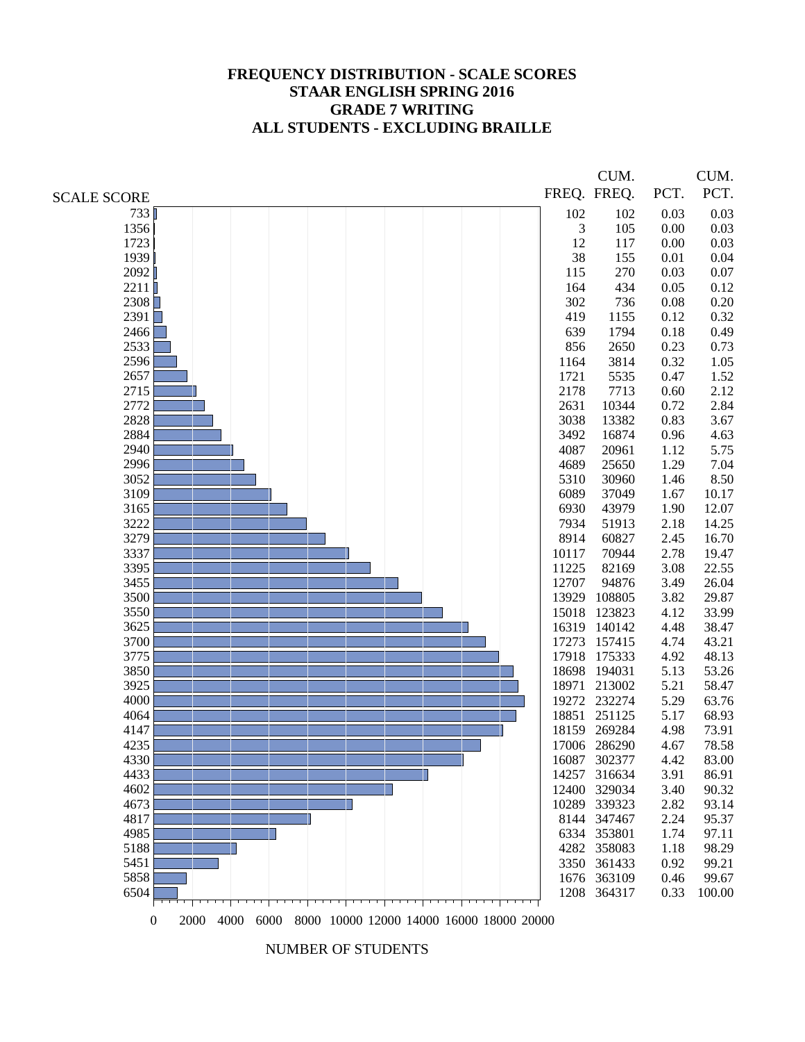# FREQUENCY DISTRIBUTION - SCALE SCORES
## STAAR ENGLISH SPRING 2016
## GRADE 7 WRITING
## ALL STUDENTS - EXCLUDING BRAILLE

| SCALE SCORE | FREQ. | CUM. FREQ. | PCT. | CUM. PCT. |
|---|---|---|---|---|
| 733 | 102 | 102 | 0.03 | 0.03 |
| 1356 | 3 | 105 | 0.00 | 0.03 |
| 1723 | 12 | 117 | 0.00 | 0.03 |
| 1939 | 38 | 155 | 0.01 | 0.04 |
| 2092 | 115 | 270 | 0.03 | 0.07 |
| 2211 | 164 | 434 | 0.05 | 0.12 |
| 2308 | 302 | 736 | 0.08 | 0.20 |
| 2391 | 419 | 1155 | 0.12 | 0.32 |
| 2466 | 639 | 1794 | 0.18 | 0.49 |
| 2533 | 856 | 2650 | 0.23 | 0.73 |
| 2596 | 1164 | 3814 | 0.32 | 1.05 |
| 2657 | 1721 | 5535 | 0.47 | 1.52 |
| 2715 | 2178 | 7713 | 0.60 | 2.12 |
| 2772 | 2631 | 10344 | 0.72 | 2.84 |
| 2828 | 3038 | 13382 | 0.83 | 3.67 |
| 2884 | 3492 | 16874 | 0.96 | 4.63 |
| 2940 | 4087 | 20961 | 1.12 | 5.75 |
| 2996 | 4689 | 25650 | 1.29 | 7.04 |
| 3052 | 5310 | 30960 | 1.46 | 8.50 |
| 3109 | 6089 | 37049 | 1.67 | 10.17 |
| 3165 | 6930 | 43979 | 1.90 | 12.07 |
| 3222 | 7934 | 51913 | 2.18 | 14.25 |
| 3279 | 8914 | 60827 | 2.45 | 16.70 |
| 3337 | 10117 | 70944 | 2.78 | 19.47 |
| 3395 | 11225 | 82169 | 3.08 | 22.55 |
| 3455 | 12707 | 94876 | 3.49 | 26.04 |
| 3500 | 13929 | 108805 | 3.82 | 29.87 |
| 3550 | 15018 | 123823 | 4.12 | 33.99 |
| 3625 | 16319 | 140142 | 4.48 | 38.47 |
| 3700 | 17273 | 157415 | 4.74 | 43.21 |
| 3775 | 17918 | 175333 | 4.92 | 48.13 |
| 3850 | 18698 | 194031 | 5.13 | 53.26 |
| 3925 | 18971 | 213002 | 5.21 | 58.47 |
| 4000 | 19272 | 232274 | 5.29 | 63.76 |
| 4064 | 18851 | 251125 | 5.17 | 68.93 |
| 4147 | 18159 | 269284 | 4.98 | 73.91 |
| 4235 | 17006 | 286290 | 4.67 | 78.58 |
| 4330 | 16087 | 302377 | 4.42 | 83.00 |
| 4433 | 14257 | 316634 | 3.91 | 86.91 |
| 4602 | 12400 | 329034 | 3.40 | 90.32 |
| 4673 | 10289 | 339323 | 2.82 | 93.14 |
| 4817 | 8144 | 347467 | 2.24 | 95.37 |
| 4985 | 6334 | 353801 | 1.74 | 97.11 |
| 5188 | 4282 | 358083 | 1.18 | 98.29 |
| 5451 | 3350 | 361433 | 0.92 | 99.21 |
| 5858 | 1676 | 363109 | 0.46 | 99.67 |
| 6504 | 1208 | 364317 | 0.33 | 100.00 |

NUMBER OF STUDENTS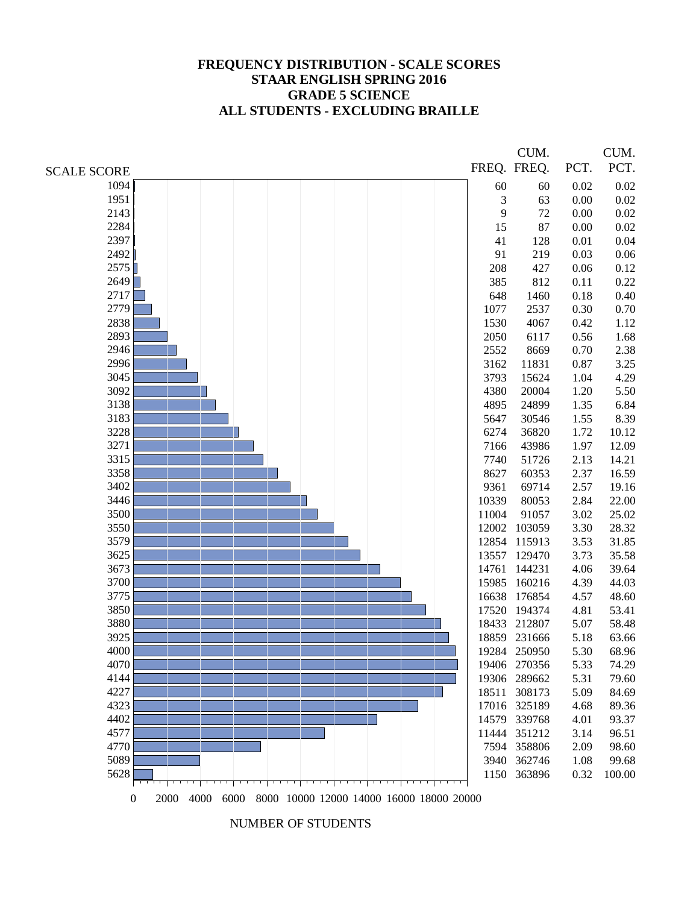# FREQUENCY DISTRIBUTION - SCALE SCORES
## STAAR ENGLISH SPRING 2016
## GRADE 5 SCIENCE
## ALL STUDENTS - EXCLUDING BRAILLE

| SCALE SCORE | FREQ. | CUM. FREQ. | PCT. | CUM. PCT. |
|---|---|---|---|---|
| 1094 | 60 | 60 | 0.02 | 0.02 |
| 1951 | 3 | 63 | 0.00 | 0.02 |
| 2143 | 9 | 72 | 0.00 | 0.02 |
| 2284 | 15 | 87 | 0.00 | 0.02 |
| 2397 | 41 | 128 | 0.01 | 0.04 |
| 2492 | 91 | 219 | 0.03 | 0.06 |
| 2575 | 208 | 427 | 0.06 | 0.12 |
| 2649 | 385 | 812 | 0.11 | 0.22 |
| 2717 | 648 | 1460 | 0.18 | 0.40 |
| 2779 | 1077 | 2537 | 0.30 | 0.70 |
| 2838 | 1530 | 4067 | 0.42 | 1.12 |
| 2893 | 2050 | 6117 | 0.56 | 1.68 |
| 2946 | 2552 | 8669 | 0.70 | 2.38 |
| 2996 | 3162 | 11831 | 0.87 | 3.25 |
| 3045 | 3793 | 15624 | 1.04 | 4.29 |
| 3092 | 4380 | 20004 | 1.20 | 5.50 |
| 3138 | 4895 | 24899 | 1.35 | 6.84 |
| 3183 | 5647 | 30546 | 1.55 | 8.39 |
| 3228 | 6274 | 36820 | 1.72 | 10.12 |
| 3271 | 7166 | 43986 | 1.97 | 12.09 |
| 3315 | 7740 | 51726 | 2.13 | 14.21 |
| 3358 | 8627 | 60353 | 2.37 | 16.59 |
| 3402 | 9361 | 69714 | 2.57 | 19.16 |
| 3446 | 10339 | 80053 | 2.84 | 22.00 |
| 3500 | 11004 | 91057 | 3.02 | 25.02 |
| 3550 | 12002 | 103059 | 3.30 | 28.32 |
| 3579 | 12854 | 115913 | 3.53 | 31.85 |
| 3625 | 13557 | 129470 | 3.73 | 35.58 |
| 3673 | 14761 | 144231 | 4.06 | 39.64 |
| 3700 | 15985 | 160216 | 4.39 | 44.03 |
| 3775 | 16638 | 176854 | 4.57 | 48.60 |
| 3850 | 17520 | 194374 | 4.81 | 53.41 |
| 3880 | 18433 | 212807 | 5.07 | 58.48 |
| 3925 | 18859 | 231666 | 5.18 | 63.66 |
| 4000 | 19284 | 250950 | 5.30 | 68.96 |
| 4070 | 19406 | 270356 | 5.33 | 74.29 |
| 4144 | 19306 | 289662 | 5.31 | 79.60 |
| 4227 | 18511 | 308173 | 5.09 | 84.69 |
| 4323 | 17016 | 325189 | 4.68 | 89.36 |
| 4402 | 14579 | 339768 | 4.01 | 93.37 |
| 4577 | 11444 | 351212 | 3.14 | 96.51 |
| 4770 | 7594 | 358806 | 2.09 | 98.60 |
| 5089 | 3940 | 362746 | 1.08 | 99.68 |
| 5628 | 1150 | 363896 | 0.32 | 100.00 |

NUMBER OF STUDENTS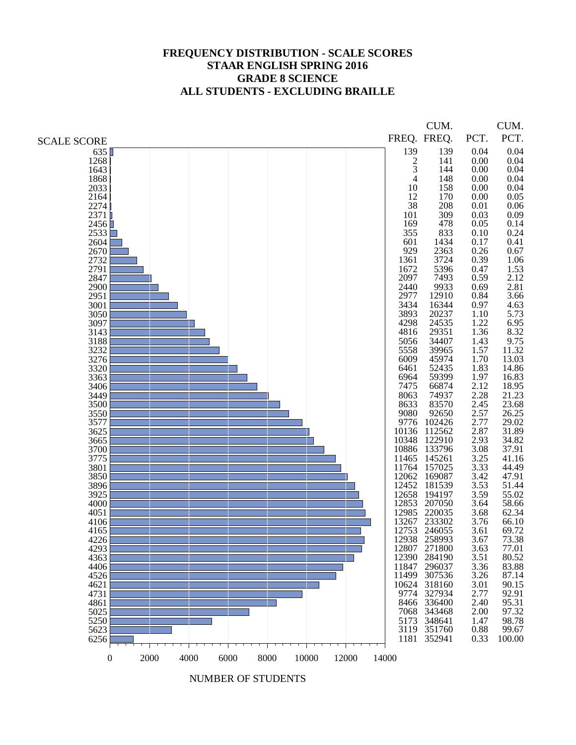# FREQUENCY DISTRIBUTION - SCALE SCORES
## STAAR ENGLISH SPRING 2016
## GRADE 8 SCIENCE
## ALL STUDENTS - EXCLUDING BRAILLE

| SCALE SCORE | FREQ. | CUM. FREQ. | PCT. | CUM. PCT. |
|---|---|---|---|---|
| 635 | 139 | 139 | 0.04 | 0.04 |
| 1268 | 2 | 141 | 0.00 | 0.04 |
| 1643 | 3 | 144 | 0.00 | 0.04 |
| 1868 | 4 | 148 | 0.00 | 0.04 |
| 2033 | 10 | 158 | 0.00 | 0.04 |
| 2164 | 12 | 170 | 0.00 | 0.05 |
| 2274 | 38 | 208 | 0.01 | 0.06 |
| 2371 | 101 | 309 | 0.03 | 0.09 |
| 2456 | 169 | 478 | 0.05 | 0.14 |
| 2533 | 355 | 833 | 0.10 | 0.24 |
| 2604 | 601 | 1434 | 0.17 | 0.41 |
| 2670 | 929 | 2363 | 0.26 | 0.67 |
| 2732 | 1361 | 3724 | 0.39 | 1.06 |
| 2791 | 1672 | 5396 | 0.47 | 1.53 |
| 2847 | 2097 | 7493 | 0.59 | 2.12 |
| 2900 | 2440 | 9933 | 0.69 | 2.81 |
| 2951 | 2977 | 12910 | 0.84 | 3.66 |
| 3001 | 3434 | 16344 | 0.97 | 4.63 |
| 3050 | 3893 | 20237 | 1.10 | 5.73 |
| 3097 | 4298 | 24535 | 1.22 | 6.95 |
| 3143 | 4816 | 29351 | 1.36 | 8.32 |
| 3188 | 5056 | 34407 | 1.43 | 9.75 |
| 3232 | 5558 | 39965 | 1.57 | 11.32 |
| 3276 | 6009 | 45974 | 1.70 | 13.03 |
| 3320 | 6461 | 52435 | 1.83 | 14.86 |
| 3363 | 6964 | 59399 | 1.97 | 16.83 |
| 3406 | 7475 | 66874 | 2.12 | 18.95 |
| 3449 | 8063 | 74937 | 2.28 | 21.23 |
| 3500 | 8633 | 83570 | 2.45 | 23.68 |
| 3550 | 9080 | 92650 | 2.57 | 26.25 |
| 3577 | 9776 | 102426 | 2.77 | 29.02 |
| 3625 | 10136 | 112562 | 2.87 | 31.89 |
| 3665 | 10348 | 122910 | 2.93 | 34.82 |
| 3700 | 10886 | 133796 | 3.08 | 37.91 |
| 3775 | 11465 | 145261 | 3.25 | 41.16 |
| 3801 | 11764 | 157025 | 3.33 | 44.49 |
| 3850 | 12062 | 169087 | 3.42 | 47.91 |
| 3896 | 12452 | 181539 | 3.53 | 51.44 |
| 3925 | 12658 | 194197 | 3.59 | 55.02 |
| 4000 | 12853 | 207050 | 3.64 | 58.66 |
| 4051 | 12985 | 220035 | 3.68 | 62.34 |
| 4106 | 13267 | 233302 | 3.76 | 66.10 |
| 4165 | 12753 | 246055 | 3.61 | 69.72 |
| 4226 | 12938 | 258993 | 3.67 | 73.38 |
| 4293 | 12807 | 271800 | 3.63 | 77.01 |
| 4363 | 12390 | 284190 | 3.51 | 80.52 |
| 4406 | 11847 | 296037 | 3.36 | 83.88 |
| 4526 | 11499 | 307536 | 3.26 | 87.14 |
| 4621 | 10624 | 318160 | 3.01 | 90.15 |
| 4731 | 9774 | 327934 | 2.77 | 92.91 |
| 4861 | 8466 | 336400 | 2.40 | 95.31 |
| 5025 | 7068 | 343468 | 2.00 | 97.32 |
| 5250 | 5173 | 348641 | 1.47 | 98.78 |
| 5623 | 3119 | 351760 | 0.88 | 99.67 |
| 6256 | 1181 | 352941 | 0.33 | 100.00 |

NUMBER OF STUDENTS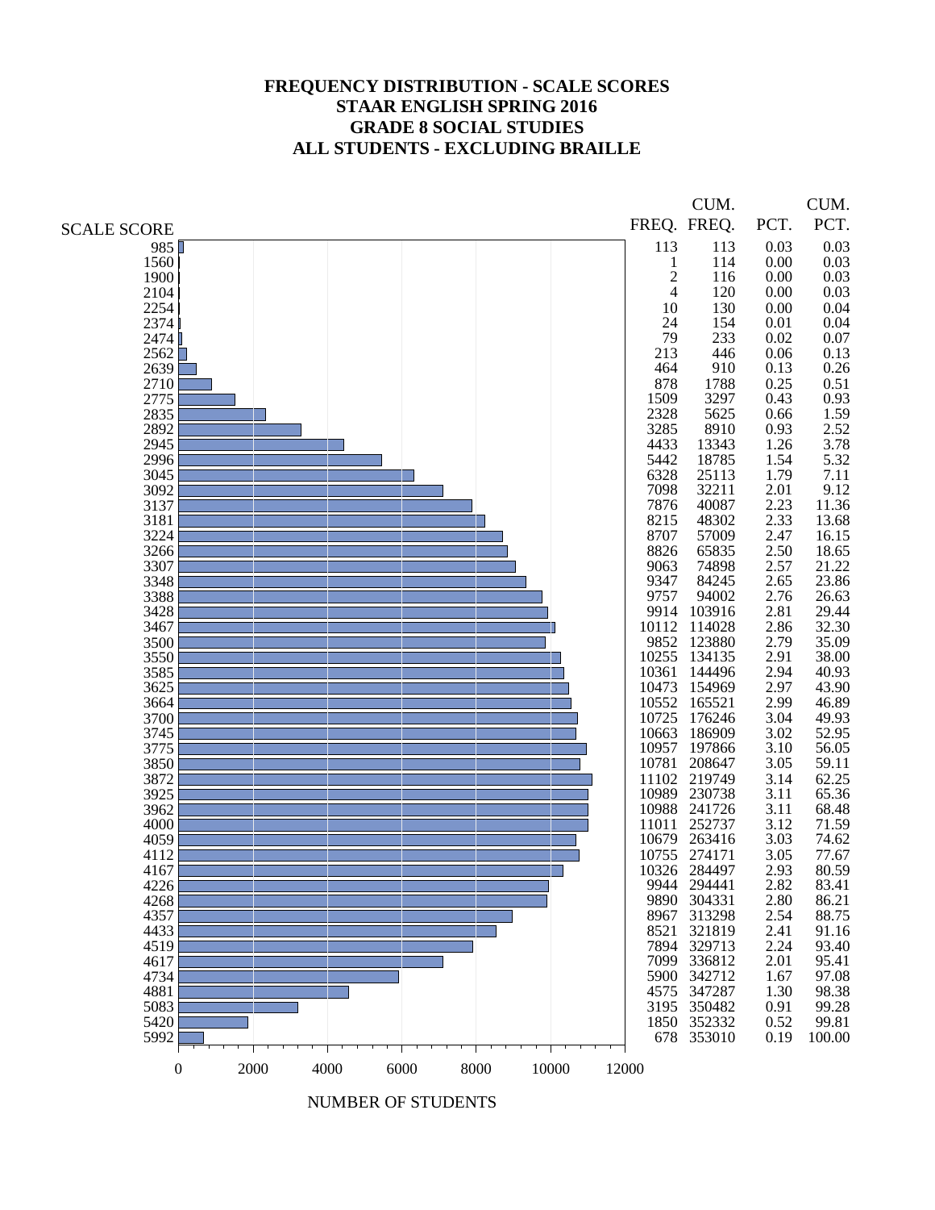# FREQUENCY DISTRIBUTION - SCALE SCORES
## STAAR ENGLISH SPRING 2016
## GRADE 8 SOCIAL STUDIES
## ALL STUDENTS - EXCLUDING BRAILLE

| SCALE SCORE | FREQ. | CUM. FREQ. | PCT. | CUM. PCT. |
|---|---|---|---|---|
| 985 | 113 | 113 | 0.03 | 0.03 |
| 1560 | 1 | 114 | 0.00 | 0.03 |
| 1900 | 2 | 116 | 0.00 | 0.03 |
| 2104 | 4 | 120 | 0.00 | 0.03 |
| 2254 | 10 | 130 | 0.00 | 0.04 |
| 2374 | 24 | 154 | 0.01 | 0.04 |
| 2474 | 79 | 233 | 0.02 | 0.07 |
| 2562 | 213 | 446 | 0.06 | 0.13 |
| 2639 | 464 | 910 | 0.13 | 0.26 |
| 2710 | 878 | 1788 | 0.25 | 0.51 |
| 2775 | 1509 | 3297 | 0.43 | 0.93 |
| 2835 | 2328 | 5625 | 0.66 | 1.59 |
| 2892 | 3285 | 8910 | 0.93 | 2.52 |
| 2945 | 4433 | 13343 | 1.26 | 3.78 |
| 2996 | 5442 | 18785 | 1.54 | 5.32 |
| 3045 | 6328 | 25113 | 1.79 | 7.11 |
| 3092 | 7098 | 32211 | 2.01 | 9.12 |
| 3137 | 7876 | 40087 | 2.23 | 11.36 |
| 3181 | 8215 | 48302 | 2.33 | 13.68 |
| 3224 | 8707 | 57009 | 2.47 | 16.15 |
| 3266 | 8826 | 65835 | 2.50 | 18.65 |
| 3307 | 9063 | 74898 | 2.57 | 21.22 |
| 3348 | 9347 | 84245 | 2.65 | 23.86 |
| 3388 | 9757 | 94002 | 2.76 | 26.63 |
| 3428 | 9914 | 103916 | 2.81 | 29.44 |
| 3467 | 10112 | 114028 | 2.86 | 32.30 |
| 3500 | 9852 | 123880 | 2.79 | 35.09 |
| 3550 | 10255 | 134135 | 2.91 | 38.00 |
| 3585 | 10361 | 144496 | 2.94 | 40.93 |
| 3625 | 10473 | 154969 | 2.97 | 43.90 |
| 3664 | 10552 | 165521 | 2.99 | 46.89 |
| 3700 | 10725 | 176246 | 3.04 | 49.93 |
| 3745 | 10663 | 186909 | 3.02 | 52.95 |
| 3775 | 10957 | 197866 | 3.10 | 56.05 |
| 3850 | 10781 | 208647 | 3.05 | 59.11 |
| 3872 | 11102 | 219749 | 3.14 | 62.25 |
| 3925 | 10989 | 230738 | 3.11 | 65.36 |
| 3962 | 10988 | 241726 | 3.11 | 68.48 |
| 4000 | 11011 | 252737 | 3.12 | 71.59 |
| 4059 | 10679 | 263416 | 3.03 | 74.62 |
| 4112 | 10755 | 274171 | 3.05 | 77.67 |
| 4167 | 10326 | 284497 | 2.93 | 80.59 |
| 4226 | 9944 | 294441 | 2.82 | 83.41 |
| 4268 | 9890 | 304331 | 2.80 | 86.21 |
| 4357 | 8967 | 313298 | 2.54 | 88.75 |
| 4433 | 8521 | 321819 | 2.41 | 91.16 |
| 4519 | 7894 | 329713 | 2.24 | 93.40 |
| 4617 | 7099 | 336812 | 2.01 | 95.41 |
| 4734 | 5900 | 342712 | 1.67 | 97.08 |
| 4881 | 4575 | 347287 | 1.30 | 98.38 |
| 5083 | 3195 | 350482 | 0.91 | 99.28 |
| 5420 | 1850 | 352332 | 0.52 | 99.81 |
| 5992 | 678 | 353010 | 0.19 | 100.00 |

NUMBER OF STUDENTS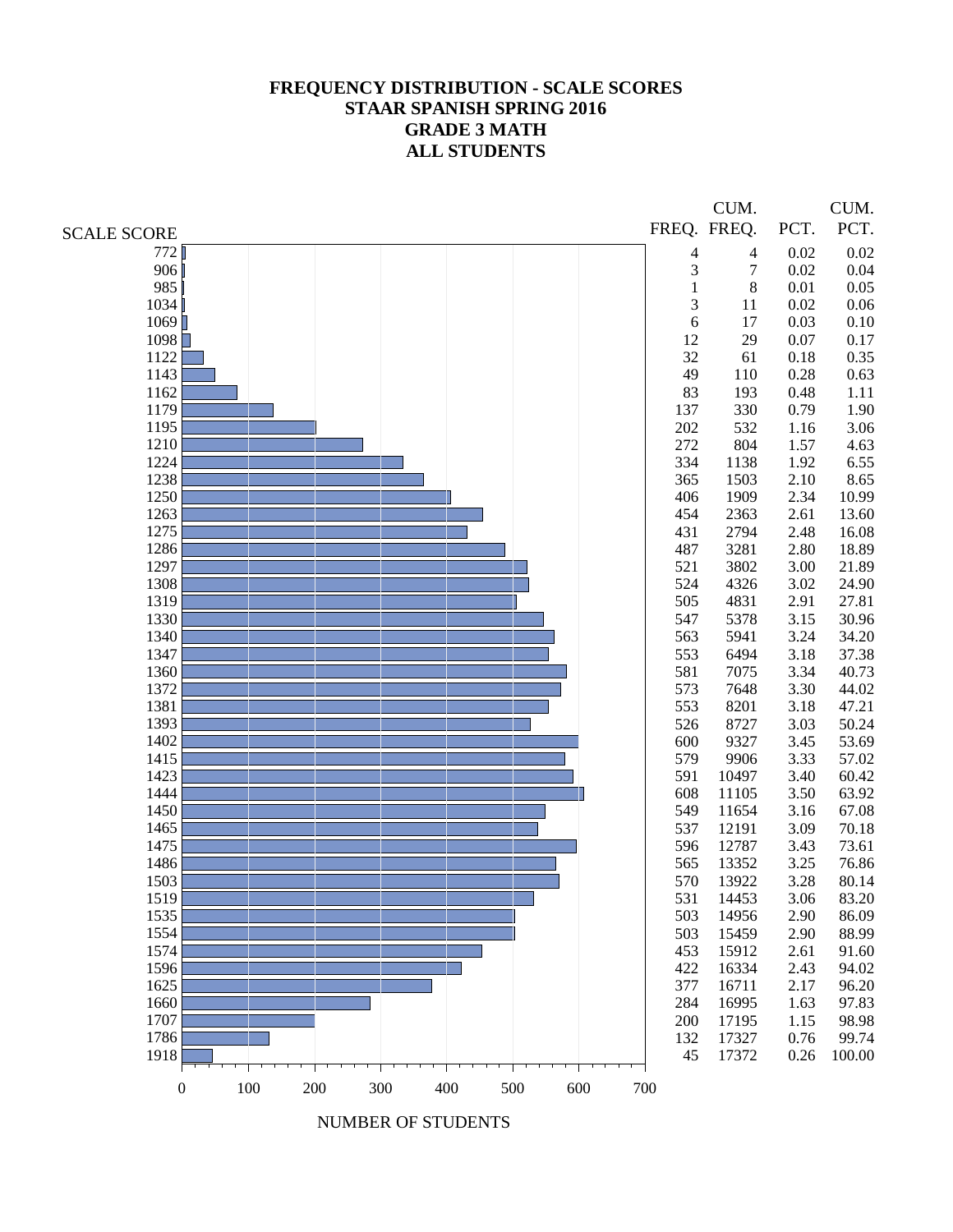# FREQUENCY DISTRIBUTION - SCALE SCORES
# STAAR SPANISH SPRING 2016
# GRADE 3 MATH
# ALL STUDENTS

| SCALE SCORE | FREQ. | CUM. FREQ. | PCT. | CUM. PCT. |
|---|---|---|---|---|
| 772 | 4 | 4 | 0.02 | 0.02 |
| 906 | 3 | 7 | 0.02 | 0.04 |
| 985 | 1 | 8 | 0.01 | 0.05 |
| 1034 | 3 | 11 | 0.02 | 0.06 |
| 1069 | 6 | 17 | 0.03 | 0.10 |
| 1098 | 12 | 29 | 0.07 | 0.17 |
| 1122 | 32 | 61 | 0.18 | 0.35 |
| 1143 | 49 | 110 | 0.28 | 0.63 |
| 1162 | 83 | 193 | 0.48 | 1.11 |
| 1179 | 137 | 330 | 0.79 | 1.90 |
| 1195 | 202 | 532 | 1.16 | 3.06 |
| 1210 | 272 | 804 | 1.57 | 4.63 |
| 1224 | 334 | 1138 | 1.92 | 6.55 |
| 1238 | 365 | 1503 | 2.10 | 8.65 |
| 1250 | 406 | 1909 | 2.34 | 10.99 |
| 1263 | 454 | 2363 | 2.61 | 13.60 |
| 1275 | 431 | 2794 | 2.48 | 16.08 |
| 1286 | 487 | 3281 | 2.80 | 18.89 |
| 1297 | 521 | 3802 | 3.00 | 21.89 |
| 1308 | 524 | 4326 | 3.02 | 24.90 |
| 1319 | 505 | 4831 | 2.91 | 27.81 |
| 1330 | 547 | 5378 | 3.15 | 30.96 |
| 1340 | 563 | 5941 | 3.24 | 34.20 |
| 1347 | 553 | 6494 | 3.18 | 37.38 |
| 1360 | 581 | 7075 | 3.34 | 40.73 |
| 1372 | 573 | 7648 | 3.30 | 44.02 |
| 1381 | 553 | 8201 | 3.18 | 47.21 |
| 1393 | 526 | 8727 | 3.03 | 50.24 |
| 1402 | 600 | 9327 | 3.45 | 53.69 |
| 1415 | 579 | 9906 | 3.33 | 57.02 |
| 1423 | 591 | 10497 | 3.40 | 60.42 |
| 1444 | 608 | 11105 | 3.50 | 63.92 |
| 1450 | 549 | 11654 | 3.16 | 67.08 |
| 1465 | 537 | 12191 | 3.09 | 70.18 |
| 1475 | 596 | 12787 | 3.43 | 73.61 |
| 1486 | 565 | 13352 | 3.25 | 76.86 |
| 1503 | 570 | 13922 | 3.28 | 80.14 |
| 1519 | 531 | 14453 | 3.06 | 83.20 |
| 1535 | 503 | 14956 | 2.90 | 86.09 |
| 1554 | 503 | 15459 | 2.90 | 88.99 |
| 1574 | 453 | 15912 | 2.61 | 91.60 |
| 1596 | 422 | 16334 | 2.43 | 94.02 |
| 1625 | 377 | 16711 | 2.17 | 96.20 |
| 1660 | 284 | 16995 | 1.63 | 97.83 |
| 1707 | 200 | 17195 | 1.15 | 98.98 |
| 1786 | 132 | 17327 | 0.76 | 99.74 |
| 1918 | 45 | 17372 | 0.26 | 100.00 |

NUMBER OF STUDENTS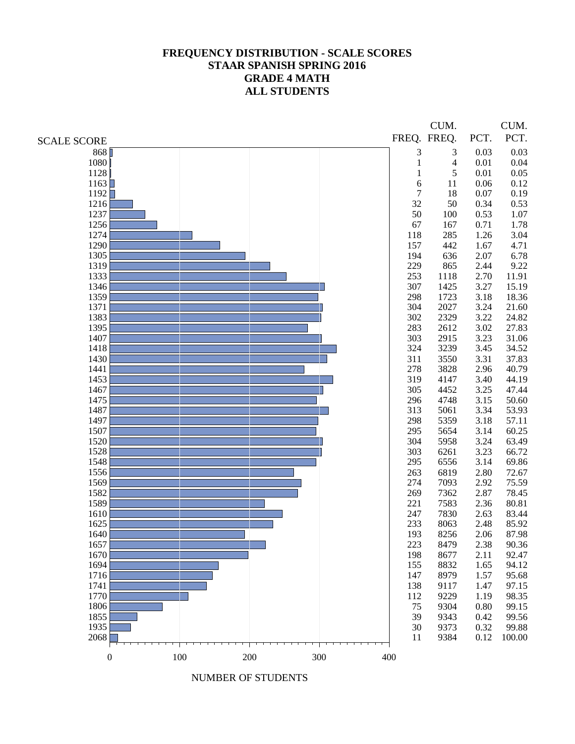# FREQUENCY DISTRIBUTION - SCALE SCORES
## STAAR SPANISH SPRING 2016
## GRADE 4 MATH
## ALL STUDENTS

| SCALE SCORE | FREQ. | CUM. FREQ. | PCT. | CUM. PCT. |
|---|---|---|---|---|
| 868 | 3 | 3 | 0.03 | 0.03 |
| 1080 | 1 | 4 | 0.01 | 0.04 |
| 1128 | 1 | 5 | 0.01 | 0.05 |
| 1163 | 6 | 11 | 0.06 | 0.12 |
| 1192 | 7 | 18 | 0.07 | 0.19 |
| 1216 | 32 | 50 | 0.34 | 0.53 |
| 1237 | 50 | 100 | 0.53 | 1.07 |
| 1256 | 67 | 167 | 0.71 | 1.78 |
| 1274 | 118 | 285 | 1.26 | 3.04 |
| 1290 | 157 | 442 | 1.67 | 4.71 |
| 1305 | 194 | 636 | 2.07 | 6.78 |
| 1319 | 229 | 865 | 2.44 | 9.22 |
| 1333 | 253 | 1118 | 2.70 | 11.91 |
| 1346 | 307 | 1425 | 3.27 | 15.19 |
| 1359 | 298 | 1723 | 3.18 | 18.36 |
| 1371 | 304 | 2027 | 3.24 | 21.60 |
| 1383 | 302 | 2329 | 3.22 | 24.82 |
| 1395 | 283 | 2612 | 3.02 | 27.83 |
| 1407 | 303 | 2915 | 3.23 | 31.06 |
| 1418 | 324 | 3239 | 3.45 | 34.52 |
| 1430 | 311 | 3550 | 3.31 | 37.83 |
| 1441 | 278 | 3828 | 2.96 | 40.79 |
| 1453 | 319 | 4147 | 3.40 | 44.19 |
| 1467 | 305 | 4452 | 3.25 | 47.44 |
| 1475 | 296 | 4748 | 3.15 | 50.60 |
| 1487 | 313 | 5061 | 3.34 | 53.93 |
| 1497 | 298 | 5359 | 3.18 | 57.11 |
| 1507 | 295 | 5654 | 3.14 | 60.25 |
| 1520 | 304 | 5958 | 3.24 | 63.49 |
| 1528 | 303 | 6261 | 3.23 | 66.72 |
| 1548 | 295 | 6556 | 3.14 | 69.86 |
| 1556 | 263 | 6819 | 2.80 | 72.67 |
| 1569 | 274 | 7093 | 2.92 | 75.59 |
| 1582 | 269 | 7362 | 2.87 | 78.45 |
| 1589 | 221 | 7583 | 2.36 | 80.81 |
| 1610 | 247 | 7830 | 2.63 | 83.44 |
| 1625 | 233 | 8063 | 2.48 | 85.92 |
| 1640 | 193 | 8256 | 2.06 | 87.98 |
| 1657 | 223 | 8479 | 2.38 | 90.36 |
| 1670 | 198 | 8677 | 2.11 | 92.47 |
| 1694 | 155 | 8832 | 1.65 | 94.12 |
| 1716 | 147 | 8979 | 1.57 | 95.68 |
| 1741 | 138 | 9117 | 1.47 | 97.15 |
| 1770 | 112 | 9229 | 1.19 | 98.35 |
| 1806 | 75 | 9304 | 0.80 | 99.15 |
| 1855 | 39 | 9343 | 0.42 | 99.56 |
| 1935 | 30 | 9373 | 0.32 | 99.88 |
| 2068 | 11 | 9384 | 0.12 | 100.00 |

NUMBER OF STUDENTS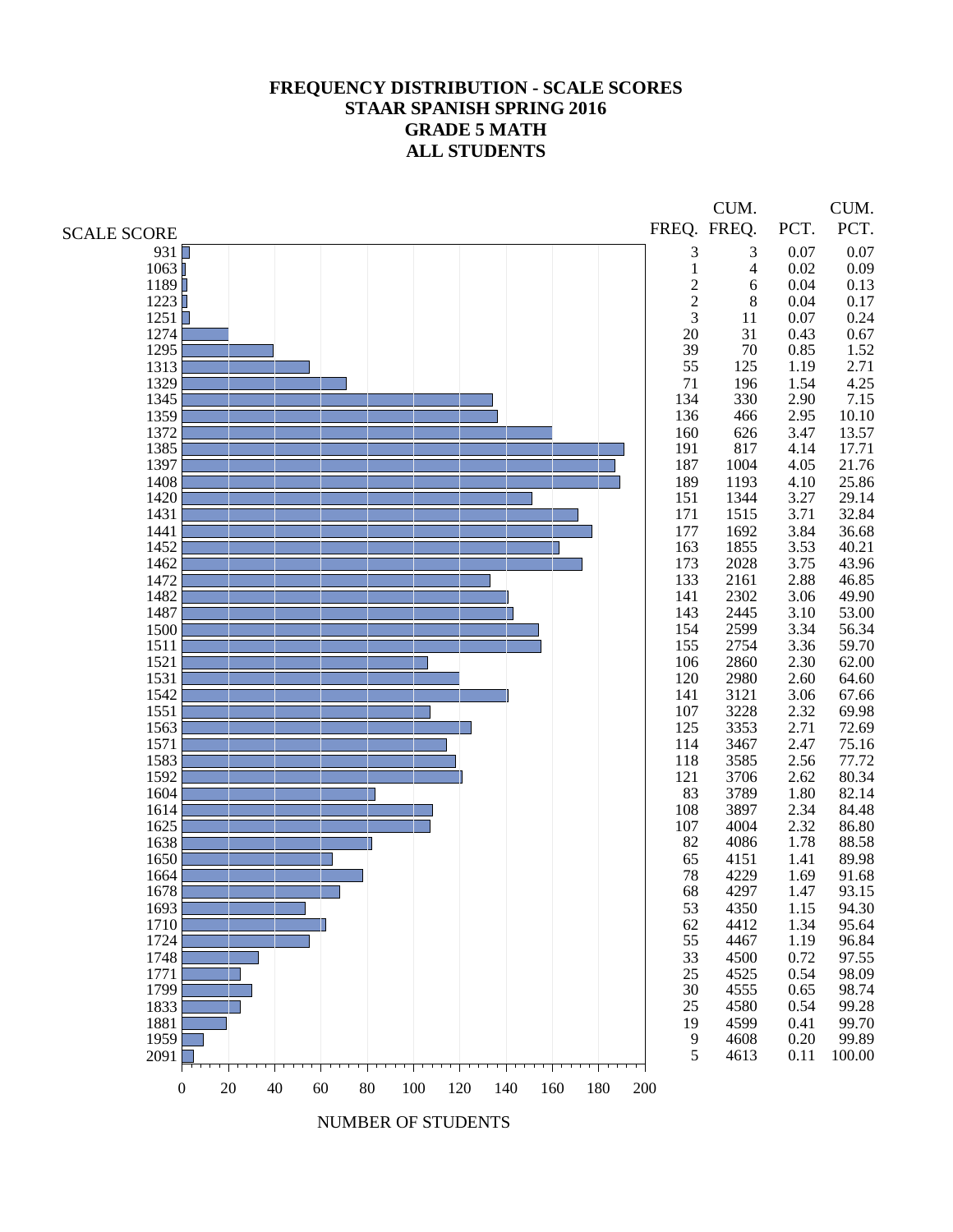# FREQUENCY DISTRIBUTION - SCALE SCORES
## STAAR SPANISH SPRING 2016
## GRADE 5 MATH
## ALL STUDENTS

| SCALE SCORE | FREQ. | CUM. FREQ. | PCT. | CUM. PCT. |
|---|---|---|---|---|
| 931 | 3 | 3 | 0.07 | 0.07 |
| 1063 | 1 | 4 | 0.02 | 0.09 |
| 1189 | 2 | 6 | 0.04 | 0.13 |
| 1223 | 2 | 8 | 0.04 | 0.17 |
| 1251 | 3 | 11 | 0.07 | 0.24 |
| 1274 | 20 | 31 | 0.43 | 0.67 |
| 1295 | 39 | 70 | 0.85 | 1.52 |
| 1313 | 55 | 125 | 1.19 | 2.71 |
| 1329 | 71 | 196 | 1.54 | 4.25 |
| 1345 | 134 | 330 | 2.90 | 7.15 |
| 1359 | 136 | 466 | 2.95 | 10.10 |
| 1372 | 160 | 626 | 3.47 | 13.57 |
| 1385 | 191 | 817 | 4.14 | 17.71 |
| 1397 | 187 | 1004 | 4.05 | 21.76 |
| 1408 | 189 | 1193 | 4.10 | 25.86 |
| 1420 | 151 | 1344 | 3.27 | 29.14 |
| 1431 | 171 | 1515 | 3.71 | 32.84 |
| 1441 | 177 | 1692 | 3.84 | 36.68 |
| 1452 | 163 | 1855 | 3.53 | 40.21 |
| 1462 | 173 | 2028 | 3.75 | 43.96 |
| 1472 | 133 | 2161 | 2.88 | 46.85 |
| 1482 | 141 | 2302 | 3.06 | 49.90 |
| 1487 | 143 | 2445 | 3.10 | 53.00 |
| 1500 | 154 | 2599 | 3.34 | 56.34 |
| 1511 | 155 | 2754 | 3.36 | 59.70 |
| 1521 | 106 | 2860 | 2.30 | 62.00 |
| 1531 | 120 | 2980 | 2.60 | 64.60 |
| 1542 | 141 | 3121 | 3.06 | 67.66 |
| 1551 | 107 | 3228 | 2.32 | 69.98 |
| 1563 | 125 | 3353 | 2.71 | 72.69 |
| 1571 | 114 | 3467 | 2.47 | 75.16 |
| 1583 | 118 | 3585 | 2.56 | 77.72 |
| 1592 | 121 | 3706 | 2.62 | 80.34 |
| 1604 | 83 | 3789 | 1.80 | 82.14 |
| 1614 | 108 | 3897 | 2.34 | 84.48 |
| 1625 | 107 | 4004 | 2.32 | 86.80 |
| 1638 | 82 | 4086 | 1.78 | 88.58 |
| 1650 | 65 | 4151 | 1.41 | 89.98 |
| 1664 | 78 | 4229 | 1.69 | 91.68 |
| 1678 | 68 | 4297 | 1.47 | 93.15 |
| 1693 | 53 | 4350 | 1.15 | 94.30 |
| 1710 | 62 | 4412 | 1.34 | 95.64 |
| 1724 | 55 | 4467 | 1.19 | 96.84 |
| 1748 | 33 | 4500 | 0.72 | 97.55 |
| 1771 | 25 | 4525 | 0.54 | 98.09 |
| 1799 | 30 | 4555 | 0.65 | 98.74 |
| 1833 | 25 | 4580 | 0.54 | 99.28 |
| 1881 | 19 | 4599 | 0.41 | 99.70 |
| 1959 | 9 | 4608 | 0.20 | 99.89 |
| 2091 | 5 | 4613 | 0.11 | 100.00 |

NUMBER OF STUDENTS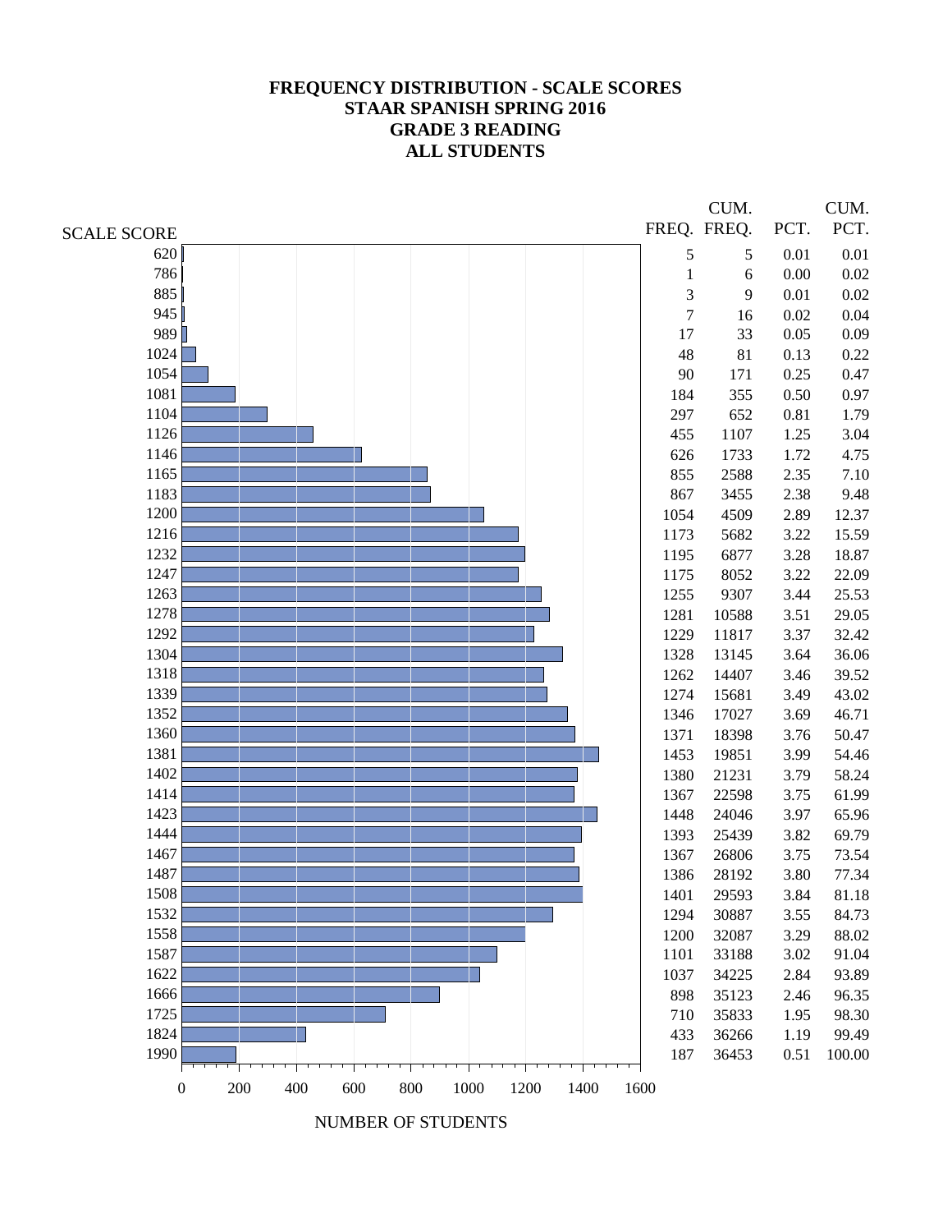# FREQUENCY DISTRIBUTION - SCALE SCORES
## STAAR SPANISH SPRING 2016
## GRADE 3 READING
## ALL STUDENTS

| SCALE SCORE | FREQ. | CUM. FREQ. | PCT. | CUM. PCT. |
|---|---|---|---|---|
| 620 | 5 | 5 | 0.01 | 0.01 |
| 786 | 1 | 6 | 0.00 | 0.02 |
| 885 | 3 | 9 | 0.01 | 0.02 |
| 945 | 7 | 16 | 0.02 | 0.04 |
| 989 | 17 | 33 | 0.05 | 0.09 |
| 1024 | 48 | 81 | 0.13 | 0.22 |
| 1054 | 90 | 171 | 0.25 | 0.47 |
| 1081 | 184 | 355 | 0.50 | 0.97 |
| 1104 | 297 | 652 | 0.81 | 1.79 |
| 1126 | 455 | 1107 | 1.25 | 3.04 |
| 1146 | 626 | 1733 | 1.72 | 4.75 |
| 1165 | 855 | 2588 | 2.35 | 7.10 |
| 1183 | 867 | 3455 | 2.38 | 9.48 |
| 1200 | 1054 | 4509 | 2.89 | 12.37 |
| 1216 | 1173 | 5682 | 3.22 | 15.59 |
| 1232 | 1195 | 6877 | 3.28 | 18.87 |
| 1247 | 1175 | 8052 | 3.22 | 22.09 |
| 1263 | 1255 | 9307 | 3.44 | 25.53 |
| 1278 | 1281 | 10588 | 3.51 | 29.05 |
| 1292 | 1229 | 11817 | 3.37 | 32.42 |
| 1304 | 1328 | 13145 | 3.64 | 36.06 |
| 1318 | 1262 | 14407 | 3.46 | 39.52 |
| 1339 | 1274 | 15681 | 3.49 | 43.02 |
| 1352 | 1346 | 17027 | 3.69 | 46.71 |
| 1360 | 1371 | 18398 | 3.76 | 50.47 |
| 1381 | 1453 | 19851 | 3.99 | 54.46 |
| 1402 | 1380 | 21231 | 3.79 | 58.24 |
| 1414 | 1367 | 22598 | 3.75 | 61.99 |
| 1423 | 1448 | 24046 | 3.97 | 65.96 |
| 1444 | 1393 | 25439 | 3.82 | 69.79 |
| 1467 | 1367 | 26806 | 3.75 | 73.54 |
| 1487 | 1386 | 28192 | 3.80 | 77.34 |
| 1508 | 1401 | 29593 | 3.84 | 81.18 |
| 1532 | 1294 | 30887 | 3.55 | 84.73 |
| 1558 | 1200 | 32087 | 3.29 | 88.02 |
| 1587 | 1101 | 33188 | 3.02 | 91.04 |
| 1622 | 1037 | 34225 | 2.84 | 93.89 |
| 1666 | 898 | 35123 | 2.46 | 96.35 |
| 1725 | 710 | 35833 | 1.95 | 98.30 |
| 1824 | 433 | 36266 | 1.19 | 99.49 |
| 1990 | 187 | 36453 | 0.51 | 100.00 |

NUMBER OF STUDENTS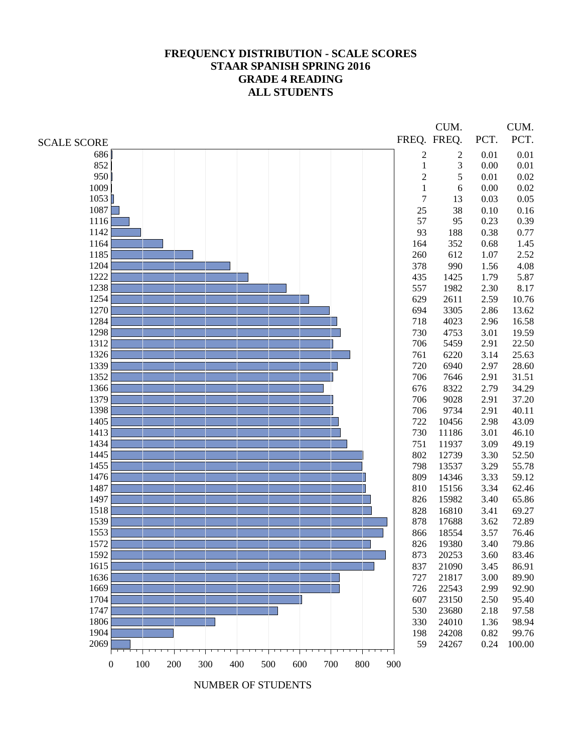# FREQUENCY DISTRIBUTION - SCALE SCORES
## STAAR SPANISH SPRING 2016
## GRADE 4 READING
## ALL STUDENTS

| SCALE SCORE | FREQ. | CUM. FREQ. | PCT. | CUM. PCT. |
|---|---|---|---|---|
| 686 | 2 | 2 | 0.01 | 0.01 |
| 852 | 1 | 3 | 0.00 | 0.01 |
| 950 | 2 | 5 | 0.01 | 0.02 |
| 1009 | 1 | 6 | 0.00 | 0.02 |
| 1053 | 7 | 13 | 0.03 | 0.05 |
| 1087 | 25 | 38 | 0.10 | 0.16 |
| 1116 | 57 | 95 | 0.23 | 0.39 |
| 1142 | 93 | 188 | 0.38 | 0.77 |
| 1164 | 164 | 352 | 0.68 | 1.45 |
| 1185 | 260 | 612 | 1.07 | 2.52 |
| 1204 | 378 | 990 | 1.56 | 4.08 |
| 1222 | 435 | 1425 | 1.79 | 5.87 |
| 1238 | 557 | 1982 | 2.30 | 8.17 |
| 1254 | 629 | 2611 | 2.59 | 10.76 |
| 1270 | 694 | 3305 | 2.86 | 13.62 |
| 1284 | 718 | 4023 | 2.96 | 16.58 |
| 1298 | 730 | 4753 | 3.01 | 19.59 |
| 1312 | 706 | 5459 | 2.91 | 22.50 |
| 1326 | 761 | 6220 | 3.14 | 25.63 |
| 1339 | 720 | 6940 | 2.97 | 28.60 |
| 1352 | 706 | 7646 | 2.91 | 31.51 |
| 1366 | 676 | 8322 | 2.79 | 34.29 |
| 1379 | 706 | 9028 | 2.91 | 37.20 |
| 1398 | 706 | 9734 | 2.91 | 40.11 |
| 1405 | 722 | 10456 | 2.98 | 43.09 |
| 1413 | 730 | 11186 | 3.01 | 46.10 |
| 1434 | 751 | 11937 | 3.09 | 49.19 |
| 1445 | 802 | 12739 | 3.30 | 52.50 |
| 1455 | 798 | 13537 | 3.29 | 55.78 |
| 1476 | 809 | 14346 | 3.33 | 59.12 |
| 1487 | 810 | 15156 | 3.34 | 62.46 |
| 1497 | 826 | 15982 | 3.40 | 65.86 |
| 1518 | 828 | 16810 | 3.41 | 69.27 |
| 1539 | 878 | 17688 | 3.62 | 72.89 |
| 1553 | 866 | 18554 | 3.57 | 76.46 |
| 1572 | 826 | 19380 | 3.40 | 79.86 |
| 1592 | 873 | 20253 | 3.60 | 83.46 |
| 1615 | 837 | 21090 | 3.45 | 86.91 |
| 1636 | 727 | 21817 | 3.00 | 89.90 |
| 1669 | 726 | 22543 | 2.99 | 92.90 |
| 1704 | 607 | 23150 | 2.50 | 95.40 |
| 1747 | 530 | 23680 | 2.18 | 97.58 |
| 1806 | 330 | 24010 | 1.36 | 98.94 |
| 1904 | 198 | 24208 | 0.82 | 99.76 |
| 2069 | 59 | 24267 | 0.24 | 100.00 |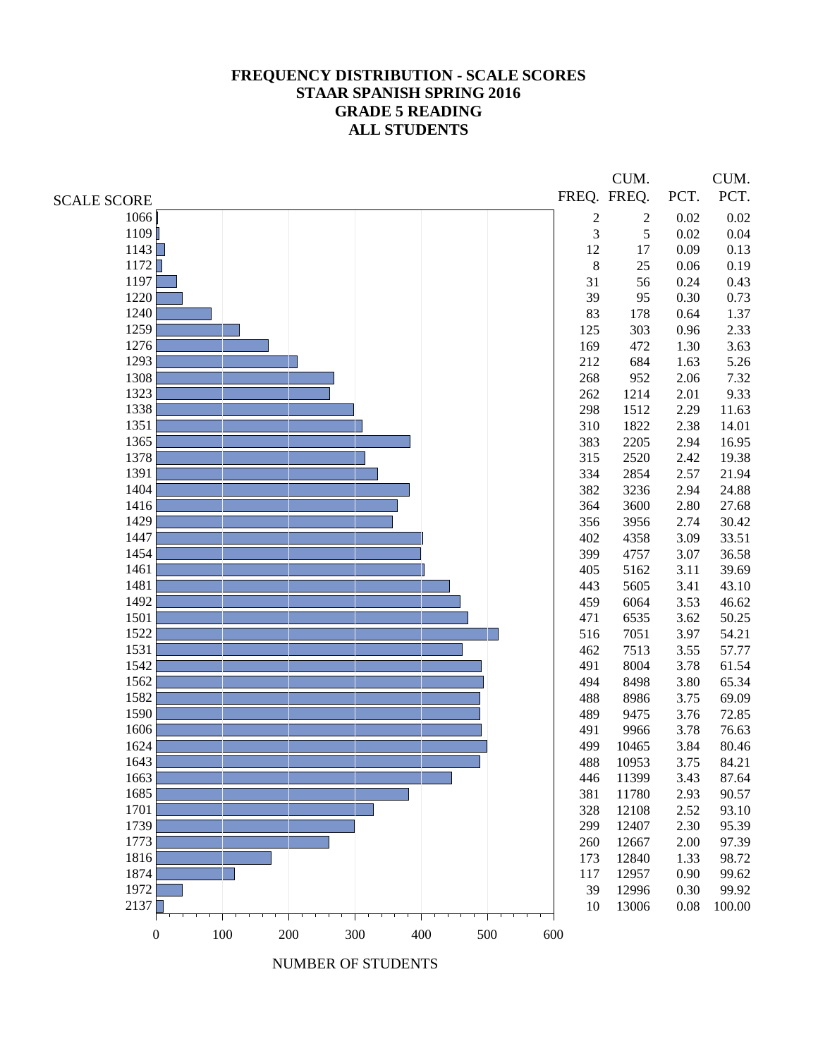# FREQUENCY DISTRIBUTION - SCALE SCORES
## STAAR SPANISH SPRING 2016
## GRADE 5 READING
## ALL STUDENTS

| SCALE SCORE | FREQ. | CUM. FREQ. | PCT. | CUM. PCT. |
|---|---|---|---|---|
| 1066 | 2 | 2 | 0.02 | 0.02 |
| 1109 | 3 | 5 | 0.02 | 0.04 |
| 1143 | 12 | 17 | 0.09 | 0.13 |
| 1172 | 8 | 25 | 0.06 | 0.19 |
| 1197 | 31 | 56 | 0.24 | 0.43 |
| 1220 | 39 | 95 | 0.30 | 0.73 |
| 1240 | 83 | 178 | 0.64 | 1.37 |
| 1259 | 125 | 303 | 0.96 | 2.33 |
| 1276 | 169 | 472 | 1.30 | 3.63 |
| 1293 | 212 | 684 | 1.63 | 5.26 |
| 1308 | 268 | 952 | 2.06 | 7.32 |
| 1323 | 262 | 1214 | 2.01 | 9.33 |
| 1338 | 298 | 1512 | 2.29 | 11.63 |
| 1351 | 310 | 1822 | 2.38 | 14.01 |
| 1365 | 383 | 2205 | 2.94 | 16.95 |
| 1378 | 315 | 2520 | 2.42 | 19.38 |
| 1391 | 334 | 2854 | 2.57 | 21.94 |
| 1404 | 382 | 3236 | 2.94 | 24.88 |
| 1416 | 364 | 3600 | 2.80 | 27.68 |
| 1429 | 356 | 3956 | 2.74 | 30.42 |
| 1447 | 402 | 4358 | 3.09 | 33.51 |
| 1454 | 399 | 4757 | 3.07 | 36.58 |
| 1461 | 405 | 5162 | 3.11 | 39.69 |
| 1481 | 443 | 5605 | 3.41 | 43.10 |
| 1492 | 459 | 6064 | 3.53 | 46.62 |
| 1501 | 471 | 6535 | 3.62 | 50.25 |
| 1522 | 516 | 7051 | 3.97 | 54.21 |
| 1531 | 462 | 7513 | 3.55 | 57.77 |
| 1542 | 491 | 8004 | 3.78 | 61.54 |
| 1562 | 494 | 8498 | 3.80 | 65.34 |
| 1582 | 488 | 8986 | 3.75 | 69.09 |
| 1590 | 489 | 9475 | 3.76 | 72.85 |
| 1606 | 491 | 9966 | 3.78 | 76.63 |
| 1624 | 499 | 10465 | 3.84 | 80.46 |
| 1643 | 488 | 10953 | 3.75 | 84.21 |
| 1663 | 446 | 11399 | 3.43 | 87.64 |
| 1685 | 381 | 11780 | 2.93 | 90.57 |
| 1701 | 328 | 12108 | 2.52 | 93.10 |
| 1739 | 299 | 12407 | 2.30 | 95.39 |
| 1773 | 260 | 12667 | 2.00 | 97.39 |
| 1816 | 173 | 12840 | 1.33 | 98.72 |
| 1874 | 117 | 12957 | 0.90 | 99.62 |
| 1972 | 39 | 12996 | 0.30 | 99.92 |
| 2137 | 10 | 13006 | 0.08 | 100.00 |

NUMBER OF STUDENTS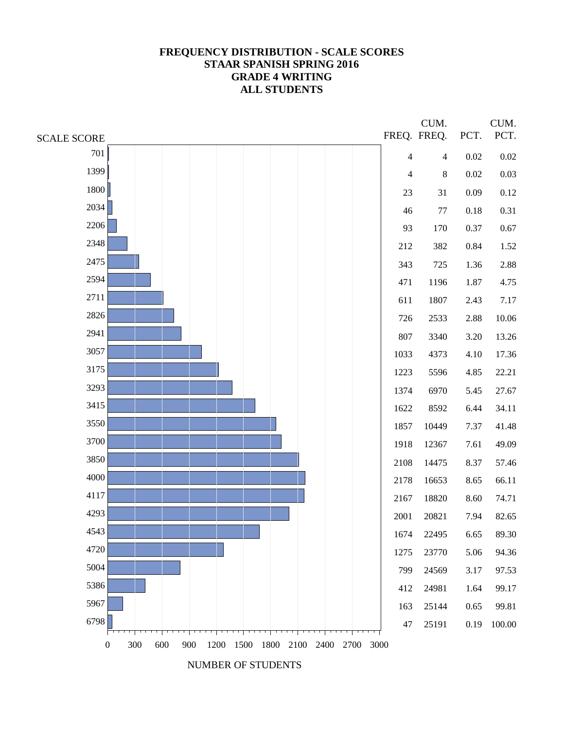# FREQUENCY DISTRIBUTION - SCALE SCORES
# STAAR SPANISH SPRING 2016
# GRADE 4 WRITING
# ALL STUDENTS

| SCALE SCORE | FREQ. | CUM. FREQ. | PCT. | CUM. PCT. |
|---|---|---|---|---|
| 701 | 4 | 4 | 0.02 | 0.02 |
| 1399 | 4 | 8 | 0.02 | 0.03 |
| 1800 | 23 | 31 | 0.09 | 0.12 |
| 2034 | 46 | 77 | 0.18 | 0.31 |
| 2206 | 93 | 170 | 0.37 | 0.67 |
| 2348 | 212 | 382 | 0.84 | 1.52 |
| 2475 | 343 | 725 | 1.36 | 2.88 |
| 2594 | 471 | 1196 | 1.87 | 4.75 |
| 2711 | 611 | 1807 | 2.43 | 7.17 |
| 2826 | 726 | 2533 | 2.88 | 10.06 |
| 2941 | 807 | 3340 | 3.20 | 13.26 |
| 3057 | 1033 | 4373 | 4.10 | 17.36 |
| 3175 | 1223 | 5596 | 4.85 | 22.21 |
| 3293 | 1374 | 6970 | 5.45 | 27.67 |
| 3415 | 1622 | 8592 | 6.44 | 34.11 |
| 3550 | 1857 | 10449 | 7.37 | 41.48 |
| 3700 | 1918 | 12367 | 7.61 | 49.09 |
| 3850 | 2108 | 14475 | 8.37 | 57.46 |
| 4000 | 2178 | 16653 | 8.65 | 66.11 |
| 4117 | 2167 | 18820 | 8.60 | 74.71 |
| 4293 | 2001 | 20821 | 7.94 | 82.65 |
| 4543 | 1674 | 22495 | 6.65 | 89.30 |
| 4720 | 1275 | 23770 | 5.06 | 94.36 |
| 5004 | 799 | 24569 | 3.17 | 97.53 |
| 5386 | 412 | 24981 | 1.64 | 99.17 |
| 5967 | 163 | 25144 | 0.65 | 99.81 |
| 6798 | 47 | 25191 | 0.19 | 100.00 |

NUMBER OF STUDENTS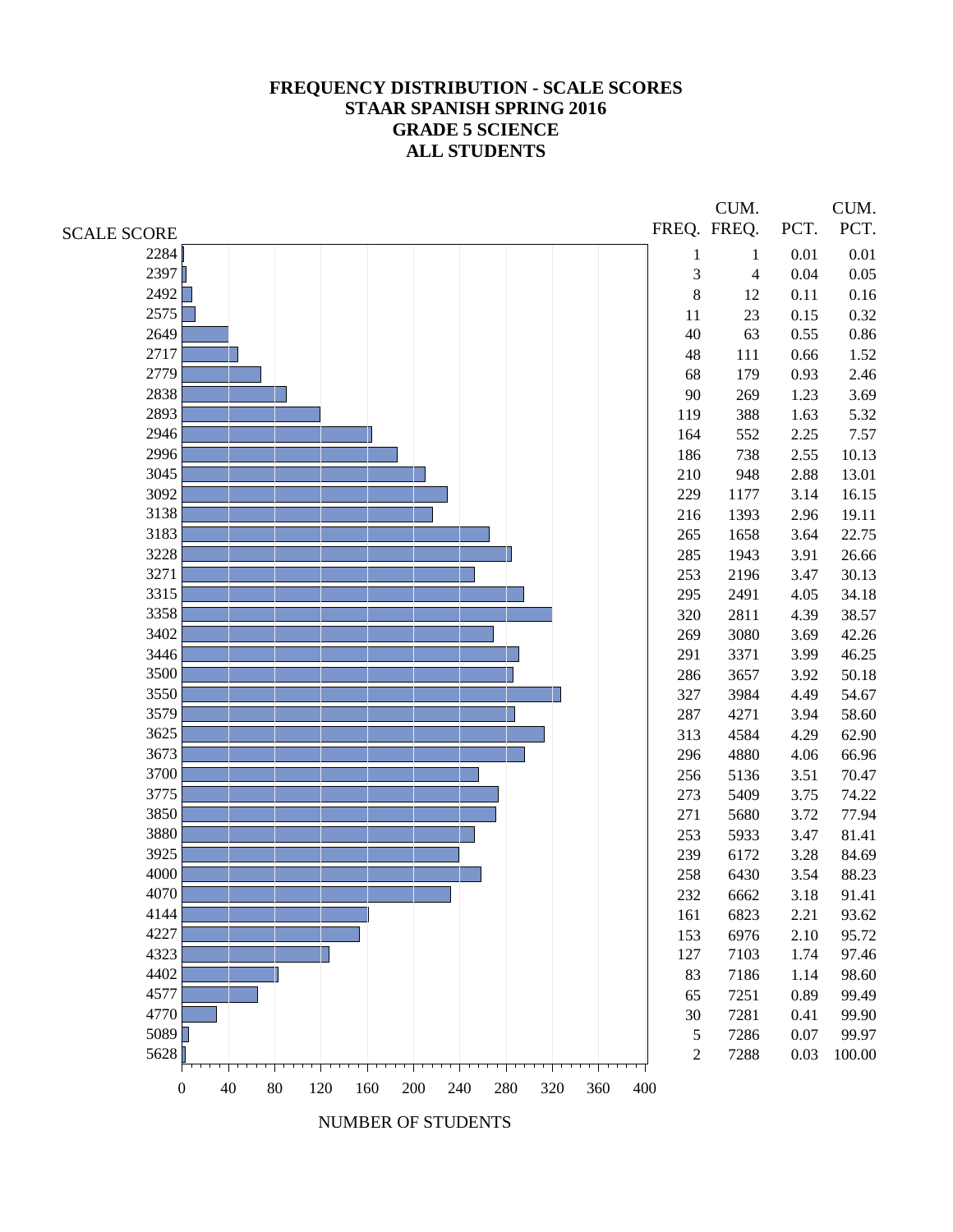# FREQUENCY DISTRIBUTION - SCALE SCORES
# STAAR SPANISH SPRING 2016
# GRADE 5 SCIENCE
# ALL STUDENTS

| SCALE SCORE | FREQ. | CUM. FREQ. | PCT. | CUM. PCT. |
|---|---|---|---|---|
| 2284 | 1 | 1 | 0.01 | 0.01 |
| 2397 | 3 | 4 | 0.04 | 0.05 |
| 2492 | 8 | 12 | 0.11 | 0.16 |
| 2575 | 11 | 23 | 0.15 | 0.32 |
| 2649 | 40 | 63 | 0.55 | 0.86 |
| 2717 | 48 | 111 | 0.66 | 1.52 |
| 2779 | 68 | 179 | 0.93 | 2.46 |
| 2838 | 90 | 269 | 1.23 | 3.69 |
| 2893 | 119 | 388 | 1.63 | 5.32 |
| 2946 | 164 | 552 | 2.25 | 7.57 |
| 2996 | 186 | 738 | 2.55 | 10.13 |
| 3045 | 210 | 948 | 2.88 | 13.01 |
| 3092 | 229 | 1177 | 3.14 | 16.15 |
| 3138 | 216 | 1393 | 2.96 | 19.11 |
| 3183 | 265 | 1658 | 3.64 | 22.75 |
| 3228 | 285 | 1943 | 3.91 | 26.66 |
| 3271 | 253 | 2196 | 3.47 | 30.13 |
| 3315 | 295 | 2491 | 4.05 | 34.18 |
| 3358 | 320 | 2811 | 4.39 | 38.57 |
| 3402 | 269 | 3080 | 3.69 | 42.26 |
| 3446 | 291 | 3371 | 3.99 | 46.25 |
| 3500 | 286 | 3657 | 3.92 | 50.18 |
| 3550 | 327 | 3984 | 4.49 | 54.67 |
| 3579 | 287 | 4271 | 3.94 | 58.60 |
| 3625 | 313 | 4584 | 4.29 | 62.90 |
| 3673 | 296 | 4880 | 4.06 | 66.96 |
| 3700 | 256 | 5136 | 3.51 | 70.47 |
| 3775 | 273 | 5409 | 3.75 | 74.22 |
| 3850 | 271 | 5680 | 3.72 | 77.94 |
| 3880 | 253 | 5933 | 3.47 | 81.41 |
| 3925 | 239 | 6172 | 3.28 | 84.69 |
| 4000 | 258 | 6430 | 3.54 | 88.23 |
| 4070 | 232 | 6662 | 3.18 | 91.41 |
| 4144 | 161 | 6823 | 2.21 | 93.62 |
| 4227 | 153 | 6976 | 2.10 | 95.72 |
| 4323 | 127 | 7103 | 1.74 | 97.46 |
| 4402 | 83 | 7186 | 1.14 | 98.60 |
| 4577 | 65 | 7251 | 0.89 | 99.49 |
| 4770 | 30 | 7281 | 0.41 | 99.90 |
| 5089 | 5 | 7286 | 0.07 | 99.97 |
| 5628 | 2 | 7288 | 0.03 | 100.00 |

NUMBER OF STUDENTS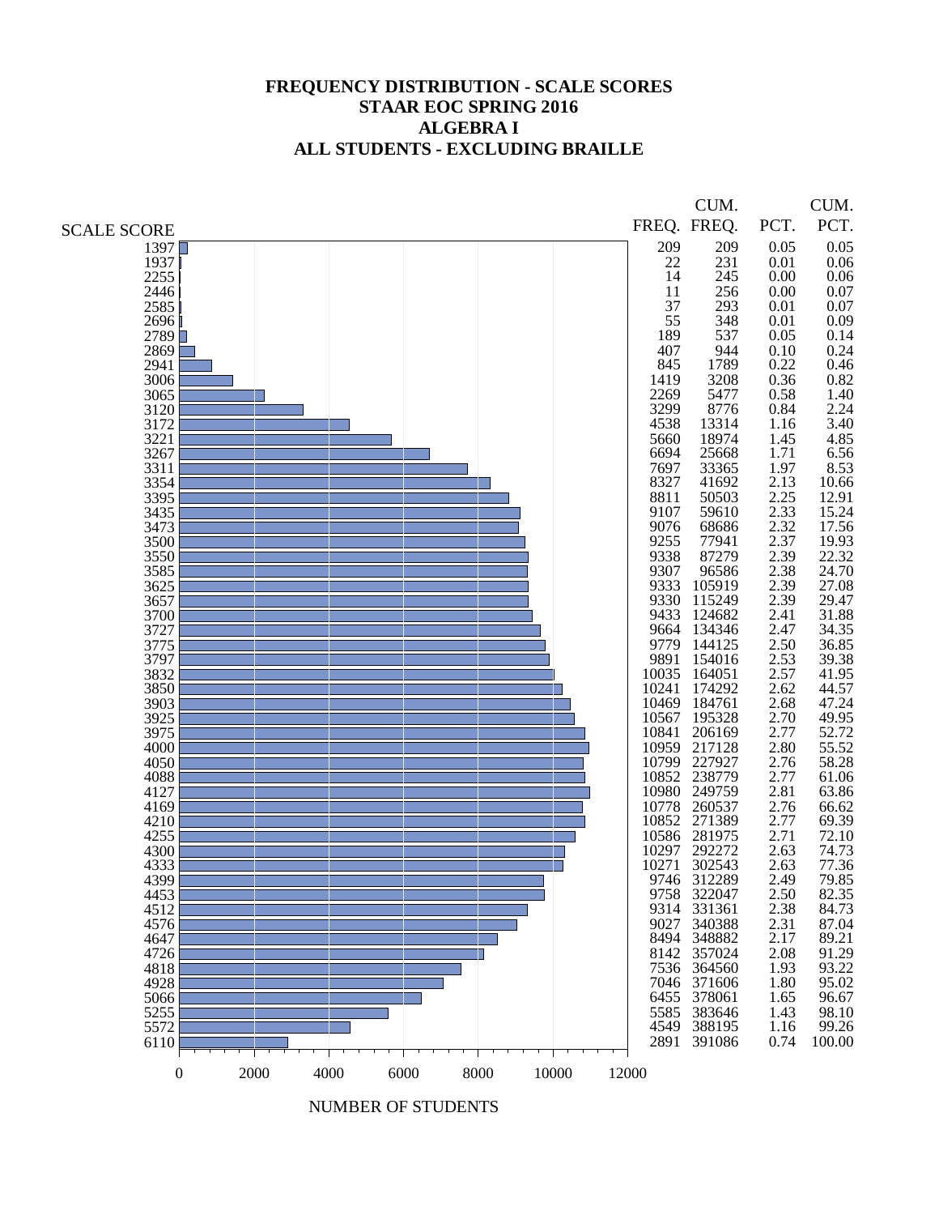# FREQUENCY DISTRIBUTION - SCALE SCORES
## STAAR EOC SPRING 2016
## ALGEBRA I
## ALL STUDENTS - EXCLUDING BRAILLE

| SCALE SCORE | FREQ. | CUM. FREQ. | PCT. | CUM. PCT. |
|---|---|---|---|---|
| 1397 | 209 | 209 | 0.05 | 0.05 |
| 1937 | 22 | 231 | 0.01 | 0.06 |
| 2255 | 14 | 245 | 0.00 | 0.06 |
| 2446 | 11 | 256 | 0.00 | 0.07 |
| 2585 | 37 | 293 | 0.01 | 0.07 |
| 2696 | 55 | 348 | 0.01 | 0.09 |
| 2789 | 189 | 537 | 0.05 | 0.14 |
| 2869 | 407 | 944 | 0.10 | 0.24 |
| 2941 | 845 | 1789 | 0.22 | 0.46 |
| 3006 | 1419 | 3208 | 0.36 | 0.82 |
| 3065 | 2269 | 5477 | 0.58 | 1.40 |
| 3120 | 3299 | 8776 | 0.84 | 2.24 |
| 3172 | 4538 | 13314 | 1.16 | 3.40 |
| 3221 | 5660 | 18974 | 1.45 | 4.85 |
| 3267 | 6694 | 25668 | 1.71 | 6.56 |
| 3311 | 7697 | 33365 | 1.97 | 8.53 |
| 3354 | 8327 | 41692 | 2.13 | 10.66 |
| 3395 | 8811 | 50503 | 2.25 | 12.91 |
| 3435 | 9107 | 59610 | 2.33 | 15.24 |
| 3473 | 9076 | 68686 | 2.32 | 17.56 |
| 3500 | 9255 | 77941 | 2.37 | 19.93 |
| 3550 | 9338 | 87279 | 2.39 | 22.32 |
| 3585 | 9307 | 96586 | 2.38 | 24.70 |
| 3625 | 9333 | 105919 | 2.39 | 27.08 |
| 3657 | 9330 | 115249 | 2.39 | 29.47 |
| 3700 | 9433 | 124682 | 2.41 | 31.88 |
| 3727 | 9664 | 134346 | 2.47 | 34.35 |
| 3775 | 9779 | 144125 | 2.50 | 36.85 |
| 3797 | 9891 | 154016 | 2.53 | 39.38 |
| 3832 | 10035 | 164051 | 2.57 | 41.95 |
| 3850 | 10241 | 174292 | 2.62 | 44.57 |
| 3903 | 10469 | 184761 | 2.68 | 47.24 |
| 3925 | 10567 | 195328 | 2.70 | 49.95 |
| 3975 | 10841 | 206169 | 2.77 | 52.72 |
| 4000 | 10959 | 217128 | 2.80 | 55.52 |
| 4050 | 10799 | 227927 | 2.76 | 58.28 |
| 4088 | 10852 | 238779 | 2.77 | 61.06 |
| 4127 | 10980 | 249759 | 2.81 | 63.86 |
| 4169 | 10778 | 260537 | 2.76 | 66.62 |
| 4210 | 10852 | 271389 | 2.77 | 69.39 |
| 4255 | 10586 | 281975 | 2.71 | 72.10 |
| 4300 | 10297 | 292272 | 2.63 | 74.73 |
| 4333 | 10271 | 302543 | 2.63 | 77.36 |
| 4399 | 9746 | 312289 | 2.49 | 79.85 |
| 4453 | 9758 | 322047 | 2.50 | 82.35 |
| 4512 | 9314 | 331361 | 2.38 | 84.73 |
| 4576 | 9027 | 340388 | 2.31 | 87.04 |
| 4647 | 8494 | 348882 | 2.17 | 89.21 |
| 4726 | 8142 | 357024 | 2.08 | 91.29 |
| 4818 | 7536 | 364560 | 1.93 | 93.22 |
| 4928 | 7046 | 371606 | 1.80 | 95.02 |
| 5066 | 6455 | 378061 | 1.65 | 96.67 |
| 5255 | 5585 | 383646 | 1.43 | 98.10 |
| 5572 | 4549 | 388195 | 1.16 | 99.26 |
| 6110 | 2891 | 391086 | 0.74 | 100.00 |

NUMBER OF STUDENTS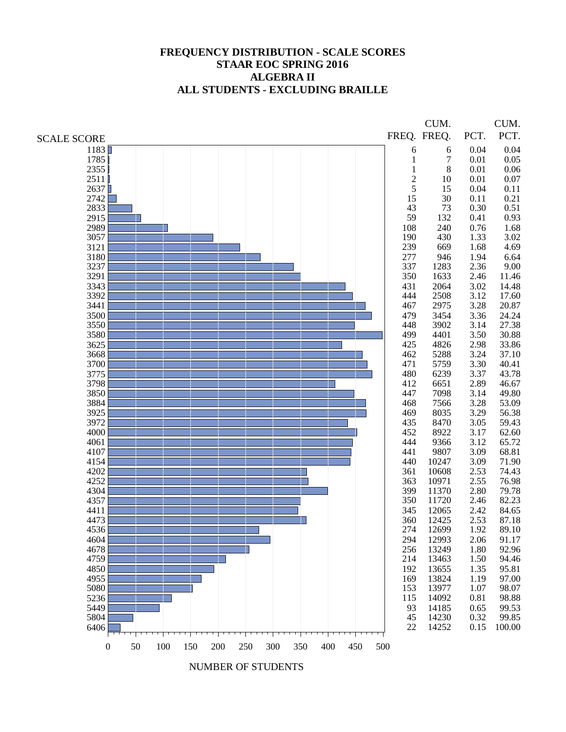# FREQUENCY DISTRIBUTION - SCALE SCORES
## STAAR EOC SPRING 2016
## ALGEBRA II
## ALL STUDENTS - EXCLUDING BRAILLE

| SCALE SCORE | FREQ. | CUM. FREQ. | PCT. | CUM. PCT. |
|---|---|---|---|---|
| 1183 | 6 | 6 | 0.04 | 0.04 |
| 1785 | 1 | 7 | 0.01 | 0.05 |
| 2355 | 1 | 8 | 0.01 | 0.06 |
| 2511 | 2 | 10 | 0.01 | 0.07 |
| 2637 | 5 | 15 | 0.04 | 0.11 |
| 2742 | 15 | 30 | 0.11 | 0.21 |
| 2833 | 43 | 73 | 0.30 | 0.51 |
| 2915 | 59 | 132 | 0.41 | 0.93 |
| 2989 | 108 | 240 | 0.76 | 1.68 |
| 3057 | 190 | 430 | 1.33 | 3.02 |
| 3121 | 239 | 669 | 1.68 | 4.69 |
| 3180 | 277 | 946 | 1.94 | 6.64 |
| 3237 | 337 | 1283 | 2.36 | 9.00 |
| 3291 | 350 | 1633 | 2.46 | 11.46 |
| 3343 | 431 | 2064 | 3.02 | 14.48 |
| 3392 | 444 | 2508 | 3.12 | 17.60 |
| 3441 | 467 | 2975 | 3.28 | 20.87 |
| 3500 | 479 | 3454 | 3.36 | 24.24 |
| 3550 | 448 | 3902 | 3.14 | 27.38 |
| 3580 | 499 | 4401 | 3.50 | 30.88 |
| 3625 | 425 | 4826 | 2.98 | 33.86 |
| 3668 | 462 | 5288 | 3.24 | 37.10 |
| 3700 | 471 | 5759 | 3.30 | 40.41 |
| 3775 | 480 | 6239 | 3.37 | 43.78 |
| 3798 | 412 | 6651 | 2.89 | 46.67 |
| 3850 | 447 | 7098 | 3.14 | 49.80 |
| 3884 | 468 | 7566 | 3.28 | 53.09 |
| 3925 | 469 | 8035 | 3.29 | 56.38 |
| 3972 | 435 | 8470 | 3.05 | 59.43 |
| 4000 | 452 | 8922 | 3.17 | 62.60 |
| 4061 | 444 | 9366 | 3.12 | 65.72 |
| 4107 | 441 | 9807 | 3.09 | 68.81 |
| 4154 | 440 | 10247 | 3.09 | 71.90 |
| 4202 | 361 | 10608 | 2.53 | 74.43 |
| 4252 | 363 | 10971 | 2.55 | 76.98 |
| 4304 | 399 | 11370 | 2.80 | 79.78 |
| 4357 | 350 | 11720 | 2.46 | 82.23 |
| 4411 | 345 | 12065 | 2.42 | 84.65 |
| 4473 | 360 | 12425 | 2.53 | 87.18 |
| 4536 | 274 | 12699 | 1.92 | 89.10 |
| 4604 | 294 | 12993 | 2.06 | 91.17 |
| 4678 | 256 | 13249 | 1.80 | 92.96 |
| 4759 | 214 | 13463 | 1.50 | 94.46 |
| 4850 | 192 | 13655 | 1.35 | 95.81 |
| 4955 | 169 | 13824 | 1.19 | 97.00 |
| 5080 | 153 | 13977 | 1.07 | 98.07 |
| 5236 | 115 | 14092 | 0.81 | 98.88 |
| 5449 | 93 | 14185 | 0.65 | 99.53 |
| 5804 | 45 | 14230 | 0.32 | 99.85 |
| 6406 | 22 | 14252 | 0.15 | 100.00 |

NUMBER OF STUDENTS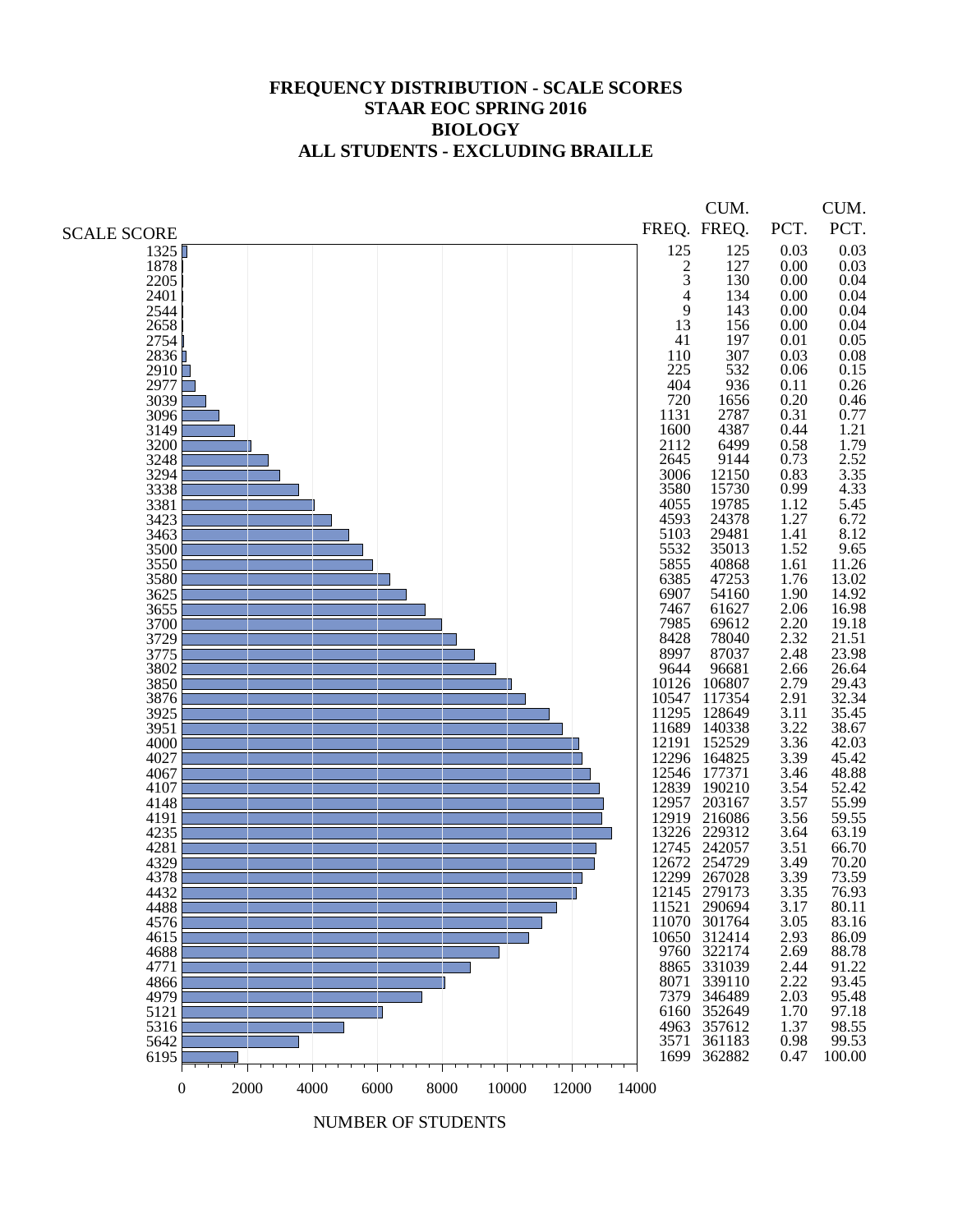# FREQUENCY DISTRIBUTION - SCALE SCORES
## STAAR EOC SPRING 2016
## BIOLOGY
## ALL STUDENTS - EXCLUDING BRAILLE

| SCALE SCORE | FREQ. | CUM. FREQ. | PCT. | CUM. PCT. |
|---|---|---|---|---|
| 1325 | 125 | 125 | 0.03 | 0.03 |
| 1878 | 2 | 127 | 0.00 | 0.03 |
| 2205 | 3 | 130 | 0.00 | 0.04 |
| 2401 | 4 | 134 | 0.00 | 0.04 |
| 2544 | 9 | 143 | 0.00 | 0.04 |
| 2658 | 13 | 156 | 0.00 | 0.04 |
| 2754 | 41 | 197 | 0.01 | 0.05 |
| 2836 | 110 | 307 | 0.03 | 0.08 |
| 2910 | 225 | 532 | 0.06 | 0.15 |
| 2977 | 404 | 936 | 0.11 | 0.26 |
| 3039 | 720 | 1656 | 0.20 | 0.46 |
| 3096 | 1131 | 2787 | 0.31 | 0.77 |
| 3149 | 1600 | 4387 | 0.44 | 1.21 |
| 3200 | 2112 | 6499 | 0.58 | 1.79 |
| 3248 | 2645 | 9144 | 0.73 | 2.52 |
| 3294 | 3006 | 12150 | 0.83 | 3.35 |
| 3338 | 3580 | 15730 | 0.99 | 4.33 |
| 3381 | 4055 | 19785 | 1.12 | 5.45 |
| 3423 | 4593 | 24378 | 1.27 | 6.72 |
| 3463 | 5103 | 29481 | 1.41 | 8.12 |
| 3500 | 5532 | 35013 | 1.52 | 9.65 |
| 3550 | 5855 | 40868 | 1.61 | 11.26 |
| 3580 | 6385 | 47253 | 1.76 | 13.02 |
| 3625 | 6907 | 54160 | 1.90 | 14.92 |
| 3655 | 7467 | 61627 | 2.06 | 16.98 |
| 3700 | 7985 | 69612 | 2.20 | 19.18 |
| 3729 | 8428 | 78040 | 2.32 | 21.51 |
| 3775 | 8997 | 87037 | 2.48 | 23.98 |
| 3802 | 9644 | 96681 | 2.66 | 26.64 |
| 3850 | 10126 | 106807 | 2.79 | 29.43 |
| 3876 | 10547 | 117354 | 2.91 | 32.34 |
| 3925 | 11295 | 128649 | 3.11 | 35.45 |
| 3951 | 11689 | 140338 | 3.22 | 38.67 |
| 4000 | 12191 | 152529 | 3.36 | 42.03 |
| 4027 | 12296 | 164825 | 3.39 | 45.42 |
| 4067 | 12546 | 177371 | 3.46 | 48.88 |
| 4107 | 12839 | 190210 | 3.54 | 52.42 |
| 4148 | 12957 | 203167 | 3.57 | 55.99 |
| 4191 | 12919 | 216086 | 3.56 | 59.55 |
| 4235 | 13226 | 229312 | 3.64 | 63.19 |
| 4281 | 12745 | 242057 | 3.51 | 66.70 |
| 4329 | 12672 | 254729 | 3.49 | 70.20 |
| 4378 | 12299 | 267028 | 3.39 | 73.59 |
| 4432 | 12145 | 279173 | 3.35 | 76.93 |
| 4488 | 11521 | 290694 | 3.17 | 80.11 |
| 4576 | 11070 | 301764 | 3.05 | 83.16 |
| 4615 | 10650 | 312414 | 2.93 | 86.09 |
| 4688 | 9760 | 322174 | 2.69 | 88.78 |
| 4771 | 8865 | 331039 | 2.44 | 91.22 |
| 4866 | 8071 | 339110 | 2.22 | 93.45 |
| 4979 | 7379 | 346489 | 2.03 | 95.48 |
| 5121 | 6160 | 352649 | 1.70 | 97.18 |
| 5316 | 4963 | 357612 | 1.37 | 98.55 |
| 5642 | 3571 | 361183 | 0.98 | 99.53 |
| 6195 | 1699 | 362882 | 0.47 | 100.00 |

NUMBER OF STUDENTS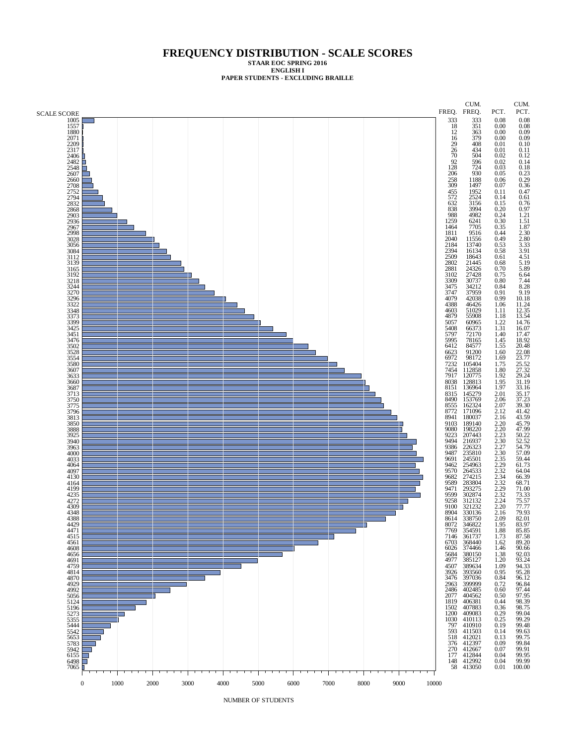# FREQUENCY DISTRIBUTION - SCALE SCORES

**STAAR EOC SPRING 2016**
**ENGLISH I**
**PAPER STUDENTS - EXCLUDING BRAILLE**

| SCALE SCORE | FREQ. | CUM. FREQ. | PCT. | CUM. PCT. |
|---|---|---|---|---|
| 1005 | 333 | 333 | 0.08 | 0.08 |
| 1557 | 18 | 351 | 0.00 | 0.08 |
| 1880 | 12 | 363 | 0.00 | 0.09 |
| 2071 | 16 | 379 | 0.00 | 0.09 |
| 2209 | 29 | 408 | 0.01 | 0.10 |
| 2317 | 26 | 434 | 0.01 | 0.11 |
| 2406 | 70 | 504 | 0.02 | 0.12 |
| 2482 | 92 | 596 | 0.02 | 0.14 |
| 2548 | 128 | 724 | 0.03 | 0.18 |
| 2607 | 206 | 930 | 0.05 | 0.23 |
| 2660 | 258 | 1188 | 0.06 | 0.29 |
| 2708 | 309 | 1497 | 0.07 | 0.36 |
| 2752 | 455 | 1952 | 0.11 | 0.47 |
| 2794 | 572 | 2524 | 0.14 | 0.61 |
| 2832 | 632 | 3156 | 0.15 | 0.76 |
| 2868 | 838 | 3994 | 0.20 | 0.97 |
| 2903 | 988 | 4982 | 0.24 | 1.21 |
| 2936 | 1259 | 6241 | 0.30 | 1.51 |
| 2967 | 1464 | 7705 | 0.35 | 1.87 |
| 2998 | 1811 | 9516 | 0.44 | 2.30 |
| 3028 | 2040 | 11556 | 0.49 | 2.80 |
| 3056 | 2184 | 13740 | 0.53 | 3.33 |
| 3084 | 2394 | 16134 | 0.58 | 3.91 |
| 3112 | 2509 | 18643 | 0.61 | 4.51 |
| 3139 | 2802 | 21445 | 0.68 | 5.19 |
| 3165 | 2881 | 24326 | 0.70 | 5.89 |
| 3192 | 3102 | 27428 | 0.75 | 6.64 |
| 3218 | 3309 | 30737 | 0.80 | 7.44 |
| 3244 | 3475 | 34212 | 0.84 | 8.28 |
| 3270 | 3747 | 37959 | 0.91 | 9.19 |
| 3296 | 4079 | 42038 | 0.99 | 10.18 |
| 3322 | 4388 | 46426 | 1.06 | 11.24 |
| 3348 | 4603 | 51029 | 1.11 | 12.35 |
| 3373 | 4879 | 55908 | 1.18 | 13.54 |
| 3399 | 5057 | 60965 | 1.22 | 14.76 |
| 3425 | 5408 | 66373 | 1.31 | 16.07 |
| 3451 | 5797 | 72170 | 1.40 | 17.47 |
| 3476 | 5995 | 78165 | 1.45 | 18.92 |
| 3502 | 6412 | 84577 | 1.55 | 20.48 |
| 3528 | 6623 | 91200 | 1.60 | 22.08 |
| 3554 | 6972 | 98172 | 1.69 | 23.77 |
| 3580 | 7232 | 105404 | 1.75 | 25.52 |
| 3607 | 7454 | 112858 | 1.80 | 27.32 |
| 3633 | 7917 | 120775 | 1.92 | 29.24 |
| 3660 | 8038 | 128813 | 1.95 | 31.19 |
| 3687 | 8151 | 136964 | 1.97 | 33.16 |
| 3713 | 8315 | 145279 | 2.01 | 35.17 |
| 3750 | 8490 | 153769 | 2.06 | 37.23 |
| 3775 | 8555 | 162324 | 2.07 | 39.30 |
| 3796 | 8772 | 171096 | 2.12 | 41.42 |
| 3813 | 8941 | 180037 | 2.16 | 43.59 |
| 3850 | 9103 | 189140 | 2.20 | 45.79 |
| 3888 | 9080 | 198220 | 2.20 | 47.99 |
| 3925 | 9223 | 207443 | 2.23 | 50.22 |
| 3940 | 9494 | 216937 | 2.30 | 52.52 |
| 3963 | 9386 | 226323 | 2.27 | 54.79 |
| 4000 | 9487 | 235810 | 2.30 | 57.09 |
| 4033 | 9691 | 245501 | 2.35 | 59.44 |
| 4064 | 9462 | 254963 | 2.29 | 61.73 |
| 4097 | 9570 | 264533 | 2.32 | 64.04 |
| 4130 | 9682 | 274215 | 2.34 | 66.39 |
| 4164 | 9589 | 283804 | 2.32 | 68.71 |
| 4199 | 9471 | 293275 | 2.29 | 71.00 |
| 4235 | 9599 | 302874 | 2.32 | 73.33 |
| 4272 | 9258 | 312132 | 2.24 | 75.57 |
| 4309 | 9100 | 321232 | 2.20 | 77.77 |
| 4348 | 8904 | 330136 | 2.16 | 79.93 |
| 4388 | 8614 | 338750 | 2.09 | 82.01 |
| 4429 | 8072 | 346822 | 1.95 | 83.97 |
| 4471 | 7769 | 354591 | 1.88 | 85.85 |
| 4515 | 7146 | 361737 | 1.73 | 87.58 |
| 4561 | 6703 | 368440 | 1.62 | 89.20 |
| 4608 | 6026 | 374466 | 1.46 | 90.66 |
| 4656 | 5684 | 380150 | 1.38 | 92.03 |
| 4691 | 4977 | 385127 | 1.20 | 93.24 |
| 4759 | 4507 | 389634 | 1.09 | 94.33 |
| 4814 | 3926 | 393560 | 0.95 | 95.28 |
| 4870 | 3476 | 397036 | 0.84 | 96.12 |
| 4929 | 2963 | 399999 | 0.72 | 96.84 |
| 4992 | 2486 | 402485 | 0.60 | 97.44 |
| 5056 | 2077 | 404562 | 0.50 | 97.95 |
| 5124 | 1819 | 406381 | 0.44 | 98.39 |
| 5196 | 1502 | 407883 | 0.36 | 98.75 |
| 5273 | 1200 | 409083 | 0.29 | 99.04 |
| 5355 | 1030 | 410113 | 0.25 | 99.29 |
| 5444 | 797 | 410910 | 0.19 | 99.48 |
| 5542 | 593 | 411503 | 0.14 | 99.63 |
| 5653 | 518 | 412021 | 0.13 | 99.75 |
| 5783 | 376 | 412397 | 0.09 | 99.84 |
| 5942 | 270 | 412667 | 0.07 | 99.91 |
| 6155 | 177 | 412844 | 0.04 | 99.95 |
| 6498 | 148 | 412992 | 0.04 | 99.99 |
| 7065 | 58 | 413050 | 0.01 | 100.00 |

NUMBER OF STUDENTS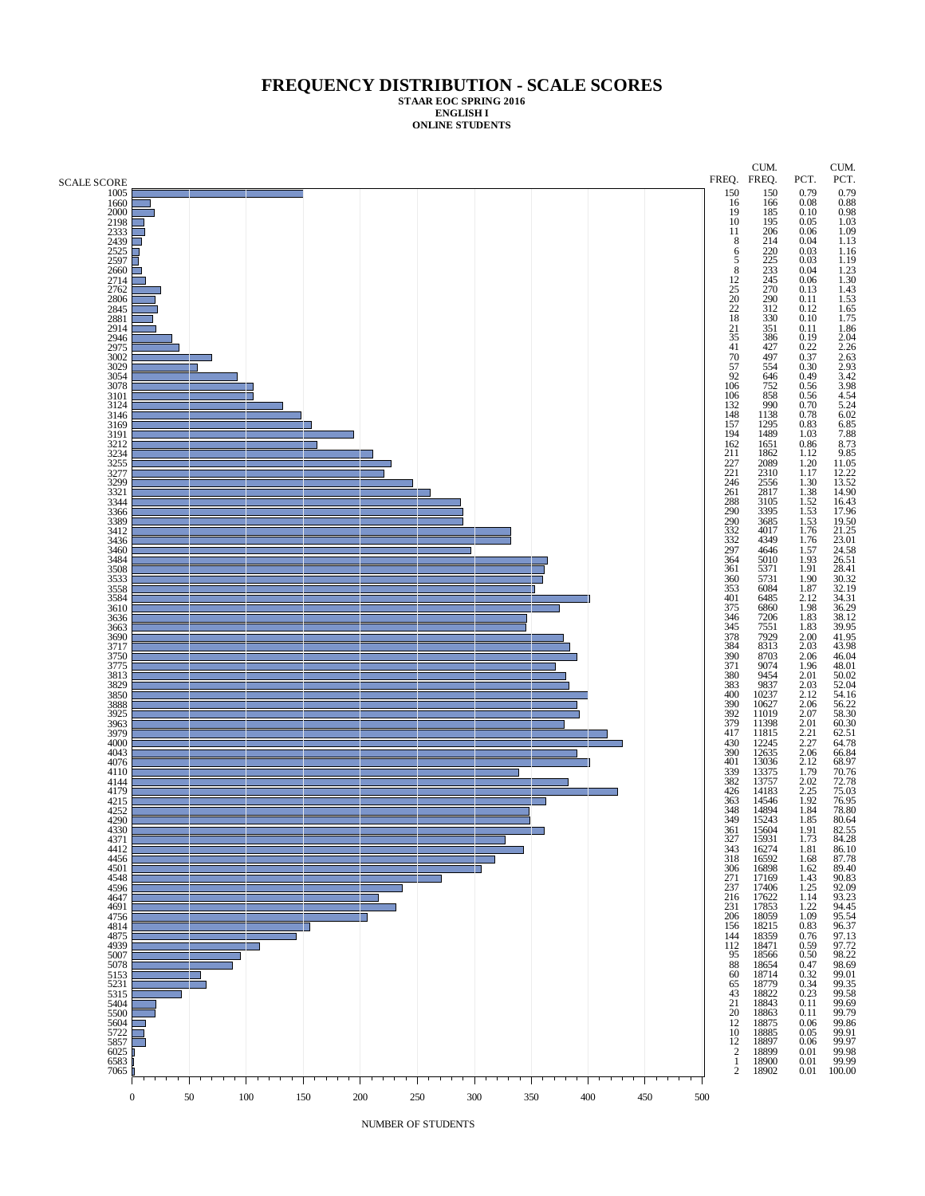# FREQUENCY DISTRIBUTION - SCALE SCORES

**STAAR EOC SPRING 2016**
**ENGLISH I**
**ONLINE STUDENTS**

| SCALE SCORE | FREQ. | CUM. FREQ. | PCT. | CUM. PCT. |
|---|---|---|---|---|
| 1005 | 150 | 150 | 0.79 | 0.79 |
| 1660 | 16 | 166 | 0.08 | 0.88 |
| 2000 | 19 | 185 | 0.10 | 0.98 |
| 2198 | 10 | 195 | 0.05 | 1.03 |
| 2333 | 11 | 206 | 0.06 | 1.09 |
| 2439 | 8 | 214 | 0.04 | 1.13 |
| 2525 | 6 | 220 | 0.03 | 1.16 |
| 2597 | 5 | 225 | 0.03 | 1.19 |
| 2660 | 8 | 233 | 0.04 | 1.23 |
| 2714 | 12 | 245 | 0.06 | 1.30 |
| 2762 | 25 | 270 | 0.13 | 1.43 |
| 2806 | 20 | 290 | 0.11 | 1.53 |
| 2845 | 22 | 312 | 0.12 | 1.65 |
| 2881 | 18 | 330 | 0.10 | 1.75 |
| 2914 | 21 | 351 | 0.11 | 1.86 |
| 2946 | 35 | 386 | 0.19 | 2.04 |
| 2975 | 41 | 427 | 0.22 | 2.26 |
| 3002 | 70 | 497 | 0.37 | 2.63 |
| 3029 | 57 | 554 | 0.30 | 2.93 |
| 3054 | 92 | 646 | 0.49 | 3.42 |
| 3078 | 106 | 752 | 0.56 | 3.98 |
| 3101 | 106 | 858 | 0.56 | 4.54 |
| 3124 | 132 | 990 | 0.70 | 5.24 |
| 3146 | 148 | 1138 | 0.78 | 6.02 |
| 3169 | 157 | 1295 | 0.83 | 6.85 |
| 3191 | 194 | 1489 | 1.03 | 7.88 |
| 3212 | 162 | 1651 | 0.86 | 8.73 |
| 3234 | 211 | 1862 | 1.12 | 9.85 |
| 3255 | 227 | 2089 | 1.20 | 11.05 |
| 3277 | 221 | 2310 | 1.17 | 12.22 |
| 3299 | 246 | 2556 | 1.30 | 13.52 |
| 3321 | 261 | 2817 | 1.38 | 14.90 |
| 3344 | 288 | 3105 | 1.52 | 16.43 |
| 3366 | 290 | 3395 | 1.53 | 17.96 |
| 3389 | 290 | 3685 | 1.53 | 19.50 |
| 3412 | 332 | 4017 | 1.76 | 21.25 |
| 3436 | 332 | 4349 | 1.76 | 23.01 |
| 3460 | 297 | 4646 | 1.57 | 24.58 |
| 3484 | 364 | 5010 | 1.93 | 26.51 |
| 3508 | 361 | 5371 | 1.91 | 28.41 |
| 3533 | 360 | 5731 | 1.90 | 30.32 |
| 3558 | 353 | 6084 | 1.87 | 32.19 |
| 3584 | 401 | 6485 | 2.12 | 34.31 |
| 3610 | 375 | 6860 | 1.98 | 36.29 |
| 3636 | 346 | 7206 | 1.83 | 38.12 |
| 3663 | 345 | 7551 | 1.83 | 39.95 |
| 3690 | 378 | 7929 | 2.00 | 41.95 |
| 3717 | 384 | 8313 | 2.03 | 43.98 |
| 3750 | 390 | 8703 | 2.06 | 46.04 |
| 3775 | 371 | 9074 | 1.96 | 48.01 |
| 3813 | 380 | 9454 | 2.01 | 50.02 |
| 3829 | 383 | 9837 | 2.03 | 52.04 |
| 3850 | 400 | 10237 | 2.12 | 54.16 |
| 3888 | 390 | 10627 | 2.06 | 56.22 |
| 3925 | 392 | 11019 | 2.07 | 58.30 |
| 3963 | 379 | 11398 | 2.01 | 60.30 |
| 3979 | 417 | 11815 | 2.21 | 62.51 |
| 4000 | 430 | 12245 | 2.27 | 64.78 |
| 4043 | 390 | 12635 | 2.06 | 66.84 |
| 4076 | 401 | 13036 | 2.12 | 68.97 |
| 4110 | 339 | 13375 | 1.79 | 70.76 |
| 4144 | 382 | 13757 | 2.02 | 72.78 |
| 4179 | 426 | 14183 | 2.25 | 75.03 |
| 4215 | 363 | 14546 | 1.92 | 76.95 |
| 4252 | 348 | 14894 | 1.84 | 78.80 |
| 4290 | 349 | 15243 | 1.85 | 80.64 |
| 4330 | 361 | 15604 | 1.91 | 82.55 |
| 4371 | 327 | 15931 | 1.73 | 84.28 |
| 4412 | 343 | 16274 | 1.81 | 86.10 |
| 4456 | 318 | 16592 | 1.68 | 87.78 |
| 4501 | 306 | 16898 | 1.62 | 89.40 |
| 4548 | 271 | 17169 | 1.43 | 90.83 |
| 4596 | 237 | 17406 | 1.25 | 92.09 |
| 4647 | 216 | 17622 | 1.14 | 93.23 |
| 4691 | 231 | 17853 | 1.22 | 94.45 |
| 4756 | 206 | 18059 | 1.09 | 95.54 |
| 4814 | 156 | 18215 | 0.83 | 96.37 |
| 4875 | 144 | 18359 | 0.76 | 97.13 |
| 4939 | 112 | 18471 | 0.59 | 97.72 |
| 5007 | 95 | 18566 | 0.50 | 98.22 |
| 5078 | 88 | 18654 | 0.47 | 98.69 |
| 5153 | 60 | 18714 | 0.32 | 99.01 |
| 5231 | 65 | 18779 | 0.34 | 99.35 |
| 5315 | 43 | 18822 | 0.23 | 99.58 |
| 5404 | 21 | 18843 | 0.11 | 99.69 |
| 5500 | 20 | 18863 | 0.11 | 99.79 |
| 5604 | 12 | 18875 | 0.06 | 99.86 |
| 5722 | 10 | 18885 | 0.05 | 99.91 |
| 5857 | 12 | 18897 | 0.06 | 99.97 |
| 6025 | 2 | 18899 | 0.01 | 99.98 |
| 6583 | 1 | 18900 | 0.01 | 99.99 |
| 7065 | 2 | 18902 | 0.01 | 100.00 |

NUMBER OF STUDENTS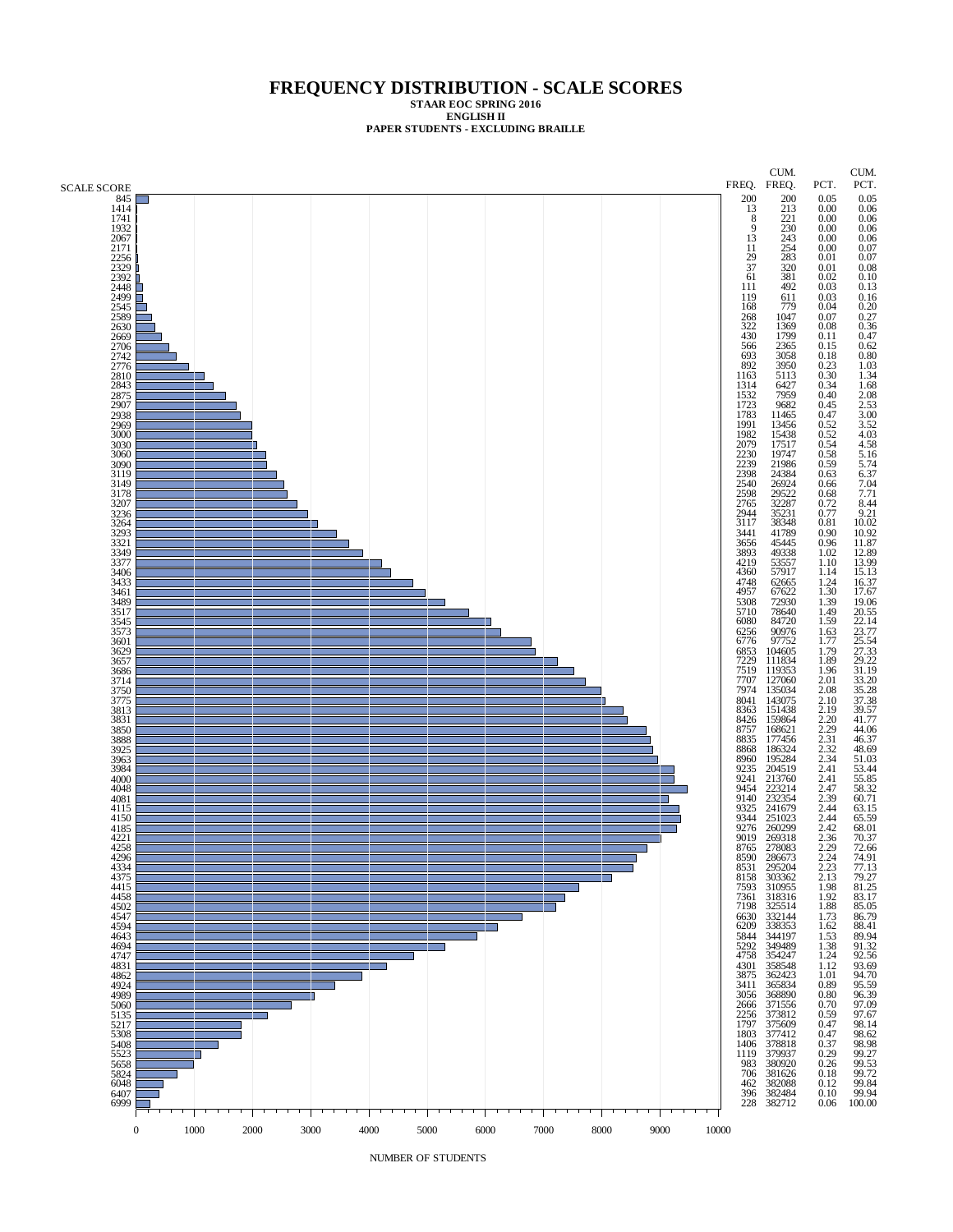# FREQUENCY DISTRIBUTION - SCALE SCORES

**STAAR EOC SPRING 2016**
**ENGLISH II**
**PAPER STUDENTS - EXCLUDING BRAILLE**

| SCALE SCORE | FREQ. | CUM. FREQ. | PCT. | CUM. PCT. |
|---|---|---|---|---|
| 845 | 200 | 200 | 0.05 | 0.05 |
| 1414 | 13 | 213 | 0.00 | 0.06 |
| 1741 | 8 | 221 | 0.00 | 0.06 |
| 1932 | 9 | 230 | 0.00 | 0.06 |
| 2067 | 13 | 243 | 0.00 | 0.06 |
| 2171 | 11 | 254 | 0.00 | 0.07 |
| 2256 | 29 | 283 | 0.01 | 0.07 |
| 2329 | 37 | 320 | 0.01 | 0.08 |
| 2392 | 61 | 381 | 0.02 | 0.10 |
| 2448 | 111 | 492 | 0.03 | 0.13 |
| 2499 | 119 | 611 | 0.03 | 0.16 |
| 2545 | 168 | 779 | 0.04 | 0.20 |
| 2589 | 268 | 1047 | 0.07 | 0.27 |
| 2630 | 322 | 1369 | 0.08 | 0.36 |
| 2669 | 430 | 1799 | 0.11 | 0.47 |
| 2706 | 566 | 2365 | 0.15 | 0.62 |
| 2742 | 693 | 3058 | 0.18 | 0.80 |
| 2776 | 892 | 3950 | 0.23 | 1.03 |
| 2810 | 1163 | 5113 | 0.30 | 1.34 |
| 2843 | 1314 | 6427 | 0.34 | 1.68 |
| 2875 | 1532 | 7959 | 0.40 | 2.08 |
| 2907 | 1723 | 9682 | 0.45 | 2.53 |
| 2938 | 1783 | 11465 | 0.47 | 3.00 |
| 2969 | 1991 | 13456 | 0.52 | 3.52 |
| 3000 | 1982 | 15438 | 0.52 | 4.03 |
| 3030 | 2079 | 17517 | 0.54 | 4.58 |
| 3060 | 2230 | 19747 | 0.58 | 5.16 |
| 3090 | 2239 | 21986 | 0.59 | 5.74 |
| 3119 | 2398 | 24384 | 0.63 | 6.37 |
| 3149 | 2540 | 26924 | 0.66 | 7.04 |
| 3178 | 2598 | 29522 | 0.68 | 7.71 |
| 3207 | 2765 | 32287 | 0.72 | 8.44 |
| 3236 | 2944 | 35231 | 0.77 | 9.21 |
| 3264 | 3117 | 38348 | 0.81 | 10.02 |
| 3293 | 3441 | 41789 | 0.90 | 10.92 |
| 3321 | 3656 | 45445 | 0.96 | 11.87 |
| 3349 | 3893 | 49338 | 1.02 | 12.89 |
| 3377 | 4219 | 53557 | 1.10 | 13.99 |
| 3406 | 4360 | 57917 | 1.14 | 15.13 |
| 3433 | 4748 | 62665 | 1.24 | 16.37 |
| 3461 | 4957 | 67622 | 1.30 | 17.67 |
| 3489 | 5308 | 72930 | 1.39 | 19.06 |
| 3517 | 5710 | 78640 | 1.49 | 20.55 |
| 3545 | 6080 | 84720 | 1.59 | 22.14 |
| 3573 | 6256 | 90976 | 1.63 | 23.77 |
| 3601 | 6776 | 97752 | 1.77 | 25.54 |
| 3629 | 6853 | 104605 | 1.79 | 27.33 |
| 3657 | 7229 | 111834 | 1.89 | 29.22 |
| 3686 | 7519 | 119353 | 1.96 | 31.19 |
| 3714 | 7707 | 127060 | 2.01 | 33.20 |
| 3750 | 7974 | 135034 | 2.08 | 35.28 |
| 3775 | 8041 | 143075 | 2.10 | 37.38 |
| 3813 | 8363 | 151438 | 2.19 | 39.57 |
| 3831 | 8426 | 159864 | 2.20 | 41.77 |
| 3850 | 8757 | 168621 | 2.29 | 44.06 |
| 3888 | 8835 | 177456 | 2.31 | 46.37 |
| 3925 | 8868 | 186324 | 2.32 | 48.69 |
| 3963 | 8960 | 195284 | 2.34 | 51.03 |
| 3984 | 9235 | 204519 | 2.41 | 53.44 |
| 4000 | 9241 | 213760 | 2.41 | 55.85 |
| 4048 | 9454 | 223214 | 2.47 | 58.32 |
| 4081 | 9140 | 232354 | 2.39 | 60.71 |
| 4115 | 9325 | 241679 | 2.44 | 63.15 |
| 4150 | 9344 | 251023 | 2.44 | 65.59 |
| 4185 | 9276 | 260299 | 2.42 | 68.01 |
| 4221 | 9019 | 269318 | 2.36 | 70.37 |
| 4258 | 8765 | 278083 | 2.29 | 72.66 |
| 4296 | 8590 | 286673 | 2.24 | 74.91 |
| 4334 | 8531 | 295204 | 2.23 | 77.13 |
| 4375 | 8158 | 303362 | 2.13 | 79.27 |
| 4415 | 7593 | 310955 | 1.98 | 81.25 |
| 4458 | 7361 | 318316 | 1.92 | 83.17 |
| 4502 | 7198 | 325514 | 1.88 | 85.05 |
| 4547 | 6630 | 332144 | 1.73 | 86.79 |
| 4594 | 6209 | 338353 | 1.62 | 88.41 |
| 4643 | 5844 | 344197 | 1.53 | 89.94 |
| 4694 | 5292 | 349489 | 1.38 | 91.32 |
| 4747 | 4758 | 354247 | 1.24 | 92.56 |
| 4831 | 4301 | 358548 | 1.12 | 93.69 |
| 4862 | 3875 | 362423 | 1.01 | 94.70 |
| 4924 | 3411 | 365834 | 0.89 | 95.59 |
| 4989 | 3056 | 368890 | 0.80 | 96.39 |
| 5060 | 2666 | 371556 | 0.70 | 97.09 |
| 5135 | 2256 | 373812 | 0.59 | 97.67 |
| 5217 | 1797 | 375609 | 0.47 | 98.14 |
| 5308 | 1803 | 377412 | 0.47 | 98.62 |
| 5408 | 1406 | 378818 | 0.37 | 98.98 |
| 5523 | 1119 | 379937 | 0.29 | 99.27 |
| 5658 | 983 | 380920 | 0.26 | 99.53 |
| 5824 | 706 | 381626 | 0.18 | 99.72 |
| 6048 | 462 | 382088 | 0.12 | 99.84 |
| 6407 | 396 | 382484 | 0.10 | 99.94 |
| 6999 | 228 | 382712 | 0.06 | 100.00 |

NUMBER OF STUDENTS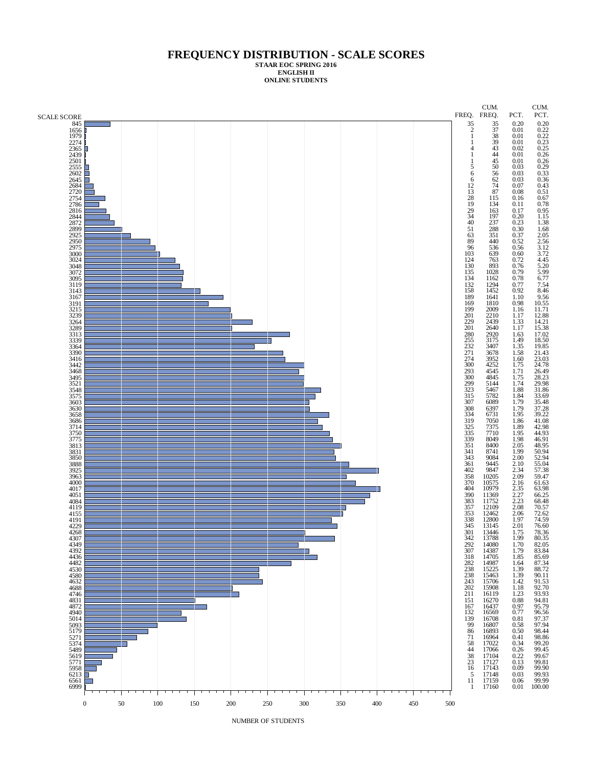# FREQUENCY DISTRIBUTION - SCALE SCORES

**STAAR EOC SPRING 2016**
**ENGLISH II**
**ONLINE STUDENTS**

| SCALE SCORE | FREQ. | CUM. FREQ. | PCT. | CUM. PCT. |
|---|---|---|---|---|
| 845 | 35 | 35 | 0.20 | 0.20 |
| 1656 | 2 | 37 | 0.01 | 0.22 |
| 1979 | 1 | 38 | 0.01 | 0.22 |
| 2274 | 1 | 39 | 0.01 | 0.23 |
| 2365 | 4 | 43 | 0.02 | 0.25 |
| 2439 | 1 | 44 | 0.01 | 0.26 |
| 2501 | 1 | 45 | 0.01 | 0.26 |
| 2555 | 5 | 50 | 0.03 | 0.29 |
| 2602 | 6 | 56 | 0.03 | 0.33 |
| 2645 | 6 | 62 | 0.03 | 0.36 |
| 2684 | 12 | 74 | 0.07 | 0.43 |
| 2720 | 13 | 87 | 0.08 | 0.51 |
| 2754 | 28 | 115 | 0.16 | 0.67 |
| 2786 | 19 | 134 | 0.11 | 0.78 |
| 2816 | 29 | 163 | 0.17 | 0.95 |
| 2844 | 34 | 197 | 0.20 | 1.15 |
| 2872 | 40 | 237 | 0.23 | 1.38 |
| 2899 | 51 | 288 | 0.30 | 1.68 |
| 2925 | 63 | 351 | 0.37 | 2.05 |
| 2950 | 89 | 440 | 0.52 | 2.56 |
| 2975 | 96 | 536 | 0.56 | 3.12 |
| 3000 | 103 | 639 | 0.60 | 3.72 |
| 3024 | 124 | 763 | 0.72 | 4.45 |
| 3048 | 130 | 893 | 0.76 | 5.20 |
| 3072 | 135 | 1028 | 0.79 | 5.99 |
| 3095 | 134 | 1162 | 0.78 | 6.77 |
| 3119 | 132 | 1294 | 0.77 | 7.54 |
| 3143 | 158 | 1452 | 0.92 | 8.46 |
| 3167 | 189 | 1641 | 1.10 | 9.56 |
| 3191 | 169 | 1810 | 0.98 | 10.55 |
| 3215 | 199 | 2009 | 1.16 | 11.71 |
| 3239 | 201 | 2210 | 1.17 | 12.88 |
| 3264 | 229 | 2439 | 1.33 | 14.21 |
| 3289 | 201 | 2640 | 1.17 | 15.38 |
| 3313 | 280 | 2920 | 1.63 | 17.02 |
| 3339 | 255 | 3175 | 1.49 | 18.50 |
| 3364 | 232 | 3407 | 1.35 | 19.85 |
| 3390 | 271 | 3678 | 1.58 | 21.43 |
| 3416 | 274 | 3952 | 1.60 | 23.03 |
| 3442 | 300 | 4252 | 1.75 | 24.78 |
| 3468 | 293 | 4545 | 1.71 | 26.49 |
| 3495 | 300 | 4845 | 1.75 | 28.23 |
| 3521 | 299 | 5144 | 1.74 | 29.98 |
| 3548 | 323 | 5467 | 1.88 | 31.86 |
| 3575 | 315 | 5782 | 1.84 | 33.69 |
| 3603 | 307 | 6089 | 1.79 | 35.48 |
| 3630 | 308 | 6397 | 1.79 | 37.28 |
| 3658 | 334 | 6731 | 1.95 | 39.22 |
| 3686 | 319 | 7050 | 1.86 | 41.08 |
| 3714 | 325 | 7375 | 1.89 | 42.98 |
| 3750 | 335 | 7710 | 1.95 | 44.93 |
| 3775 | 339 | 8049 | 1.98 | 46.91 |
| 3813 | 351 | 8400 | 2.05 | 48.95 |
| 3831 | 341 | 8741 | 1.99 | 50.94 |
| 3850 | 343 | 9084 | 2.00 | 52.94 |
| 3888 | 361 | 9445 | 2.10 | 55.04 |
| 3925 | 402 | 9847 | 2.34 | 57.38 |
| 3963 | 358 | 10205 | 2.09 | 59.47 |
| 4000 | 370 | 10575 | 2.16 | 61.63 |
| 4017 | 404 | 10979 | 2.35 | 63.98 |
| 4051 | 390 | 11369 | 2.27 | 66.25 |
| 4084 | 383 | 11752 | 2.23 | 68.48 |
| 4119 | 357 | 12109 | 2.08 | 70.57 |
| 4155 | 353 | 12462 | 2.06 | 72.62 |
| 4191 | 338 | 12800 | 1.97 | 74.59 |
| 4229 | 345 | 13145 | 2.01 | 76.60 |
| 4268 | 301 | 13446 | 1.75 | 78.36 |
| 4307 | 342 | 13788 | 1.99 | 80.35 |
| 4349 | 292 | 14080 | 1.70 | 82.05 |
| 4392 | 307 | 14387 | 1.79 | 83.84 |
| 4436 | 318 | 14705 | 1.85 | 85.69 |
| 4482 | 282 | 14987 | 1.64 | 87.34 |
| 4530 | 238 | 15225 | 1.39 | 88.72 |
| 4580 | 238 | 15463 | 1.39 | 90.11 |
| 4632 | 243 | 15706 | 1.42 | 91.53 |
| 4688 | 202 | 15908 | 1.18 | 92.70 |
| 4746 | 211 | 16119 | 1.23 | 93.93 |
| 4831 | 151 | 16270 | 0.88 | 94.81 |
| 4872 | 167 | 16437 | 0.97 | 95.79 |
| 4940 | 132 | 16569 | 0.77 | 96.56 |
| 5014 | 139 | 16708 | 0.81 | 97.37 |
| 5093 | 99 | 16807 | 0.58 | 97.94 |
| 5179 | 86 | 16893 | 0.50 | 98.44 |
| 5271 | 71 | 16964 | 0.41 | 98.86 |
| 5374 | 58 | 17022 | 0.34 | 99.20 |
| 5489 | 44 | 17066 | 0.26 | 99.45 |
| 5619 | 38 | 17104 | 0.22 | 99.67 |
| 5771 | 23 | 17127 | 0.13 | 99.81 |
| 5958 | 16 | 17143 | 0.09 | 99.90 |
| 6213 | 5 | 17148 | 0.03 | 99.93 |
| 6561 | 11 | 17159 | 0.06 | 99.99 |
| 6999 | 1 | 17160 | 0.01 | 100.00 |

NUMBER OF STUDENTS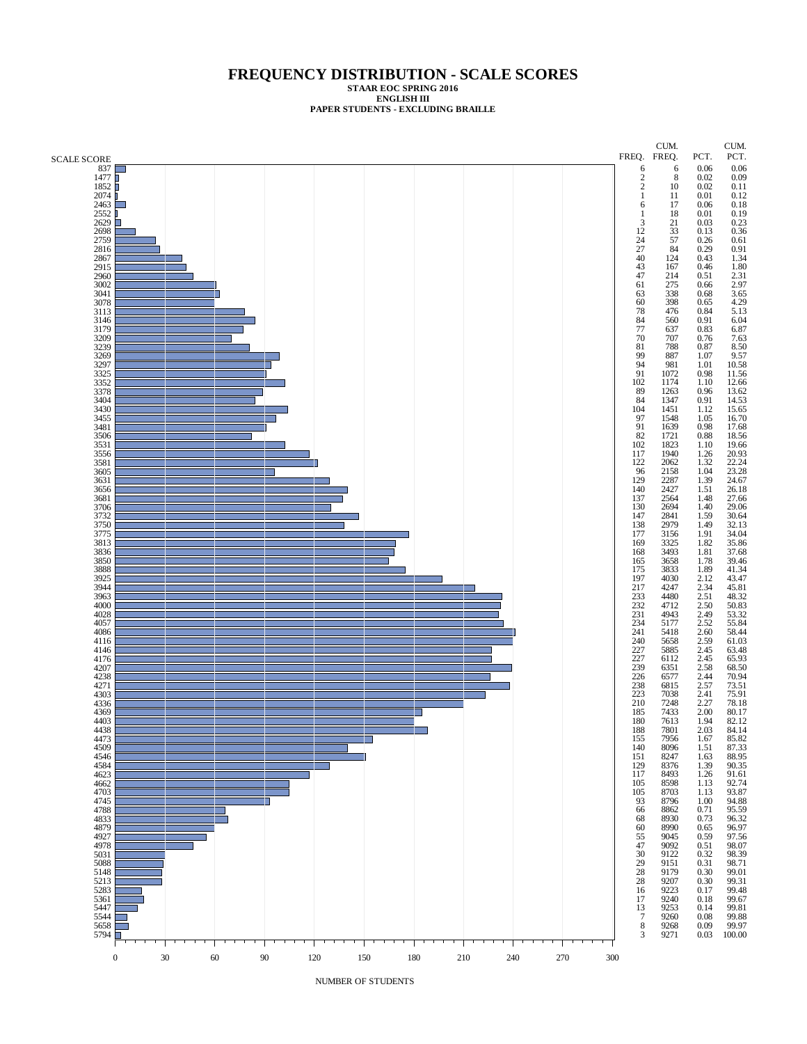# FREQUENCY DISTRIBUTION - SCALE SCORES

**STAAR EOC SPRING 2016**
**ENGLISH III**
**PAPER STUDENTS - EXCLUDING BRAILLE**

| SCALE SCORE | FREQ. | CUM. FREQ. | PCT. | CUM. PCT. |
|---|---|---|---|---|
| 837 | 6 | 6 | 0.06 | 0.06 |
| 1477 | 2 | 8 | 0.02 | 0.09 |
| 1852 | 2 | 10 | 0.02 | 0.11 |
| 2074 | 1 | 11 | 0.01 | 0.12 |
| 2463 | 6 | 17 | 0.06 | 0.18 |
| 2552 | 1 | 18 | 0.01 | 0.19 |
| 2629 | 3 | 21 | 0.03 | 0.23 |
| 2698 | 12 | 33 | 0.13 | 0.36 |
| 2759 | 24 | 57 | 0.26 | 0.61 |
| 2816 | 27 | 84 | 0.29 | 0.91 |
| 2867 | 40 | 124 | 0.43 | 1.34 |
| 2915 | 43 | 167 | 0.46 | 1.80 |
| 2960 | 47 | 214 | 0.51 | 2.31 |
| 3002 | 61 | 275 | 0.66 | 2.97 |
| 3041 | 63 | 338 | 0.68 | 3.65 |
| 3078 | 60 | 398 | 0.65 | 4.29 |
| 3113 | 78 | 476 | 0.84 | 5.13 |
| 3146 | 84 | 560 | 0.91 | 6.04 |
| 3179 | 77 | 637 | 0.83 | 6.87 |
| 3209 | 70 | 707 | 0.76 | 7.63 |
| 3239 | 81 | 788 | 0.87 | 8.50 |
| 3269 | 99 | 887 | 1.07 | 9.57 |
| 3297 | 94 | 981 | 1.01 | 10.58 |
| 3325 | 91 | 1072 | 0.98 | 11.56 |
| 3352 | 102 | 1174 | 1.10 | 12.66 |
| 3378 | 89 | 1263 | 0.96 | 13.62 |
| 3404 | 84 | 1347 | 0.91 | 14.53 |
| 3430 | 104 | 1451 | 1.12 | 15.65 |
| 3455 | 97 | 1548 | 1.05 | 16.70 |
| 3481 | 91 | 1639 | 0.98 | 17.68 |
| 3506 | 82 | 1721 | 0.88 | 18.56 |
| 3531 | 102 | 1823 | 1.10 | 19.66 |
| 3556 | 117 | 1940 | 1.26 | 20.93 |
| 3581 | 122 | 2062 | 1.32 | 22.24 |
| 3605 | 96 | 2158 | 1.04 | 23.28 |
| 3631 | 129 | 2287 | 1.39 | 24.67 |
| 3656 | 140 | 2427 | 1.51 | 26.18 |
| 3681 | 137 | 2564 | 1.48 | 27.66 |
| 3706 | 130 | 2694 | 1.40 | 29.06 |
| 3732 | 147 | 2841 | 1.59 | 30.64 |
| 3750 | 138 | 2979 | 1.49 | 32.13 |
| 3775 | 177 | 3156 | 1.91 | 34.04 |
| 3813 | 169 | 3325 | 1.82 | 35.86 |
| 3836 | 168 | 3493 | 1.81 | 37.68 |
| 3850 | 165 | 3658 | 1.78 | 39.46 |
| 3888 | 175 | 3833 | 1.89 | 41.34 |
| 3925 | 197 | 4030 | 2.12 | 43.47 |
| 3944 | 217 | 4247 | 2.34 | 45.81 |
| 3963 | 233 | 4480 | 2.51 | 48.32 |
| 4000 | 232 | 4712 | 2.50 | 50.83 |
| 4028 | 231 | 4943 | 2.49 | 53.32 |
| 4057 | 234 | 5177 | 2.52 | 55.84 |
| 4086 | 241 | 5418 | 2.60 | 58.44 |
| 4116 | 240 | 5658 | 2.59 | 61.03 |
| 4146 | 227 | 5885 | 2.45 | 63.48 |
| 4176 | 227 | 6112 | 2.45 | 65.93 |
| 4207 | 239 | 6351 | 2.58 | 68.50 |
| 4238 | 226 | 6577 | 2.44 | 70.94 |
| 4271 | 238 | 6815 | 2.57 | 73.51 |
| 4303 | 223 | 7038 | 2.41 | 75.91 |
| 4336 | 210 | 7248 | 2.27 | 78.18 |
| 4369 | 185 | 7433 | 2.00 | 80.17 |
| 4403 | 180 | 7613 | 1.94 | 82.12 |
| 4438 | 188 | 7801 | 2.03 | 84.14 |
| 4473 | 155 | 7956 | 1.67 | 85.82 |
| 4509 | 140 | 8096 | 1.51 | 87.33 |
| 4546 | 151 | 8247 | 1.63 | 88.95 |
| 4584 | 129 | 8376 | 1.39 | 90.35 |
| 4623 | 117 | 8493 | 1.26 | 91.61 |
| 4662 | 105 | 8598 | 1.13 | 92.74 |
| 4703 | 105 | 8703 | 1.13 | 93.87 |
| 4745 | 93 | 8796 | 1.00 | 94.88 |
| 4788 | 66 | 8862 | 0.71 | 95.59 |
| 4833 | 68 | 8930 | 0.73 | 96.32 |
| 4879 | 60 | 8990 | 0.65 | 96.97 |
| 4927 | 55 | 9045 | 0.59 | 97.56 |
| 4978 | 47 | 9092 | 0.51 | 98.07 |
| 5031 | 30 | 9122 | 0.32 | 98.39 |
| 5088 | 29 | 9151 | 0.31 | 98.71 |
| 5148 | 28 | 9179 | 0.30 | 99.01 |
| 5213 | 28 | 9207 | 0.30 | 99.31 |
| 5283 | 16 | 9223 | 0.17 | 99.48 |
| 5361 | 17 | 9240 | 0.18 | 99.67 |
| 5447 | 13 | 9253 | 0.14 | 99.81 |
| 5544 | 7 | 9260 | 0.08 | 99.88 |
| 5658 | 8 | 9268 | 0.09 | 99.97 |
| 5794 | 3 | 9271 | 0.03 | 100.00 |

NUMBER OF STUDENTS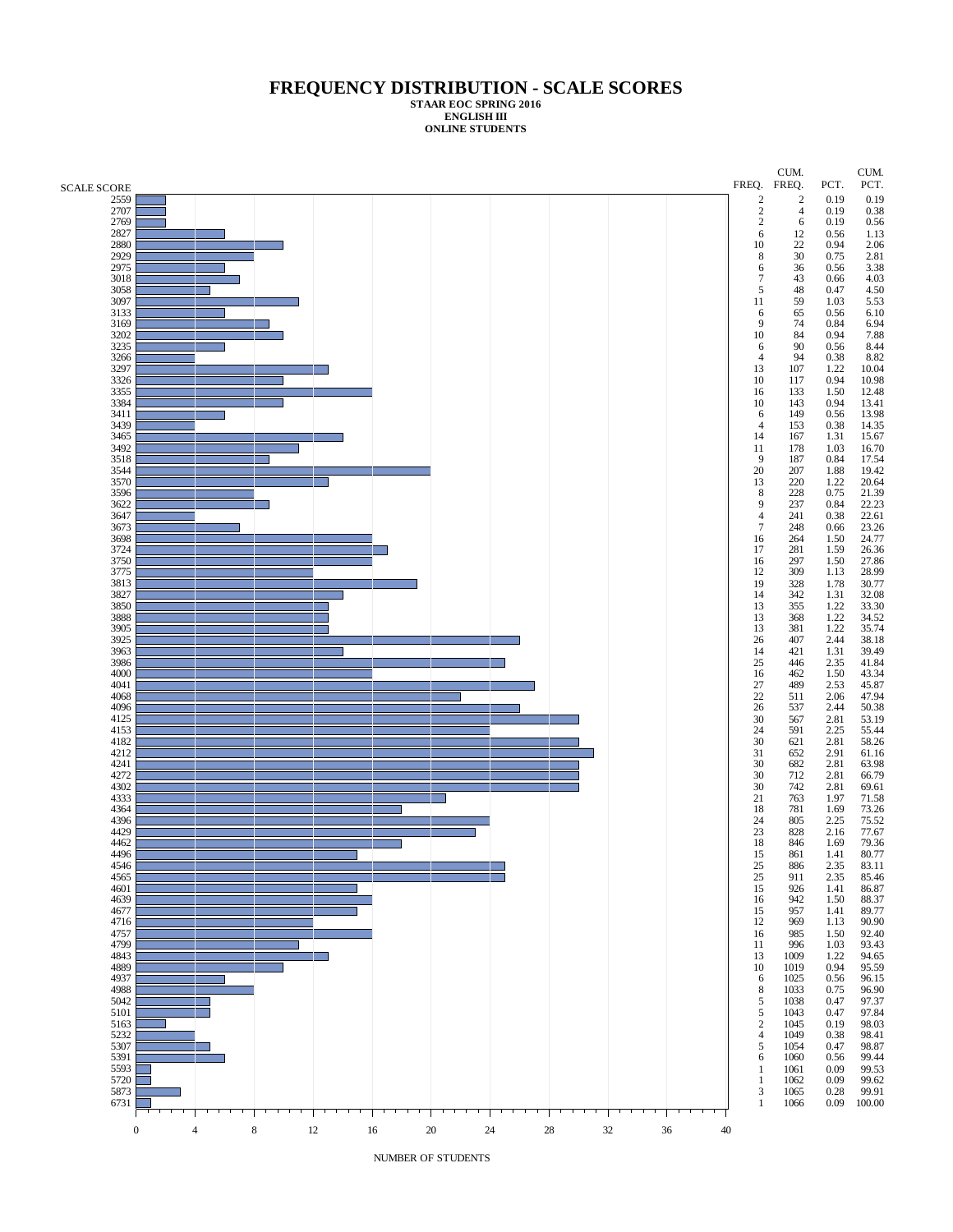# FREQUENCY DISTRIBUTION - SCALE SCORES

**STAAR EOC SPRING 2016**
**ENGLISH III**
**ONLINE STUDENTS**

| SCALE SCORE | FREQ. | CUM. FREQ. | PCT. | CUM. PCT. |
|---|---|---|---|---|
| 2559 | 2 | 2 | 0.19 | 0.19 |
| 2707 | 2 | 4 | 0.19 | 0.38 |
| 2769 | 2 | 6 | 0.19 | 0.56 |
| 2827 | 6 | 12 | 0.56 | 1.13 |
| 2880 | 10 | 22 | 0.94 | 2.06 |
| 2929 | 8 | 30 | 0.75 | 2.81 |
| 2975 | 6 | 36 | 0.56 | 3.38 |
| 3018 | 7 | 43 | 0.66 | 4.03 |
| 3058 | 5 | 48 | 0.47 | 4.50 |
| 3097 | 11 | 59 | 1.03 | 5.53 |
| 3133 | 6 | 65 | 0.56 | 6.10 |
| 3169 | 9 | 74 | 0.84 | 6.94 |
| 3202 | 10 | 84 | 0.94 | 7.88 |
| 3235 | 6 | 90 | 0.56 | 8.44 |
| 3266 | 4 | 94 | 0.38 | 8.82 |
| 3297 | 13 | 107 | 1.22 | 10.04 |
| 3326 | 10 | 117 | 0.94 | 10.98 |
| 3355 | 16 | 133 | 1.50 | 12.48 |
| 3384 | 10 | 143 | 0.94 | 13.41 |
| 3411 | 6 | 149 | 0.56 | 13.98 |
| 3439 | 4 | 153 | 0.38 | 14.35 |
| 3465 | 14 | 167 | 1.31 | 15.67 |
| 3492 | 11 | 178 | 1.03 | 16.70 |
| 3518 | 9 | 187 | 0.84 | 17.54 |
| 3544 | 20 | 207 | 1.88 | 19.42 |
| 3570 | 13 | 220 | 1.22 | 20.64 |
| 3596 | 8 | 228 | 0.75 | 21.39 |
| 3622 | 9 | 237 | 0.84 | 22.23 |
| 3647 | 4 | 241 | 0.38 | 22.61 |
| 3673 | 7 | 248 | 0.66 | 23.26 |
| 3698 | 16 | 264 | 1.50 | 24.77 |
| 3724 | 17 | 281 | 1.59 | 26.36 |
| 3750 | 16 | 297 | 1.50 | 27.86 |
| 3775 | 12 | 309 | 1.13 | 28.99 |
| 3813 | 19 | 328 | 1.78 | 30.77 |
| 3827 | 14 | 342 | 1.31 | 32.08 |
| 3850 | 13 | 355 | 1.22 | 33.30 |
| 3888 | 13 | 368 | 1.22 | 34.52 |
| 3905 | 13 | 381 | 1.22 | 35.74 |
| 3925 | 26 | 407 | 2.44 | 38.18 |
| 3963 | 14 | 421 | 1.31 | 39.49 |
| 3986 | 25 | 446 | 2.35 | 41.84 |
| 4000 | 16 | 462 | 1.50 | 43.34 |
| 4041 | 27 | 489 | 2.53 | 45.87 |
| 4068 | 22 | 511 | 2.06 | 47.94 |
| 4096 | 26 | 537 | 2.44 | 50.38 |
| 4125 | 30 | 567 | 2.81 | 53.19 |
| 4153 | 24 | 591 | 2.25 | 55.44 |
| 4182 | 30 | 621 | 2.81 | 58.26 |
| 4212 | 31 | 652 | 2.91 | 61.16 |
| 4241 | 30 | 682 | 2.81 | 63.98 |
| 4272 | 30 | 712 | 2.81 | 66.79 |
| 4302 | 30 | 742 | 2.81 | 69.61 |
| 4333 | 21 | 763 | 1.97 | 71.58 |
| 4364 | 18 | 781 | 1.69 | 73.26 |
| 4396 | 24 | 805 | 2.25 | 75.52 |
| 4429 | 23 | 828 | 2.16 | 77.67 |
| 4462 | 18 | 846 | 1.69 | 79.36 |
| 4496 | 15 | 861 | 1.41 | 80.77 |
| 4546 | 25 | 886 | 2.35 | 83.11 |
| 4565 | 25 | 911 | 2.35 | 85.46 |
| 4601 | 15 | 926 | 1.41 | 86.87 |
| 4639 | 16 | 942 | 1.50 | 88.37 |
| 4677 | 15 | 957 | 1.41 | 89.77 |
| 4716 | 12 | 969 | 1.13 | 90.90 |
| 4757 | 16 | 985 | 1.50 | 92.40 |
| 4799 | 11 | 996 | 1.03 | 93.43 |
| 4843 | 13 | 1009 | 1.22 | 94.65 |
| 4889 | 10 | 1019 | 0.94 | 95.59 |
| 4937 | 6 | 1025 | 0.56 | 96.15 |
| 4988 | 8 | 1033 | 0.75 | 96.90 |
| 5042 | 5 | 1038 | 0.47 | 97.37 |
| 5101 | 5 | 1043 | 0.47 | 97.84 |
| 5163 | 2 | 1045 | 0.19 | 98.03 |
| 5232 | 4 | 1049 | 0.38 | 98.41 |
| 5307 | 5 | 1054 | 0.47 | 98.87 |
| 5391 | 6 | 1060 | 0.56 | 99.44 |
| 5593 | 1 | 1061 | 0.09 | 99.53 |
| 5720 | 1 | 1062 | 0.09 | 99.62 |
| 5873 | 3 | 1065 | 0.28 | 99.91 |
| 6731 | 1 | 1066 | 0.09 | 100.00 |

NUMBER OF STUDENTS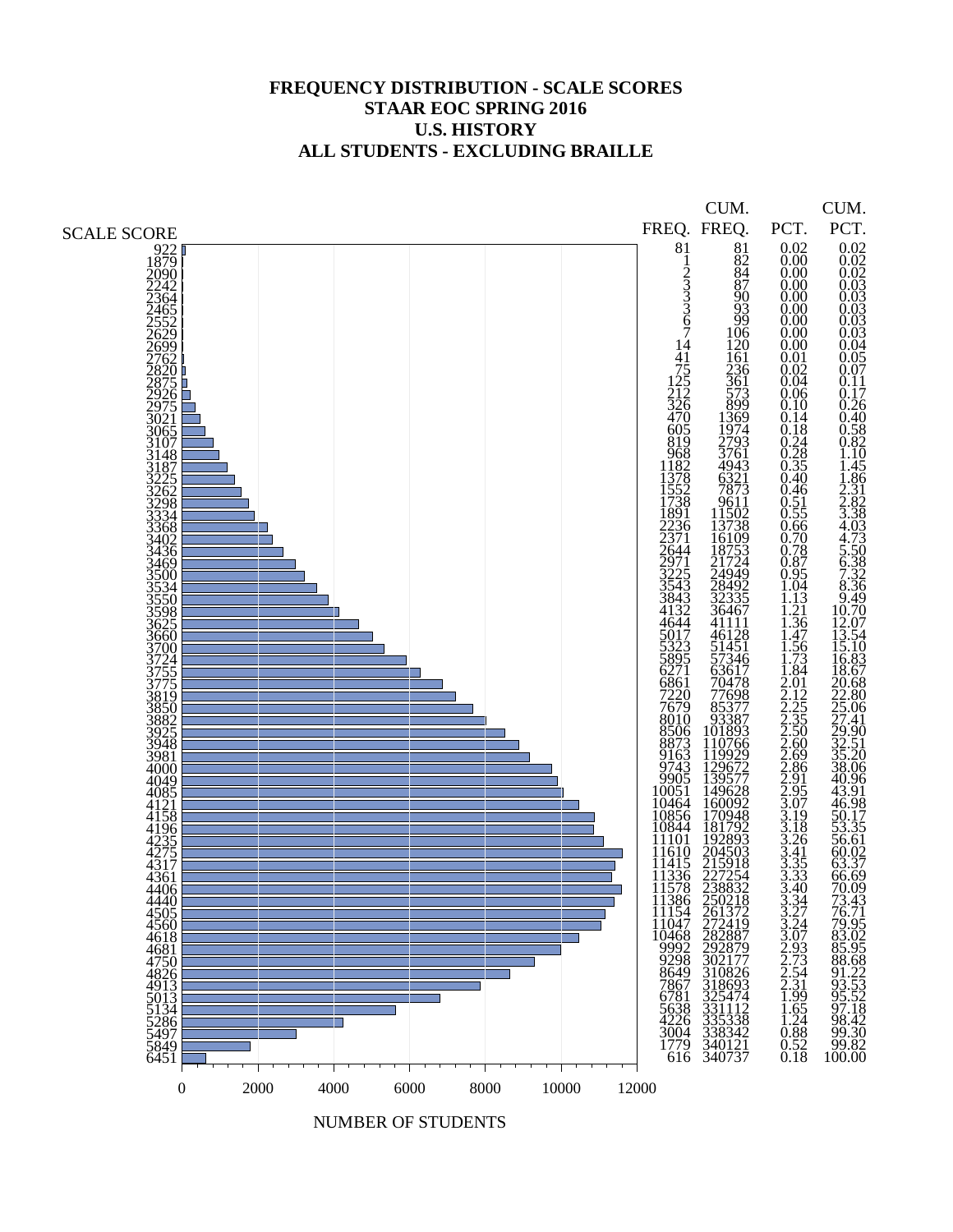# FREQUENCY DISTRIBUTION - SCALE SCORES
## STAAR EOC SPRING 2016
## U.S. HISTORY
## ALL STUDENTS - EXCLUDING BRAILLE

| SCALE SCORE | FREQ. | CUM. FREQ. | PCT. | CUM. PCT. |
|---|---|---|---|---|
| 922 | 81 | 81 | 0.02 | 0.02 |
| 1879 | 1 | 82 | 0.00 | 0.02 |
| 2090 | 2 | 84 | 0.00 | 0.02 |
| 2242 | 3 | 87 | 0.00 | 0.03 |
| 2364 | 3 | 90 | 0.00 | 0.03 |
| 2465 | 3 | 93 | 0.00 | 0.03 |
| 2552 | 6 | 99 | 0.00 | 0.03 |
| 2629 | 7 | 106 | 0.00 | 0.03 |
| 2699 | 14 | 120 | 0.00 | 0.04 |
| 2762 | 41 | 161 | 0.01 | 0.05 |
| 2820 | 75 | 236 | 0.02 | 0.07 |
| 2875 | 125 | 361 | 0.04 | 0.11 |
| 2926 | 212 | 573 | 0.06 | 0.17 |
| 2975 | 326 | 899 | 0.10 | 0.26 |
| 3021 | 470 | 1369 | 0.14 | 0.40 |
| 3065 | 605 | 1974 | 0.18 | 0.58 |
| 3107 | 819 | 2793 | 0.24 | 0.82 |
| 3148 | 968 | 3761 | 0.28 | 1.10 |
| 3187 | 1182 | 4943 | 0.35 | 1.45 |
| 3225 | 1378 | 6321 | 0.40 | 1.86 |
| 3262 | 1552 | 7873 | 0.46 | 2.31 |
| 3298 | 1738 | 9611 | 0.51 | 2.82 |
| 3334 | 1891 | 11502 | 0.55 | 3.38 |
| 3368 | 2236 | 13738 | 0.66 | 4.03 |
| 3402 | 2371 | 16109 | 0.70 | 4.73 |
| 3436 | 2644 | 18753 | 0.78 | 5.50 |
| 3469 | 2971 | 21724 | 0.87 | 6.38 |
| 3500 | 3225 | 24949 | 0.95 | 7.32 |
| 3534 | 3543 | 28492 | 1.04 | 8.36 |
| 3550 | 3843 | 32335 | 1.13 | 9.49 |
| 3598 | 4132 | 36467 | 1.21 | 10.70 |
| 3625 | 4644 | 41111 | 1.36 | 12.07 |
| 3660 | 5017 | 46128 | 1.47 | 13.54 |
| 3700 | 5323 | 51451 | 1.56 | 15.10 |
| 3724 | 5895 | 57346 | 1.73 | 16.83 |
| 3755 | 6271 | 63617 | 1.84 | 18.67 |
| 3775 | 6861 | 70478 | 2.01 | 20.68 |
| 3819 | 7220 | 77698 | 2.12 | 22.80 |
| 3850 | 7679 | 85377 | 2.25 | 25.06 |
| 3882 | 8010 | 93387 | 2.35 | 27.41 |
| 3925 | 8506 | 101893 | 2.50 | 29.90 |
| 3948 | 8873 | 110766 | 2.60 | 32.51 |
| 3981 | 9163 | 119929 | 2.69 | 35.20 |
| 4000 | 9743 | 129672 | 2.86 | 38.06 |
| 4049 | 9905 | 139577 | 2.91 | 40.96 |
| 4085 | 10051 | 149628 | 2.95 | 43.91 |
| 4121 | 10464 | 160092 | 3.07 | 46.98 |
| 4158 | 10856 | 170948 | 3.19 | 50.17 |
| 4196 | 10844 | 181792 | 3.18 | 53.35 |
| 4235 | 11101 | 192893 | 3.26 | 56.61 |
| 4275 | 11610 | 204503 | 3.41 | 60.02 |
| 4317 | 11415 | 215918 | 3.35 | 63.37 |
| 4361 | 11336 | 227254 | 3.33 | 66.69 |
| 4406 | 11578 | 238832 | 3.40 | 70.09 |
| 4440 | 11386 | 250218 | 3.34 | 73.43 |
| 4505 | 11154 | 261372 | 3.27 | 76.71 |
| 4560 | 11047 | 272419 | 3.24 | 79.95 |
| 4618 | 10468 | 282887 | 3.07 | 83.02 |
| 4681 | 9992 | 292879 | 2.93 | 85.95 |
| 4750 | 9298 | 302177 | 2.73 | 88.68 |
| 4826 | 8649 | 310826 | 2.54 | 91.22 |
| 4913 | 7867 | 318693 | 2.31 | 93.53 |
| 5013 | 6781 | 325474 | 1.99 | 95.52 |
| 5134 | 5638 | 331112 | 1.65 | 97.18 |
| 5286 | 4226 | 335338 | 1.24 | 98.42 |
| 5497 | 3004 | 338342 | 0.88 | 99.30 |
| 5849 | 1779 | 340121 | 0.52 | 99.82 |
| 6451 | 616 | 340737 | 0.18 | 100.00 |

NUMBER OF STUDENTS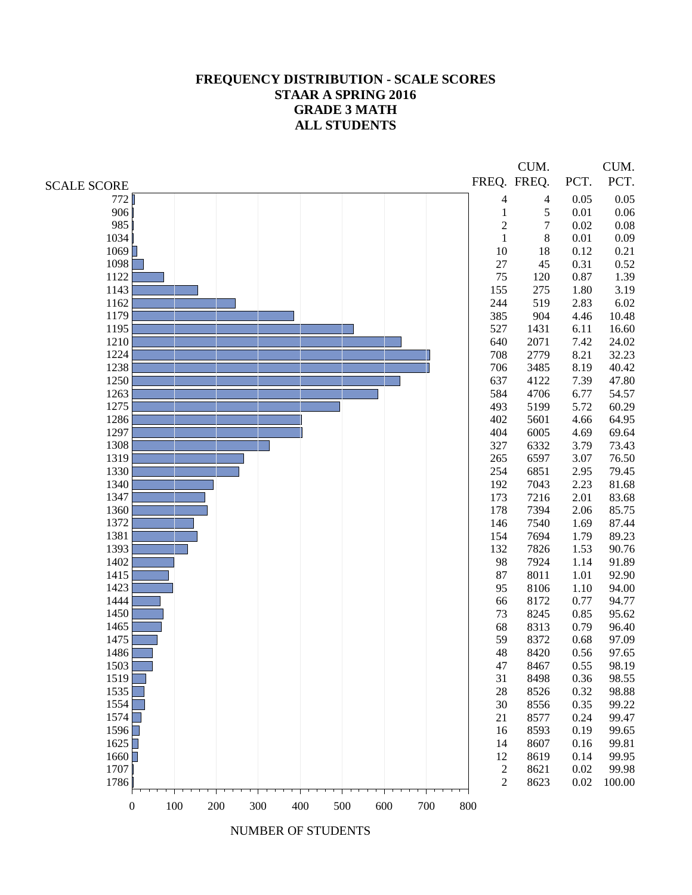# FREQUENCY DISTRIBUTION - SCALE SCORES
## STAAR A SPRING 2016
## GRADE 3 MATH
## ALL STUDENTS

| SCALE SCORE | FREQ. | CUM. FREQ. | PCT. | CUM. PCT. |
|---|---|---|---|---|
| 772 | 4 | 4 | 0.05 | 0.05 |
| 906 | 1 | 5 | 0.01 | 0.06 |
| 985 | 2 | 7 | 0.02 | 0.08 |
| 1034 | 1 | 8 | 0.01 | 0.09 |
| 1069 | 10 | 18 | 0.12 | 0.21 |
| 1098 | 27 | 45 | 0.31 | 0.52 |
| 1122 | 75 | 120 | 0.87 | 1.39 |
| 1143 | 155 | 275 | 1.80 | 3.19 |
| 1162 | 244 | 519 | 2.83 | 6.02 |
| 1179 | 385 | 904 | 4.46 | 10.48 |
| 1195 | 527 | 1431 | 6.11 | 16.60 |
| 1210 | 640 | 2071 | 7.42 | 24.02 |
| 1224 | 708 | 2779 | 8.21 | 32.23 |
| 1238 | 706 | 3485 | 8.19 | 40.42 |
| 1250 | 637 | 4122 | 7.39 | 47.80 |
| 1263 | 584 | 4706 | 6.77 | 54.57 |
| 1275 | 493 | 5199 | 5.72 | 60.29 |
| 1286 | 402 | 5601 | 4.66 | 64.95 |
| 1297 | 404 | 6005 | 4.69 | 69.64 |
| 1308 | 327 | 6332 | 3.79 | 73.43 |
| 1319 | 265 | 6597 | 3.07 | 76.50 |
| 1330 | 254 | 6851 | 2.95 | 79.45 |
| 1340 | 192 | 7043 | 2.23 | 81.68 |
| 1347 | 173 | 7216 | 2.01 | 83.68 |
| 1360 | 178 | 7394 | 2.06 | 85.75 |
| 1372 | 146 | 7540 | 1.69 | 87.44 |
| 1381 | 154 | 7694 | 1.79 | 89.23 |
| 1393 | 132 | 7826 | 1.53 | 90.76 |
| 1402 | 98 | 7924 | 1.14 | 91.89 |
| 1415 | 87 | 8011 | 1.01 | 92.90 |
| 1423 | 95 | 8106 | 1.10 | 94.00 |
| 1444 | 66 | 8172 | 0.77 | 94.77 |
| 1450 | 73 | 8245 | 0.85 | 95.62 |
| 1465 | 68 | 8313 | 0.79 | 96.40 |
| 1475 | 59 | 8372 | 0.68 | 97.09 |
| 1486 | 48 | 8420 | 0.56 | 97.65 |
| 1503 | 47 | 8467 | 0.55 | 98.19 |
| 1519 | 31 | 8498 | 0.36 | 98.55 |
| 1535 | 28 | 8526 | 0.32 | 98.88 |
| 1554 | 30 | 8556 | 0.35 | 99.22 |
| 1574 | 21 | 8577 | 0.24 | 99.47 |
| 1596 | 16 | 8593 | 0.19 | 99.65 |
| 1625 | 14 | 8607 | 0.16 | 99.81 |
| 1660 | 12 | 8619 | 0.14 | 99.95 |
| 1707 | 2 | 8621 | 0.02 | 99.98 |
| 1786 | 2 | 8623 | 0.02 | 100.00 |

NUMBER OF STUDENTS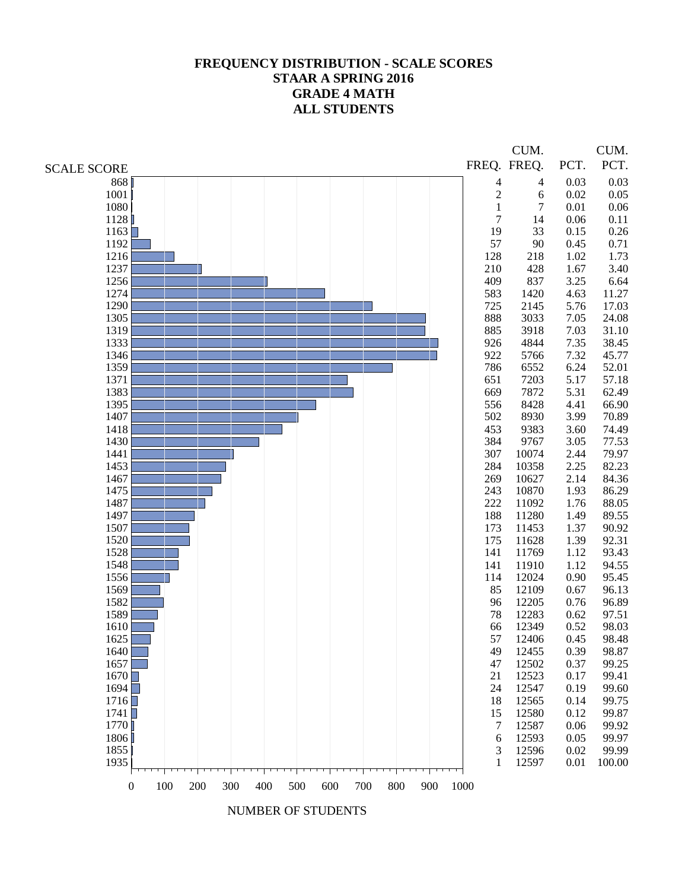# FREQUENCY DISTRIBUTION - SCALE SCORES
## STAAR A SPRING 2016
## GRADE 4 MATH
## ALL STUDENTS

| SCALE SCORE | FREQ. | CUM. FREQ. | PCT. | CUM. PCT. |
|---|---|---|---|---|
| 868 | 4 | 4 | 0.03 | 0.03 |
| 1001 | 2 | 6 | 0.02 | 0.05 |
| 1080 | 1 | 7 | 0.01 | 0.06 |
| 1128 | 7 | 14 | 0.06 | 0.11 |
| 1163 | 19 | 33 | 0.15 | 0.26 |
| 1192 | 57 | 90 | 0.45 | 0.71 |
| 1216 | 128 | 218 | 1.02 | 1.73 |
| 1237 | 210 | 428 | 1.67 | 3.40 |
| 1256 | 409 | 837 | 3.25 | 6.64 |
| 1274 | 583 | 1420 | 4.63 | 11.27 |
| 1290 | 725 | 2145 | 5.76 | 17.03 |
| 1305 | 888 | 3033 | 7.05 | 24.08 |
| 1319 | 885 | 3918 | 7.03 | 31.10 |
| 1333 | 926 | 4844 | 7.35 | 38.45 |
| 1346 | 922 | 5766 | 7.32 | 45.77 |
| 1359 | 786 | 6552 | 6.24 | 52.01 |
| 1371 | 651 | 7203 | 5.17 | 57.18 |
| 1383 | 669 | 7872 | 5.31 | 62.49 |
| 1395 | 556 | 8428 | 4.41 | 66.90 |
| 1407 | 502 | 8930 | 3.99 | 70.89 |
| 1418 | 453 | 9383 | 3.60 | 74.49 |
| 1430 | 384 | 9767 | 3.05 | 77.53 |
| 1441 | 307 | 10074 | 2.44 | 79.97 |
| 1453 | 284 | 10358 | 2.25 | 82.23 |
| 1467 | 269 | 10627 | 2.14 | 84.36 |
| 1475 | 243 | 10870 | 1.93 | 86.29 |
| 1487 | 222 | 11092 | 1.76 | 88.05 |
| 1497 | 188 | 11280 | 1.49 | 89.55 |
| 1507 | 173 | 11453 | 1.37 | 90.92 |
| 1520 | 175 | 11628 | 1.39 | 92.31 |
| 1528 | 141 | 11769 | 1.12 | 93.43 |
| 1548 | 141 | 11910 | 1.12 | 94.55 |
| 1556 | 114 | 12024 | 0.90 | 95.45 |
| 1569 | 85 | 12109 | 0.67 | 96.13 |
| 1582 | 96 | 12205 | 0.76 | 96.89 |
| 1589 | 78 | 12283 | 0.62 | 97.51 |
| 1610 | 66 | 12349 | 0.52 | 98.03 |
| 1625 | 57 | 12406 | 0.45 | 98.48 |
| 1640 | 49 | 12455 | 0.39 | 98.87 |
| 1657 | 47 | 12502 | 0.37 | 99.25 |
| 1670 | 21 | 12523 | 0.17 | 99.41 |
| 1694 | 24 | 12547 | 0.19 | 99.60 |
| 1716 | 18 | 12565 | 0.14 | 99.75 |
| 1741 | 15 | 12580 | 0.12 | 99.87 |
| 1770 | 7 | 12587 | 0.06 | 99.92 |
| 1806 | 6 | 12593 | 0.05 | 99.97 |
| 1855 | 3 | 12596 | 0.02 | 99.99 |
| 1935 | 1 | 12597 | 0.01 | 100.00 |

NUMBER OF STUDENTS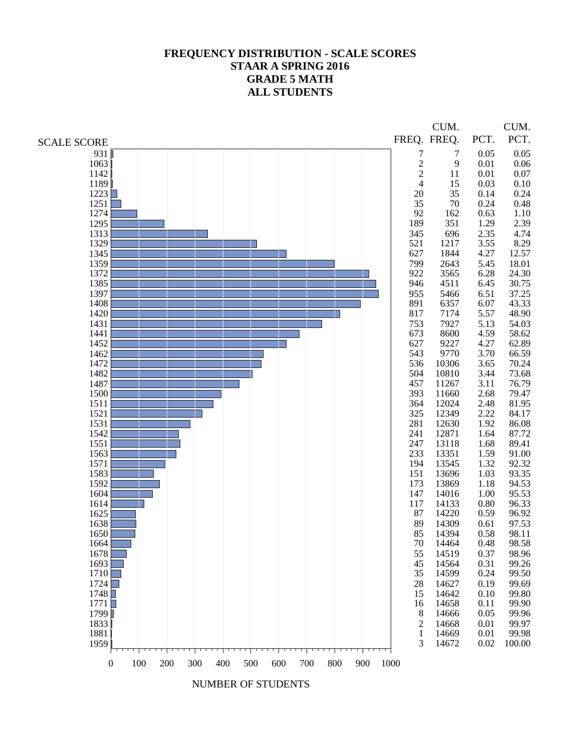# FREQUENCY DISTRIBUTION - SCALE SCORES
## STAAR A SPRING 2016
## GRADE 5 MATH
## ALL STUDENTS

| SCALE SCORE | FREQ. | CUM. FREQ. | PCT. | CUM. PCT. |
|---|---|---|---|---|
| 931 | 7 | 7 | 0.05 | 0.05 |
| 1063 | 2 | 9 | 0.01 | 0.06 |
| 1142 | 2 | 11 | 0.01 | 0.07 |
| 1189 | 4 | 15 | 0.03 | 0.10 |
| 1223 | 20 | 35 | 0.14 | 0.24 |
| 1251 | 35 | 70 | 0.24 | 0.48 |
| 1274 | 92 | 162 | 0.63 | 1.10 |
| 1295 | 189 | 351 | 1.29 | 2.39 |
| 1313 | 345 | 696 | 2.35 | 4.74 |
| 1329 | 521 | 1217 | 3.55 | 8.29 |
| 1345 | 627 | 1844 | 4.27 | 12.57 |
| 1359 | 799 | 2643 | 5.45 | 18.01 |
| 1372 | 922 | 3565 | 6.28 | 24.30 |
| 1385 | 946 | 4511 | 6.45 | 30.75 |
| 1397 | 955 | 5466 | 6.51 | 37.25 |
| 1408 | 891 | 6357 | 6.07 | 43.33 |
| 1420 | 817 | 7174 | 5.57 | 48.90 |
| 1431 | 753 | 7927 | 5.13 | 54.03 |
| 1441 | 673 | 8600 | 4.59 | 58.62 |
| 1452 | 627 | 9227 | 4.27 | 62.89 |
| 1462 | 543 | 9770 | 3.70 | 66.59 |
| 1472 | 536 | 10306 | 3.65 | 70.24 |
| 1482 | 504 | 10810 | 3.44 | 73.68 |
| 1487 | 457 | 11267 | 3.11 | 76.79 |
| 1500 | 393 | 11660 | 2.68 | 79.47 |
| 1511 | 364 | 12024 | 2.48 | 81.95 |
| 1521 | 325 | 12349 | 2.22 | 84.17 |
| 1531 | 281 | 12630 | 1.92 | 86.08 |
| 1542 | 241 | 12871 | 1.64 | 87.72 |
| 1551 | 247 | 13118 | 1.68 | 89.41 |
| 1563 | 233 | 13351 | 1.59 | 91.00 |
| 1571 | 194 | 13545 | 1.32 | 92.32 |
| 1583 | 151 | 13696 | 1.03 | 93.35 |
| 1592 | 173 | 13869 | 1.18 | 94.53 |
| 1604 | 147 | 14016 | 1.00 | 95.53 |
| 1614 | 117 | 14133 | 0.80 | 96.33 |
| 1625 | 87 | 14220 | 0.59 | 96.92 |
| 1638 | 89 | 14309 | 0.61 | 97.53 |
| 1650 | 85 | 14394 | 0.58 | 98.11 |
| 1664 | 70 | 14464 | 0.48 | 98.58 |
| 1678 | 55 | 14519 | 0.37 | 98.96 |
| 1693 | 45 | 14564 | 0.31 | 99.26 |
| 1710 | 35 | 14599 | 0.24 | 99.50 |
| 1724 | 28 | 14627 | 0.19 | 99.69 |
| 1748 | 15 | 14642 | 0.10 | 99.80 |
| 1771 | 16 | 14658 | 0.11 | 99.90 |
| 1799 | 8 | 14666 | 0.05 | 99.96 |
| 1833 | 2 | 14668 | 0.01 | 99.97 |
| 1881 | 1 | 14669 | 0.01 | 99.98 |
| 1959 | 3 | 14672 | 0.02 | 100.00 |

NUMBER OF STUDENTS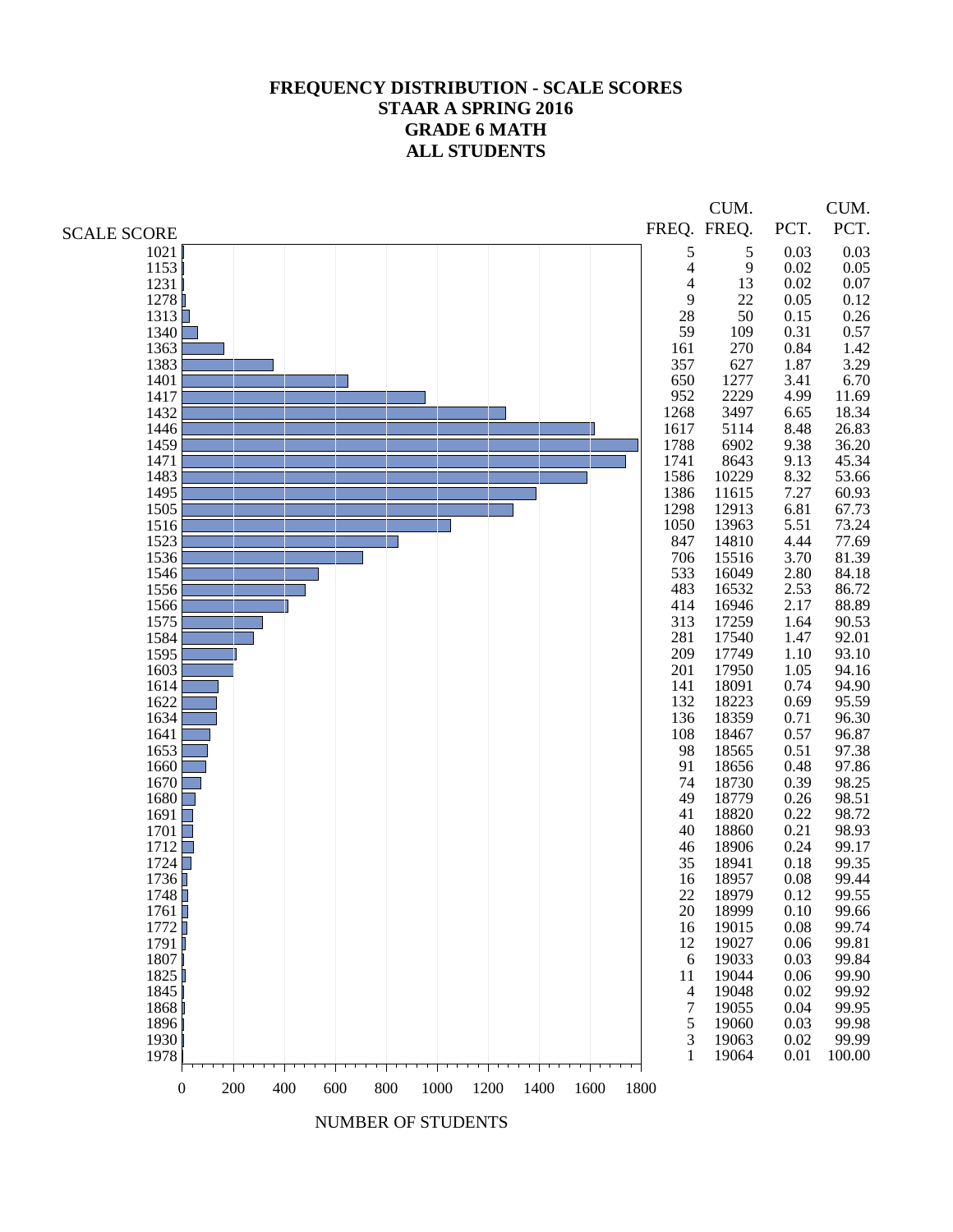# FREQUENCY DISTRIBUTION - SCALE SCORES
## STAAR A SPRING 2016
## GRADE 6 MATH
## ALL STUDENTS

| SCALE SCORE | FREQ. | CUM. FREQ. | PCT. | CUM. PCT. |
|---|---|---|---|---|
| 1021 | 5 | 5 | 0.03 | 0.03 |
| 1153 | 4 | 9 | 0.02 | 0.05 |
| 1231 | 4 | 13 | 0.02 | 0.07 |
| 1278 | 9 | 22 | 0.05 | 0.12 |
| 1313 | 28 | 50 | 0.15 | 0.26 |
| 1340 | 59 | 109 | 0.31 | 0.57 |
| 1363 | 161 | 270 | 0.84 | 1.42 |
| 1383 | 357 | 627 | 1.87 | 3.29 |
| 1401 | 650 | 1277 | 3.41 | 6.70 |
| 1417 | 952 | 2229 | 4.99 | 11.69 |
| 1432 | 1268 | 3497 | 6.65 | 18.34 |
| 1446 | 1617 | 5114 | 8.48 | 26.83 |
| 1459 | 1788 | 6902 | 9.38 | 36.20 |
| 1471 | 1741 | 8643 | 9.13 | 45.34 |
| 1483 | 1586 | 10229 | 8.32 | 53.66 |
| 1495 | 1386 | 11615 | 7.27 | 60.93 |
| 1505 | 1298 | 12913 | 6.81 | 67.73 |
| 1516 | 1050 | 13963 | 5.51 | 73.24 |
| 1523 | 847 | 14810 | 4.44 | 77.69 |
| 1536 | 706 | 15516 | 3.70 | 81.39 |
| 1546 | 533 | 16049 | 2.80 | 84.18 |
| 1556 | 483 | 16532 | 2.53 | 86.72 |
| 1566 | 414 | 16946 | 2.17 | 88.89 |
| 1575 | 313 | 17259 | 1.64 | 90.53 |
| 1584 | 281 | 17540 | 1.47 | 92.01 |
| 1595 | 209 | 17749 | 1.10 | 93.10 |
| 1603 | 201 | 17950 | 1.05 | 94.16 |
| 1614 | 141 | 18091 | 0.74 | 94.90 |
| 1622 | 132 | 18223 | 0.69 | 95.59 |
| 1634 | 136 | 18359 | 0.71 | 96.30 |
| 1641 | 108 | 18467 | 0.57 | 96.87 |
| 1653 | 98 | 18565 | 0.51 | 97.38 |
| 1660 | 91 | 18656 | 0.48 | 97.86 |
| 1670 | 74 | 18730 | 0.39 | 98.25 |
| 1680 | 49 | 18779 | 0.26 | 98.51 |
| 1691 | 41 | 18820 | 0.22 | 98.72 |
| 1701 | 40 | 18860 | 0.21 | 98.93 |
| 1712 | 46 | 18906 | 0.24 | 99.17 |
| 1724 | 35 | 18941 | 0.18 | 99.35 |
| 1736 | 16 | 18957 | 0.08 | 99.44 |
| 1748 | 22 | 18979 | 0.12 | 99.55 |
| 1761 | 20 | 18999 | 0.10 | 99.66 |
| 1772 | 16 | 19015 | 0.08 | 99.74 |
| 1791 | 12 | 19027 | 0.06 | 99.81 |
| 1807 | 6 | 19033 | 0.03 | 99.84 |
| 1825 | 11 | 19044 | 0.06 | 99.90 |
| 1845 | 4 | 19048 | 0.02 | 99.92 |
| 1868 | 7 | 19055 | 0.04 | 99.95 |
| 1896 | 5 | 19060 | 0.03 | 99.98 |
| 1930 | 3 | 19063 | 0.02 | 99.99 |
| 1978 | 1 | 19064 | 0.01 | 100.00 |

NUMBER OF STUDENTS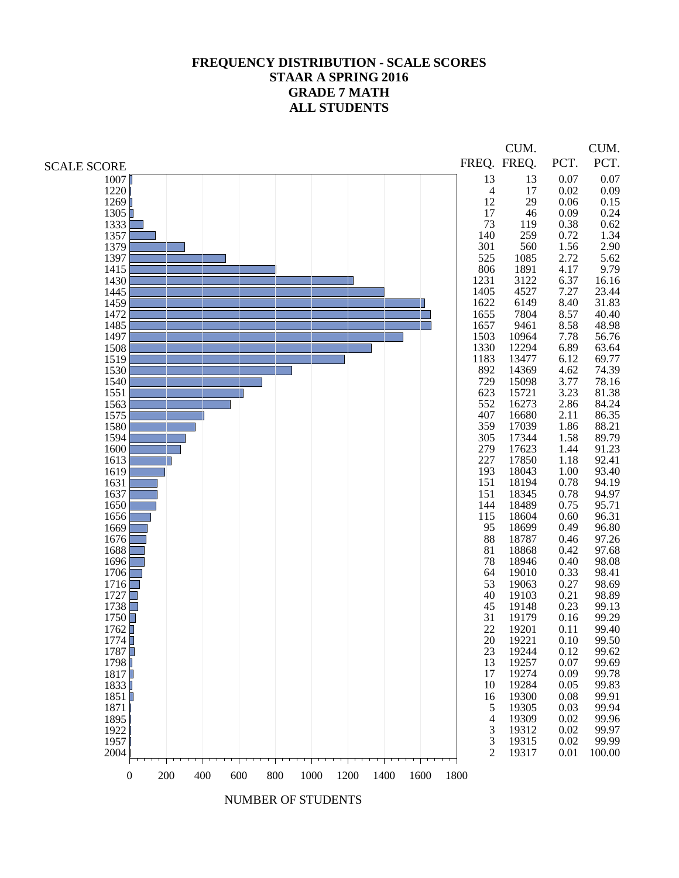# FREQUENCY DISTRIBUTION - SCALE SCORES
# STAAR A SPRING 2016
# GRADE 7 MATH
# ALL STUDENTS

| SCALE SCORE | FREQ. | CUM. FREQ. | PCT. | CUM. PCT. |
|---|---|---|---|---|
| 1007 | 13 | 13 | 0.07 | 0.07 |
| 1220 | 4 | 17 | 0.02 | 0.09 |
| 1269 | 12 | 29 | 0.06 | 0.15 |
| 1305 | 17 | 46 | 0.09 | 0.24 |
| 1333 | 73 | 119 | 0.38 | 0.62 |
| 1357 | 140 | 259 | 0.72 | 1.34 |
| 1379 | 301 | 560 | 1.56 | 2.90 |
| 1397 | 525 | 1085 | 2.72 | 5.62 |
| 1415 | 806 | 1891 | 4.17 | 9.79 |
| 1430 | 1231 | 3122 | 6.37 | 16.16 |
| 1445 | 1405 | 4527 | 7.27 | 23.44 |
| 1459 | 1622 | 6149 | 8.40 | 31.83 |
| 1472 | 1655 | 7804 | 8.57 | 40.40 |
| 1485 | 1657 | 9461 | 8.58 | 48.98 |
| 1497 | 1503 | 10964 | 7.78 | 56.76 |
| 1508 | 1330 | 12294 | 6.89 | 63.64 |
| 1519 | 1183 | 13477 | 6.12 | 69.77 |
| 1530 | 892 | 14369 | 4.62 | 74.39 |
| 1540 | 729 | 15098 | 3.77 | 78.16 |
| 1551 | 623 | 15721 | 3.23 | 81.38 |
| 1563 | 552 | 16273 | 2.86 | 84.24 |
| 1575 | 407 | 16680 | 2.11 | 86.35 |
| 1580 | 359 | 17039 | 1.86 | 88.21 |
| 1594 | 305 | 17344 | 1.58 | 89.79 |
| 1600 | 279 | 17623 | 1.44 | 91.23 |
| 1613 | 227 | 17850 | 1.18 | 92.41 |
| 1619 | 193 | 18043 | 1.00 | 93.40 |
| 1631 | 151 | 18194 | 0.78 | 94.19 |
| 1637 | 151 | 18345 | 0.78 | 94.97 |
| 1650 | 144 | 18489 | 0.75 | 95.71 |
| 1656 | 115 | 18604 | 0.60 | 96.31 |
| 1669 | 95 | 18699 | 0.49 | 96.80 |
| 1676 | 88 | 18787 | 0.46 | 97.26 |
| 1688 | 81 | 18868 | 0.42 | 97.68 |
| 1696 | 78 | 18946 | 0.40 | 98.08 |
| 1706 | 64 | 19010 | 0.33 | 98.41 |
| 1716 | 53 | 19063 | 0.27 | 98.69 |
| 1727 | 40 | 19103 | 0.21 | 98.89 |
| 1738 | 45 | 19148 | 0.23 | 99.13 |
| 1750 | 31 | 19179 | 0.16 | 99.29 |
| 1762 | 22 | 19201 | 0.11 | 99.40 |
| 1774 | 20 | 19221 | 0.10 | 99.50 |
| 1787 | 23 | 19244 | 0.12 | 99.62 |
| 1798 | 13 | 19257 | 0.07 | 99.69 |
| 1817 | 17 | 19274 | 0.09 | 99.78 |
| 1833 | 10 | 19284 | 0.05 | 99.83 |
| 1851 | 16 | 19300 | 0.08 | 99.91 |
| 1871 | 5 | 19305 | 0.03 | 99.94 |
| 1895 | 4 | 19309 | 0.02 | 99.96 |
| 1922 | 3 | 19312 | 0.02 | 99.97 |
| 1957 | 3 | 19315 | 0.02 | 99.99 |
| 2004 | 2 | 19317 | 0.01 | 100.00 |

NUMBER OF STUDENTS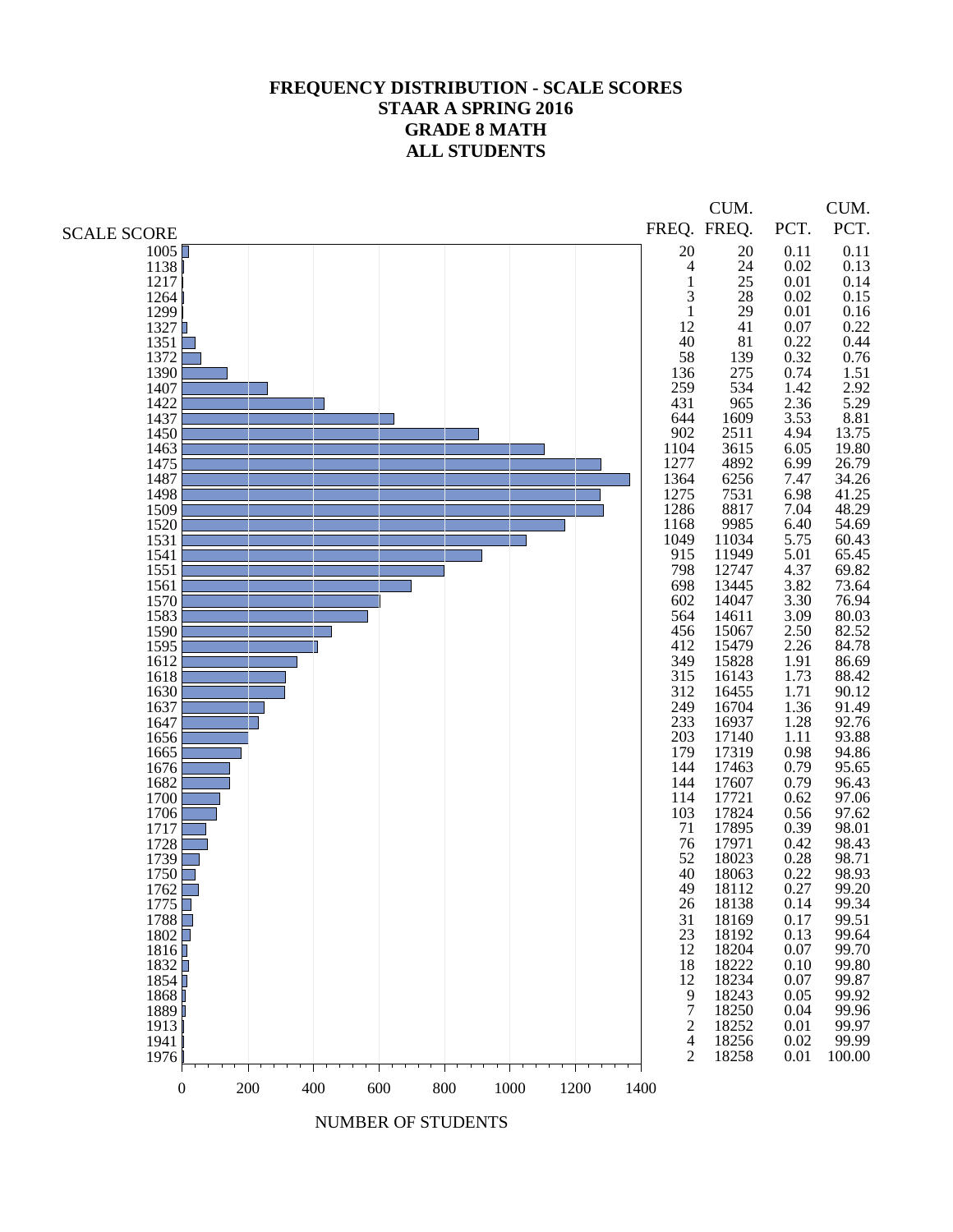# FREQUENCY DISTRIBUTION - SCALE SCORES
## STAAR A SPRING 2016
## GRADE 8 MATH
## ALL STUDENTS

| SCALE SCORE | FREQ. | CUM. FREQ. | PCT. | CUM. PCT. |
|---|---|---|---|---|
| 1005 | 20 | 20 | 0.11 | 0.11 |
| 1138 | 4 | 24 | 0.02 | 0.13 |
| 1217 | 1 | 25 | 0.01 | 0.14 |
| 1264 | 3 | 28 | 0.02 | 0.15 |
| 1299 | 1 | 29 | 0.01 | 0.16 |
| 1327 | 12 | 41 | 0.07 | 0.22 |
| 1351 | 40 | 81 | 0.22 | 0.44 |
| 1372 | 58 | 139 | 0.32 | 0.76 |
| 1390 | 136 | 275 | 0.74 | 1.51 |
| 1407 | 259 | 534 | 1.42 | 2.92 |
| 1422 | 431 | 965 | 2.36 | 5.29 |
| 1437 | 644 | 1609 | 3.53 | 8.81 |
| 1450 | 902 | 2511 | 4.94 | 13.75 |
| 1463 | 1104 | 3615 | 6.05 | 19.80 |
| 1475 | 1277 | 4892 | 6.99 | 26.79 |
| 1487 | 1364 | 6256 | 7.47 | 34.26 |
| 1498 | 1275 | 7531 | 6.98 | 41.25 |
| 1509 | 1286 | 8817 | 7.04 | 48.29 |
| 1520 | 1168 | 9985 | 6.40 | 54.69 |
| 1531 | 1049 | 11034 | 5.75 | 60.43 |
| 1541 | 915 | 11949 | 5.01 | 65.45 |
| 1551 | 798 | 12747 | 4.37 | 69.82 |
| 1561 | 698 | 13445 | 3.82 | 73.64 |
| 1570 | 602 | 14047 | 3.30 | 76.94 |
| 1583 | 564 | 14611 | 3.09 | 80.03 |
| 1590 | 456 | 15067 | 2.50 | 82.52 |
| 1595 | 412 | 15479 | 2.26 | 84.78 |
| 1612 | 349 | 15828 | 1.91 | 86.69 |
| 1618 | 315 | 16143 | 1.73 | 88.42 |
| 1630 | 312 | 16455 | 1.71 | 90.12 |
| 1637 | 249 | 16704 | 1.36 | 91.49 |
| 1647 | 233 | 16937 | 1.28 | 92.76 |
| 1656 | 203 | 17140 | 1.11 | 93.88 |
| 1665 | 179 | 17319 | 0.98 | 94.86 |
| 1676 | 144 | 17463 | 0.79 | 95.65 |
| 1682 | 144 | 17607 | 0.79 | 96.43 |
| 1700 | 114 | 17721 | 0.62 | 97.06 |
| 1706 | 103 | 17824 | 0.56 | 97.62 |
| 1717 | 71 | 17895 | 0.39 | 98.01 |
| 1728 | 76 | 17971 | 0.42 | 98.43 |
| 1739 | 52 | 18023 | 0.28 | 98.71 |
| 1750 | 40 | 18063 | 0.22 | 98.93 |
| 1762 | 49 | 18112 | 0.27 | 99.20 |
| 1775 | 26 | 18138 | 0.14 | 99.34 |
| 1788 | 31 | 18169 | 0.17 | 99.51 |
| 1802 | 23 | 18192 | 0.13 | 99.64 |
| 1816 | 12 | 18204 | 0.07 | 99.70 |
| 1832 | 18 | 18222 | 0.10 | 99.80 |
| 1854 | 12 | 18234 | 0.07 | 99.87 |
| 1868 | 9 | 18243 | 0.05 | 99.92 |
| 1889 | 7 | 18250 | 0.04 | 99.96 |
| 1913 | 2 | 18252 | 0.01 | 99.97 |
| 1941 | 4 | 18256 | 0.02 | 99.99 |
| 1976 | 2 | 18258 | 0.01 | 100.00 |

NUMBER OF STUDENTS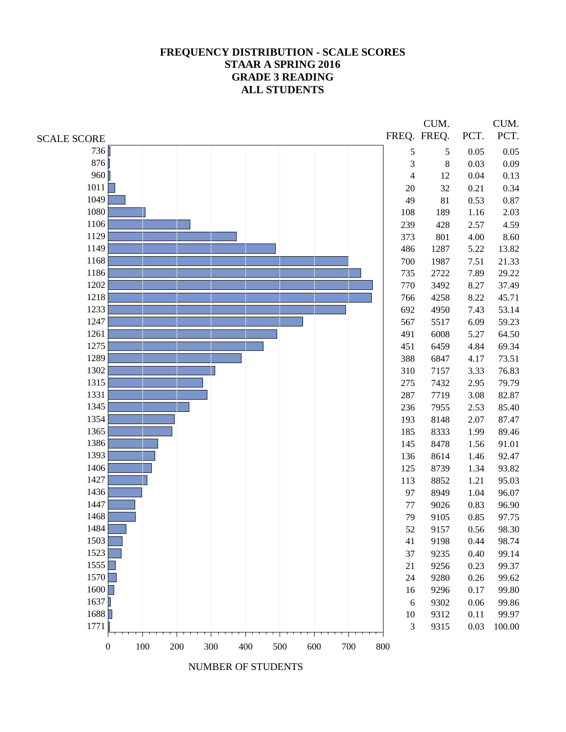# FREQUENCY DISTRIBUTION - SCALE SCORES
# STAAR A SPRING 2016
# GRADE 3 READING
# ALL STUDENTS

| SCALE SCORE | FREQ. | CUM. FREQ. | PCT. | CUM. PCT. |
|---|---|---|---|---|
| 736 | 5 | 5 | 0.05 | 0.05 |
| 876 | 3 | 8 | 0.03 | 0.09 |
| 960 | 4 | 12 | 0.04 | 0.13 |
| 1011 | 20 | 32 | 0.21 | 0.34 |
| 1049 | 49 | 81 | 0.53 | 0.87 |
| 1080 | 108 | 189 | 1.16 | 2.03 |
| 1106 | 239 | 428 | 2.57 | 4.59 |
| 1129 | 373 | 801 | 4.00 | 8.60 |
| 1149 | 486 | 1287 | 5.22 | 13.82 |
| 1168 | 700 | 1987 | 7.51 | 21.33 |
| 1186 | 735 | 2722 | 7.89 | 29.22 |
| 1202 | 770 | 3492 | 8.27 | 37.49 |
| 1218 | 766 | 4258 | 8.22 | 45.71 |
| 1233 | 692 | 4950 | 7.43 | 53.14 |
| 1247 | 567 | 5517 | 6.09 | 59.23 |
| 1261 | 491 | 6008 | 5.27 | 64.50 |
| 1275 | 451 | 6459 | 4.84 | 69.34 |
| 1289 | 388 | 6847 | 4.17 | 73.51 |
| 1302 | 310 | 7157 | 3.33 | 76.83 |
| 1315 | 275 | 7432 | 2.95 | 79.79 |
| 1331 | 287 | 7719 | 3.08 | 82.87 |
| 1345 | 236 | 7955 | 2.53 | 85.40 |
| 1354 | 193 | 8148 | 2.07 | 87.47 |
| 1365 | 185 | 8333 | 1.99 | 89.46 |
| 1386 | 145 | 8478 | 1.56 | 91.01 |
| 1393 | 136 | 8614 | 1.46 | 92.47 |
| 1406 | 125 | 8739 | 1.34 | 93.82 |
| 1427 | 113 | 8852 | 1.21 | 95.03 |
| 1436 | 97 | 8949 | 1.04 | 96.07 |
| 1447 | 77 | 9026 | 0.83 | 96.90 |
| 1468 | 79 | 9105 | 0.85 | 97.75 |
| 1484 | 52 | 9157 | 0.56 | 98.30 |
| 1503 | 41 | 9198 | 0.44 | 98.74 |
| 1523 | 37 | 9235 | 0.40 | 99.14 |
| 1555 | 21 | 9256 | 0.23 | 99.37 |
| 1570 | 24 | 9280 | 0.26 | 99.62 |
| 1600 | 16 | 9296 | 0.17 | 99.80 |
| 1637 | 6 | 9302 | 0.06 | 99.86 |
| 1688 | 10 | 9312 | 0.11 | 99.97 |
| 1771 | 3 | 9315 | 0.03 | 100.00 |

NUMBER OF STUDENTS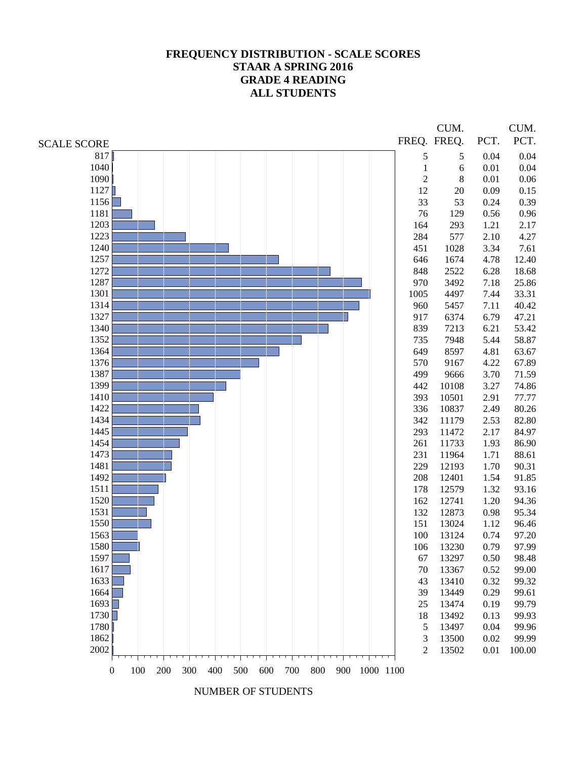# FREQUENCY DISTRIBUTION - SCALE SCORES
## STAAR A SPRING 2016
## GRADE 4 READING
## ALL STUDENTS

| SCALE SCORE | FREQ. | CUM. FREQ. | PCT. | CUM. PCT. |
|---|---|---|---|---|
| 817 | 5 | 5 | 0.04 | 0.04 |
| 1040 | 1 | 6 | 0.01 | 0.04 |
| 1090 | 2 | 8 | 0.01 | 0.06 |
| 1127 | 12 | 20 | 0.09 | 0.15 |
| 1156 | 33 | 53 | 0.24 | 0.39 |
| 1181 | 76 | 129 | 0.56 | 0.96 |
| 1203 | 164 | 293 | 1.21 | 2.17 |
| 1223 | 284 | 577 | 2.10 | 4.27 |
| 1240 | 451 | 1028 | 3.34 | 7.61 |
| 1257 | 646 | 1674 | 4.78 | 12.40 |
| 1272 | 848 | 2522 | 6.28 | 18.68 |
| 1287 | 970 | 3492 | 7.18 | 25.86 |
| 1301 | 1005 | 4497 | 7.44 | 33.31 |
| 1314 | 960 | 5457 | 7.11 | 40.42 |
| 1327 | 917 | 6374 | 6.79 | 47.21 |
| 1340 | 839 | 7213 | 6.21 | 53.42 |
| 1352 | 735 | 7948 | 5.44 | 58.87 |
| 1364 | 649 | 8597 | 4.81 | 63.67 |
| 1376 | 570 | 9167 | 4.22 | 67.89 |
| 1387 | 499 | 9666 | 3.70 | 71.59 |
| 1399 | 442 | 10108 | 3.27 | 74.86 |
| 1410 | 393 | 10501 | 2.91 | 77.77 |
| 1422 | 336 | 10837 | 2.49 | 80.26 |
| 1434 | 342 | 11179 | 2.53 | 82.80 |
| 1445 | 293 | 11472 | 2.17 | 84.97 |
| 1454 | 261 | 11733 | 1.93 | 86.90 |
| 1473 | 231 | 11964 | 1.71 | 88.61 |
| 1481 | 229 | 12193 | 1.70 | 90.31 |
| 1492 | 208 | 12401 | 1.54 | 91.85 |
| 1511 | 178 | 12579 | 1.32 | 93.16 |
| 1520 | 162 | 12741 | 1.20 | 94.36 |
| 1531 | 132 | 12873 | 0.98 | 95.34 |
| 1550 | 151 | 13024 | 1.12 | 96.46 |
| 1563 | 100 | 13124 | 0.74 | 97.20 |
| 1580 | 106 | 13230 | 0.79 | 97.99 |
| 1597 | 67 | 13297 | 0.50 | 98.48 |
| 1617 | 70 | 13367 | 0.52 | 99.00 |
| 1633 | 43 | 13410 | 0.32 | 99.32 |
| 1664 | 39 | 13449 | 0.29 | 99.61 |
| 1693 | 25 | 13474 | 0.19 | 99.79 |
| 1730 | 18 | 13492 | 0.13 | 99.93 |
| 1780 | 5 | 13497 | 0.04 | 99.96 |
| 1862 | 3 | 13500 | 0.02 | 99.99 |
| 2002 | 2 | 13502 | 0.01 | 100.00 |

NUMBER OF STUDENTS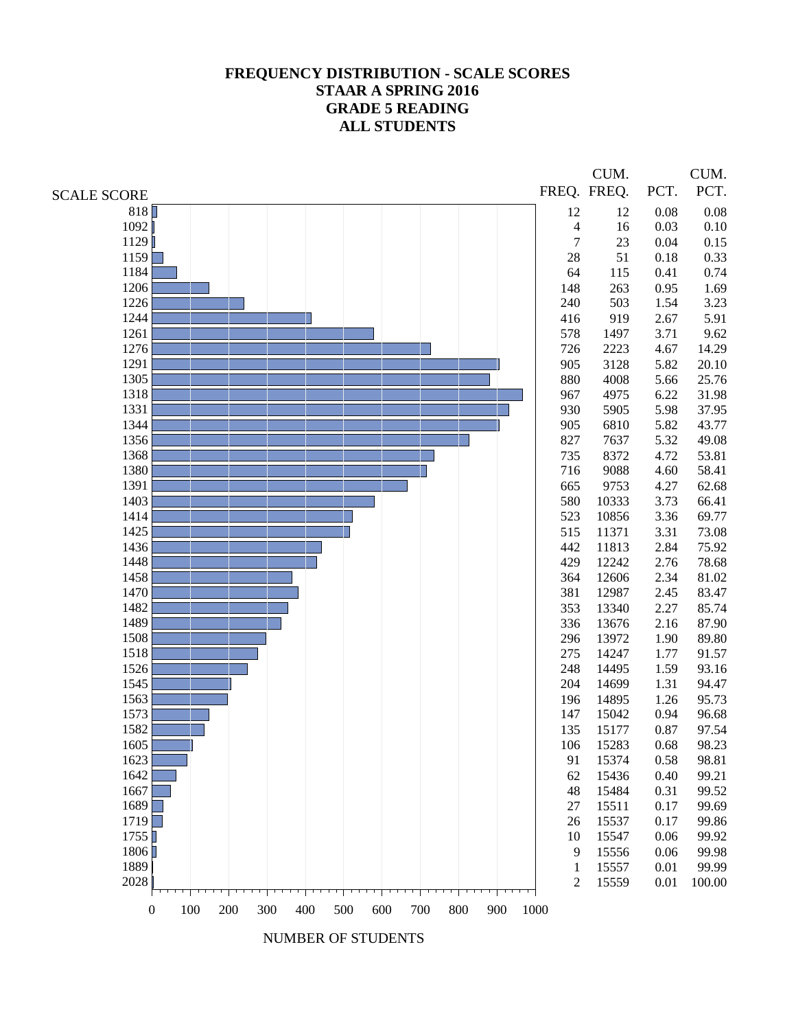# FREQUENCY DISTRIBUTION - SCALE SCORES
## STAAR A SPRING 2016
## GRADE 5 READING
## ALL STUDENTS

| SCALE SCORE | FREQ. | CUM. FREQ. | PCT. | CUM. PCT. |
|---|---|---|---|---|
| 818 | 12 | 12 | 0.08 | 0.08 |
| 1092 | 4 | 16 | 0.03 | 0.10 |
| 1129 | 7 | 23 | 0.04 | 0.15 |
| 1159 | 28 | 51 | 0.18 | 0.33 |
| 1184 | 64 | 115 | 0.41 | 0.74 |
| 1206 | 148 | 263 | 0.95 | 1.69 |
| 1226 | 240 | 503 | 1.54 | 3.23 |
| 1244 | 416 | 919 | 2.67 | 5.91 |
| 1261 | 578 | 1497 | 3.71 | 9.62 |
| 1276 | 726 | 2223 | 4.67 | 14.29 |
| 1291 | 905 | 3128 | 5.82 | 20.10 |
| 1305 | 880 | 4008 | 5.66 | 25.76 |
| 1318 | 967 | 4975 | 6.22 | 31.98 |
| 1331 | 930 | 5905 | 5.98 | 37.95 |
| 1344 | 905 | 6810 | 5.82 | 43.77 |
| 1356 | 827 | 7637 | 5.32 | 49.08 |
| 1368 | 735 | 8372 | 4.72 | 53.81 |
| 1380 | 716 | 9088 | 4.60 | 58.41 |
| 1391 | 665 | 9753 | 4.27 | 62.68 |
| 1403 | 580 | 10333 | 3.73 | 66.41 |
| 1414 | 523 | 10856 | 3.36 | 69.77 |
| 1425 | 515 | 11371 | 3.31 | 73.08 |
| 1436 | 442 | 11813 | 2.84 | 75.92 |
| 1448 | 429 | 12242 | 2.76 | 78.68 |
| 1458 | 364 | 12606 | 2.34 | 81.02 |
| 1470 | 381 | 12987 | 2.45 | 83.47 |
| 1482 | 353 | 13340 | 2.27 | 85.74 |
| 1489 | 336 | 13676 | 2.16 | 87.90 |
| 1508 | 296 | 13972 | 1.90 | 89.80 |
| 1518 | 275 | 14247 | 1.77 | 91.57 |
| 1526 | 248 | 14495 | 1.59 | 93.16 |
| 1545 | 204 | 14699 | 1.31 | 94.47 |
| 1563 | 196 | 14895 | 1.26 | 95.73 |
| 1573 | 147 | 15042 | 0.94 | 96.68 |
| 1582 | 135 | 15177 | 0.87 | 97.54 |
| 1605 | 106 | 15283 | 0.68 | 98.23 |
| 1623 | 91 | 15374 | 0.58 | 98.81 |
| 1642 | 62 | 15436 | 0.40 | 99.21 |
| 1667 | 48 | 15484 | 0.31 | 99.52 |
| 1689 | 27 | 15511 | 0.17 | 99.69 |
| 1719 | 26 | 15537 | 0.17 | 99.86 |
| 1755 | 10 | 15547 | 0.06 | 99.92 |
| 1806 | 9 | 15556 | 0.06 | 99.98 |
| 1889 | 1 | 15557 | 0.01 | 99.99 |
| 2028 | 2 | 15559 | 0.01 | 100.00 |

NUMBER OF STUDENTS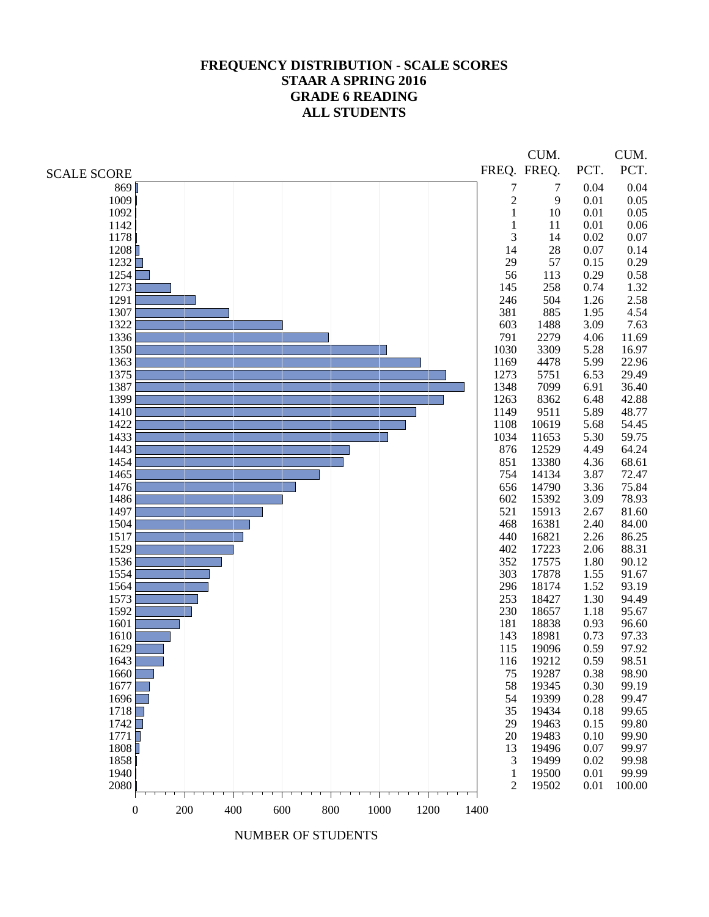# FREQUENCY DISTRIBUTION - SCALE SCORES
## STAAR A SPRING 2016
## GRADE 6 READING
## ALL STUDENTS

| SCALE SCORE | FREQ. | CUM. FREQ. | PCT. | CUM. PCT. |
|---|---|---|---|---|
| 869 | 7 | 7 | 0.04 | 0.04 |
| 1009 | 2 | 9 | 0.01 | 0.05 |
| 1092 | 1 | 10 | 0.01 | 0.05 |
| 1142 | 1 | 11 | 0.01 | 0.06 |
| 1178 | 3 | 14 | 0.02 | 0.07 |
| 1208 | 14 | 28 | 0.07 | 0.14 |
| 1232 | 29 | 57 | 0.15 | 0.29 |
| 1254 | 56 | 113 | 0.29 | 0.58 |
| 1273 | 145 | 258 | 0.74 | 1.32 |
| 1291 | 246 | 504 | 1.26 | 2.58 |
| 1307 | 381 | 885 | 1.95 | 4.54 |
| 1322 | 603 | 1488 | 3.09 | 7.63 |
| 1336 | 791 | 2279 | 4.06 | 11.69 |
| 1350 | 1030 | 3309 | 5.28 | 16.97 |
| 1363 | 1169 | 4478 | 5.99 | 22.96 |
| 1375 | 1273 | 5751 | 6.53 | 29.49 |
| 1387 | 1348 | 7099 | 6.91 | 36.40 |
| 1399 | 1263 | 8362 | 6.48 | 42.88 |
| 1410 | 1149 | 9511 | 5.89 | 48.77 |
| 1422 | 1108 | 10619 | 5.68 | 54.45 |
| 1433 | 1034 | 11653 | 5.30 | 59.75 |
| 1443 | 876 | 12529 | 4.49 | 64.24 |
| 1454 | 851 | 13380 | 4.36 | 68.61 |
| 1465 | 754 | 14134 | 3.87 | 72.47 |
| 1476 | 656 | 14790 | 3.36 | 75.84 |
| 1486 | 602 | 15392 | 3.09 | 78.93 |
| 1497 | 521 | 15913 | 2.67 | 81.60 |
| 1504 | 468 | 16381 | 2.40 | 84.00 |
| 1517 | 440 | 16821 | 2.26 | 86.25 |
| 1529 | 402 | 17223 | 2.06 | 88.31 |
| 1536 | 352 | 17575 | 1.80 | 90.12 |
| 1554 | 303 | 17878 | 1.55 | 91.67 |
| 1564 | 296 | 18174 | 1.52 | 93.19 |
| 1573 | 253 | 18427 | 1.30 | 94.49 |
| 1592 | 230 | 18657 | 1.18 | 95.67 |
| 1601 | 181 | 18838 | 0.93 | 96.60 |
| 1610 | 143 | 18981 | 0.73 | 97.33 |
| 1629 | 115 | 19096 | 0.59 | 97.92 |
| 1643 | 116 | 19212 | 0.59 | 98.51 |
| 1660 | 75 | 19287 | 0.38 | 98.90 |
| 1677 | 58 | 19345 | 0.30 | 99.19 |
| 1696 | 54 | 19399 | 0.28 | 99.47 |
| 1718 | 35 | 19434 | 0.18 | 99.65 |
| 1742 | 29 | 19463 | 0.15 | 99.80 |
| 1771 | 20 | 19483 | 0.10 | 99.90 |
| 1808 | 13 | 19496 | 0.07 | 99.97 |
| 1858 | 3 | 19499 | 0.02 | 99.98 |
| 1940 | 1 | 19500 | 0.01 | 99.99 |
| 2080 | 2 | 19502 | 0.01 | 100.00 |

NUMBER OF STUDENTS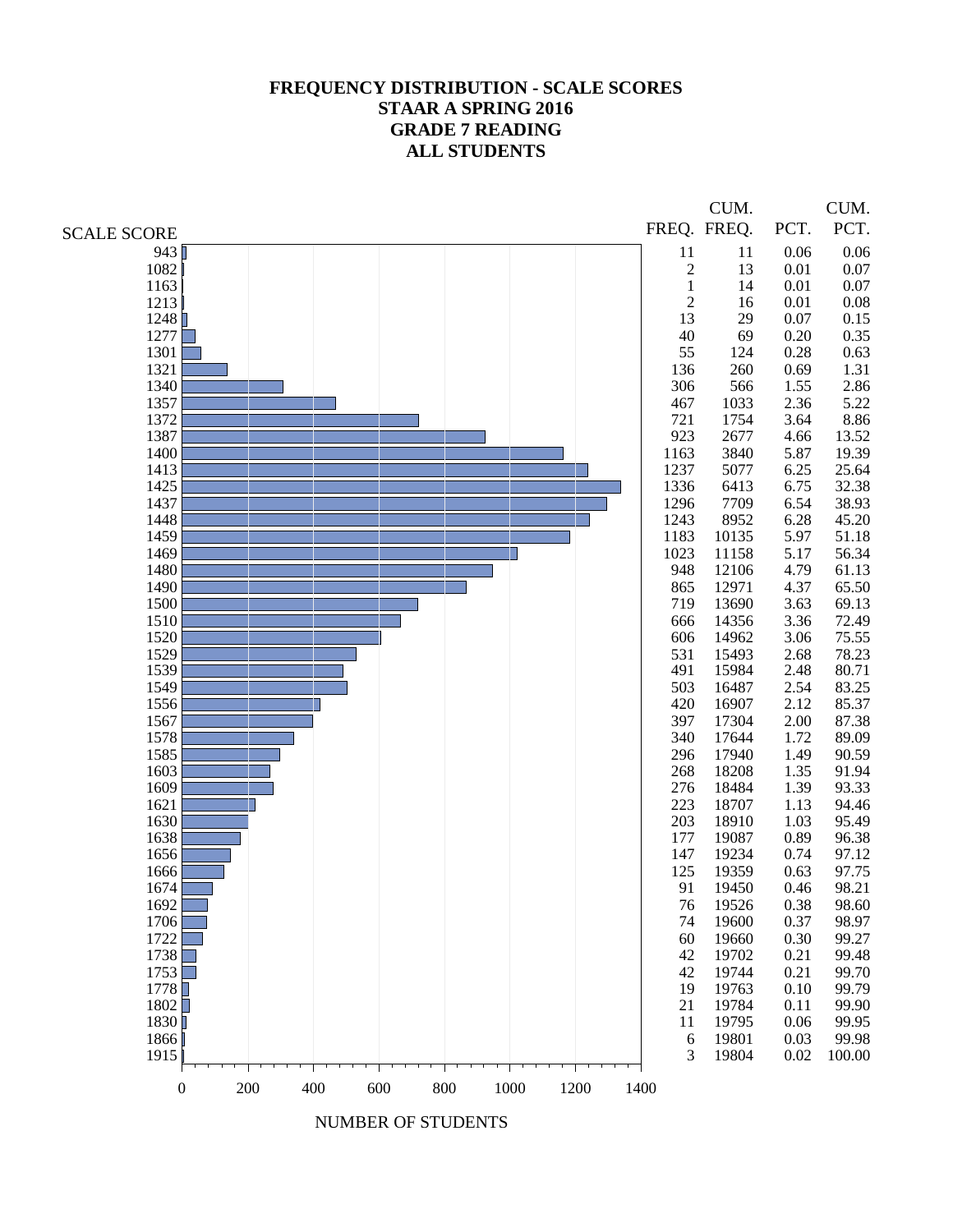# FREQUENCY DISTRIBUTION - SCALE SCORES
## STAAR A SPRING 2016
## GRADE 7 READING
## ALL STUDENTS

| SCALE SCORE | FREQ. | CUM. FREQ. | PCT. | CUM. PCT. |
|---|---|---|---|---|
| 943 | 11 | 11 | 0.06 | 0.06 |
| 1082 | 2 | 13 | 0.01 | 0.07 |
| 1163 | 1 | 14 | 0.01 | 0.07 |
| 1213 | 2 | 16 | 0.01 | 0.08 |
| 1248 | 13 | 29 | 0.07 | 0.15 |
| 1277 | 40 | 69 | 0.20 | 0.35 |
| 1301 | 55 | 124 | 0.28 | 0.63 |
| 1321 | 136 | 260 | 0.69 | 1.31 |
| 1340 | 306 | 566 | 1.55 | 2.86 |
| 1357 | 467 | 1033 | 2.36 | 5.22 |
| 1372 | 721 | 1754 | 3.64 | 8.86 |
| 1387 | 923 | 2677 | 4.66 | 13.52 |
| 1400 | 1163 | 3840 | 5.87 | 19.39 |
| 1413 | 1237 | 5077 | 6.25 | 25.64 |
| 1425 | 1336 | 6413 | 6.75 | 32.38 |
| 1437 | 1296 | 7709 | 6.54 | 38.93 |
| 1448 | 1243 | 8952 | 6.28 | 45.20 |
| 1459 | 1183 | 10135 | 5.97 | 51.18 |
| 1469 | 1023 | 11158 | 5.17 | 56.34 |
| 1480 | 948 | 12106 | 4.79 | 61.13 |
| 1490 | 865 | 12971 | 4.37 | 65.50 |
| 1500 | 719 | 13690 | 3.63 | 69.13 |
| 1510 | 666 | 14356 | 3.36 | 72.49 |
| 1520 | 606 | 14962 | 3.06 | 75.55 |
| 1529 | 531 | 15493 | 2.68 | 78.23 |
| 1539 | 491 | 15984 | 2.48 | 80.71 |
| 1549 | 503 | 16487 | 2.54 | 83.25 |
| 1556 | 420 | 16907 | 2.12 | 85.37 |
| 1567 | 397 | 17304 | 2.00 | 87.38 |
| 1578 | 340 | 17644 | 1.72 | 89.09 |
| 1585 | 296 | 17940 | 1.49 | 90.59 |
| 1603 | 268 | 18208 | 1.35 | 91.94 |
| 1609 | 276 | 18484 | 1.39 | 93.33 |
| 1621 | 223 | 18707 | 1.13 | 94.46 |
| 1630 | 203 | 18910 | 1.03 | 95.49 |
| 1638 | 177 | 19087 | 0.89 | 96.38 |
| 1656 | 147 | 19234 | 0.74 | 97.12 |
| 1666 | 125 | 19359 | 0.63 | 97.75 |
| 1674 | 91 | 19450 | 0.46 | 98.21 |
| 1692 | 76 | 19526 | 0.38 | 98.60 |
| 1706 | 74 | 19600 | 0.37 | 98.97 |
| 1722 | 60 | 19660 | 0.30 | 99.27 |
| 1738 | 42 | 19702 | 0.21 | 99.48 |
| 1753 | 42 | 19744 | 0.21 | 99.70 |
| 1778 | 19 | 19763 | 0.10 | 99.79 |
| 1802 | 21 | 19784 | 0.11 | 99.90 |
| 1830 | 11 | 19795 | 0.06 | 99.95 |
| 1866 | 6 | 19801 | 0.03 | 99.98 |
| 1915 | 3 | 19804 | 0.02 | 100.00 |

NUMBER OF STUDENTS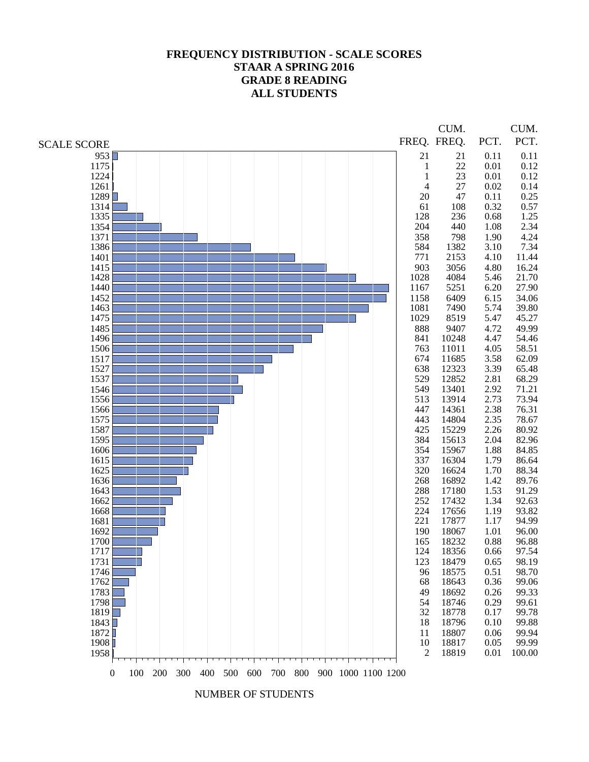# FREQUENCY DISTRIBUTION - SCALE SCORES
## STAAR A SPRING 2016
## GRADE 8 READING
## ALL STUDENTS

| SCALE SCORE | FREQ. | CUM. FREQ. | PCT. | CUM. PCT. |
|---|---|---|---|---|
| 953 | 21 | 21 | 0.11 | 0.11 |
| 1175 | 1 | 22 | 0.01 | 0.12 |
| 1224 | 1 | 23 | 0.01 | 0.12 |
| 1261 | 4 | 27 | 0.02 | 0.14 |
| 1289 | 20 | 47 | 0.11 | 0.25 |
| 1314 | 61 | 108 | 0.32 | 0.57 |
| 1335 | 128 | 236 | 0.68 | 1.25 |
| 1354 | 204 | 440 | 1.08 | 2.34 |
| 1371 | 358 | 798 | 1.90 | 4.24 |
| 1386 | 584 | 1382 | 3.10 | 7.34 |
| 1401 | 771 | 2153 | 4.10 | 11.44 |
| 1415 | 903 | 3056 | 4.80 | 16.24 |
| 1428 | 1028 | 4084 | 5.46 | 21.70 |
| 1440 | 1167 | 5251 | 6.20 | 27.90 |
| 1452 | 1158 | 6409 | 6.15 | 34.06 |
| 1463 | 1081 | 7490 | 5.74 | 39.80 |
| 1475 | 1029 | 8519 | 5.47 | 45.27 |
| 1485 | 888 | 9407 | 4.72 | 49.99 |
| 1496 | 841 | 10248 | 4.47 | 54.46 |
| 1506 | 763 | 11011 | 4.05 | 58.51 |
| 1517 | 674 | 11685 | 3.58 | 62.09 |
| 1527 | 638 | 12323 | 3.39 | 65.48 |
| 1537 | 529 | 12852 | 2.81 | 68.29 |
| 1546 | 549 | 13401 | 2.92 | 71.21 |
| 1556 | 513 | 13914 | 2.73 | 73.94 |
| 1566 | 447 | 14361 | 2.38 | 76.31 |
| 1575 | 443 | 14804 | 2.35 | 78.67 |
| 1587 | 425 | 15229 | 2.26 | 80.92 |
| 1595 | 384 | 15613 | 2.04 | 82.96 |
| 1606 | 354 | 15967 | 1.88 | 84.85 |
| 1615 | 337 | 16304 | 1.79 | 86.64 |
| 1625 | 320 | 16624 | 1.70 | 88.34 |
| 1636 | 268 | 16892 | 1.42 | 89.76 |
| 1643 | 288 | 17180 | 1.53 | 91.29 |
| 1662 | 252 | 17432 | 1.34 | 92.63 |
| 1668 | 224 | 17656 | 1.19 | 93.82 |
| 1681 | 221 | 17877 | 1.17 | 94.99 |
| 1692 | 190 | 18067 | 1.01 | 96.00 |
| 1700 | 165 | 18232 | 0.88 | 96.88 |
| 1717 | 124 | 18356 | 0.66 | 97.54 |
| 1731 | 123 | 18479 | 0.65 | 98.19 |
| 1746 | 96 | 18575 | 0.51 | 98.70 |
| 1762 | 68 | 18643 | 0.36 | 99.06 |
| 1783 | 49 | 18692 | 0.26 | 99.33 |
| 1798 | 54 | 18746 | 0.29 | 99.61 |
| 1819 | 32 | 18778 | 0.17 | 99.78 |
| 1843 | 18 | 18796 | 0.10 | 99.88 |
| 1872 | 11 | 18807 | 0.06 | 99.94 |
| 1908 | 10 | 18817 | 0.05 | 99.99 |
| 1958 | 2 | 18819 | 0.01 | 100.00 |

NUMBER OF STUDENTS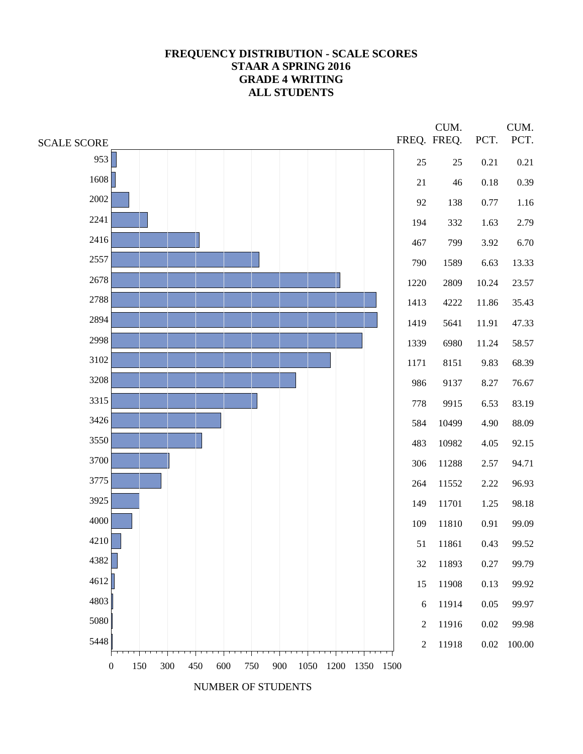# FREQUENCY DISTRIBUTION - SCALE SCORES
## STAAR A SPRING 2016
## GRADE 4 WRITING
## ALL STUDENTS

| SCALE SCORE | FREQ. | CUM. FREQ. | PCT. | CUM. PCT. |
|---|---|---|---|---|
| 953 | 25 | 25 | 0.21 | 0.21 |
| 1608 | 21 | 46 | 0.18 | 0.39 |
| 2002 | 92 | 138 | 0.77 | 1.16 |
| 2241 | 194 | 332 | 1.63 | 2.79 |
| 2416 | 467 | 799 | 3.92 | 6.70 |
| 2557 | 790 | 1589 | 6.63 | 13.33 |
| 2678 | 1220 | 2809 | 10.24 | 23.57 |
| 2788 | 1413 | 4222 | 11.86 | 35.43 |
| 2894 | 1419 | 5641 | 11.91 | 47.33 |
| 2998 | 1339 | 6980 | 11.24 | 58.57 |
| 3102 | 1171 | 8151 | 9.83 | 68.39 |
| 3208 | 986 | 9137 | 8.27 | 76.67 |
| 3315 | 778 | 9915 | 6.53 | 83.19 |
| 3426 | 584 | 10499 | 4.90 | 88.09 |
| 3550 | 483 | 10982 | 4.05 | 92.15 |
| 3700 | 306 | 11288 | 2.57 | 94.71 |
| 3775 | 264 | 11552 | 2.22 | 96.93 |
| 3925 | 149 | 11701 | 1.25 | 98.18 |
| 4000 | 109 | 11810 | 0.91 | 99.09 |
| 4210 | 51 | 11861 | 0.43 | 99.52 |
| 4382 | 32 | 11893 | 0.27 | 99.79 |
| 4612 | 15 | 11908 | 0.13 | 99.92 |
| 4803 | 6 | 11914 | 0.05 | 99.97 |
| 5080 | 2 | 11916 | 0.02 | 99.98 |
| 5448 | 2 | 11918 | 0.02 | 100.00 |

NUMBER OF STUDENTS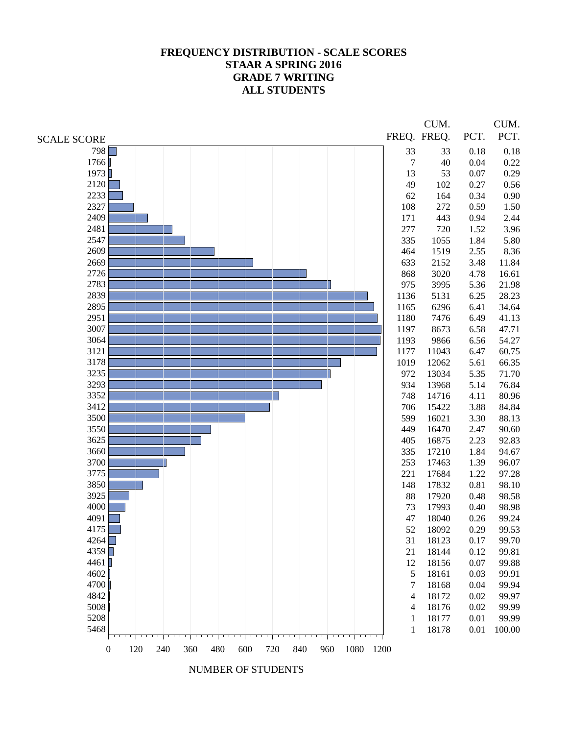# FREQUENCY DISTRIBUTION - SCALE SCORES
## STAAR A SPRING 2016
## GRADE 7 WRITING
## ALL STUDENTS

| SCALE SCORE | FREQ. | CUM. FREQ. | PCT. | CUM. PCT. |
|---|---|---|---|---|
| 798 | 33 | 33 | 0.18 | 0.18 |
| 1766 | 7 | 40 | 0.04 | 0.22 |
| 1973 | 13 | 53 | 0.07 | 0.29 |
| 2120 | 49 | 102 | 0.27 | 0.56 |
| 2233 | 62 | 164 | 0.34 | 0.90 |
| 2327 | 108 | 272 | 0.59 | 1.50 |
| 2409 | 171 | 443 | 0.94 | 2.44 |
| 2481 | 277 | 720 | 1.52 | 3.96 |
| 2547 | 335 | 1055 | 1.84 | 5.80 |
| 2609 | 464 | 1519 | 2.55 | 8.36 |
| 2669 | 633 | 2152 | 3.48 | 11.84 |
| 2726 | 868 | 3020 | 4.78 | 16.61 |
| 2783 | 975 | 3995 | 5.36 | 21.98 |
| 2839 | 1136 | 5131 | 6.25 | 28.23 |
| 2895 | 1165 | 6296 | 6.41 | 34.64 |
| 2951 | 1180 | 7476 | 6.49 | 41.13 |
| 3007 | 1197 | 8673 | 6.58 | 47.71 |
| 3064 | 1193 | 9866 | 6.56 | 54.27 |
| 3121 | 1177 | 11043 | 6.47 | 60.75 |
| 3178 | 1019 | 12062 | 5.61 | 66.35 |
| 3235 | 972 | 13034 | 5.35 | 71.70 |
| 3293 | 934 | 13968 | 5.14 | 76.84 |
| 3352 | 748 | 14716 | 4.11 | 80.96 |
| 3412 | 706 | 15422 | 3.88 | 84.84 |
| 3500 | 599 | 16021 | 3.30 | 88.13 |
| 3550 | 449 | 16470 | 2.47 | 90.60 |
| 3625 | 405 | 16875 | 2.23 | 92.83 |
| 3660 | 335 | 17210 | 1.84 | 94.67 |
| 3700 | 253 | 17463 | 1.39 | 96.07 |
| 3775 | 221 | 17684 | 1.22 | 97.28 |
| 3850 | 148 | 17832 | 0.81 | 98.10 |
| 3925 | 88 | 17920 | 0.48 | 98.58 |
| 4000 | 73 | 17993 | 0.40 | 98.98 |
| 4091 | 47 | 18040 | 0.26 | 99.24 |
| 4175 | 52 | 18092 | 0.29 | 99.53 |
| 4264 | 31 | 18123 | 0.17 | 99.70 |
| 4359 | 21 | 18144 | 0.12 | 99.81 |
| 4461 | 12 | 18156 | 0.07 | 99.88 |
| 4602 | 5 | 18161 | 0.03 | 99.91 |
| 4700 | 7 | 18168 | 0.04 | 99.94 |
| 4842 | 4 | 18172 | 0.02 | 99.97 |
| 5008 | 4 | 18176 | 0.02 | 99.99 |
| 5208 | 1 | 18177 | 0.01 | 99.99 |
| 5468 | 1 | 18178 | 0.01 | 100.00 |

NUMBER OF STUDENTS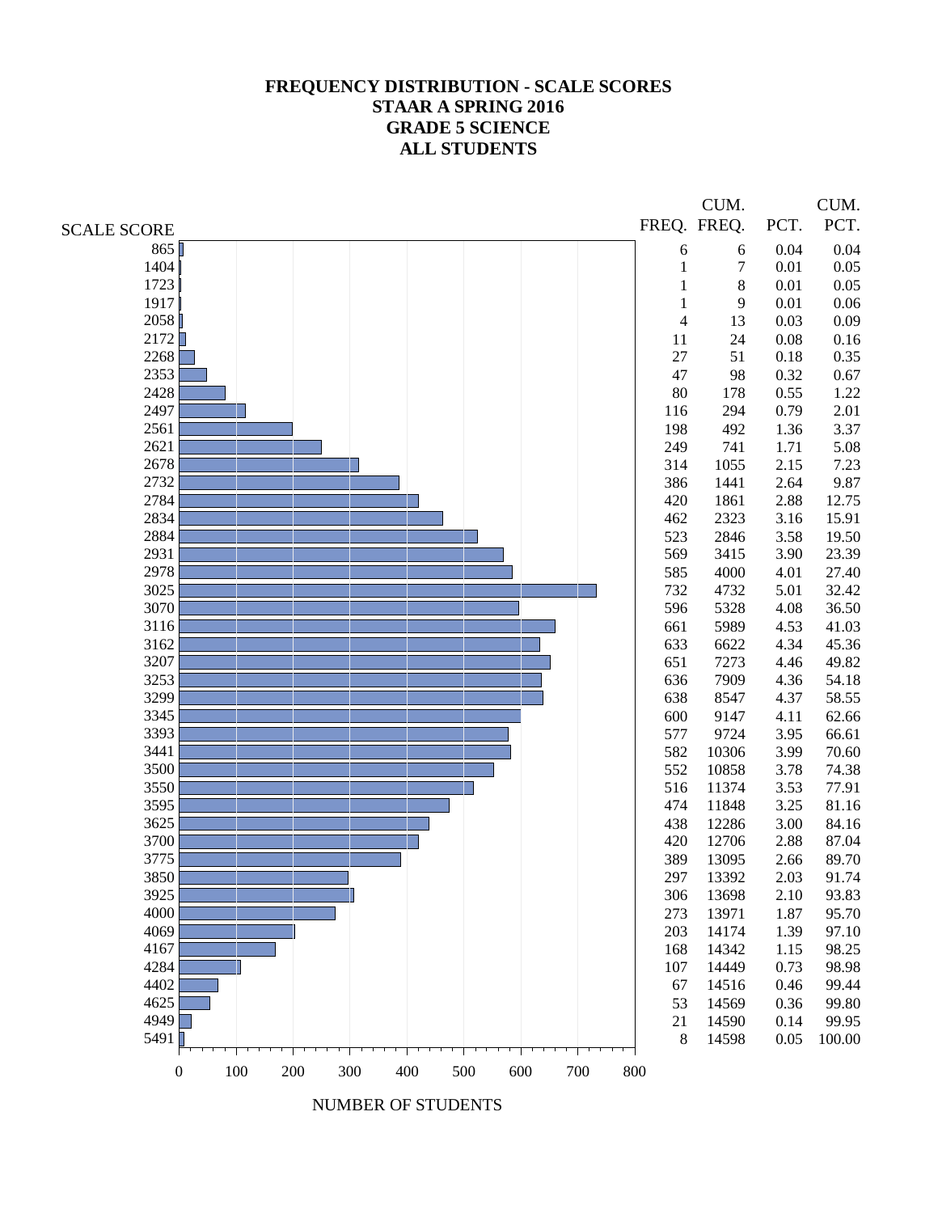# FREQUENCY DISTRIBUTION - SCALE SCORES
## STAAR A SPRING 2016
## GRADE 5 SCIENCE
## ALL STUDENTS

| SCALE SCORE | FREQ. | CUM. FREQ. | PCT. | CUM. PCT. |
|---|---|---|---|---|
| 865 | 6 | 6 | 0.04 | 0.04 |
| 1404 | 1 | 7 | 0.01 | 0.05 |
| 1723 | 1 | 8 | 0.01 | 0.05 |
| 1917 | 1 | 9 | 0.01 | 0.06 |
| 2058 | 4 | 13 | 0.03 | 0.09 |
| 2172 | 11 | 24 | 0.08 | 0.16 |
| 2268 | 27 | 51 | 0.18 | 0.35 |
| 2353 | 47 | 98 | 0.32 | 0.67 |
| 2428 | 80 | 178 | 0.55 | 1.22 |
| 2497 | 116 | 294 | 0.79 | 2.01 |
| 2561 | 198 | 492 | 1.36 | 3.37 |
| 2621 | 249 | 741 | 1.71 | 5.08 |
| 2678 | 314 | 1055 | 2.15 | 7.23 |
| 2732 | 386 | 1441 | 2.64 | 9.87 |
| 2784 | 420 | 1861 | 2.88 | 12.75 |
| 2834 | 462 | 2323 | 3.16 | 15.91 |
| 2884 | 523 | 2846 | 3.58 | 19.50 |
| 2931 | 569 | 3415 | 3.90 | 23.39 |
| 2978 | 585 | 4000 | 4.01 | 27.40 |
| 3025 | 732 | 4732 | 5.01 | 32.42 |
| 3070 | 596 | 5328 | 4.08 | 36.50 |
| 3116 | 661 | 5989 | 4.53 | 41.03 |
| 3162 | 633 | 6622 | 4.34 | 45.36 |
| 3207 | 651 | 7273 | 4.46 | 49.82 |
| 3253 | 636 | 7909 | 4.36 | 54.18 |
| 3299 | 638 | 8547 | 4.37 | 58.55 |
| 3345 | 600 | 9147 | 4.11 | 62.66 |
| 3393 | 577 | 9724 | 3.95 | 66.61 |
| 3441 | 582 | 10306 | 3.99 | 70.60 |
| 3500 | 552 | 10858 | 3.78 | 74.38 |
| 3550 | 516 | 11374 | 3.53 | 77.91 |
| 3595 | 474 | 11848 | 3.25 | 81.16 |
| 3625 | 438 | 12286 | 3.00 | 84.16 |
| 3700 | 420 | 12706 | 2.88 | 87.04 |
| 3775 | 389 | 13095 | 2.66 | 89.70 |
| 3850 | 297 | 13392 | 2.03 | 91.74 |
| 3925 | 306 | 13698 | 2.10 | 93.83 |
| 4000 | 273 | 13971 | 1.87 | 95.70 |
| 4069 | 203 | 14174 | 1.39 | 97.10 |
| 4167 | 168 | 14342 | 1.15 | 98.25 |
| 4284 | 107 | 14449 | 0.73 | 98.98 |
| 4402 | 67 | 14516 | 0.46 | 99.44 |
| 4625 | 53 | 14569 | 0.36 | 99.80 |
| 4949 | 21 | 14590 | 0.14 | 99.95 |
| 5491 | 8 | 14598 | 0.05 | 100.00 |

NUMBER OF STUDENTS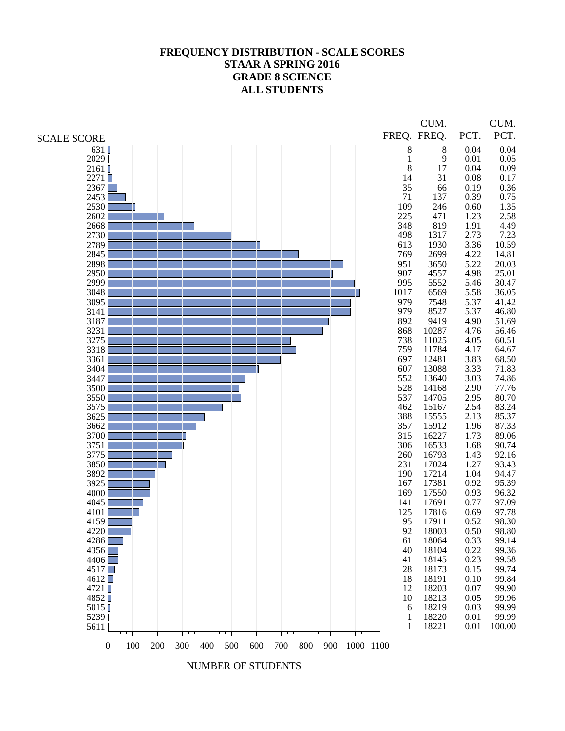# FREQUENCY DISTRIBUTION - SCALE SCORES
## STAAR A SPRING 2016
## GRADE 8 SCIENCE
## ALL STUDENTS

| SCALE SCORE | FREQ. | CUM. FREQ. | PCT. | CUM. PCT. |
|---|---|---|---|---|
| 631 | 8 | 8 | 0.04 | 0.04 |
| 2029 | 1 | 9 | 0.01 | 0.05 |
| 2161 | 8 | 17 | 0.04 | 0.09 |
| 2271 | 14 | 31 | 0.08 | 0.17 |
| 2367 | 35 | 66 | 0.19 | 0.36 |
| 2453 | 71 | 137 | 0.39 | 0.75 |
| 2530 | 109 | 246 | 0.60 | 1.35 |
| 2602 | 225 | 471 | 1.23 | 2.58 |
| 2668 | 348 | 819 | 1.91 | 4.49 |
| 2730 | 498 | 1317 | 2.73 | 7.23 |
| 2789 | 613 | 1930 | 3.36 | 10.59 |
| 2845 | 769 | 2699 | 4.22 | 14.81 |
| 2898 | 951 | 3650 | 5.22 | 20.03 |
| 2950 | 907 | 4557 | 4.98 | 25.01 |
| 2999 | 995 | 5552 | 5.46 | 30.47 |
| 3048 | 1017 | 6569 | 5.58 | 36.05 |
| 3095 | 979 | 7548 | 5.37 | 41.42 |
| 3141 | 979 | 8527 | 5.37 | 46.80 |
| 3187 | 892 | 9419 | 4.90 | 51.69 |
| 3231 | 868 | 10287 | 4.76 | 56.46 |
| 3275 | 738 | 11025 | 4.05 | 60.51 |
| 3318 | 759 | 11784 | 4.17 | 64.67 |
| 3361 | 697 | 12481 | 3.83 | 68.50 |
| 3404 | 607 | 13088 | 3.33 | 71.83 |
| 3447 | 552 | 13640 | 3.03 | 74.86 |
| 3500 | 528 | 14168 | 2.90 | 77.76 |
| 3550 | 537 | 14705 | 2.95 | 80.70 |
| 3575 | 462 | 15167 | 2.54 | 83.24 |
| 3625 | 388 | 15555 | 2.13 | 85.37 |
| 3662 | 357 | 15912 | 1.96 | 87.33 |
| 3700 | 315 | 16227 | 1.73 | 89.06 |
| 3751 | 306 | 16533 | 1.68 | 90.74 |
| 3775 | 260 | 16793 | 1.43 | 92.16 |
| 3850 | 231 | 17024 | 1.27 | 93.43 |
| 3892 | 190 | 17214 | 1.04 | 94.47 |
| 3925 | 167 | 17381 | 0.92 | 95.39 |
| 4000 | 169 | 17550 | 0.93 | 96.32 |
| 4045 | 141 | 17691 | 0.77 | 97.09 |
| 4101 | 125 | 17816 | 0.69 | 97.78 |
| 4159 | 95 | 17911 | 0.52 | 98.30 |
| 4220 | 92 | 18003 | 0.50 | 98.80 |
| 4286 | 61 | 18064 | 0.33 | 99.14 |
| 4356 | 40 | 18104 | 0.22 | 99.36 |
| 4406 | 41 | 18145 | 0.23 | 99.58 |
| 4517 | 28 | 18173 | 0.15 | 99.74 |
| 4612 | 18 | 18191 | 0.10 | 99.84 |
| 4721 | 12 | 18203 | 0.07 | 99.90 |
| 4852 | 10 | 18213 | 0.05 | 99.96 |
| 5015 | 6 | 18219 | 0.03 | 99.99 |
| 5239 | 1 | 18220 | 0.01 | 99.99 |
| 5611 | 1 | 18221 | 0.01 | 100.00 |

NUMBER OF STUDENTS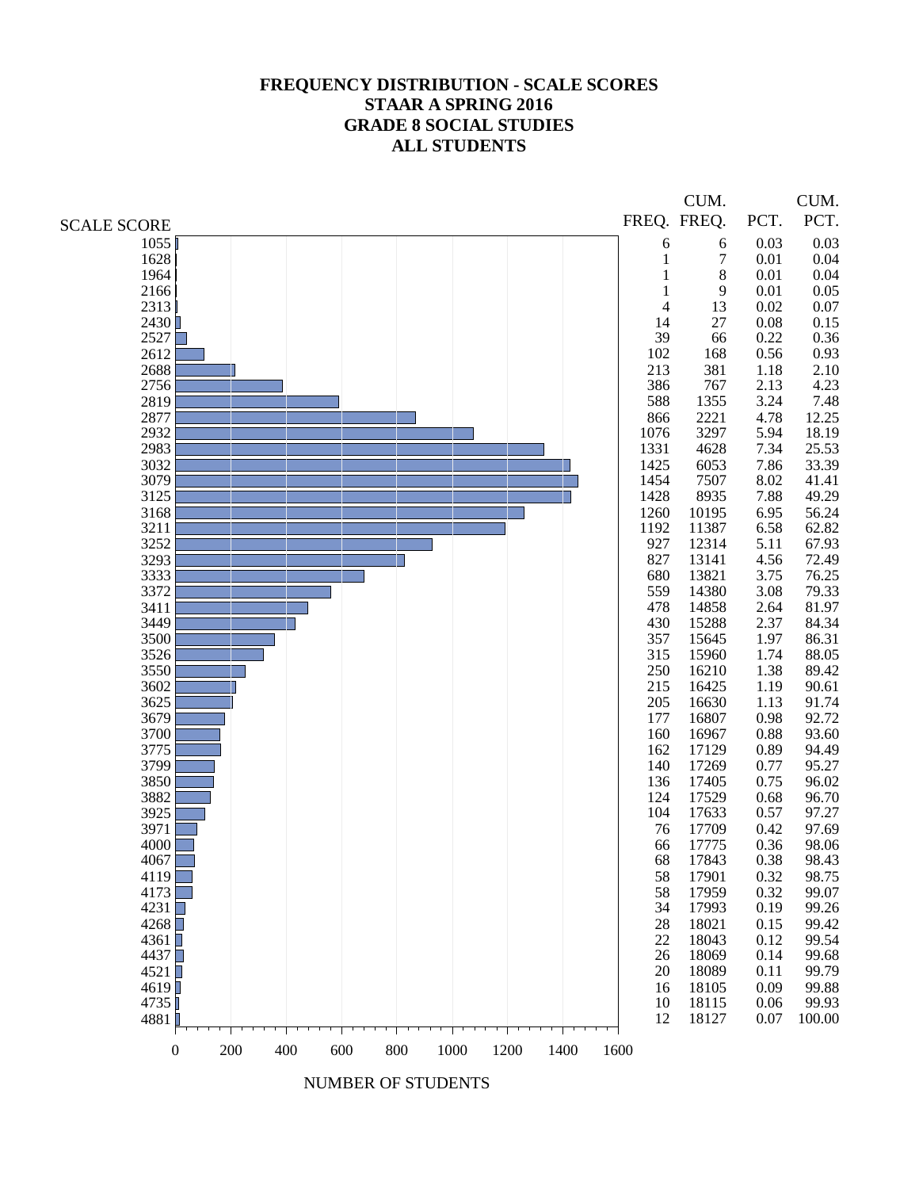# FREQUENCY DISTRIBUTION - SCALE SCORES
## STAAR A SPRING 2016
## GRADE 8 SOCIAL STUDIES
## ALL STUDENTS

| SCALE SCORE | FREQ. | CUM. FREQ. | PCT. | CUM. PCT. |
|---|---|---|---|---|
| 1055 | 6 | 6 | 0.03 | 0.03 |
| 1628 | 1 | 7 | 0.01 | 0.04 |
| 1964 | 1 | 8 | 0.01 | 0.04 |
| 2166 | 1 | 9 | 0.01 | 0.05 |
| 2313 | 4 | 13 | 0.02 | 0.07 |
| 2430 | 14 | 27 | 0.08 | 0.15 |
| 2527 | 39 | 66 | 0.22 | 0.36 |
| 2612 | 102 | 168 | 0.56 | 0.93 |
| 2688 | 213 | 381 | 1.18 | 2.10 |
| 2756 | 386 | 767 | 2.13 | 4.23 |
| 2819 | 588 | 1355 | 3.24 | 7.48 |
| 2877 | 866 | 2221 | 4.78 | 12.25 |
| 2932 | 1076 | 3297 | 5.94 | 18.19 |
| 2983 | 1331 | 4628 | 7.34 | 25.53 |
| 3032 | 1425 | 6053 | 7.86 | 33.39 |
| 3079 | 1454 | 7507 | 8.02 | 41.41 |
| 3125 | 1428 | 8935 | 7.88 | 49.29 |
| 3168 | 1260 | 10195 | 6.95 | 56.24 |
| 3211 | 1192 | 11387 | 6.58 | 62.82 |
| 3252 | 927 | 12314 | 5.11 | 67.93 |
| 3293 | 827 | 13141 | 4.56 | 72.49 |
| 3333 | 680 | 13821 | 3.75 | 76.25 |
| 3372 | 559 | 14380 | 3.08 | 79.33 |
| 3411 | 478 | 14858 | 2.64 | 81.97 |
| 3449 | 430 | 15288 | 2.37 | 84.34 |
| 3500 | 357 | 15645 | 1.97 | 86.31 |
| 3526 | 315 | 15960 | 1.74 | 88.05 |
| 3550 | 250 | 16210 | 1.38 | 89.42 |
| 3602 | 215 | 16425 | 1.19 | 90.61 |
| 3625 | 205 | 16630 | 1.13 | 91.74 |
| 3679 | 177 | 16807 | 0.98 | 92.72 |
| 3700 | 160 | 16967 | 0.88 | 93.60 |
| 3775 | 162 | 17129 | 0.89 | 94.49 |
| 3799 | 140 | 17269 | 0.77 | 95.27 |
| 3850 | 136 | 17405 | 0.75 | 96.02 |
| 3882 | 124 | 17529 | 0.68 | 96.70 |
| 3925 | 104 | 17633 | 0.57 | 97.27 |
| 3971 | 76 | 17709 | 0.42 | 97.69 |
| 4000 | 66 | 17775 | 0.36 | 98.06 |
| 4067 | 68 | 17843 | 0.38 | 98.43 |
| 4119 | 58 | 17901 | 0.32 | 98.75 |
| 4173 | 58 | 17959 | 0.32 | 99.07 |
| 4231 | 34 | 17993 | 0.19 | 99.26 |
| 4268 | 28 | 18021 | 0.15 | 99.42 |
| 4361 | 22 | 18043 | 0.12 | 99.54 |
| 4437 | 26 | 18069 | 0.14 | 99.68 |
| 4521 | 20 | 18089 | 0.11 | 99.79 |
| 4619 | 16 | 18105 | 0.09 | 99.88 |
| 4735 | 10 | 18115 | 0.06 | 99.93 |
| 4881 | 12 | 18127 | 0.07 | 100.00 |

NUMBER OF STUDENTS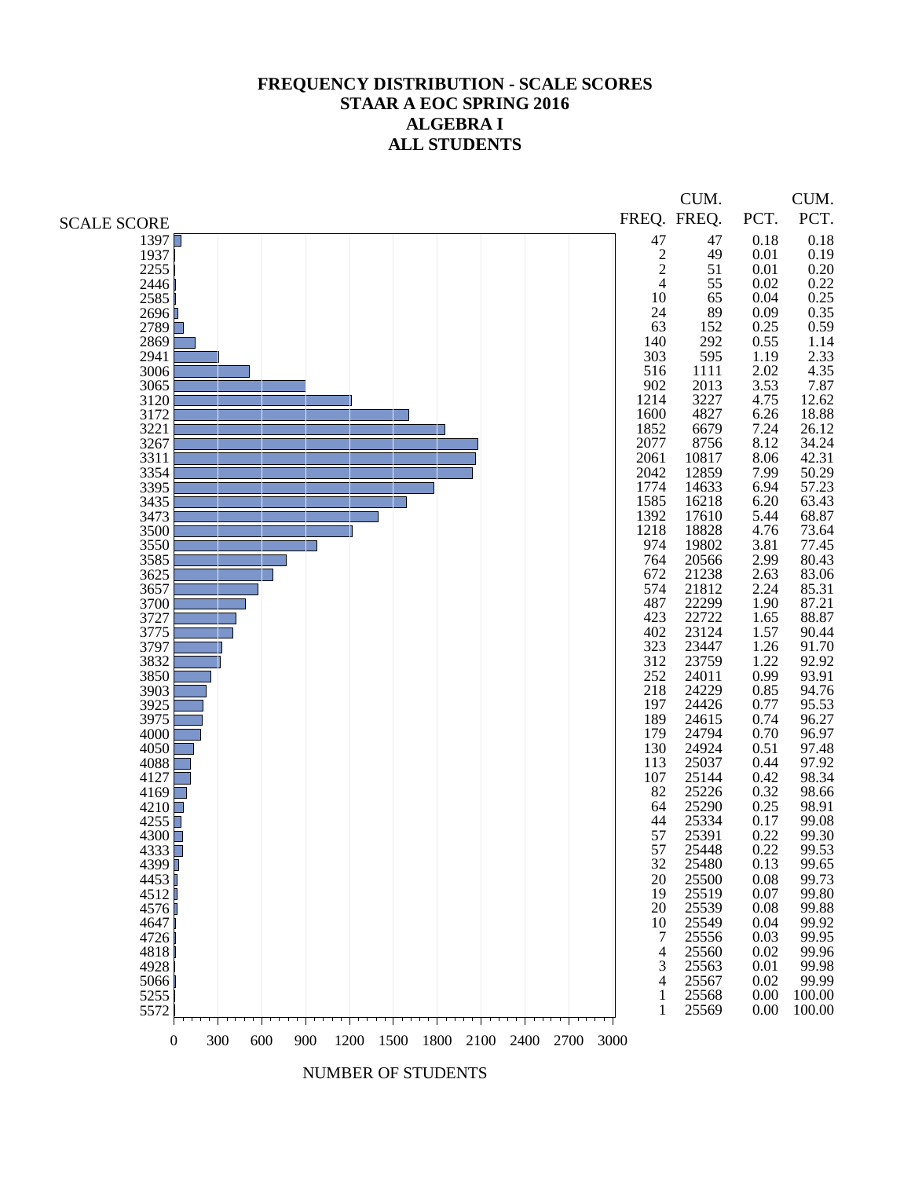# FREQUENCY DISTRIBUTION - SCALE SCORES
# STAAR A EOC SPRING 2016
# ALGEBRA I
# ALL STUDENTS

| SCALE SCORE | FREQ. | CUM. FREQ. | PCT. | CUM. PCT. |
|---|---|---|---|---|
| 1397 | 47 | 47 | 0.18 | 0.18 |
| 1937 | 2 | 49 | 0.01 | 0.19 |
| 2255 | 2 | 51 | 0.01 | 0.20 |
| 2446 | 4 | 55 | 0.02 | 0.22 |
| 2585 | 10 | 65 | 0.04 | 0.25 |
| 2696 | 24 | 89 | 0.09 | 0.35 |
| 2789 | 63 | 152 | 0.25 | 0.59 |
| 2869 | 140 | 292 | 0.55 | 1.14 |
| 2941 | 303 | 595 | 1.19 | 2.33 |
| 3006 | 516 | 1111 | 2.02 | 4.35 |
| 3065 | 902 | 2013 | 3.53 | 7.87 |
| 3120 | 1214 | 3227 | 4.75 | 12.62 |
| 3172 | 1600 | 4827 | 6.26 | 18.88 |
| 3221 | 1852 | 6679 | 7.24 | 26.12 |
| 3267 | 2077 | 8756 | 8.12 | 34.24 |
| 3311 | 2061 | 10817 | 8.06 | 42.31 |
| 3354 | 2042 | 12859 | 7.99 | 50.29 |
| 3395 | 1774 | 14633 | 6.94 | 57.23 |
| 3435 | 1585 | 16218 | 6.20 | 63.43 |
| 3473 | 1392 | 17610 | 5.44 | 68.87 |
| 3500 | 1218 | 18828 | 4.76 | 73.64 |
| 3550 | 974 | 19802 | 3.81 | 77.45 |
| 3585 | 764 | 20566 | 2.99 | 80.43 |
| 3625 | 672 | 21238 | 2.63 | 83.06 |
| 3657 | 574 | 21812 | 2.24 | 85.31 |
| 3700 | 487 | 22299 | 1.90 | 87.21 |
| 3727 | 423 | 22722 | 1.65 | 88.87 |
| 3775 | 402 | 23124 | 1.57 | 90.44 |
| 3797 | 323 | 23447 | 1.26 | 91.70 |
| 3832 | 312 | 23759 | 1.22 | 92.92 |
| 3850 | 252 | 24011 | 0.99 | 93.91 |
| 3903 | 218 | 24229 | 0.85 | 94.76 |
| 3925 | 197 | 24426 | 0.77 | 95.53 |
| 3975 | 189 | 24615 | 0.74 | 96.27 |
| 4000 | 179 | 24794 | 0.70 | 96.97 |
| 4050 | 130 | 24924 | 0.51 | 97.48 |
| 4088 | 113 | 25037 | 0.44 | 97.92 |
| 4127 | 107 | 25144 | 0.42 | 98.34 |
| 4169 | 82 | 25226 | 0.32 | 98.66 |
| 4210 | 64 | 25290 | 0.25 | 98.91 |
| 4255 | 44 | 25334 | 0.17 | 99.08 |
| 4300 | 57 | 25391 | 0.22 | 99.30 |
| 4333 | 57 | 25448 | 0.22 | 99.53 |
| 4399 | 32 | 25480 | 0.13 | 99.65 |
| 4453 | 20 | 25500 | 0.08 | 99.73 |
| 4512 | 19 | 25519 | 0.07 | 99.80 |
| 4576 | 20 | 25539 | 0.08 | 99.88 |
| 4647 | 10 | 25549 | 0.04 | 99.92 |
| 4726 | 7 | 25556 | 0.03 | 99.95 |
| 4818 | 4 | 25560 | 0.02 | 99.96 |
| 4928 | 3 | 25563 | 0.01 | 99.98 |
| 5066 | 4 | 25567 | 0.02 | 99.99 |
| 5255 | 1 | 25568 | 0.00 | 100.00 |
| 5572 | 1 | 25569 | 0.00 | 100.00 |

NUMBER OF STUDENTS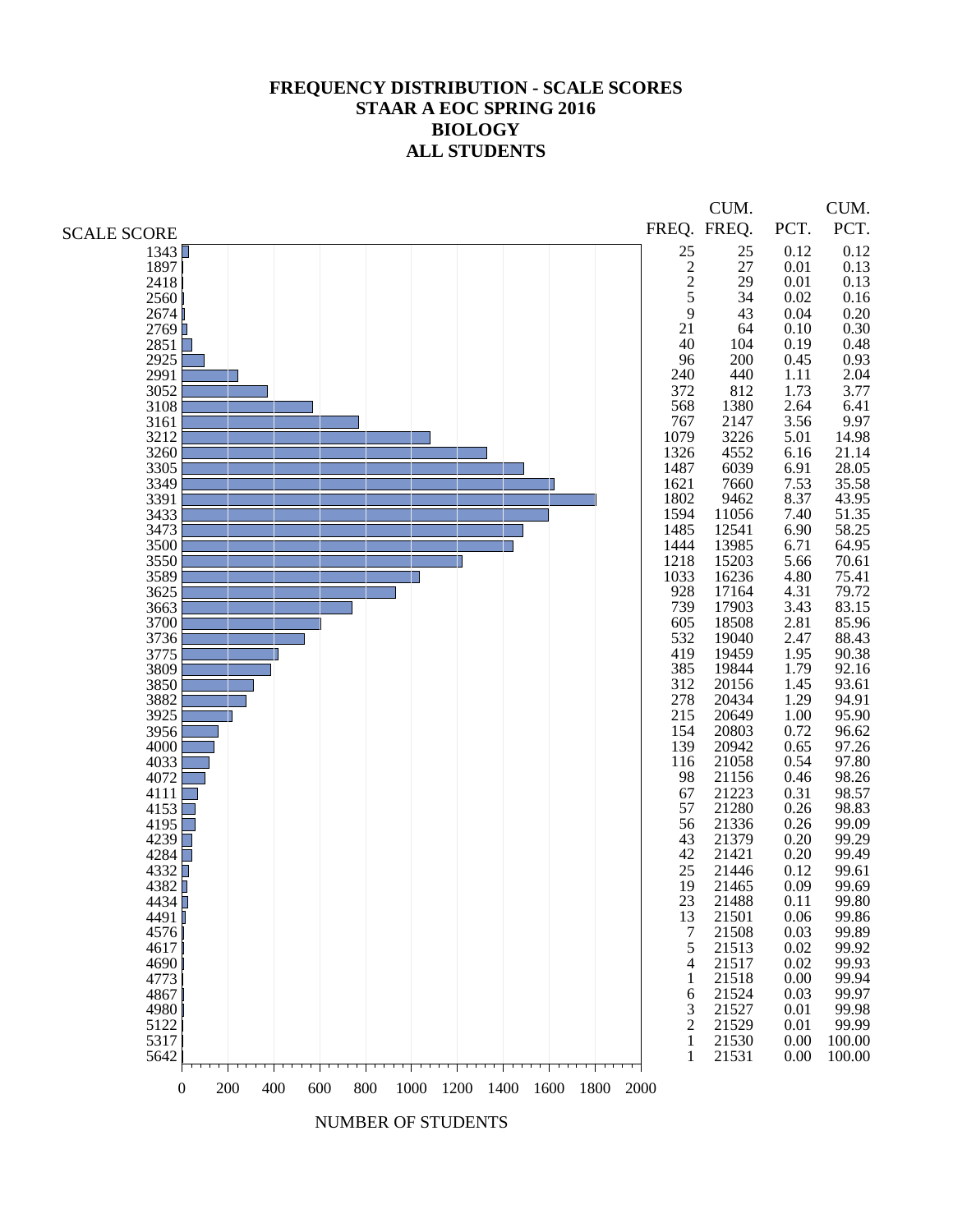# FREQUENCY DISTRIBUTION - SCALE SCORES
## STAAR A EOC SPRING 2016
## BIOLOGY
## ALL STUDENTS

| SCALE SCORE | FREQ. | CUM. FREQ. | PCT. | CUM. PCT. |
|---|---|---|---|---|
| 1343 | 25 | 25 | 0.12 | 0.12 |
| 1897 | 2 | 27 | 0.01 | 0.13 |
| 2418 | 2 | 29 | 0.01 | 0.13 |
| 2560 | 5 | 34 | 0.02 | 0.16 |
| 2674 | 9 | 43 | 0.04 | 0.20 |
| 2769 | 21 | 64 | 0.10 | 0.30 |
| 2851 | 40 | 104 | 0.19 | 0.48 |
| 2925 | 96 | 200 | 0.45 | 0.93 |
| 2991 | 240 | 440 | 1.11 | 2.04 |
| 3052 | 372 | 812 | 1.73 | 3.77 |
| 3108 | 568 | 1380 | 2.64 | 6.41 |
| 3161 | 767 | 2147 | 3.56 | 9.97 |
| 3212 | 1079 | 3226 | 5.01 | 14.98 |
| 3260 | 1326 | 4552 | 6.16 | 21.14 |
| 3305 | 1487 | 6039 | 6.91 | 28.05 |
| 3349 | 1621 | 7660 | 7.53 | 35.58 |
| 3391 | 1802 | 9462 | 8.37 | 43.95 |
| 3433 | 1594 | 11056 | 7.40 | 51.35 |
| 3473 | 1485 | 12541 | 6.90 | 58.25 |
| 3500 | 1444 | 13985 | 6.71 | 64.95 |
| 3550 | 1218 | 15203 | 5.66 | 70.61 |
| 3589 | 1033 | 16236 | 4.80 | 75.41 |
| 3625 | 928 | 17164 | 4.31 | 79.72 |
| 3663 | 739 | 17903 | 3.43 | 83.15 |
| 3700 | 605 | 18508 | 2.81 | 85.96 |
| 3736 | 532 | 19040 | 2.47 | 88.43 |
| 3775 | 419 | 19459 | 1.95 | 90.38 |
| 3809 | 385 | 19844 | 1.79 | 92.16 |
| 3850 | 312 | 20156 | 1.45 | 93.61 |
| 3882 | 278 | 20434 | 1.29 | 94.91 |
| 3925 | 215 | 20649 | 1.00 | 95.90 |
| 3956 | 154 | 20803 | 0.72 | 96.62 |
| 4000 | 139 | 20942 | 0.65 | 97.26 |
| 4033 | 116 | 21058 | 0.54 | 97.80 |
| 4072 | 98 | 21156 | 0.46 | 98.26 |
| 4111 | 67 | 21223 | 0.31 | 98.57 |
| 4153 | 57 | 21280 | 0.26 | 98.83 |
| 4195 | 56 | 21336 | 0.26 | 99.09 |
| 4239 | 43 | 21379 | 0.20 | 99.29 |
| 4284 | 42 | 21421 | 0.20 | 99.49 |
| 4332 | 25 | 21446 | 0.12 | 99.61 |
| 4382 | 19 | 21465 | 0.09 | 99.69 |
| 4434 | 23 | 21488 | 0.11 | 99.80 |
| 4491 | 13 | 21501 | 0.06 | 99.86 |
| 4576 | 7 | 21508 | 0.03 | 99.89 |
| 4617 | 5 | 21513 | 0.02 | 99.92 |
| 4690 | 4 | 21517 | 0.02 | 99.93 |
| 4773 | 1 | 21518 | 0.00 | 99.94 |
| 4867 | 6 | 21524 | 0.03 | 99.97 |
| 4980 | 3 | 21527 | 0.01 | 99.98 |
| 5122 | 2 | 21529 | 0.01 | 99.99 |
| 5317 | 1 | 21530 | 0.00 | 100.00 |
| 5642 | 1 | 21531 | 0.00 | 100.00 |

NUMBER OF STUDENTS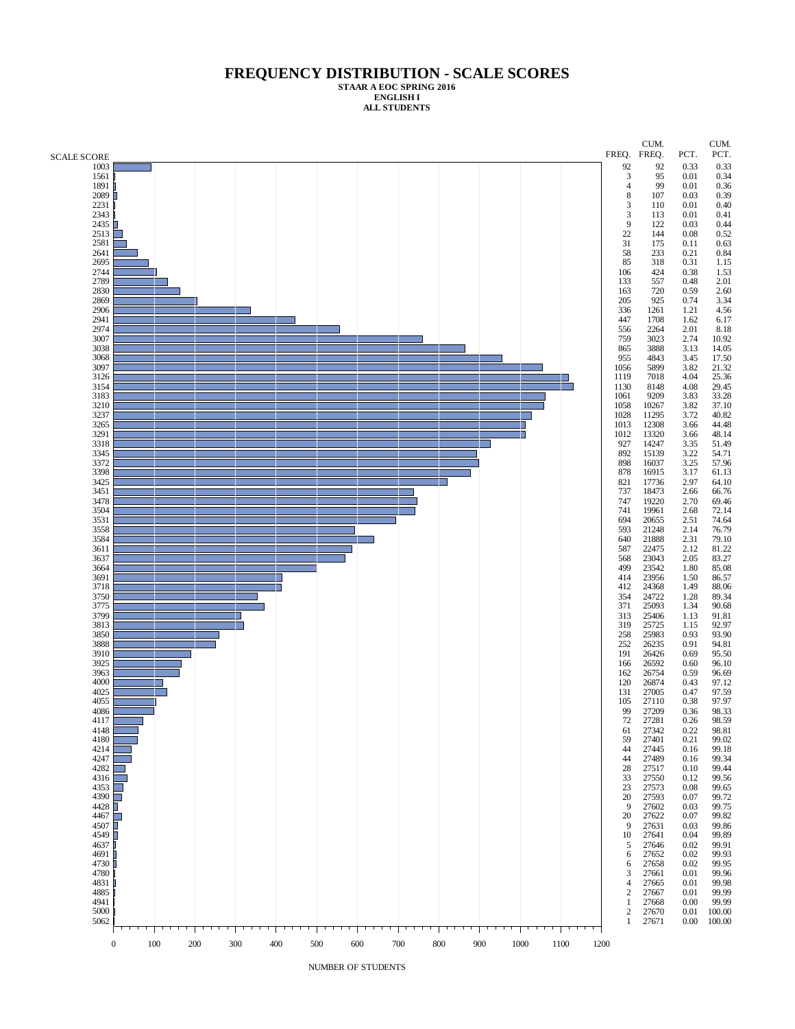# FREQUENCY DISTRIBUTION - SCALE SCORES

**STAAR A EOC SPRING 2016**
**ENGLISH I**
**ALL STUDENTS**

| SCALE SCORE | FREQ. | CUM. FREQ. | PCT. | CUM. PCT. |
|---|---|---|---|---|
| 1003 | 92 | 92 | 0.33 | 0.33 |
| 1561 | 3 | 95 | 0.01 | 0.34 |
| 1891 | 4 | 99 | 0.01 | 0.36 |
| 2089 | 8 | 107 | 0.03 | 0.39 |
| 2231 | 3 | 110 | 0.01 | 0.40 |
| 2343 | 3 | 113 | 0.01 | 0.41 |
| 2435 | 9 | 122 | 0.03 | 0.44 |
| 2513 | 22 | 144 | 0.08 | 0.52 |
| 2581 | 31 | 175 | 0.11 | 0.63 |
| 2641 | 58 | 233 | 0.21 | 0.84 |
| 2695 | 85 | 318 | 0.31 | 1.15 |
| 2744 | 106 | 424 | 0.38 | 1.53 |
| 2789 | 133 | 557 | 0.48 | 2.01 |
| 2830 | 163 | 720 | 0.59 | 2.60 |
| 2869 | 205 | 925 | 0.74 | 3.34 |
| 2906 | 336 | 1261 | 1.21 | 4.56 |
| 2941 | 447 | 1708 | 1.62 | 6.17 |
| 2974 | 556 | 2264 | 2.01 | 8.18 |
| 3007 | 759 | 3023 | 2.74 | 10.92 |
| 3038 | 865 | 3888 | 3.13 | 14.05 |
| 3068 | 955 | 4843 | 3.45 | 17.50 |
| 3097 | 1056 | 5899 | 3.82 | 21.32 |
| 3126 | 1119 | 7018 | 4.04 | 25.36 |
| 3154 | 1130 | 8148 | 4.08 | 29.45 |
| 3183 | 1061 | 9209 | 3.83 | 33.28 |
| 3210 | 1058 | 10267 | 3.82 | 37.10 |
| 3237 | 1028 | 11295 | 3.72 | 40.82 |
| 3265 | 1013 | 12308 | 3.66 | 44.48 |
| 3291 | 1012 | 13320 | 3.66 | 48.14 |
| 3318 | 927 | 14247 | 3.35 | 51.49 |
| 3345 | 892 | 15139 | 3.22 | 54.71 |
| 3372 | 898 | 16037 | 3.25 | 57.96 |
| 3398 | 878 | 16915 | 3.17 | 61.13 |
| 3425 | 821 | 17736 | 2.97 | 64.10 |
| 3451 | 737 | 18473 | 2.66 | 66.76 |
| 3478 | 747 | 19220 | 2.70 | 69.46 |
| 3504 | 741 | 19961 | 2.68 | 72.14 |
| 3531 | 694 | 20655 | 2.51 | 74.64 |
| 3558 | 593 | 21248 | 2.14 | 76.79 |
| 3584 | 640 | 21888 | 2.31 | 79.10 |
| 3611 | 587 | 22475 | 2.12 | 81.22 |
| 3637 | 568 | 23043 | 2.05 | 83.27 |
| 3664 | 499 | 23542 | 1.80 | 85.08 |
| 3691 | 414 | 23956 | 1.50 | 86.57 |
| 3718 | 412 | 24368 | 1.49 | 88.06 |
| 3750 | 354 | 24722 | 1.28 | 89.34 |
| 3775 | 371 | 25093 | 1.34 | 90.68 |
| 3799 | 313 | 25406 | 1.13 | 91.81 |
| 3813 | 319 | 25725 | 1.15 | 92.97 |
| 3850 | 258 | 25983 | 0.93 | 93.90 |
| 3888 | 252 | 26235 | 0.91 | 94.81 |
| 3910 | 191 | 26426 | 0.69 | 95.50 |
| 3925 | 166 | 26592 | 0.60 | 96.10 |
| 3963 | 162 | 26754 | 0.59 | 96.69 |
| 4000 | 120 | 26874 | 0.43 | 97.12 |
| 4025 | 131 | 27005 | 0.47 | 97.59 |
| 4055 | 105 | 27110 | 0.38 | 97.97 |
| 4086 | 99 | 27209 | 0.36 | 98.33 |
| 4117 | 72 | 27281 | 0.26 | 98.59 |
| 4148 | 61 | 27342 | 0.22 | 98.81 |
| 4180 | 59 | 27401 | 0.21 | 99.02 |
| 4214 | 44 | 27445 | 0.16 | 99.18 |
| 4247 | 44 | 27489 | 0.16 | 99.34 |
| 4282 | 28 | 27517 | 0.10 | 99.44 |
| 4316 | 33 | 27550 | 0.12 | 99.56 |
| 4353 | 23 | 27573 | 0.08 | 99.65 |
| 4390 | 20 | 27593 | 0.07 | 99.72 |
| 4428 | 9 | 27602 | 0.03 | 99.75 |
| 4467 | 20 | 27622 | 0.07 | 99.82 |
| 4507 | 9 | 27631 | 0.03 | 99.86 |
| 4549 | 10 | 27641 | 0.04 | 99.89 |
| 4637 | 5 | 27646 | 0.02 | 99.91 |
| 4691 | 6 | 27652 | 0.02 | 99.93 |
| 4730 | 6 | 27658 | 0.02 | 99.95 |
| 4780 | 3 | 27661 | 0.01 | 99.96 |
| 4831 | 4 | 27665 | 0.01 | 99.98 |
| 4885 | 2 | 27667 | 0.01 | 99.99 |
| 4941 | 1 | 27668 | 0.00 | 99.99 |
| 5000 | 2 | 27670 | 0.01 | 100.00 |
| 5062 | 1 | 27671 | 0.00 | 100.00 |

NUMBER OF STUDENTS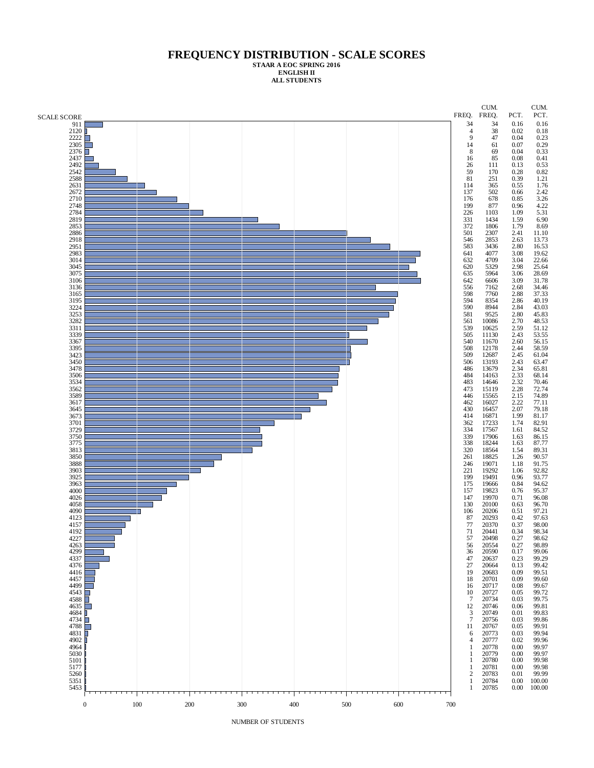# FREQUENCY DISTRIBUTION - SCALE SCORES

**STAAR A EOC SPRING 2016**
**ENGLISH II**
**ALL STUDENTS**

| SCALE SCORE | FREQ. | CUM. FREQ. | PCT. | CUM. PCT. |
|---|---|---|---|---|
| 911 | 34 | 34 | 0.16 | 0.16 |
| 2120 | 4 | 38 | 0.02 | 0.18 |
| 2222 | 9 | 47 | 0.04 | 0.23 |
| 2305 | 14 | 61 | 0.07 | 0.29 |
| 2376 | 8 | 69 | 0.04 | 0.33 |
| 2437 | 16 | 85 | 0.08 | 0.41 |
| 2492 | 26 | 111 | 0.13 | 0.53 |
| 2542 | 59 | 170 | 0.28 | 0.82 |
| 2588 | 81 | 251 | 0.39 | 1.21 |
| 2631 | 114 | 365 | 0.55 | 1.76 |
| 2672 | 137 | 502 | 0.66 | 2.42 |
| 2710 | 176 | 678 | 0.85 | 3.26 |
| 2748 | 199 | 877 | 0.96 | 4.22 |
| 2784 | 226 | 1103 | 1.09 | 5.31 |
| 2819 | 331 | 1434 | 1.59 | 6.90 |
| 2853 | 372 | 1806 | 1.79 | 8.69 |
| 2886 | 501 | 2307 | 2.41 | 11.10 |
| 2918 | 546 | 2853 | 2.63 | 13.73 |
| 2951 | 583 | 3436 | 2.80 | 16.53 |
| 2983 | 641 | 4077 | 3.08 | 19.62 |
| 3014 | 632 | 4709 | 3.04 | 22.66 |
| 3045 | 620 | 5329 | 2.98 | 25.64 |
| 3075 | 635 | 5964 | 3.06 | 28.69 |
| 3106 | 642 | 6606 | 3.09 | 31.78 |
| 3136 | 556 | 7162 | 2.68 | 34.46 |
| 3165 | 598 | 7760 | 2.88 | 37.33 |
| 3195 | 594 | 8354 | 2.86 | 40.19 |
| 3224 | 590 | 8944 | 2.84 | 43.03 |
| 3253 | 581 | 9525 | 2.80 | 45.83 |
| 3282 | 561 | 10086 | 2.70 | 48.53 |
| 3311 | 539 | 10625 | 2.59 | 51.12 |
| 3339 | 505 | 11130 | 2.43 | 53.55 |
| 3367 | 540 | 11670 | 2.60 | 56.15 |
| 3395 | 508 | 12178 | 2.44 | 58.59 |
| 3423 | 509 | 12687 | 2.45 | 61.04 |
| 3450 | 506 | 13193 | 2.43 | 63.47 |
| 3478 | 486 | 13679 | 2.34 | 65.81 |
| 3506 | 484 | 14163 | 2.33 | 68.14 |
| 3534 | 483 | 14646 | 2.32 | 70.46 |
| 3562 | 473 | 15119 | 2.28 | 72.74 |
| 3589 | 446 | 15565 | 2.15 | 74.89 |
| 3617 | 462 | 16027 | 2.22 | 77.11 |
| 3645 | 430 | 16457 | 2.07 | 79.18 |
| 3673 | 414 | 16871 | 1.99 | 81.17 |
| 3701 | 362 | 17233 | 1.74 | 82.91 |
| 3729 | 334 | 17567 | 1.61 | 84.52 |
| 3750 | 339 | 17906 | 1.63 | 86.15 |
| 3775 | 338 | 18244 | 1.63 | 87.77 |
| 3813 | 320 | 18564 | 1.54 | 89.31 |
| 3850 | 261 | 18825 | 1.26 | 90.57 |
| 3888 | 246 | 19071 | 1.18 | 91.75 |
| 3903 | 221 | 19292 | 1.06 | 92.82 |
| 3925 | 199 | 19491 | 0.96 | 93.77 |
| 3963 | 175 | 19666 | 0.84 | 94.62 |
| 4000 | 157 | 19823 | 0.76 | 95.37 |
| 4026 | 147 | 19970 | 0.71 | 96.08 |
| 4058 | 130 | 20100 | 0.63 | 96.70 |
| 4090 | 106 | 20206 | 0.51 | 97.21 |
| 4123 | 87 | 20293 | 0.42 | 97.63 |
| 4157 | 77 | 20370 | 0.37 | 98.00 |
| 4192 | 71 | 20441 | 0.34 | 98.34 |
| 4227 | 57 | 20498 | 0.27 | 98.62 |
| 4263 | 56 | 20554 | 0.27 | 98.89 |
| 4299 | 36 | 20590 | 0.17 | 99.06 |
| 4337 | 47 | 20637 | 0.23 | 99.29 |
| 4376 | 27 | 20664 | 0.13 | 99.42 |
| 4416 | 19 | 20683 | 0.09 | 99.51 |
| 4457 | 18 | 20701 | 0.09 | 99.60 |
| 4499 | 16 | 20717 | 0.08 | 99.67 |
| 4543 | 10 | 20727 | 0.05 | 99.72 |
| 4588 | 7 | 20734 | 0.03 | 99.75 |
| 4635 | 12 | 20746 | 0.06 | 99.81 |
| 4684 | 3 | 20749 | 0.01 | 99.83 |
| 4734 | 7 | 20756 | 0.03 | 99.86 |
| 4788 | 11 | 20767 | 0.05 | 99.91 |
| 4831 | 6 | 20773 | 0.03 | 99.94 |
| 4902 | 4 | 20777 | 0.02 | 99.96 |
| 4964 | 1 | 20778 | 0.00 | 99.97 |
| 5030 | 1 | 20779 | 0.00 | 99.97 |
| 5101 | 1 | 20780 | 0.00 | 99.98 |
| 5177 | 1 | 20781 | 0.00 | 99.98 |
| 5260 | 2 | 20783 | 0.01 | 99.99 |
| 5351 | 1 | 20784 | 0.00 | 100.00 |
| 5453 | 1 | 20785 | 0.00 | 100.00 |

NUMBER OF STUDENTS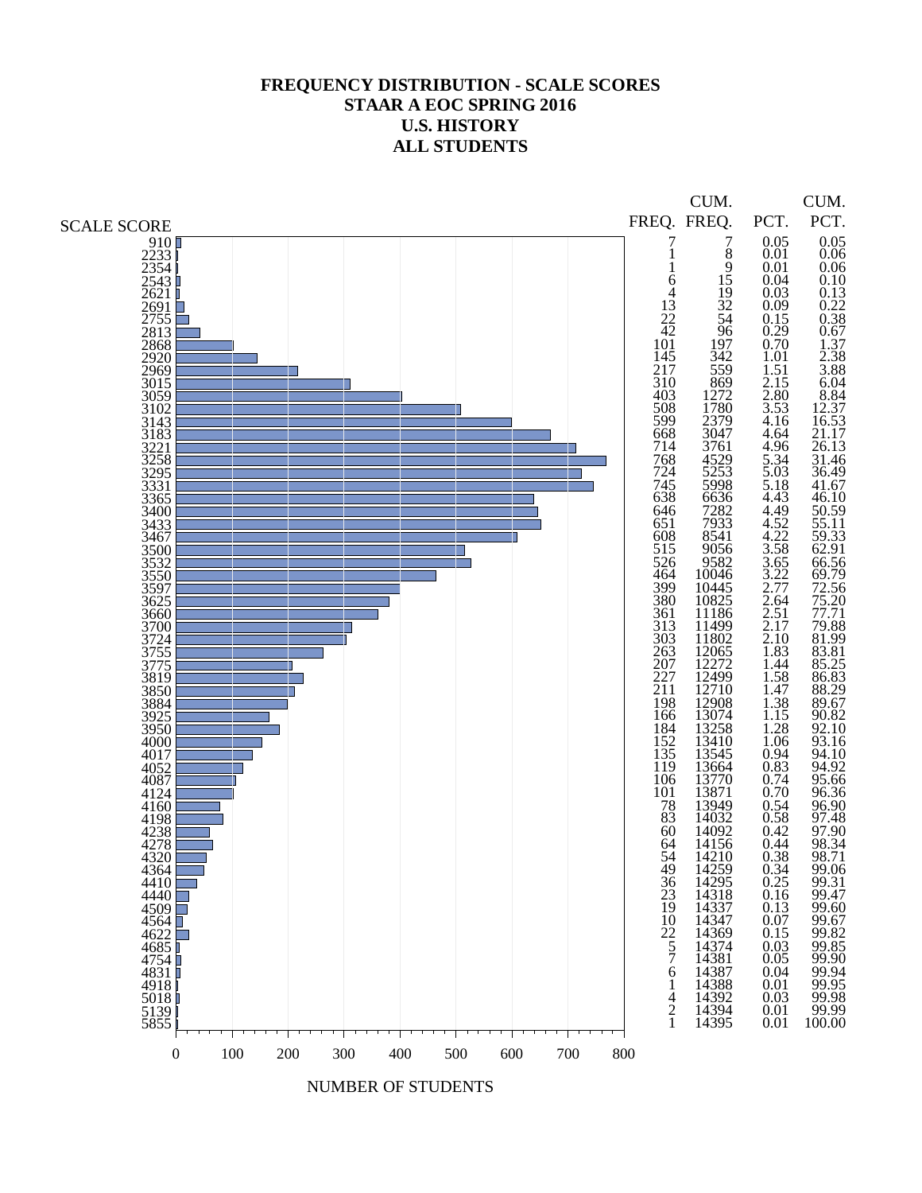# FREQUENCY DISTRIBUTION - SCALE SCORES
## STAAR A EOC SPRING 2016
## U.S. HISTORY
## ALL STUDENTS

| SCALE SCORE | FREQ. | CUM. FREQ. | PCT. | CUM. PCT. |
|---|---|---|---|---|
| 910 | 7 | 7 | 0.05 | 0.05 |
| 2233 | 1 | 8 | 0.01 | 0.06 |
| 2354 | 1 | 9 | 0.01 | 0.06 |
| 2543 | 6 | 15 | 0.04 | 0.10 |
| 2621 | 4 | 19 | 0.03 | 0.13 |
| 2691 | 13 | 32 | 0.09 | 0.22 |
| 2755 | 22 | 54 | 0.15 | 0.38 |
| 2813 | 42 | 96 | 0.29 | 0.67 |
| 2868 | 101 | 197 | 0.70 | 1.37 |
| 2920 | 145 | 342 | 1.01 | 2.38 |
| 2969 | 217 | 559 | 1.51 | 3.88 |
| 3015 | 310 | 869 | 2.15 | 6.04 |
| 3059 | 403 | 1272 | 2.80 | 8.84 |
| 3102 | 508 | 1780 | 3.53 | 12.37 |
| 3143 | 599 | 2379 | 4.16 | 16.53 |
| 3183 | 668 | 3047 | 4.64 | 21.17 |
| 3221 | 714 | 3761 | 4.96 | 26.13 |
| 3258 | 768 | 4529 | 5.34 | 31.46 |
| 3295 | 724 | 5253 | 5.03 | 36.49 |
| 3331 | 745 | 5998 | 5.18 | 41.67 |
| 3365 | 638 | 6636 | 4.43 | 46.10 |
| 3400 | 646 | 7282 | 4.49 | 50.59 |
| 3433 | 651 | 7933 | 4.52 | 55.11 |
| 3467 | 608 | 8541 | 4.22 | 59.33 |
| 3500 | 515 | 9056 | 3.58 | 62.91 |
| 3532 | 526 | 9582 | 3.65 | 66.56 |
| 3550 | 464 | 10046 | 3.22 | 69.79 |
| 3597 | 399 | 10445 | 2.77 | 72.56 |
| 3625 | 380 | 10825 | 2.64 | 75.20 |
| 3660 | 361 | 11186 | 2.51 | 77.71 |
| 3700 | 313 | 11499 | 2.17 | 79.88 |
| 3724 | 303 | 11802 | 2.10 | 81.99 |
| 3755 | 263 | 12065 | 1.83 | 83.81 |
| 3775 | 207 | 12272 | 1.44 | 85.25 |
| 3819 | 227 | 12499 | 1.58 | 86.83 |
| 3850 | 211 | 12710 | 1.47 | 88.29 |
| 3884 | 198 | 12908 | 1.38 | 89.67 |
| 3925 | 166 | 13074 | 1.15 | 90.82 |
| 3950 | 184 | 13258 | 1.28 | 92.10 |
| 4000 | 152 | 13410 | 1.06 | 93.16 |
| 4017 | 135 | 13545 | 0.94 | 94.10 |
| 4052 | 119 | 13664 | 0.83 | 94.92 |
| 4087 | 106 | 13770 | 0.74 | 95.66 |
| 4124 | 101 | 13871 | 0.70 | 96.36 |
| 4160 | 78 | 13949 | 0.54 | 96.90 |
| 4198 | 83 | 14032 | 0.58 | 97.48 |
| 4238 | 60 | 14092 | 0.42 | 97.90 |
| 4278 | 64 | 14156 | 0.44 | 98.34 |
| 4320 | 54 | 14210 | 0.38 | 98.71 |
| 4364 | 49 | 14259 | 0.34 | 99.06 |
| 4410 | 36 | 14295 | 0.25 | 99.31 |
| 4440 | 23 | 14318 | 0.16 | 99.47 |
| 4509 | 19 | 14337 | 0.13 | 99.60 |
| 4564 | 10 | 14347 | 0.07 | 99.67 |
| 4622 | 22 | 14369 | 0.15 | 99.82 |
| 4685 | 5 | 14374 | 0.03 | 99.85 |
| 4754 | 7 | 14381 | 0.05 | 99.90 |
| 4831 | 6 | 14387 | 0.04 | 99.94 |
| 4918 | 1 | 14388 | 0.01 | 99.95 |
| 5018 | 4 | 14392 | 0.03 | 99.98 |
| 5139 | 2 | 14394 | 0.01 | 99.99 |
| 5855 | 1 | 14395 | 0.01 | 100.00 |

NUMBER OF STUDENTS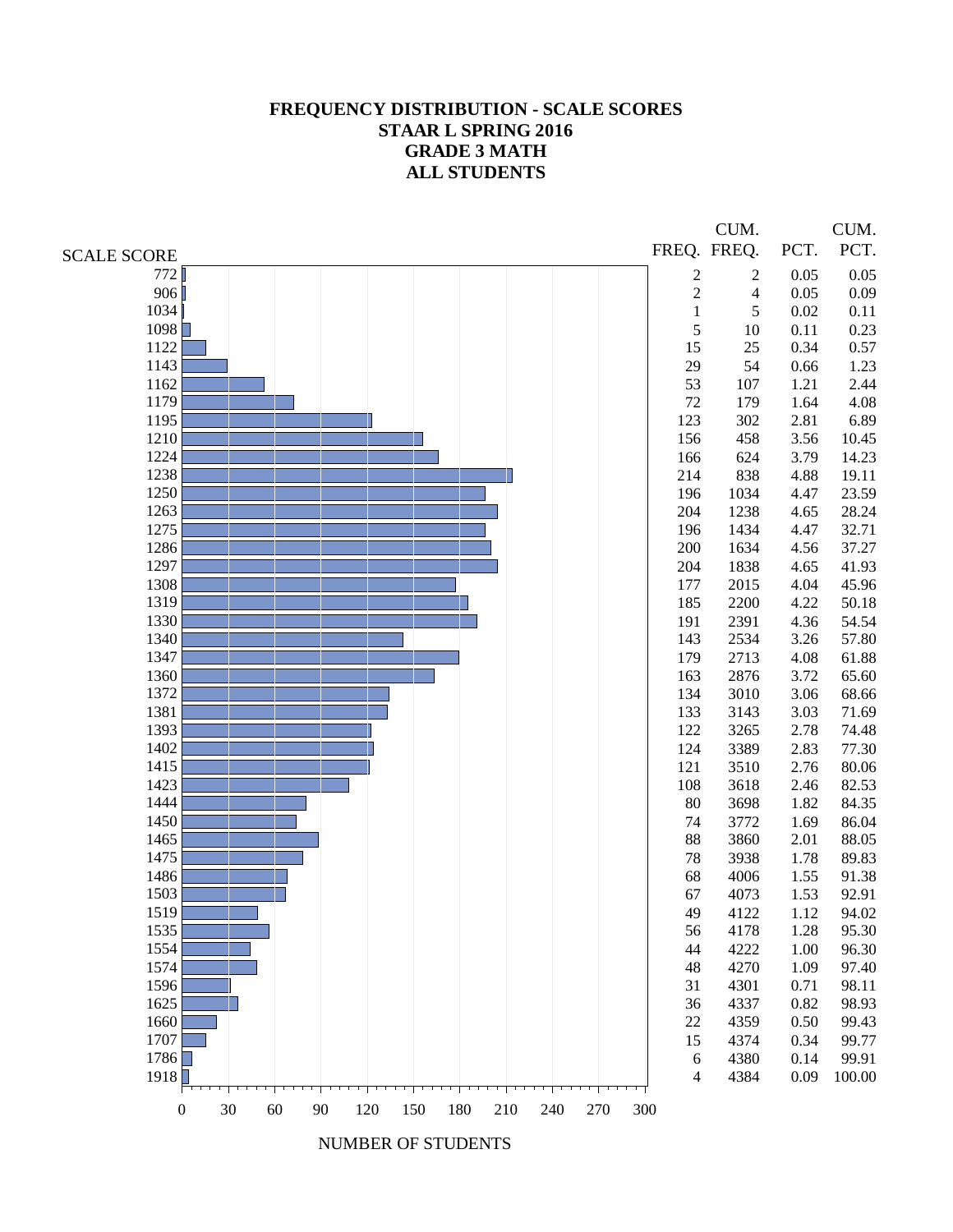# FREQUENCY DISTRIBUTION - SCALE SCORES
## STAAR L SPRING 2016
## GRADE 3 MATH
## ALL STUDENTS

| SCALE SCORE | FREQ. | CUM. FREQ. | PCT. | CUM. PCT. |
|---|---|---|---|---|
| 772 | 2 | 2 | 0.05 | 0.05 |
| 906 | 2 | 4 | 0.05 | 0.09 |
| 1034 | 1 | 5 | 0.02 | 0.11 |
| 1098 | 5 | 10 | 0.11 | 0.23 |
| 1122 | 15 | 25 | 0.34 | 0.57 |
| 1143 | 29 | 54 | 0.66 | 1.23 |
| 1162 | 53 | 107 | 1.21 | 2.44 |
| 1179 | 72 | 179 | 1.64 | 4.08 |
| 1195 | 123 | 302 | 2.81 | 6.89 |
| 1210 | 156 | 458 | 3.56 | 10.45 |
| 1224 | 166 | 624 | 3.79 | 14.23 |
| 1238 | 214 | 838 | 4.88 | 19.11 |
| 1250 | 196 | 1034 | 4.47 | 23.59 |
| 1263 | 204 | 1238 | 4.65 | 28.24 |
| 1275 | 196 | 1434 | 4.47 | 32.71 |
| 1286 | 200 | 1634 | 4.56 | 37.27 |
| 1297 | 204 | 1838 | 4.65 | 41.93 |
| 1308 | 177 | 2015 | 4.04 | 45.96 |
| 1319 | 185 | 2200 | 4.22 | 50.18 |
| 1330 | 191 | 2391 | 4.36 | 54.54 |
| 1340 | 143 | 2534 | 3.26 | 57.80 |
| 1347 | 179 | 2713 | 4.08 | 61.88 |
| 1360 | 163 | 2876 | 3.72 | 65.60 |
| 1372 | 134 | 3010 | 3.06 | 68.66 |
| 1381 | 133 | 3143 | 3.03 | 71.69 |
| 1393 | 122 | 3265 | 2.78 | 74.48 |
| 1402 | 124 | 3389 | 2.83 | 77.30 |
| 1415 | 121 | 3510 | 2.76 | 80.06 |
| 1423 | 108 | 3618 | 2.46 | 82.53 |
| 1444 | 80 | 3698 | 1.82 | 84.35 |
| 1450 | 74 | 3772 | 1.69 | 86.04 |
| 1465 | 88 | 3860 | 2.01 | 88.05 |
| 1475 | 78 | 3938 | 1.78 | 89.83 |
| 1486 | 68 | 4006 | 1.55 | 91.38 |
| 1503 | 67 | 4073 | 1.53 | 92.91 |
| 1519 | 49 | 4122 | 1.12 | 94.02 |
| 1535 | 56 | 4178 | 1.28 | 95.30 |
| 1554 | 44 | 4222 | 1.00 | 96.30 |
| 1574 | 48 | 4270 | 1.09 | 97.40 |
| 1596 | 31 | 4301 | 0.71 | 98.11 |
| 1625 | 36 | 4337 | 0.82 | 98.93 |
| 1660 | 22 | 4359 | 0.50 | 99.43 |
| 1707 | 15 | 4374 | 0.34 | 99.77 |
| 1786 | 6 | 4380 | 0.14 | 99.91 |
| 1918 | 4 | 4384 | 0.09 | 100.00 |

NUMBER OF STUDENTS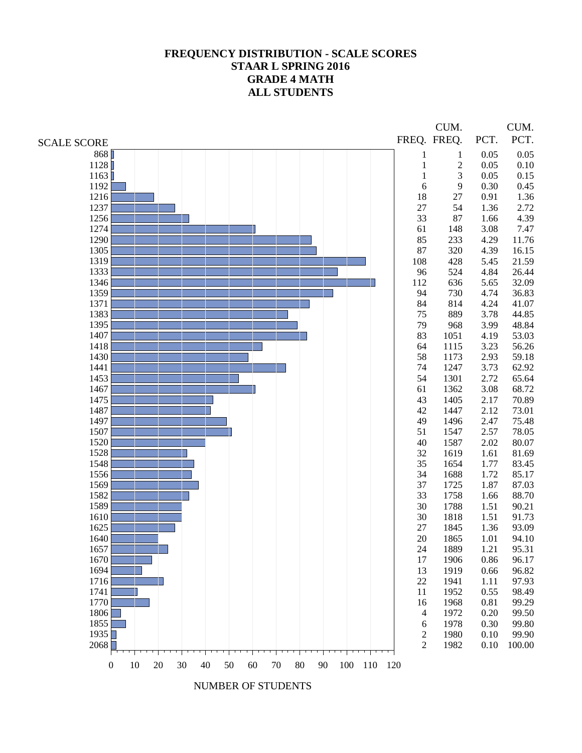# FREQUENCY DISTRIBUTION - SCALE SCORES
# STAAR L SPRING 2016
# GRADE 4 MATH
# ALL STUDENTS

| SCALE SCORE | FREQ. | CUM. FREQ. | PCT. | CUM. PCT. |
|---|---|---|---|---|
| 868 | 1 | 1 | 0.05 | 0.05 |
| 1128 | 1 | 2 | 0.05 | 0.10 |
| 1163 | 1 | 3 | 0.05 | 0.15 |
| 1192 | 6 | 9 | 0.30 | 0.45 |
| 1216 | 18 | 27 | 0.91 | 1.36 |
| 1237 | 27 | 54 | 1.36 | 2.72 |
| 1256 | 33 | 87 | 1.66 | 4.39 |
| 1274 | 61 | 148 | 3.08 | 7.47 |
| 1290 | 85 | 233 | 4.29 | 11.76 |
| 1305 | 87 | 320 | 4.39 | 16.15 |
| 1319 | 108 | 428 | 5.45 | 21.59 |
| 1333 | 96 | 524 | 4.84 | 26.44 |
| 1346 | 112 | 636 | 5.65 | 32.09 |
| 1359 | 94 | 730 | 4.74 | 36.83 |
| 1371 | 84 | 814 | 4.24 | 41.07 |
| 1383 | 75 | 889 | 3.78 | 44.85 |
| 1395 | 79 | 968 | 3.99 | 48.84 |
| 1407 | 83 | 1051 | 4.19 | 53.03 |
| 1418 | 64 | 1115 | 3.23 | 56.26 |
| 1430 | 58 | 1173 | 2.93 | 59.18 |
| 1441 | 74 | 1247 | 3.73 | 62.92 |
| 1453 | 54 | 1301 | 2.72 | 65.64 |
| 1467 | 61 | 1362 | 3.08 | 68.72 |
| 1475 | 43 | 1405 | 2.17 | 70.89 |
| 1487 | 42 | 1447 | 2.12 | 73.01 |
| 1497 | 49 | 1496 | 2.47 | 75.48 |
| 1507 | 51 | 1547 | 2.57 | 78.05 |
| 1520 | 40 | 1587 | 2.02 | 80.07 |
| 1528 | 32 | 1619 | 1.61 | 81.69 |
| 1548 | 35 | 1654 | 1.77 | 83.45 |
| 1556 | 34 | 1688 | 1.72 | 85.17 |
| 1569 | 37 | 1725 | 1.87 | 87.03 |
| 1582 | 33 | 1758 | 1.66 | 88.70 |
| 1589 | 30 | 1788 | 1.51 | 90.21 |
| 1610 | 30 | 1818 | 1.51 | 91.73 |
| 1625 | 27 | 1845 | 1.36 | 93.09 |
| 1640 | 20 | 1865 | 1.01 | 94.10 |
| 1657 | 24 | 1889 | 1.21 | 95.31 |
| 1670 | 17 | 1906 | 0.86 | 96.17 |
| 1694 | 13 | 1919 | 0.66 | 96.82 |
| 1716 | 22 | 1941 | 1.11 | 97.93 |
| 1741 | 11 | 1952 | 0.55 | 98.49 |
| 1770 | 16 | 1968 | 0.81 | 99.29 |
| 1806 | 4 | 1972 | 0.20 | 99.50 |
| 1855 | 6 | 1978 | 0.30 | 99.80 |
| 1935 | 2 | 1980 | 0.10 | 99.90 |
| 2068 | 2 | 1982 | 0.10 | 100.00 |

NUMBER OF STUDENTS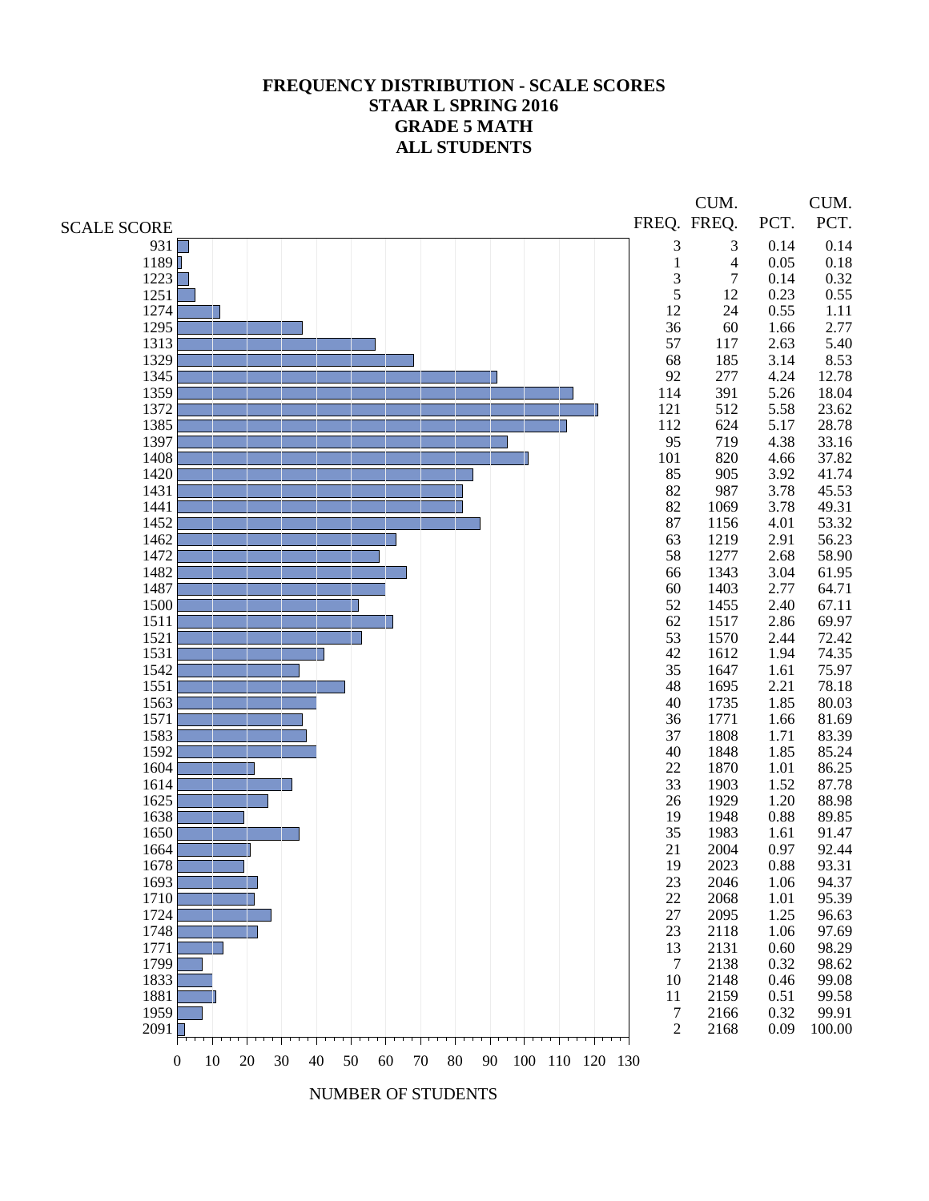# FREQUENCY DISTRIBUTION - SCALE SCORES
## STAAR L SPRING 2016
## GRADE 5 MATH
## ALL STUDENTS

| SCALE SCORE | FREQ. | CUM. FREQ. | PCT. | CUM. PCT. |
|---|---|---|---|---|
| 931 | 3 | 3 | 0.14 | 0.14 |
| 1189 | 1 | 4 | 0.05 | 0.18 |
| 1223 | 3 | 7 | 0.14 | 0.32 |
| 1251 | 5 | 12 | 0.23 | 0.55 |
| 1274 | 12 | 24 | 0.55 | 1.11 |
| 1295 | 36 | 60 | 1.66 | 2.77 |
| 1313 | 57 | 117 | 2.63 | 5.40 |
| 1329 | 68 | 185 | 3.14 | 8.53 |
| 1345 | 92 | 277 | 4.24 | 12.78 |
| 1359 | 114 | 391 | 5.26 | 18.04 |
| 1372 | 121 | 512 | 5.58 | 23.62 |
| 1385 | 112 | 624 | 5.17 | 28.78 |
| 1397 | 95 | 719 | 4.38 | 33.16 |
| 1408 | 101 | 820 | 4.66 | 37.82 |
| 1420 | 85 | 905 | 3.92 | 41.74 |
| 1431 | 82 | 987 | 3.78 | 45.53 |
| 1441 | 82 | 1069 | 3.78 | 49.31 |
| 1452 | 87 | 1156 | 4.01 | 53.32 |
| 1462 | 63 | 1219 | 2.91 | 56.23 |
| 1472 | 58 | 1277 | 2.68 | 58.90 |
| 1482 | 66 | 1343 | 3.04 | 61.95 |
| 1487 | 60 | 1403 | 2.77 | 64.71 |
| 1500 | 52 | 1455 | 2.40 | 67.11 |
| 1511 | 62 | 1517 | 2.86 | 69.97 |
| 1521 | 53 | 1570 | 2.44 | 72.42 |
| 1531 | 42 | 1612 | 1.94 | 74.35 |
| 1542 | 35 | 1647 | 1.61 | 75.97 |
| 1551 | 48 | 1695 | 2.21 | 78.18 |
| 1563 | 40 | 1735 | 1.85 | 80.03 |
| 1571 | 36 | 1771 | 1.66 | 81.69 |
| 1583 | 37 | 1808 | 1.71 | 83.39 |
| 1592 | 40 | 1848 | 1.85 | 85.24 |
| 1604 | 22 | 1870 | 1.01 | 86.25 |
| 1614 | 33 | 1903 | 1.52 | 87.78 |
| 1625 | 26 | 1929 | 1.20 | 88.98 |
| 1638 | 19 | 1948 | 0.88 | 89.85 |
| 1650 | 35 | 1983 | 1.61 | 91.47 |
| 1664 | 21 | 2004 | 0.97 | 92.44 |
| 1678 | 19 | 2023 | 0.88 | 93.31 |
| 1693 | 23 | 2046 | 1.06 | 94.37 |
| 1710 | 22 | 2068 | 1.01 | 95.39 |
| 1724 | 27 | 2095 | 1.25 | 96.63 |
| 1748 | 23 | 2118 | 1.06 | 97.69 |
| 1771 | 13 | 2131 | 0.60 | 98.29 |
| 1799 | 7 | 2138 | 0.32 | 98.62 |
| 1833 | 10 | 2148 | 0.46 | 99.08 |
| 1881 | 11 | 2159 | 0.51 | 99.58 |
| 1959 | 7 | 2166 | 0.32 | 99.91 |
| 2091 | 2 | 2168 | 0.09 | 100.00 |

NUMBER OF STUDENTS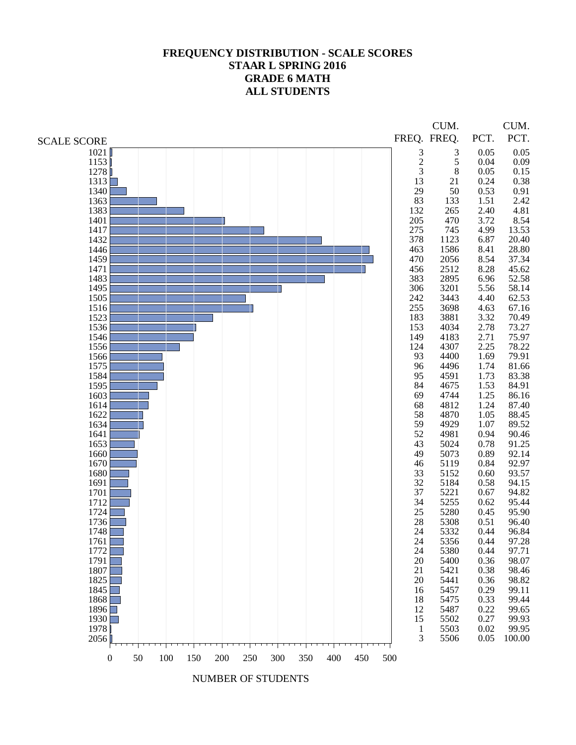# FREQUENCY DISTRIBUTION - SCALE SCORES
## STAAR L SPRING 2016
## GRADE 6 MATH
## ALL STUDENTS

| SCALE SCORE | FREQ. | CUM. FREQ. | PCT. | CUM. PCT. |
|---|---|---|---|---|
| 1021 | 3 | 3 | 0.05 | 0.05 |
| 1153 | 2 | 5 | 0.04 | 0.09 |
| 1278 | 3 | 8 | 0.05 | 0.15 |
| 1313 | 13 | 21 | 0.24 | 0.38 |
| 1340 | 29 | 50 | 0.53 | 0.91 |
| 1363 | 83 | 133 | 1.51 | 2.42 |
| 1383 | 132 | 265 | 2.40 | 4.81 |
| 1401 | 205 | 470 | 3.72 | 8.54 |
| 1417 | 275 | 745 | 4.99 | 13.53 |
| 1432 | 378 | 1123 | 6.87 | 20.40 |
| 1446 | 463 | 1586 | 8.41 | 28.80 |
| 1459 | 470 | 2056 | 8.54 | 37.34 |
| 1471 | 456 | 2512 | 8.28 | 45.62 |
| 1483 | 383 | 2895 | 6.96 | 52.58 |
| 1495 | 306 | 3201 | 5.56 | 58.14 |
| 1505 | 242 | 3443 | 4.40 | 62.53 |
| 1516 | 255 | 3698 | 4.63 | 67.16 |
| 1523 | 183 | 3881 | 3.32 | 70.49 |
| 1536 | 153 | 4034 | 2.78 | 73.27 |
| 1546 | 149 | 4183 | 2.71 | 75.97 |
| 1556 | 124 | 4307 | 2.25 | 78.22 |
| 1566 | 93 | 4400 | 1.69 | 79.91 |
| 1575 | 96 | 4496 | 1.74 | 81.66 |
| 1584 | 95 | 4591 | 1.73 | 83.38 |
| 1595 | 84 | 4675 | 1.53 | 84.91 |
| 1603 | 69 | 4744 | 1.25 | 86.16 |
| 1614 | 68 | 4812 | 1.24 | 87.40 |
| 1622 | 58 | 4870 | 1.05 | 88.45 |
| 1634 | 59 | 4929 | 1.07 | 89.52 |
| 1641 | 52 | 4981 | 0.94 | 90.46 |
| 1653 | 43 | 5024 | 0.78 | 91.25 |
| 1660 | 49 | 5073 | 0.89 | 92.14 |
| 1670 | 46 | 5119 | 0.84 | 92.97 |
| 1680 | 33 | 5152 | 0.60 | 93.57 |
| 1691 | 32 | 5184 | 0.58 | 94.15 |
| 1701 | 37 | 5221 | 0.67 | 94.82 |
| 1712 | 34 | 5255 | 0.62 | 95.44 |
| 1724 | 25 | 5280 | 0.45 | 95.90 |
| 1736 | 28 | 5308 | 0.51 | 96.40 |
| 1748 | 24 | 5332 | 0.44 | 96.84 |
| 1761 | 24 | 5356 | 0.44 | 97.28 |
| 1772 | 24 | 5380 | 0.44 | 97.71 |
| 1791 | 20 | 5400 | 0.36 | 98.07 |
| 1807 | 21 | 5421 | 0.38 | 98.46 |
| 1825 | 20 | 5441 | 0.36 | 98.82 |
| 1845 | 16 | 5457 | 0.29 | 99.11 |
| 1868 | 18 | 5475 | 0.33 | 99.44 |
| 1896 | 12 | 5487 | 0.22 | 99.65 |
| 1930 | 15 | 5502 | 0.27 | 99.93 |
| 1978 | 1 | 5503 | 0.02 | 99.95 |
| 2056 | 3 | 5506 | 0.05 | 100.00 |

NUMBER OF STUDENTS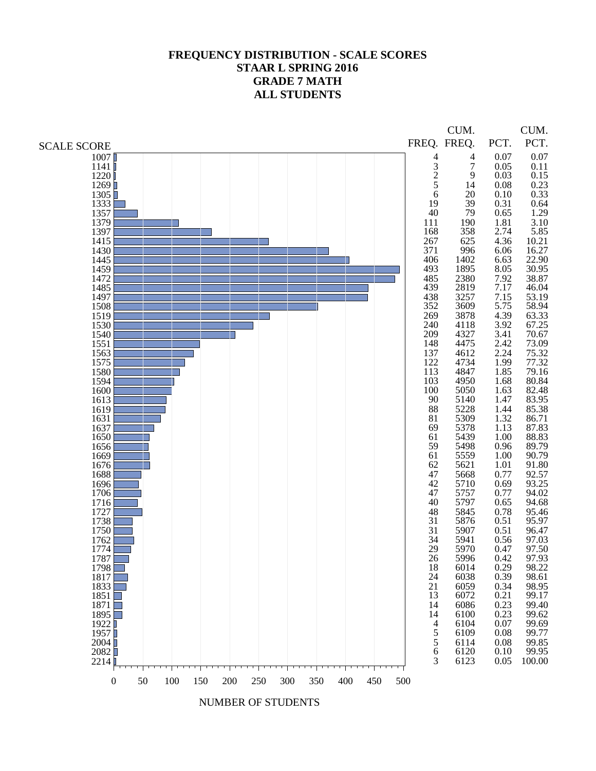# FREQUENCY DISTRIBUTION - SCALE SCORES
## STAAR L SPRING 2016
## GRADE 7 MATH
## ALL STUDENTS

| SCALE SCORE | FREQ. | CUM. FREQ. | PCT. | CUM. PCT. |
|---|---|---|---|---|
| 1007 | 4 | 4 | 0.07 | 0.07 |
| 1141 | 3 | 7 | 0.05 | 0.11 |
| 1220 | 2 | 9 | 0.03 | 0.15 |
| 1269 | 5 | 14 | 0.08 | 0.23 |
| 1305 | 6 | 20 | 0.10 | 0.33 |
| 1333 | 19 | 39 | 0.31 | 0.64 |
| 1357 | 40 | 79 | 0.65 | 1.29 |
| 1379 | 111 | 190 | 1.81 | 3.10 |
| 1397 | 168 | 358 | 2.74 | 5.85 |
| 1415 | 267 | 625 | 4.36 | 10.21 |
| 1430 | 371 | 996 | 6.06 | 16.27 |
| 1445 | 406 | 1402 | 6.63 | 22.90 |
| 1459 | 493 | 1895 | 8.05 | 30.95 |
| 1472 | 485 | 2380 | 7.92 | 38.87 |
| 1485 | 439 | 2819 | 7.17 | 46.04 |
| 1497 | 438 | 3257 | 7.15 | 53.19 |
| 1508 | 352 | 3609 | 5.75 | 58.94 |
| 1519 | 269 | 3878 | 4.39 | 63.33 |
| 1530 | 240 | 4118 | 3.92 | 67.25 |
| 1540 | 209 | 4327 | 3.41 | 70.67 |
| 1551 | 148 | 4475 | 2.42 | 73.09 |
| 1563 | 137 | 4612 | 2.24 | 75.32 |
| 1575 | 122 | 4734 | 1.99 | 77.32 |
| 1580 | 113 | 4847 | 1.85 | 79.16 |
| 1594 | 103 | 4950 | 1.68 | 80.84 |
| 1600 | 100 | 5050 | 1.63 | 82.48 |
| 1613 | 90 | 5140 | 1.47 | 83.95 |
| 1619 | 88 | 5228 | 1.44 | 85.38 |
| 1631 | 81 | 5309 | 1.32 | 86.71 |
| 1637 | 69 | 5378 | 1.13 | 87.83 |
| 1650 | 61 | 5439 | 1.00 | 88.83 |
| 1656 | 59 | 5498 | 0.96 | 89.79 |
| 1669 | 61 | 5559 | 1.00 | 90.79 |
| 1676 | 62 | 5621 | 1.01 | 91.80 |
| 1688 | 47 | 5668 | 0.77 | 92.57 |
| 1696 | 42 | 5710 | 0.69 | 93.25 |
| 1706 | 47 | 5757 | 0.77 | 94.02 |
| 1716 | 40 | 5797 | 0.65 | 94.68 |
| 1727 | 48 | 5845 | 0.78 | 95.46 |
| 1738 | 31 | 5876 | 0.51 | 95.97 |
| 1750 | 31 | 5907 | 0.51 | 96.47 |
| 1762 | 34 | 5941 | 0.56 | 97.03 |
| 1774 | 29 | 5970 | 0.47 | 97.50 |
| 1787 | 26 | 5996 | 0.42 | 97.93 |
| 1798 | 18 | 6014 | 0.29 | 98.22 |
| 1817 | 24 | 6038 | 0.39 | 98.61 |
| 1833 | 21 | 6059 | 0.34 | 98.95 |
| 1851 | 13 | 6072 | 0.21 | 99.17 |
| 1871 | 14 | 6086 | 0.23 | 99.40 |
| 1895 | 14 | 6100 | 0.23 | 99.62 |
| 1922 | 4 | 6104 | 0.07 | 99.69 |
| 1957 | 5 | 6109 | 0.08 | 99.77 |
| 2004 | 5 | 6114 | 0.08 | 99.85 |
| 2082 | 6 | 6120 | 0.10 | 99.95 |
| 2214 | 3 | 6123 | 0.05 | 100.00 |

NUMBER OF STUDENTS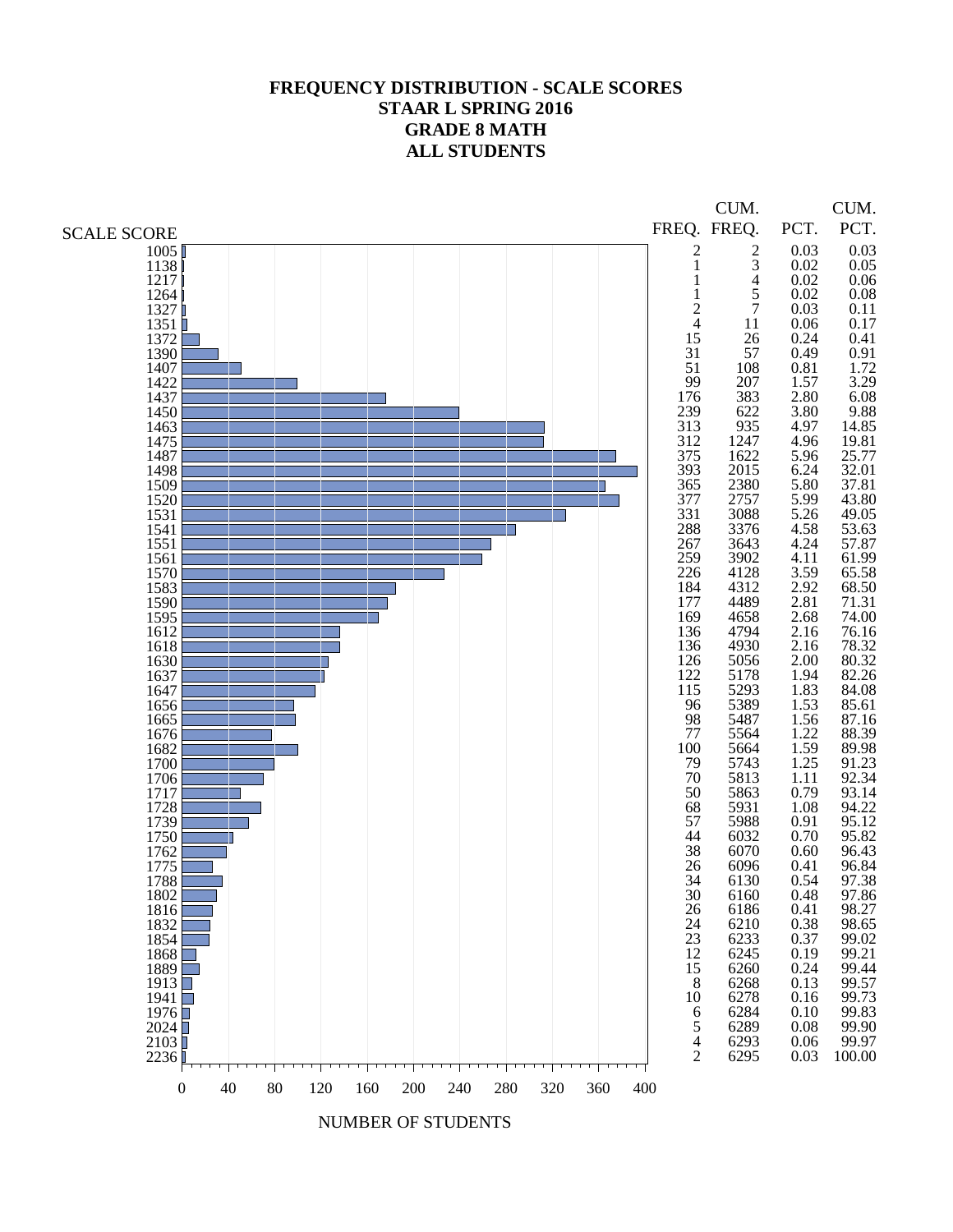# FREQUENCY DISTRIBUTION - SCALE SCORES
## STAAR L SPRING 2016
## GRADE 8 MATH
## ALL STUDENTS

| SCALE SCORE | FREQ. | CUM. FREQ. | PCT. | CUM. PCT. |
|---|---|---|---|---|
| 1005 | 2 | 2 | 0.03 | 0.03 |
| 1138 | 1 | 3 | 0.02 | 0.05 |
| 1217 | 1 | 4 | 0.02 | 0.06 |
| 1264 | 1 | 5 | 0.02 | 0.08 |
| 1327 | 2 | 7 | 0.03 | 0.11 |
| 1351 | 4 | 11 | 0.06 | 0.17 |
| 1372 | 15 | 26 | 0.24 | 0.41 |
| 1390 | 31 | 57 | 0.49 | 0.91 |
| 1407 | 51 | 108 | 0.81 | 1.72 |
| 1422 | 99 | 207 | 1.57 | 3.29 |
| 1437 | 176 | 383 | 2.80 | 6.08 |
| 1450 | 239 | 622 | 3.80 | 9.88 |
| 1463 | 313 | 935 | 4.97 | 14.85 |
| 1475 | 312 | 1247 | 4.96 | 19.81 |
| 1487 | 375 | 1622 | 5.96 | 25.77 |
| 1498 | 393 | 2015 | 6.24 | 32.01 |
| 1509 | 365 | 2380 | 5.80 | 37.81 |
| 1520 | 377 | 2757 | 5.99 | 43.80 |
| 1531 | 331 | 3088 | 5.26 | 49.05 |
| 1541 | 288 | 3376 | 4.58 | 53.63 |
| 1551 | 267 | 3643 | 4.24 | 57.87 |
| 1561 | 259 | 3902 | 4.11 | 61.99 |
| 1570 | 226 | 4128 | 3.59 | 65.58 |
| 1583 | 184 | 4312 | 2.92 | 68.50 |
| 1590 | 177 | 4489 | 2.81 | 71.31 |
| 1595 | 169 | 4658 | 2.68 | 74.00 |
| 1612 | 136 | 4794 | 2.16 | 76.16 |
| 1618 | 136 | 4930 | 2.16 | 78.32 |
| 1630 | 126 | 5056 | 2.00 | 80.32 |
| 1637 | 122 | 5178 | 1.94 | 82.26 |
| 1647 | 115 | 5293 | 1.83 | 84.08 |
| 1656 | 96 | 5389 | 1.53 | 85.61 |
| 1665 | 98 | 5487 | 1.56 | 87.16 |
| 1676 | 77 | 5564 | 1.22 | 88.39 |
| 1682 | 100 | 5664 | 1.59 | 89.98 |
| 1700 | 79 | 5743 | 1.25 | 91.23 |
| 1706 | 70 | 5813 | 1.11 | 92.34 |
| 1717 | 50 | 5863 | 0.79 | 93.14 |
| 1728 | 68 | 5931 | 1.08 | 94.22 |
| 1739 | 57 | 5988 | 0.91 | 95.12 |
| 1750 | 44 | 6032 | 0.70 | 95.82 |
| 1762 | 38 | 6070 | 0.60 | 96.43 |
| 1775 | 26 | 6096 | 0.41 | 96.84 |
| 1788 | 34 | 6130 | 0.54 | 97.38 |
| 1802 | 30 | 6160 | 0.48 | 97.86 |
| 1816 | 26 | 6186 | 0.41 | 98.27 |
| 1832 | 24 | 6210 | 0.38 | 98.65 |
| 1854 | 23 | 6233 | 0.37 | 99.02 |
| 1868 | 12 | 6245 | 0.19 | 99.21 |
| 1889 | 15 | 6260 | 0.24 | 99.44 |
| 1913 | 8 | 6268 | 0.13 | 99.57 |
| 1941 | 10 | 6278 | 0.16 | 99.73 |
| 1976 | 6 | 6284 | 0.10 | 99.83 |
| 2024 | 5 | 6289 | 0.08 | 99.90 |
| 2103 | 4 | 6293 | 0.06 | 99.97 |
| 2236 | 2 | 6295 | 0.03 | 100.00 |

NUMBER OF STUDENTS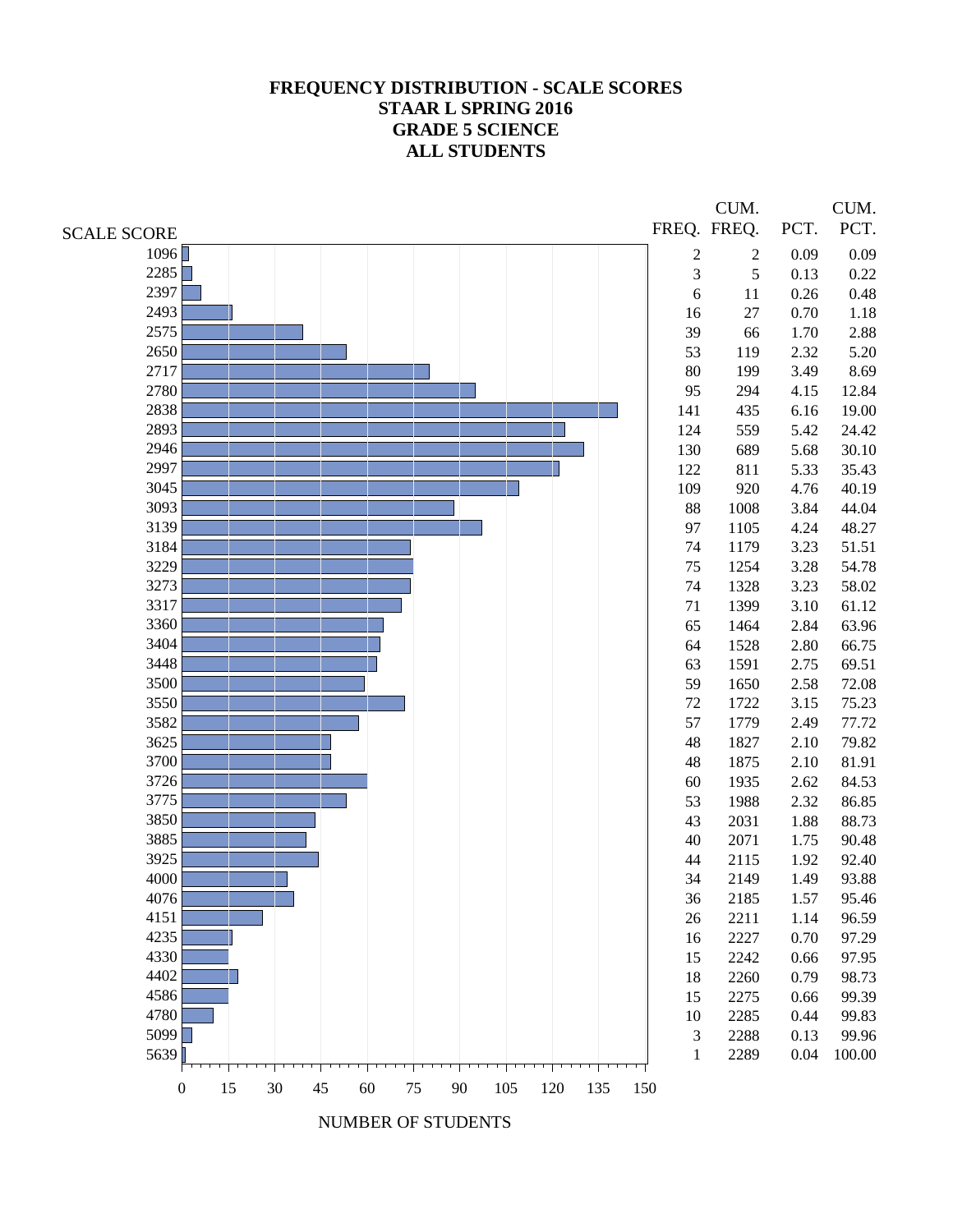# FREQUENCY DISTRIBUTION - SCALE SCORES
## STAAR L SPRING 2016
## GRADE 5 SCIENCE
## ALL STUDENTS

| SCALE SCORE | FREQ. | CUM. FREQ. | PCT. | CUM. PCT. |
|---|---|---|---|---|
| 1096 | 2 | 2 | 0.09 | 0.09 |
| 2285 | 3 | 5 | 0.13 | 0.22 |
| 2397 | 6 | 11 | 0.26 | 0.48 |
| 2493 | 16 | 27 | 0.70 | 1.18 |
| 2575 | 39 | 66 | 1.70 | 2.88 |
| 2650 | 53 | 119 | 2.32 | 5.20 |
| 2717 | 80 | 199 | 3.49 | 8.69 |
| 2780 | 95 | 294 | 4.15 | 12.84 |
| 2838 | 141 | 435 | 6.16 | 19.00 |
| 2893 | 124 | 559 | 5.42 | 24.42 |
| 2946 | 130 | 689 | 5.68 | 30.10 |
| 2997 | 122 | 811 | 5.33 | 35.43 |
| 3045 | 109 | 920 | 4.76 | 40.19 |
| 3093 | 88 | 1008 | 3.84 | 44.04 |
| 3139 | 97 | 1105 | 4.24 | 48.27 |
| 3184 | 74 | 1179 | 3.23 | 51.51 |
| 3229 | 75 | 1254 | 3.28 | 54.78 |
| 3273 | 74 | 1328 | 3.23 | 58.02 |
| 3317 | 71 | 1399 | 3.10 | 61.12 |
| 3360 | 65 | 1464 | 2.84 | 63.96 |
| 3404 | 64 | 1528 | 2.80 | 66.75 |
| 3448 | 63 | 1591 | 2.75 | 69.51 |
| 3500 | 59 | 1650 | 2.58 | 72.08 |
| 3550 | 72 | 1722 | 3.15 | 75.23 |
| 3582 | 57 | 1779 | 2.49 | 77.72 |
| 3625 | 48 | 1827 | 2.10 | 79.82 |
| 3700 | 48 | 1875 | 2.10 | 81.91 |
| 3726 | 60 | 1935 | 2.62 | 84.53 |
| 3775 | 53 | 1988 | 2.32 | 86.85 |
| 3850 | 43 | 2031 | 1.88 | 88.73 |
| 3885 | 40 | 2071 | 1.75 | 90.48 |
| 3925 | 44 | 2115 | 1.92 | 92.40 |
| 4000 | 34 | 2149 | 1.49 | 93.88 |
| 4076 | 36 | 2185 | 1.57 | 95.46 |
| 4151 | 26 | 2211 | 1.14 | 96.59 |
| 4235 | 16 | 2227 | 0.70 | 97.29 |
| 4330 | 15 | 2242 | 0.66 | 97.95 |
| 4402 | 18 | 2260 | 0.79 | 98.73 |
| 4586 | 15 | 2275 | 0.66 | 99.39 |
| 4780 | 10 | 2285 | 0.44 | 99.83 |
| 5099 | 3 | 2288 | 0.13 | 99.96 |
| 5639 | 1 | 2289 | 0.04 | 100.00 |

NUMBER OF STUDENTS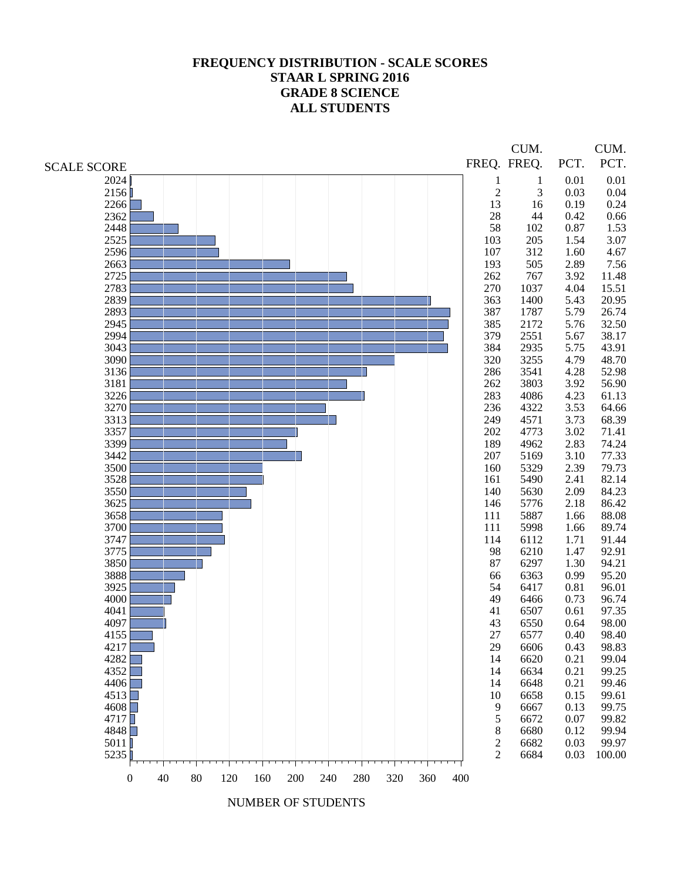# FREQUENCY DISTRIBUTION - SCALE SCORES
## STAAR L SPRING 2016
## GRADE 8 SCIENCE
## ALL STUDENTS

| SCALE SCORE | FREQ. | CUM. FREQ. | PCT. | CUM. PCT. |
|---|---|---|---|---|
| 2024 | 1 | 1 | 0.01 | 0.01 |
| 2156 | 2 | 3 | 0.03 | 0.04 |
| 2266 | 13 | 16 | 0.19 | 0.24 |
| 2362 | 28 | 44 | 0.42 | 0.66 |
| 2448 | 58 | 102 | 0.87 | 1.53 |
| 2525 | 103 | 205 | 1.54 | 3.07 |
| 2596 | 107 | 312 | 1.60 | 4.67 |
| 2663 | 193 | 505 | 2.89 | 7.56 |
| 2725 | 262 | 767 | 3.92 | 11.48 |
| 2783 | 270 | 1037 | 4.04 | 15.51 |
| 2839 | 363 | 1400 | 5.43 | 20.95 |
| 2893 | 387 | 1787 | 5.79 | 26.74 |
| 2945 | 385 | 2172 | 5.76 | 32.50 |
| 2994 | 379 | 2551 | 5.67 | 38.17 |
| 3043 | 384 | 2935 | 5.75 | 43.91 |
| 3090 | 320 | 3255 | 4.79 | 48.70 |
| 3136 | 286 | 3541 | 4.28 | 52.98 |
| 3181 | 262 | 3803 | 3.92 | 56.90 |
| 3226 | 283 | 4086 | 4.23 | 61.13 |
| 3270 | 236 | 4322 | 3.53 | 64.66 |
| 3313 | 249 | 4571 | 3.73 | 68.39 |
| 3357 | 202 | 4773 | 3.02 | 71.41 |
| 3399 | 189 | 4962 | 2.83 | 74.24 |
| 3442 | 207 | 5169 | 3.10 | 77.33 |
| 3500 | 160 | 5329 | 2.39 | 79.73 |
| 3528 | 161 | 5490 | 2.41 | 82.14 |
| 3550 | 140 | 5630 | 2.09 | 84.23 |
| 3625 | 146 | 5776 | 2.18 | 86.42 |
| 3658 | 111 | 5887 | 1.66 | 88.08 |
| 3700 | 111 | 5998 | 1.66 | 89.74 |
| 3747 | 114 | 6112 | 1.71 | 91.44 |
| 3775 | 98 | 6210 | 1.47 | 92.91 |
| 3850 | 87 | 6297 | 1.30 | 94.21 |
| 3888 | 66 | 6363 | 0.99 | 95.20 |
| 3925 | 54 | 6417 | 0.81 | 96.01 |
| 4000 | 49 | 6466 | 0.73 | 96.74 |
| 4041 | 41 | 6507 | 0.61 | 97.35 |
| 4097 | 43 | 6550 | 0.64 | 98.00 |
| 4155 | 27 | 6577 | 0.40 | 98.40 |
| 4217 | 29 | 6606 | 0.43 | 98.83 |
| 4282 | 14 | 6620 | 0.21 | 99.04 |
| 4352 | 14 | 6634 | 0.21 | 99.25 |
| 4406 | 14 | 6648 | 0.21 | 99.46 |
| 4513 | 10 | 6658 | 0.15 | 99.61 |
| 4608 | 9 | 6667 | 0.13 | 99.75 |
| 4717 | 5 | 6672 | 0.07 | 99.82 |
| 4848 | 8 | 6680 | 0.12 | 99.94 |
| 5011 | 2 | 6682 | 0.03 | 99.97 |
| 5235 | 2 | 6684 | 0.03 | 100.00 |

NUMBER OF STUDENTS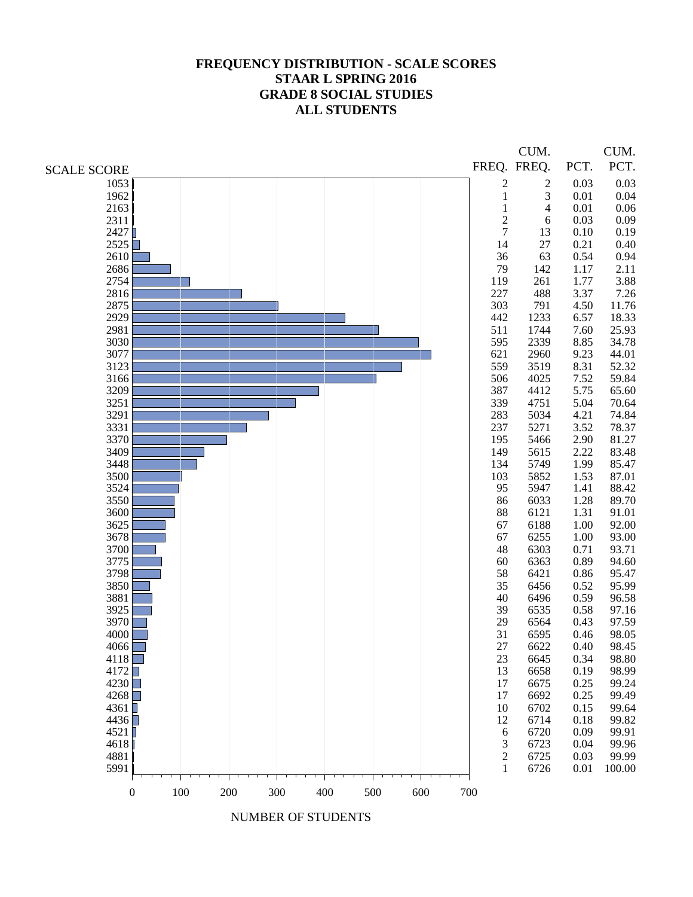# FREQUENCY DISTRIBUTION - SCALE SCORES
## STAAR L SPRING 2016
## GRADE 8 SOCIAL STUDIES
## ALL STUDENTS

| SCALE SCORE | FREQ. | CUM. FREQ. | PCT. | CUM. PCT. |
|---|---|---|---|---|
| 1053 | 2 | 2 | 0.03 | 0.03 |
| 1962 | 1 | 3 | 0.01 | 0.04 |
| 2163 | 1 | 4 | 0.01 | 0.06 |
| 2311 | 2 | 6 | 0.03 | 0.09 |
| 2427 | 7 | 13 | 0.10 | 0.19 |
| 2525 | 14 | 27 | 0.21 | 0.40 |
| 2610 | 36 | 63 | 0.54 | 0.94 |
| 2686 | 79 | 142 | 1.17 | 2.11 |
| 2754 | 119 | 261 | 1.77 | 3.88 |
| 2816 | 227 | 488 | 3.37 | 7.26 |
| 2875 | 303 | 791 | 4.50 | 11.76 |
| 2929 | 442 | 1233 | 6.57 | 18.33 |
| 2981 | 511 | 1744 | 7.60 | 25.93 |
| 3030 | 595 | 2339 | 8.85 | 34.78 |
| 3077 | 621 | 2960 | 9.23 | 44.01 |
| 3123 | 559 | 3519 | 8.31 | 52.32 |
| 3166 | 506 | 4025 | 7.52 | 59.84 |
| 3209 | 387 | 4412 | 5.75 | 65.60 |
| 3251 | 339 | 4751 | 5.04 | 70.64 |
| 3291 | 283 | 5034 | 4.21 | 74.84 |
| 3331 | 237 | 5271 | 3.52 | 78.37 |
| 3370 | 195 | 5466 | 2.90 | 81.27 |
| 3409 | 149 | 5615 | 2.22 | 83.48 |
| 3448 | 134 | 5749 | 1.99 | 85.47 |
| 3500 | 103 | 5852 | 1.53 | 87.01 |
| 3524 | 95 | 5947 | 1.41 | 88.42 |
| 3550 | 86 | 6033 | 1.28 | 89.70 |
| 3600 | 88 | 6121 | 1.31 | 91.01 |
| 3625 | 67 | 6188 | 1.00 | 92.00 |
| 3678 | 67 | 6255 | 1.00 | 93.00 |
| 3700 | 48 | 6303 | 0.71 | 93.71 |
| 3775 | 60 | 6363 | 0.89 | 94.60 |
| 3798 | 58 | 6421 | 0.86 | 95.47 |
| 3850 | 35 | 6456 | 0.52 | 95.99 |
| 3881 | 40 | 6496 | 0.59 | 96.58 |
| 3925 | 39 | 6535 | 0.58 | 97.16 |
| 3970 | 29 | 6564 | 0.43 | 97.59 |
| 4000 | 31 | 6595 | 0.46 | 98.05 |
| 4066 | 27 | 6622 | 0.40 | 98.45 |
| 4118 | 23 | 6645 | 0.34 | 98.80 |
| 4172 | 13 | 6658 | 0.19 | 98.99 |
| 4230 | 17 | 6675 | 0.25 | 99.24 |
| 4268 | 17 | 6692 | 0.25 | 99.49 |
| 4361 | 10 | 6702 | 0.15 | 99.64 |
| 4436 | 12 | 6714 | 0.18 | 99.82 |
| 4521 | 6 | 6720 | 0.09 | 99.91 |
| 4618 | 3 | 6723 | 0.04 | 99.96 |
| 4881 | 2 | 6725 | 0.03 | 99.99 |
| 5991 | 1 | 6726 | 0.01 | 100.00 |

NUMBER OF STUDENTS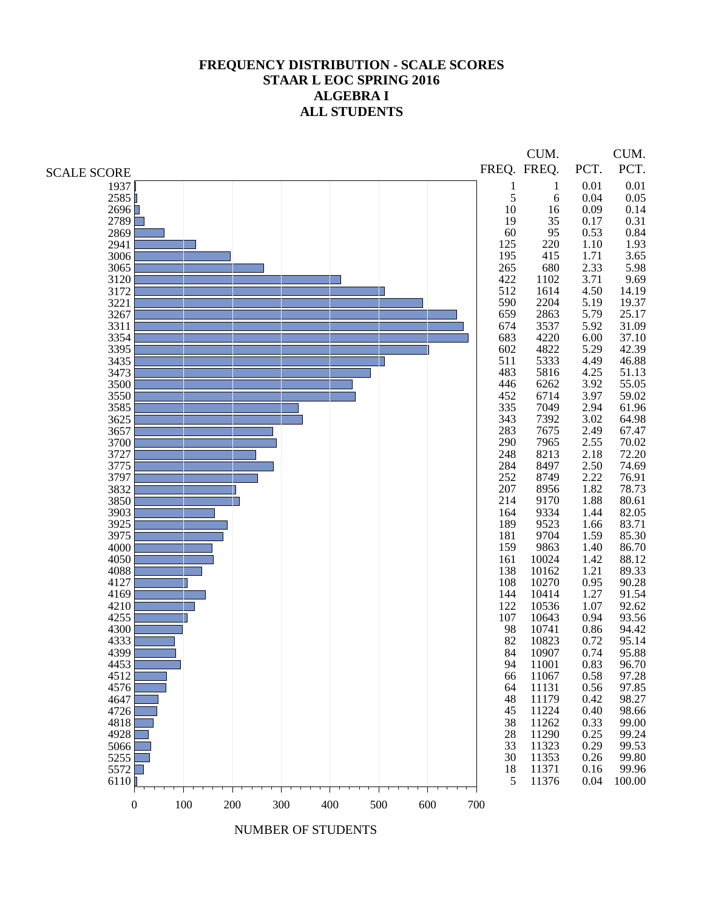# FREQUENCY DISTRIBUTION - SCALE SCORES
# STAAR L EOC SPRING 2016
# ALGEBRA I
# ALL STUDENTS

| SCALE SCORE | FREQ. | CUM. FREQ. | PCT. | CUM. PCT. |
|---|---|---|---|---|
| 1937 | 1 | 1 | 0.01 | 0.01 |
| 2585 | 5 | 6 | 0.04 | 0.05 |
| 2696 | 10 | 16 | 0.09 | 0.14 |
| 2789 | 19 | 35 | 0.17 | 0.31 |
| 2869 | 60 | 95 | 0.53 | 0.84 |
| 2941 | 125 | 220 | 1.10 | 1.93 |
| 3006 | 195 | 415 | 1.71 | 3.65 |
| 3065 | 265 | 680 | 2.33 | 5.98 |
| 3120 | 422 | 1102 | 3.71 | 9.69 |
| 3172 | 512 | 1614 | 4.50 | 14.19 |
| 3221 | 590 | 2204 | 5.19 | 19.37 |
| 3267 | 659 | 2863 | 5.79 | 25.17 |
| 3311 | 674 | 3537 | 5.92 | 31.09 |
| 3354 | 683 | 4220 | 6.00 | 37.10 |
| 3395 | 602 | 4822 | 5.29 | 42.39 |
| 3435 | 511 | 5333 | 4.49 | 46.88 |
| 3473 | 483 | 5816 | 4.25 | 51.13 |
| 3500 | 446 | 6262 | 3.92 | 55.05 |
| 3550 | 452 | 6714 | 3.97 | 59.02 |
| 3585 | 335 | 7049 | 2.94 | 61.96 |
| 3625 | 343 | 7392 | 3.02 | 64.98 |
| 3657 | 283 | 7675 | 2.49 | 67.47 |
| 3700 | 290 | 7965 | 2.55 | 70.02 |
| 3727 | 248 | 8213 | 2.18 | 72.20 |
| 3775 | 284 | 8497 | 2.50 | 74.69 |
| 3797 | 252 | 8749 | 2.22 | 76.91 |
| 3832 | 207 | 8956 | 1.82 | 78.73 |
| 3850 | 214 | 9170 | 1.88 | 80.61 |
| 3903 | 164 | 9334 | 1.44 | 82.05 |
| 3925 | 189 | 9523 | 1.66 | 83.71 |
| 3975 | 181 | 9704 | 1.59 | 85.30 |
| 4000 | 159 | 9863 | 1.40 | 86.70 |
| 4050 | 161 | 10024 | 1.42 | 88.12 |
| 4088 | 138 | 10162 | 1.21 | 89.33 |
| 4127 | 108 | 10270 | 0.95 | 90.28 |
| 4169 | 144 | 10414 | 1.27 | 91.54 |
| 4210 | 122 | 10536 | 1.07 | 92.62 |
| 4255 | 107 | 10643 | 0.94 | 93.56 |
| 4300 | 98 | 10741 | 0.86 | 94.42 |
| 4333 | 82 | 10823 | 0.72 | 95.14 |
| 4399 | 84 | 10907 | 0.74 | 95.88 |
| 4453 | 94 | 11001 | 0.83 | 96.70 |
| 4512 | 66 | 11067 | 0.58 | 97.28 |
| 4576 | 64 | 11131 | 0.56 | 97.85 |
| 4647 | 48 | 11179 | 0.42 | 98.27 |
| 4726 | 45 | 11224 | 0.40 | 98.66 |
| 4818 | 38 | 11262 | 0.33 | 99.00 |
| 4928 | 28 | 11290 | 0.25 | 99.24 |
| 5066 | 33 | 11323 | 0.29 | 99.53 |
| 5255 | 30 | 11353 | 0.26 | 99.80 |
| 5572 | 18 | 11371 | 0.16 | 99.96 |
| 6110 | 5 | 11376 | 0.04 | 100.00 |

NUMBER OF STUDENTS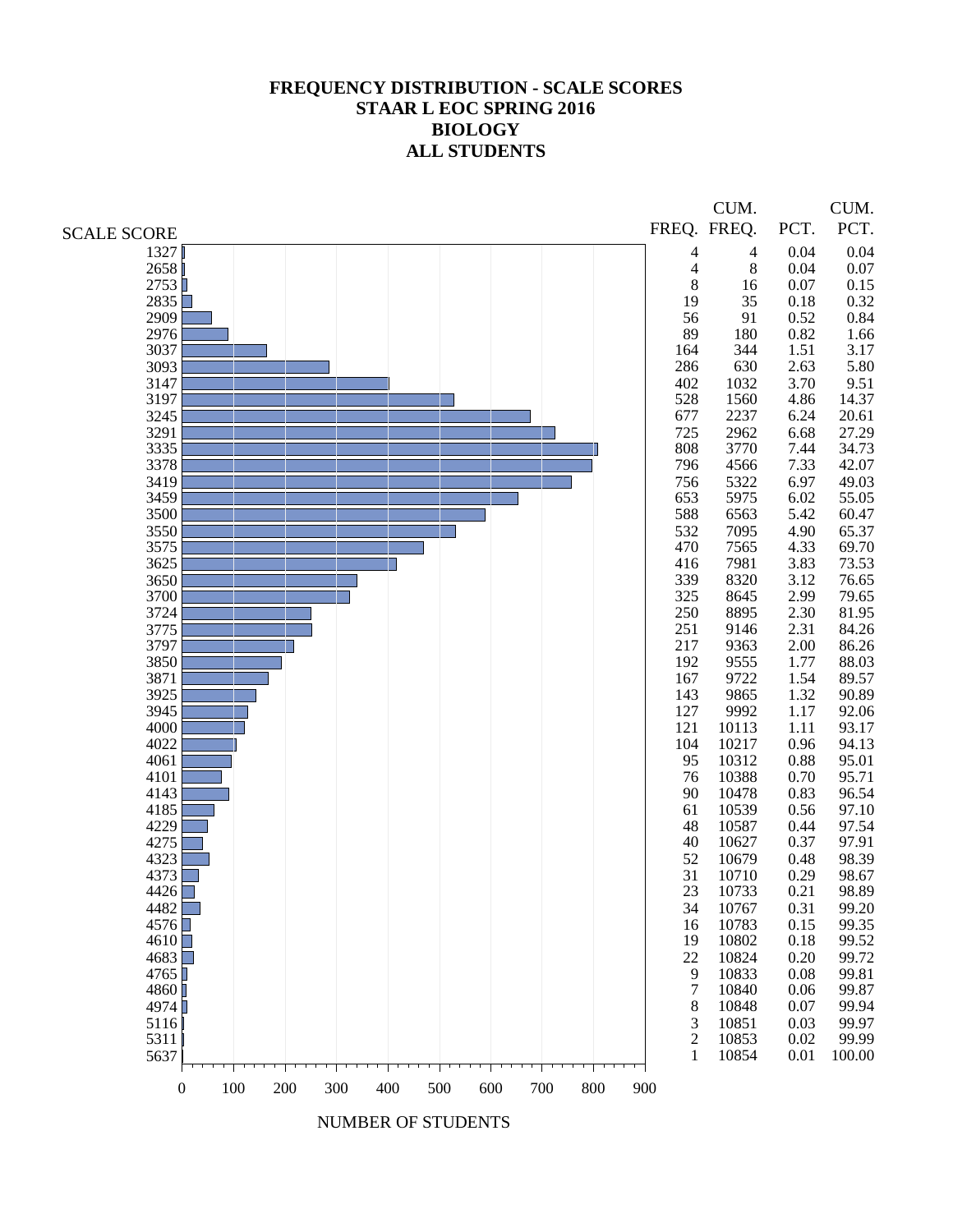# FREQUENCY DISTRIBUTION - SCALE SCORES
## STAAR L EOC SPRING 2016
## BIOLOGY
## ALL STUDENTS

| SCALE SCORE | FREQ. | CUM. FREQ. | PCT. | CUM. PCT. |
|---|---|---|---|---|
| 1327 | 4 | 4 | 0.04 | 0.04 |
| 2658 | 4 | 8 | 0.04 | 0.07 |
| 2753 | 8 | 16 | 0.07 | 0.15 |
| 2835 | 19 | 35 | 0.18 | 0.32 |
| 2909 | 56 | 91 | 0.52 | 0.84 |
| 2976 | 89 | 180 | 0.82 | 1.66 |
| 3037 | 164 | 344 | 1.51 | 3.17 |
| 3093 | 286 | 630 | 2.63 | 5.80 |
| 3147 | 402 | 1032 | 3.70 | 9.51 |
| 3197 | 528 | 1560 | 4.86 | 14.37 |
| 3245 | 677 | 2237 | 6.24 | 20.61 |
| 3291 | 725 | 2962 | 6.68 | 27.29 |
| 3335 | 808 | 3770 | 7.44 | 34.73 |
| 3378 | 796 | 4566 | 7.33 | 42.07 |
| 3419 | 756 | 5322 | 6.97 | 49.03 |
| 3459 | 653 | 5975 | 6.02 | 55.05 |
| 3500 | 588 | 6563 | 5.42 | 60.47 |
| 3550 | 532 | 7095 | 4.90 | 65.37 |
| 3575 | 470 | 7565 | 4.33 | 69.70 |
| 3625 | 416 | 7981 | 3.83 | 73.53 |
| 3650 | 339 | 8320 | 3.12 | 76.65 |
| 3700 | 325 | 8645 | 2.99 | 79.65 |
| 3724 | 250 | 8895 | 2.30 | 81.95 |
| 3775 | 251 | 9146 | 2.31 | 84.26 |
| 3797 | 217 | 9363 | 2.00 | 86.26 |
| 3850 | 192 | 9555 | 1.77 | 88.03 |
| 3871 | 167 | 9722 | 1.54 | 89.57 |
| 3925 | 143 | 9865 | 1.32 | 90.89 |
| 3945 | 127 | 9992 | 1.17 | 92.06 |
| 4000 | 121 | 10113 | 1.11 | 93.17 |
| 4022 | 104 | 10217 | 0.96 | 94.13 |
| 4061 | 95 | 10312 | 0.88 | 95.01 |
| 4101 | 76 | 10388 | 0.70 | 95.71 |
| 4143 | 90 | 10478 | 0.83 | 96.54 |
| 4185 | 61 | 10539 | 0.56 | 97.10 |
| 4229 | 48 | 10587 | 0.44 | 97.54 |
| 4275 | 40 | 10627 | 0.37 | 97.91 |
| 4323 | 52 | 10679 | 0.48 | 98.39 |
| 4373 | 31 | 10710 | 0.29 | 98.67 |
| 4426 | 23 | 10733 | 0.21 | 98.89 |
| 4482 | 34 | 10767 | 0.31 | 99.20 |
| 4576 | 16 | 10783 | 0.15 | 99.35 |
| 4610 | 19 | 10802 | 0.18 | 99.52 |
| 4683 | 22 | 10824 | 0.20 | 99.72 |
| 4765 | 9 | 10833 | 0.08 | 99.81 |
| 4860 | 7 | 10840 | 0.06 | 99.87 |
| 4974 | 8 | 10848 | 0.07 | 99.94 |
| 5116 | 3 | 10851 | 0.03 | 99.97 |
| 5311 | 2 | 10853 | 0.02 | 99.99 |
| 5637 | 1 | 10854 | 0.01 | 100.00 |

NUMBER OF STUDENTS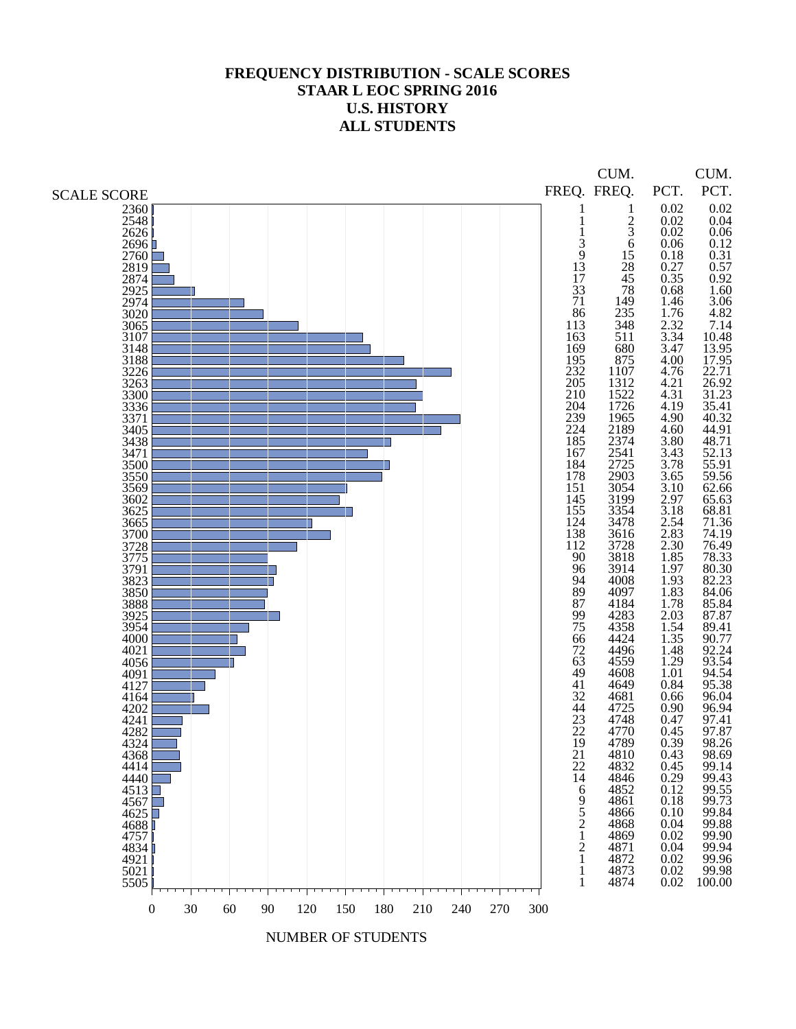# FREQUENCY DISTRIBUTION - SCALE SCORES
## STAAR L EOC SPRING 2016
## U.S. HISTORY
## ALL STUDENTS

| SCALE SCORE | FREQ. | CUM. FREQ. | PCT. | CUM. PCT. |
|---|---|---|---|---|
| 2360 | 1 | 1 | 0.02 | 0.02 |
| 2548 | 1 | 2 | 0.02 | 0.04 |
| 2626 | 1 | 3 | 0.02 | 0.06 |
| 2696 | 3 | 6 | 0.06 | 0.12 |
| 2760 | 9 | 15 | 0.18 | 0.31 |
| 2819 | 13 | 28 | 0.27 | 0.57 |
| 2874 | 17 | 45 | 0.35 | 0.92 |
| 2925 | 33 | 78 | 0.68 | 1.60 |
| 2974 | 71 | 149 | 1.46 | 3.06 |
| 3020 | 86 | 235 | 1.76 | 4.82 |
| 3065 | 113 | 348 | 2.32 | 7.14 |
| 3107 | 163 | 511 | 3.34 | 10.48 |
| 3148 | 169 | 680 | 3.47 | 13.95 |
| 3188 | 195 | 875 | 4.00 | 17.95 |
| 3226 | 232 | 1107 | 4.76 | 22.71 |
| 3263 | 205 | 1312 | 4.21 | 26.92 |
| 3300 | 210 | 1522 | 4.31 | 31.23 |
| 3336 | 204 | 1726 | 4.19 | 35.41 |
| 3371 | 239 | 1965 | 4.90 | 40.32 |
| 3405 | 224 | 2189 | 4.60 | 44.91 |
| 3438 | 185 | 2374 | 3.80 | 48.71 |
| 3471 | 167 | 2541 | 3.43 | 52.13 |
| 3500 | 184 | 2725 | 3.78 | 55.91 |
| 3550 | 178 | 2903 | 3.65 | 59.56 |
| 3569 | 151 | 3054 | 3.10 | 62.66 |
| 3602 | 145 | 3199 | 2.97 | 65.63 |
| 3625 | 155 | 3354 | 3.18 | 68.81 |
| 3665 | 124 | 3478 | 2.54 | 71.36 |
| 3700 | 138 | 3616 | 2.83 | 74.19 |
| 3728 | 112 | 3728 | 2.30 | 76.49 |
| 3775 | 90 | 3818 | 1.85 | 78.33 |
| 3791 | 96 | 3914 | 1.97 | 80.30 |
| 3823 | 94 | 4008 | 1.93 | 82.23 |
| 3850 | 89 | 4097 | 1.83 | 84.06 |
| 3888 | 87 | 4184 | 1.78 | 85.84 |
| 3925 | 99 | 4283 | 2.03 | 87.87 |
| 3954 | 75 | 4358 | 1.54 | 89.41 |
| 4000 | 66 | 4424 | 1.35 | 90.77 |
| 4021 | 72 | 4496 | 1.48 | 92.24 |
| 4056 | 63 | 4559 | 1.29 | 93.54 |
| 4091 | 49 | 4608 | 1.01 | 94.54 |
| 4127 | 41 | 4649 | 0.84 | 95.38 |
| 4164 | 32 | 4681 | 0.66 | 96.04 |
| 4202 | 44 | 4725 | 0.90 | 96.94 |
| 4241 | 23 | 4748 | 0.47 | 97.41 |
| 4282 | 22 | 4770 | 0.45 | 97.87 |
| 4324 | 19 | 4789 | 0.39 | 98.26 |
| 4368 | 21 | 4810 | 0.43 | 98.69 |
| 4414 | 22 | 4832 | 0.45 | 99.14 |
| 4440 | 14 | 4846 | 0.29 | 99.43 |
| 4513 | 6 | 4852 | 0.12 | 99.55 |
| 4567 | 9 | 4861 | 0.18 | 99.73 |
| 4625 | 5 | 4866 | 0.10 | 99.84 |
| 4688 | 2 | 4868 | 0.04 | 99.88 |
| 4757 | 1 | 4869 | 0.02 | 99.90 |
| 4834 | 2 | 4871 | 0.04 | 99.94 |
| 4921 | 1 | 4872 | 0.02 | 99.96 |
| 5021 | 1 | 4873 | 0.02 | 99.98 |
| 5505 | 1 | 4874 | 0.02 | 100.00 |

0 30 60 90 120 150 180 210 240 270 300

NUMBER OF STUDENTS